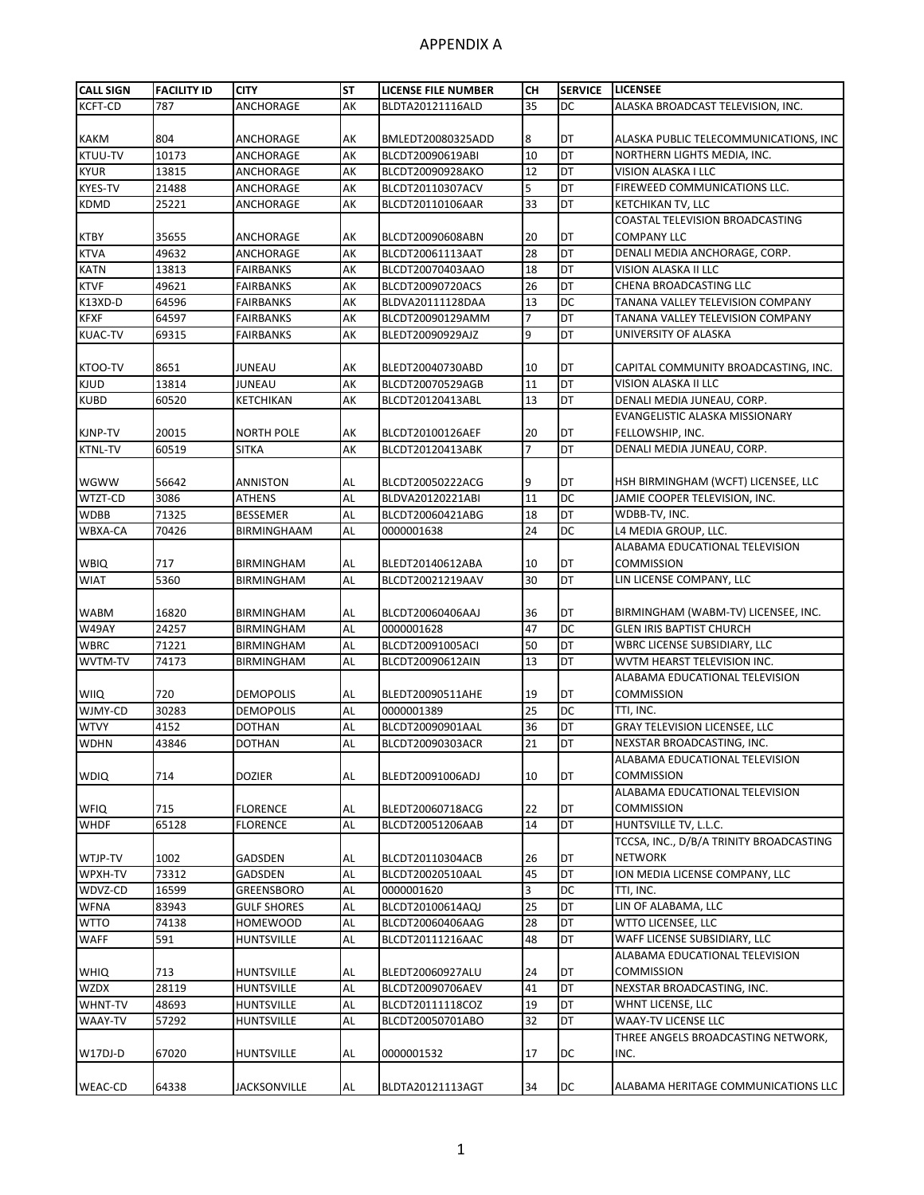# APPENDIX A

| CALL SIGN | FACILITY ID | CITY | ST | LICENSE FILE NUMBER | CH | SERVICE | LICENSEE |
|---|---|---|---|---|---|---|---|
| KCFT-CD | 787 | ANCHORAGE | AK | BLDTA20121116ALD | 35 | DC | ALASKA BROADCAST TELEVISION, INC. |
| KAKM | 804 | ANCHORAGE | AK | BMLEDT20080325ADD | 8 | DT | ALASKA PUBLIC TELECOMMUNICATIONS, INC |
| KTUU-TV | 10173 | ANCHORAGE | AK | BLCDT20090619ABI | 10 | DT | NORTHERN LIGHTS MEDIA, INC. |
| KYUR | 13815 | ANCHORAGE | AK | BLCDT20090928AKO | 12 | DT | VISION ALASKA I LLC |
| KYES-TV | 21488 | ANCHORAGE | AK | BLCDT20110307ACV | 5 | DT | FIREWEED COMMUNICATIONS LLC. |
| KDMD | 25221 | ANCHORAGE | AK | BLCDT20110106AAR | 33 | DT | KETCHIKAN TV, LLC |
| KTBY | 35655 | ANCHORAGE | AK | BLCDT20090608ABN | 20 | DT | COASTAL TELEVISION BROADCASTING COMPANY LLC |
| KTVA | 49632 | ANCHORAGE | AK | BLCDT20061113AAT | 28 | DT | DENALI MEDIA ANCHORAGE, CORP. |
| KATN | 13813 | FAIRBANKS | AK | BLCDT20070403AAO | 18 | DT | VISION ALASKA II LLC |
| KTVF | 49621 | FAIRBANKS | AK | BLCDT20090720ACS | 26 | DT | CHENA BROADCASTING LLC |
| K13XD-D | 64596 | FAIRBANKS | AK | BLDVA20111128DAA | 13 | DC | TANANA VALLEY TELEVISION COMPANY |
| KFXF | 64597 | FAIRBANKS | AK | BLCDT20090129AMM | 7 | DT | TANANA VALLEY TELEVISION COMPANY |
| KUAC-TV | 69315 | FAIRBANKS | AK | BLEDT20090929AJZ | 9 | DT | UNIVERSITY OF ALASKA |
| KTOO-TV | 8651 | JUNEAU | AK | BLEDT20040730ABD | 10 | DT | CAPITAL COMMUNITY BROADCASTING, INC. |
| KJUD | 13814 | JUNEAU | AK | BLCDT20070529AGB | 11 | DT | VISION ALASKA II LLC |
| KUBD | 60520 | KETCHIKAN | AK | BLCDT20120413ABL | 13 | DT | DENALI MEDIA JUNEAU, CORP. |
| KJNP-TV | 20015 | NORTH POLE | AK | BLCDT20100126AEF | 20 | DT | EVANGELISTIC ALASKA MISSIONARY FELLOWSHIP, INC. |
| KTNL-TV | 60519 | SITKA | AK | BLCDT20120413ABK | 7 | DT | DENALI MEDIA JUNEAU, CORP. |
| WGWW | 56642 | ANNISTON | AL | BLCDT20050222ACG | 9 | DT | HSH BIRMINGHAM (WCFT) LICENSEE, LLC |
| WTZT-CD | 3086 | ATHENS | AL | BLDVA20120221ABI | 11 | DC | JAMIE COOPER TELEVISION, INC. |
| WDBB | 71325 | BESSEMER | AL | BLCDT20060421ABG | 18 | DT | WDBB-TV, INC. |
| WBXA-CA | 70426 | BIRMINGHAAM | AL | 0000001638 | 24 | DC | L4 MEDIA GROUP, LLC. |
| WBIQ | 717 | BIRMINGHAM | AL | BLEDT20140612ABA | 10 | DT | ALABAMA EDUCATIONAL TELEVISION COMMISSION |
| WIAT | 5360 | BIRMINGHAM | AL | BLCDT20021219AAV | 30 | DT | LIN LICENSE COMPANY, LLC |
| WABM | 16820 | BIRMINGHAM | AL | BLCDT20060406AAJ | 36 | DT | BIRMINGHAM (WABM-TV) LICENSEE, INC. |
| W49AY | 24257 | BIRMINGHAM | AL | 0000001628 | 47 | DC | GLEN IRIS BAPTIST CHURCH |
| WBRC | 71221 | BIRMINGHAM | AL | BLCDT20091005ACI | 50 | DT | WBRC LICENSE SUBSIDIARY, LLC |
| WVTM-TV | 74173 | BIRMINGHAM | AL | BLCDT20090612AIN | 13 | DT | WVTM HEARST TELEVISION INC. |
| WIIQ | 720 | DEMOPOLIS | AL | BLEDT20090511AHE | 19 | DT | ALABAMA EDUCATIONAL TELEVISION COMMISSION |
| WJMY-CD | 30283 | DEMOPOLIS | AL | 0000001389 | 25 | DC | TTI, INC. |
| WTVY | 4152 | DOTHAN | AL | BLCDT20090901AAL | 36 | DT | GRAY TELEVISION LICENSEE, LLC |
| WDHN | 43846 | DOTHAN | AL | BLCDT20090303ACR | 21 | DT | NEXSTAR BROADCASTING, INC. |
| WDIQ | 714 | DOZIER | AL | BLEDT20091006ADJ | 10 | DT | ALABAMA EDUCATIONAL TELEVISION COMMISSION |
| WFIQ | 715 | FLORENCE | AL | BLEDT20060718ACG | 22 | DT | ALABAMA EDUCATIONAL TELEVISION COMMISSION |
| WHDF | 65128 | FLORENCE | AL | BLCDT20051206AAB | 14 | DT | HUNTSVILLE TV, L.L.C. |
| WTJP-TV | 1002 | GADSDEN | AL | BLCDT20110304ACB | 26 | DT | TCCSA, INC., D/B/A TRINITY BROADCASTING NETWORK |
| WPXH-TV | 73312 | GADSDEN | AL | BLCDT20020510AAL | 45 | DT | ION MEDIA LICENSE COMPANY, LLC |
| WDVZ-CD | 16599 | GREENSBORO | AL | 0000001620 | 3 | DC | TTI, INC. |
| WFNA | 83943 | GULF SHORES | AL | BLCDT20100614AQJ | 25 | DT | LIN OF ALABAMA, LLC |
| WTTO | 74138 | HOMEWOOD | AL | BLCDT20060406AAG | 28 | DT | WTTO LICENSEE, LLC |
| WAFF | 591 | HUNTSVILLE | AL | BLCDT20111216AAC | 48 | DT | WAFF LICENSE SUBSIDIARY, LLC |
| WHIQ | 713 | HUNTSVILLE | AL | BLEDT20060927ALU | 24 | DT | ALABAMA EDUCATIONAL TELEVISION COMMISSION |
| WZDX | 28119 | HUNTSVILLE | AL | BLCDT20090706AEV | 41 | DT | NEXSTAR BROADCASTING, INC. |
| WHNT-TV | 48693 | HUNTSVILLE | AL | BLCDT20111118COZ | 19 | DT | WHNT LICENSE, LLC |
| WAAY-TV | 57292 | HUNTSVILLE | AL | BLCDT20050701ABO | 32 | DT | WAAY-TV LICENSE LLC |
| W17DJ-D | 67020 | HUNTSVILLE | AL | 0000001532 | 17 | DC | THREE ANGELS BROADCASTING NETWORK, INC. |
| WEAC-CD | 64338 | JACKSONVILLE | AL | BLDTA20121113AGT | 34 | DC | ALABAMA HERITAGE COMMUNICATIONS LLC |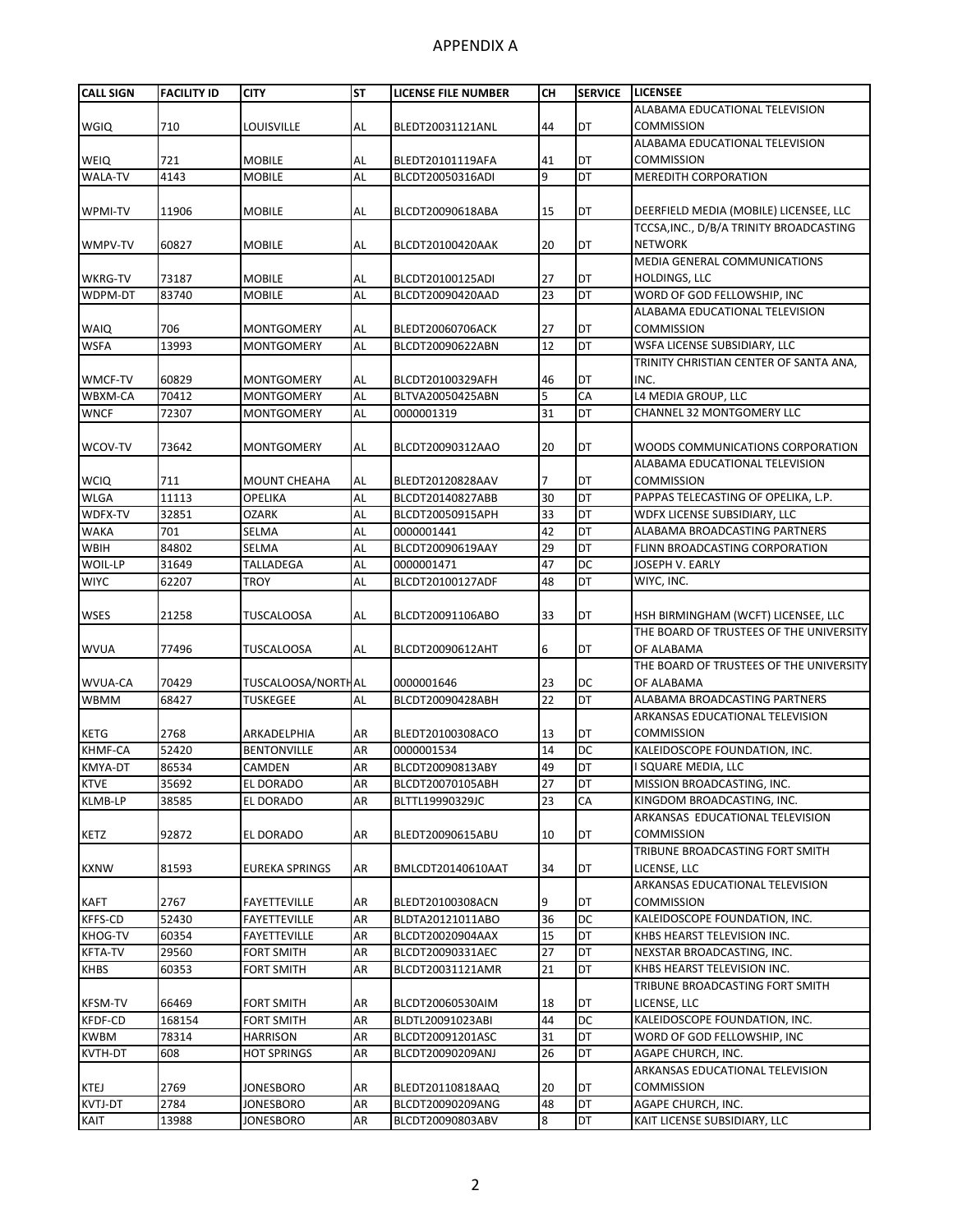# APPENDIX A

| CALL SIGN | FACILITY ID | CITY | ST | LICENSE FILE NUMBER | CH | SERVICE | LICENSEE |
|---|---|---|---|---|---|---|---|
| WGIQ | 710 | LOUISVILLE | AL | BLEDT20031121ANL | 44 | DT | ALABAMA EDUCATIONAL TELEVISION COMMISSION |
| WEIQ | 721 | MOBILE | AL | BLEDT20101119AFA | 41 | DT | ALABAMA EDUCATIONAL TELEVISION COMMISSION |
| WALA-TV | 4143 | MOBILE | AL | BLCDT20050316ADI | 9 | DT | MEREDITH CORPORATION |
| WPMI-TV | 11906 | MOBILE | AL | BLCDT20090618ABA | 15 | DT | DEERFIELD MEDIA (MOBILE) LICENSEE, LLC |
| WMPV-TV | 60827 | MOBILE | AL | BLCDT20100420AAK | 20 | DT | TCCSA,INC., D/B/A TRINITY BROADCASTING NETWORK |
| WKRG-TV | 73187 | MOBILE | AL | BLCDT20100125ADI | 27 | DT | MEDIA GENERAL COMMUNICATIONS HOLDINGS, LLC |
| WDPM-DT | 83740 | MOBILE | AL | BLCDT20090420AAD | 23 | DT | WORD OF GOD FELLOWSHIP, INC |
| WAIQ | 706 | MONTGOMERY | AL | BLEDT20060706ACK | 27 | DT | ALABAMA EDUCATIONAL TELEVISION COMMISSION |
| WSFA | 13993 | MONTGOMERY | AL | BLCDT20090622ABN | 12 | DT | WSFA LICENSE SUBSIDIARY, LLC |
| WMCF-TV | 60829 | MONTGOMERY | AL | BLCDT20100329AFH | 46 | DT | TRINITY CHRISTIAN CENTER OF SANTA ANA, INC. |
| WBXM-CA | 70412 | MONTGOMERY | AL | BLTVA20050425ABN | 5 | CA | L4 MEDIA GROUP, LLC |
| WNCF | 72307 | MONTGOMERY | AL | 0000001319 | 31 | DT | CHANNEL 32 MONTGOMERY LLC |
| WCOV-TV | 73642 | MONTGOMERY | AL | BLCDT20090312AAO | 20 | DT | WOODS COMMUNICATIONS CORPORATION |
| WCIQ | 711 | MOUNT CHEAHA | AL | BLEDT20120828AAV | 7 | DT | ALABAMA EDUCATIONAL TELEVISION COMMISSION |
| WLGA | 11113 | OPELIKA | AL | BLCDT20140827ABB | 30 | DT | PAPPAS TELECASTING OF OPELIKA, L.P. |
| WDFX-TV | 32851 | OZARK | AL | BLCDT20050915APH | 33 | DT | WDFX LICENSE SUBSIDIARY, LLC |
| WAKA | 701 | SELMA | AL | 0000001441 | 42 | DT | ALABAMA BROADCASTING PARTNERS |
| WBIH | 84802 | SELMA | AL | BLCDT20090619AAY | 29 | DT | FLINN BROADCASTING CORPORATION |
| WOIL-LP | 31649 | TALLADEGA | AL | 0000001471 | 47 | DC | JOSEPH V. EARLY |
| WIYC | 62207 | TROY | AL | BLCDT20100127ADF | 48 | DT | WIYC, INC. |
| WSES | 21258 | TUSCALOOSA | AL | BLCDT20091106ABO | 33 | DT | HSH BIRMINGHAM (WCFT) LICENSEE, LLC |
| WVUA | 77496 | TUSCALOOSA | AL | BLCDT20090612AHT | 6 | DT | THE BOARD OF TRUSTEES OF THE UNIVERSITY OF ALABAMA |
| WVUA-CA | 70429 | TUSCALOOSA/NORTH | AL | 0000001646 | 23 | DC | THE BOARD OF TRUSTEES OF THE UNIVERSITY OF ALABAMA |
| WBMM | 68427 | TUSKEGEE | AL | BLCDT20090428ABH | 22 | DT | ALABAMA BROADCASTING PARTNERS |
| KETG | 2768 | ARKADELPHIA | AR | BLEDT20100308ACO | 13 | DT | ARKANSAS EDUCATIONAL TELEVISION COMMISSION |
| KHMF-CA | 52420 | BENTONVILLE | AR | 0000001534 | 14 | DC | KALEIDOSCOPE FOUNDATION, INC. |
| KMYA-DT | 86534 | CAMDEN | AR | BLCDT20090813ABY | 49 | DT | I SQUARE MEDIA, LLC |
| KTVE | 35692 | EL DORADO | AR | BLCDT20070105ABH | 27 | DT | MISSION BROADCASTING, INC. |
| KLMB-LP | 38585 | EL DORADO | AR | BLTTL19990329JC | 23 | CA | KINGDOM BROADCASTING, INC. |
| KETZ | 92872 | EL DORADO | AR | BLEDT20090615ABU | 10 | DT | ARKANSAS EDUCATIONAL TELEVISION COMMISSION |
| KXNW | 81593 | EUREKA SPRINGS | AR | BMLCDT20140610AAT | 34 | DT | TRIBUNE BROADCASTING FORT SMITH LICENSE, LLC |
| KAFT | 2767 | FAYETTEVILLE | AR | BLEDT20100308ACN | 9 | DT | ARKANSAS EDUCATIONAL TELEVISION COMMISSION |
| KFFS-CD | 52430 | FAYETTEVILLE | AR | BLDTA20121011ABO | 36 | DC | KALEIDOSCOPE FOUNDATION, INC. |
| KHOG-TV | 60354 | FAYETTEVILLE | AR | BLCDT20020904AAX | 15 | DT | KHBS HEARST TELEVISION INC. |
| KFTA-TV | 29560 | FORT SMITH | AR | BLCDT20090331AEC | 27 | DT | NEXSTAR BROADCASTING, INC. |
| KHBS | 60353 | FORT SMITH | AR | BLCDT20031121AMR | 21 | DT | KHBS HEARST TELEVISION INC. |
| KFSM-TV | 66469 | FORT SMITH | AR | BLCDT20060530AIM | 18 | DT | TRIBUNE BROADCASTING FORT SMITH LICENSE, LLC |
| KFDF-CD | 168154 | FORT SMITH | AR | BLDTL20091023ABI | 44 | DC | KALEIDOSCOPE FOUNDATION, INC. |
| KWBM | 78314 | HARRISON | AR | BLCDT20091201ASC | 31 | DT | WORD OF GOD FELLOWSHIP, INC |
| KVTH-DT | 608 | HOT SPRINGS | AR | BLCDT20090209ANJ | 26 | DT | AGAPE CHURCH, INC. |
| KTEJ | 2769 | JONESBORO | AR | BLEDT20110818AAQ | 20 | DT | ARKANSAS EDUCATIONAL TELEVISION COMMISSION |
| KVTJ-DT | 2784 | JONESBORO | AR | BLCDT20090209ANG | 48 | DT | AGAPE CHURCH, INC. |
| KAIT | 13988 | JONESBORO | AR | BLCDT20090803ABV | 8 | DT | KAIT LICENSE SUBSIDIARY, LLC |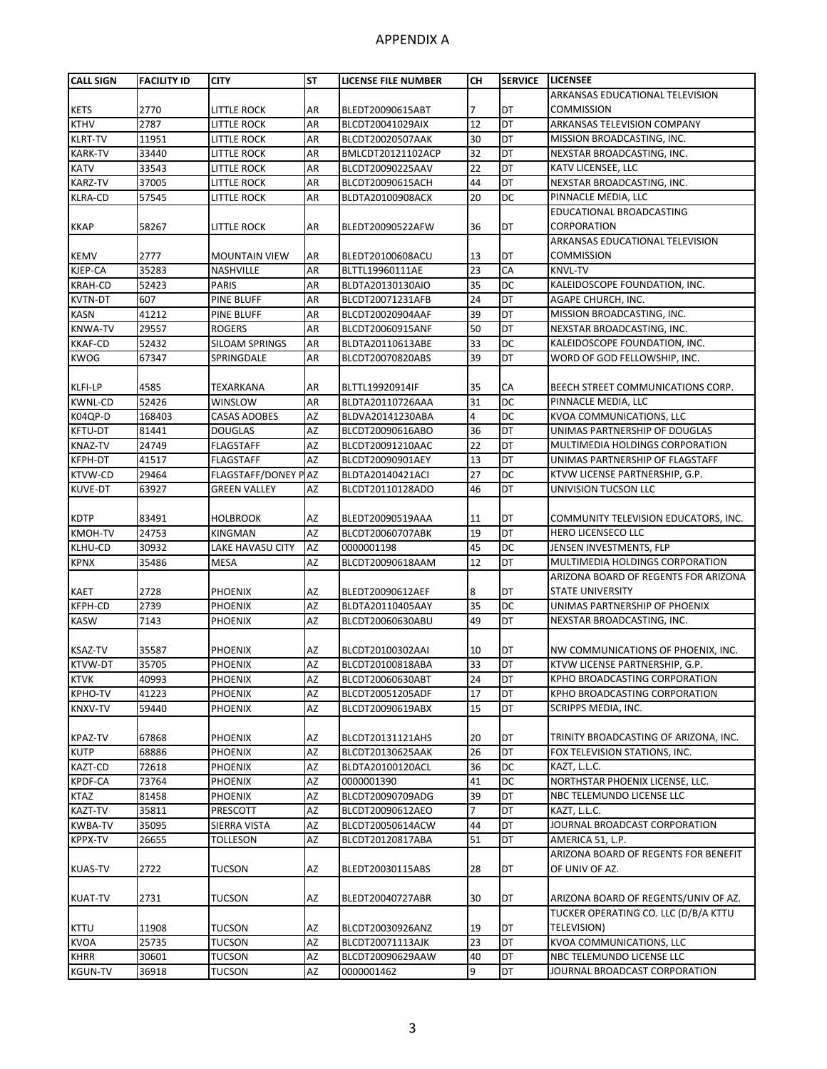## APPENDIX A

| CALL SIGN | FACILITY ID | CITY | ST | LICENSE FILE NUMBER | CH | SERVICE | LICENSEE |
|---|---|---|---|---|---|---|---|
| KETS | 2770 | LITTLE ROCK | AR | BLEDT20090615ABT | 7 | DT | ARKANSAS EDUCATIONAL TELEVISION COMMISSION |
| KTHV | 2787 | LITTLE ROCK | AR | BLCDT20041029AIX | 12 | DT | ARKANSAS TELEVISION COMPANY |
| KLRT-TV | 11951 | LITTLE ROCK | AR | BLCDT20020507AAK | 30 | DT | MISSION BROADCASTING, INC. |
| KARK-TV | 33440 | LITTLE ROCK | AR | BMLCDT20121102ACP | 32 | DT | NEXSTAR BROADCASTING, INC. |
| KATV | 33543 | LITTLE ROCK | AR | BLCDT20090225AAV | 22 | DT | KATV LICENSEE, LLC |
| KARZ-TV | 37005 | LITTLE ROCK | AR | BLCDT20090615ACH | 44 | DT | NEXSTAR BROADCASTING, INC. |
| KLRA-CD | 57545 | LITTLE ROCK | AR | BLDTA20100908ACX | 20 | DC | PINNACLE MEDIA, LLC |
| KKAP | 58267 | LITTLE ROCK | AR | BLEDT20090522AFW | 36 | DT | EDUCATIONAL BROADCASTING CORPORATION |
| KEMV | 2777 | MOUNTAIN VIEW | AR | BLEDT20100608ACU | 13 | DT | ARKANSAS EDUCATIONAL TELEVISION COMMISSION |
| KJEP-CA | 35283 | NASHVILLE | AR | BLTTL19960111AE | 23 | CA | KNVL-TV |
| KRAH-CD | 52423 | PARIS | AR | BLDTA20130130AIO | 35 | DC | KALEIDOSCOPE FOUNDATION, INC. |
| KVTN-DT | 607 | PINE BLUFF | AR | BLCDT20071231AFB | 24 | DT | AGAPE CHURCH, INC. |
| KASN | 41212 | PINE BLUFF | AR | BLCDT20020904AAF | 39 | DT | MISSION BROADCASTING, INC. |
| KNWA-TV | 29557 | ROGERS | AR | BLCDT20060915ANF | 50 | DT | NEXSTAR BROADCASTING, INC. |
| KKAF-CD | 52432 | SILOAM SPRINGS | AR | BLDTA20110613ABE | 33 | DC | KALEIDOSCOPE FOUNDATION, INC. |
| KWOG | 67347 | SPRINGDALE | AR | BLCDT20070820ABS | 39 | DT | WORD OF GOD FELLOWSHIP, INC. |
| KLFI-LP | 4585 | TEXARKANA | AR | BLTTL19920914IF | 35 | CA | BEECH STREET COMMUNICATIONS CORP. |
| KWNL-CD | 52426 | WINSLOW | AR | BLDTA20110726AAA | 31 | DC | PINNACLE MEDIA, LLC |
| K04QP-D | 168403 | CASAS ADOBES | AZ | BLDVA20141230ABA | 4 | DC | KVOA COMMUNICATIONS, LLC |
| KFTU-DT | 81441 | DOUGLAS | AZ | BLCDT20090616ABO | 36 | DT | UNIMAS PARTNERSHIP OF DOUGLAS |
| KNAZ-TV | 24749 | FLAGSTAFF | AZ | BLCDT20091210AAC | 22 | DT | MULTIMEDIA HOLDINGS CORPORATION |
| KFPH-DT | 41517 | FLAGSTAFF | AZ | BLCDT20090901AEY | 13 | DT | UNIMAS PARTNERSHIP OF FLAGSTAFF |
| KTVW-CD | 29464 | FLAGSTAFF/DONEY P | AZ | BLDTA20140421ACI | 27 | DC | KTVW LICENSE PARTNERSHIP, G.P. |
| KUVE-DT | 63927 | GREEN VALLEY | AZ | BLCDT20110128ADO | 46 | DT | UNIVISION TUCSON LLC |
| KDTP | 83491 | HOLBROOK | AZ | BLEDT20090519AAA | 11 | DT | COMMUNITY TELEVISION EDUCATORS, INC. |
| KMOH-TV | 24753 | KINGMAN | AZ | BLCDT20060707ABK | 19 | DT | HERO LICENSECO LLC |
| KLHU-CD | 30932 | LAKE HAVASU CITY | AZ | 0000001198 | 45 | DC | JENSEN INVESTMENTS, FLP |
| KPNX | 35486 | MESA | AZ | BLCDT20090618AAM | 12 | DT | MULTIMEDIA HOLDINGS CORPORATION |
| KAET | 2728 | PHOENIX | AZ | BLEDT20090612AEF | 8 | DT | ARIZONA BOARD OF REGENTS FOR ARIZONA STATE UNIVERSITY |
| KFPH-CD | 2739 | PHOENIX | AZ | BLDTA20110405AAY | 35 | DC | UNIMAS PARTNERSHIP OF PHOENIX |
| KASW | 7143 | PHOENIX | AZ | BLCDT20060630ABU | 49 | DT | NEXSTAR BROADCASTING, INC. |
| KSAZ-TV | 35587 | PHOENIX | AZ | BLCDT20100302AAI | 10 | DT | NW COMMUNICATIONS OF PHOENIX, INC. |
| KTVW-DT | 35705 | PHOENIX | AZ | BLCDT20100818ABA | 33 | DT | KTVW LICENSE PARTNERSHIP, G.P. |
| KTVK | 40993 | PHOENIX | AZ | BLCDT20060630ABT | 24 | DT | KPHO BROADCASTING CORPORATION |
| KPHO-TV | 41223 | PHOENIX | AZ | BLCDT20051205ADF | 17 | DT | KPHO BROADCASTING CORPORATION |
| KNXV-TV | 59440 | PHOENIX | AZ | BLCDT20090619ABX | 15 | DT | SCRIPPS MEDIA, INC. |
| KPAZ-TV | 67868 | PHOENIX | AZ | BLCDT20131121AHS | 20 | DT | TRINITY BROADCASTING OF ARIZONA, INC. |
| KUTP | 68886 | PHOENIX | AZ | BLCDT20130625AAK | 26 | DT | FOX TELEVISION STATIONS, INC. |
| KAZT-CD | 72618 | PHOENIX | AZ | BLDTA20100120ACL | 36 | DC | KAZT, L.L.C. |
| KPDF-CA | 73764 | PHOENIX | AZ | 0000001390 | 41 | DC | NORTHSTAR PHOENIX LICENSE, LLC. |
| KTAZ | 81458 | PHOENIX | AZ | BLCDT20090709ADG | 39 | DT | NBC TELEMUNDO LICENSE LLC |
| KAZT-TV | 35811 | PRESCOTT | AZ | BLCDT20090612AEO | 7 | DT | KAZT, L.L.C. |
| KWBA-TV | 35095 | SIERRA VISTA | AZ | BLCDT20050614ACW | 44 | DT | JOURNAL BROADCAST CORPORATION |
| KPPX-TV | 26655 | TOLLESON | AZ | BLCDT20120817ABA | 51 | DT | AMERICA 51, L.P. |
| KUAS-TV | 2722 | TUCSON | AZ | BLEDT20030115ABS | 28 | DT | ARIZONA BOARD OF REGENTS FOR BENEFIT OF UNIV OF AZ. |
| KUAT-TV | 2731 | TUCSON | AZ | BLEDT20040727ABR | 30 | DT | ARIZONA BOARD OF REGENTS/UNIV OF AZ. |
| KTTU | 11908 | TUCSON | AZ | BLCDT20030926ANZ | 19 | DT | TUCKER OPERATING CO. LLC (D/B/A KTTU TELEVISION) |
| KVOA | 25735 | TUCSON | AZ | BLCDT20071113AJK | 23 | DT | KVOA COMMUNICATIONS, LLC |
| KHRR | 30601 | TUCSON | AZ | BLCDT20090629AAW | 40 | DT | NBC TELEMUNDO LICENSE LLC |
| KGUN-TV | 36918 | TUCSON | AZ | 0000001462 | 9 | DT | JOURNAL BROADCAST CORPORATION |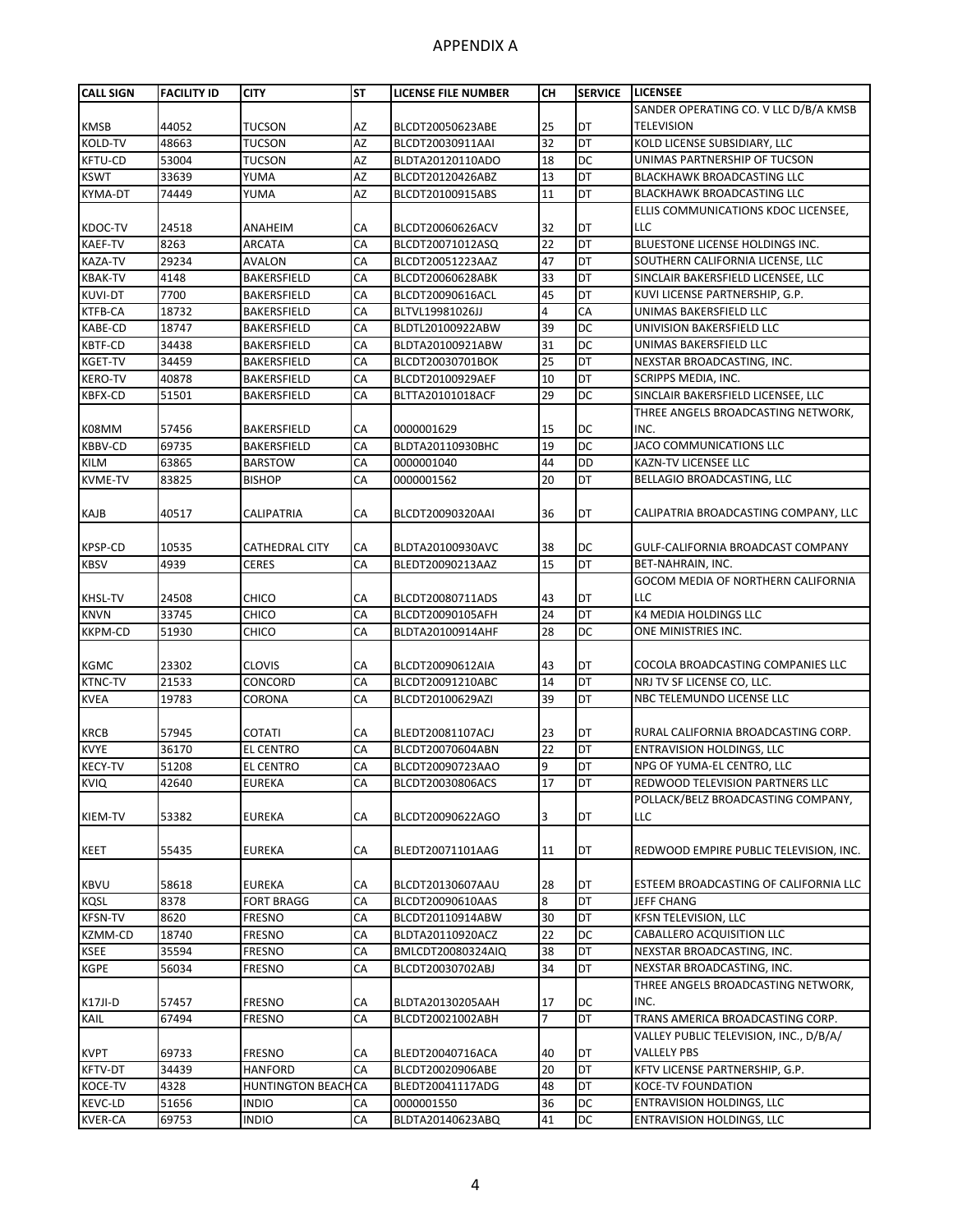# APPENDIX A

| CALL SIGN | FACILITY ID | CITY | ST | LICENSE FILE NUMBER | CH | SERVICE | LICENSEE |
|---|---|---|---|---|---|---|---|
| KMSB | 44052 | TUCSON | AZ | BLCDT20050623ABE | 25 | DT | SANDER OPERATING CO. V LLC D/B/A KMSB TELEVISION |
| KOLD-TV | 48663 | TUCSON | AZ | BLCDT20030911AAI | 32 | DT | KOLD LICENSE SUBSIDIARY, LLC |
| KFTU-CD | 53004 | TUCSON | AZ | BLDTA20120110ADO | 18 | DC | UNIMAS PARTNERSHIP OF TUCSON |
| KSWT | 33639 | YUMA | AZ | BLCDT20120426ABZ | 13 | DT | BLACKHAWK BROADCASTING LLC |
| KYMA-DT | 74449 | YUMA | AZ | BLCDT20100915ABS | 11 | DT | BLACKHAWK BROADCASTING LLC |
| KDOC-TV | 24518 | ANAHEIM | CA | BLCDT20060626ACV | 32 | DT | ELLIS COMMUNICATIONS KDOC LICENSEE, LLC |
| KAEF-TV | 8263 | ARCATA | CA | BLCDT20071012ASQ | 22 | DT | BLUESTONE LICENSE HOLDINGS INC. |
| KAZA-TV | 29234 | AVALON | CA | BLCDT20051223AAZ | 47 | DT | SOUTHERN CALIFORNIA LICENSE, LLC |
| KBAK-TV | 4148 | BAKERSFIELD | CA | BLCDT20060628ABK | 33 | DT | SINCLAIR BAKERSFIELD LICENSEE, LLC |
| KUVI-DT | 7700 | BAKERSFIELD | CA | BLCDT20090616ACL | 45 | DT | KUVI LICENSE PARTNERSHIP, G.P. |
| KTFB-CA | 18732 | BAKERSFIELD | CA | BLTVL19981026JJ | 4 | CA | UNIMAS BAKERSFIELD LLC |
| KABE-CD | 18747 | BAKERSFIELD | CA | BLDTL20100922ABW | 39 | DC | UNIVISION BAKERSFIELD LLC |
| KBTF-CD | 34438 | BAKERSFIELD | CA | BLDTA20100921ABW | 31 | DC | UNIMAS BAKERSFIELD LLC |
| KGET-TV | 34459 | BAKERSFIELD | CA | BLCDT20030701BOK | 25 | DT | NEXSTAR BROADCASTING, INC. |
| KERO-TV | 40878 | BAKERSFIELD | CA | BLCDT20100929AEF | 10 | DT | SCRIPPS MEDIA, INC. |
| KBFX-CD | 51501 | BAKERSFIELD | CA | BLTTA20101018ACF | 29 | DC | SINCLAIR BAKERSFIELD LICENSEE, LLC |
| K08MM | 57456 | BAKERSFIELD | CA | 0000001629 | 15 | DC | THREE ANGELS BROADCASTING NETWORK, INC. |
| KBBV-CD | 69735 | BAKERSFIELD | CA | BLDTA20110930BHC | 19 | DC | JACO COMMUNICATIONS LLC |
| KILM | 63865 | BARSTOW | CA | 0000001040 | 44 | DD | KAZN-TV LICENSEE LLC |
| KVME-TV | 83825 | BISHOP | CA | 0000001562 | 20 | DT | BELLAGIO BROADCASTING, LLC |
| KAJB | 40517 | CALIPATRIA | CA | BLCDT20090320AAI | 36 | DT | CALIPATRIA BROADCASTING COMPANY, LLC |
| KPSP-CD | 10535 | CATHEDRAL CITY | CA | BLDTA20100930AVC | 38 | DC | GULF-CALIFORNIA BROADCAST COMPANY |
| KBSV | 4939 | CERES | CA | BLEDT20090213AAZ | 15 | DT | BET-NAHRAIN, INC. |
| KHSL-TV | 24508 | CHICO | CA | BLCDT20080711ADS | 43 | DT | GOCOM MEDIA OF NORTHERN CALIFORNIA LLC |
| KNVN | 33745 | CHICO | CA | BLCDT20090105AFH | 24 | DT | K4 MEDIA HOLDINGS LLC |
| KKPM-CD | 51930 | CHICO | CA | BLDTA20100914AHF | 28 | DC | ONE MINISTRIES INC. |
| KGMC | 23302 | CLOVIS | CA | BLCDT20090612AIA | 43 | DT | COCOLA BROADCASTING COMPANIES LLC |
| KTNC-TV | 21533 | CONCORD | CA | BLCDT20091210ABC | 14 | DT | NRJ TV SF LICENSE CO, LLC. |
| KVEA | 19783 | CORONA | CA | BLCDT20100629AZI | 39 | DT | NBC TELEMUNDO LICENSE LLC |
| KRCB | 57945 | COTATI | CA | BLEDT20081107ACJ | 23 | DT | RURAL CALIFORNIA BROADCASTING CORP. |
| KVYE | 36170 | EL CENTRO | CA | BLCDT20070604ABN | 22 | DT | ENTRAVISION HOLDINGS, LLC |
| KECY-TV | 51208 | EL CENTRO | CA | BLCDT20090723AAO | 9 | DT | NPG OF YUMA-EL CENTRO, LLC |
| KVIQ | 42640 | EUREKA | CA | BLCDT20030806ACS | 17 | DT | REDWOOD TELEVISION PARTNERS LLC |
| KIEM-TV | 53382 | EUREKA | CA | BLCDT20090622AGO | 3 | DT | POLLACK/BELZ BROADCASTING COMPANY, LLC |
| KEET | 55435 | EUREKA | CA | BLEDT20071101AAG | 11 | DT | REDWOOD EMPIRE PUBLIC TELEVISION, INC. |
| KBVU | 58618 | EUREKA | CA | BLCDT20130607AAU | 28 | DT | ESTEEM BROADCASTING OF CALIFORNIA LLC |
| KQSL | 8378 | FORT BRAGG | CA | BLCDT20090610AAS | 8 | DT | JEFF CHANG |
| KFSN-TV | 8620 | FRESNO | CA | BLCDT20110914ABW | 30 | DT | KFSN TELEVISION, LLC |
| KZMM-CD | 18740 | FRESNO | CA | BLDTA20110920ACZ | 22 | DC | CABALLERO ACQUISITION LLC |
| KSEE | 35594 | FRESNO | CA | BMLCDT20080324AIQ | 38 | DT | NEXSTAR BROADCASTING, INC. |
| KGPE | 56034 | FRESNO | CA | BLCDT20030702ABJ | 34 | DT | NEXSTAR BROADCASTING, INC. |
| K17JI-D | 57457 | FRESNO | CA | BLDTA20130205AAH | 17 | DC | THREE ANGELS BROADCASTING NETWORK, INC. |
| KAIL | 67494 | FRESNO | CA | BLCDT20021002ABH | 7 | DT | TRANS AMERICA BROADCASTING CORP. |
| KVPT | 69733 | FRESNO | CA | BLEDT20040716ACA | 40 | DT | VALLEY PUBLIC TELEVISION, INC., D/B/A/ VALLEY PBS |
| KFTV-DT | 34439 | HANFORD | CA | BLCDT20020906ABE | 20 | DT | KFTV LICENSE PARTNERSHIP, G.P. |
| KOCE-TV | 4328 | HUNTINGTON BEACH | CA | BLEDT20041117ADG | 48 | DT | KOCE-TV FOUNDATION |
| KEVC-LD | 51656 | INDIO | CA | 0000001550 | 36 | DC | ENTRAVISION HOLDINGS, LLC |
| KVER-CA | 69753 | INDIO | CA | BLDTA20140623ABQ | 41 | DC | ENTRAVISION HOLDINGS, LLC |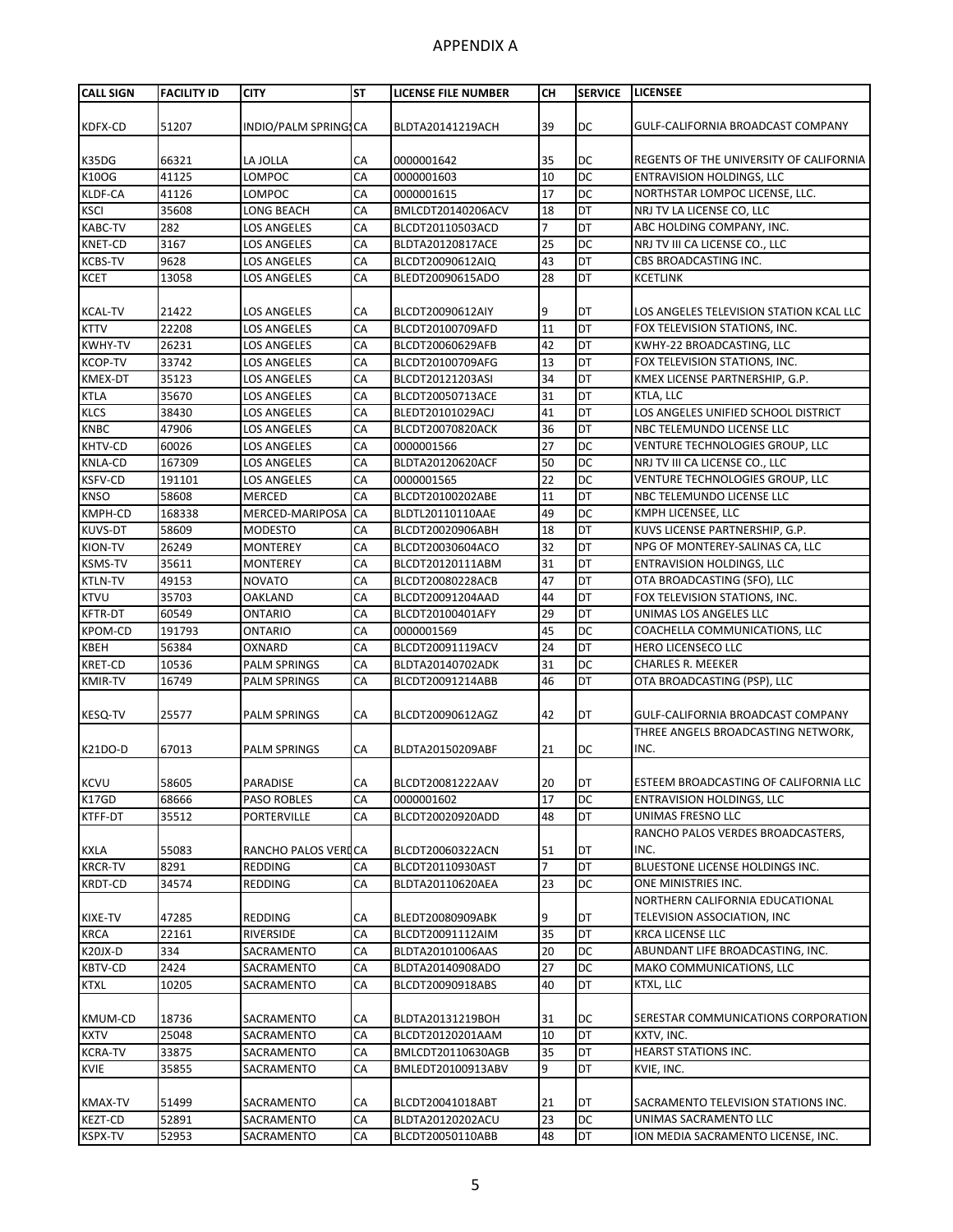# APPENDIX A

| CALL SIGN | FACILITY ID | CITY | ST | LICENSE FILE NUMBER | CH | SERVICE | LICENSEE |
|---|---|---|---|---|---|---|---|
| KDFX-CD | 51207 | INDIO/PALM SPRINGS | CA | BLDTA20141219ACH | 39 | DC | GULF-CALIFORNIA BROADCAST COMPANY |
| K35DG | 66321 | LA JOLLA | CA | 0000001642 | 35 | DC | REGENTS OF THE UNIVERSITY OF CALIFORNIA |
| K10OG | 41125 | LOMPOC | CA | 0000001603 | 10 | DC | ENTRAVISION HOLDINGS, LLC |
| KLDF-CA | 41126 | LOMPOC | CA | 0000001615 | 17 | DC | NORTHSTAR LOMPOC LICENSE, LLC. |
| KSCI | 35608 | LONG BEACH | CA | BMLCDT20140206ACV | 18 | DT | NRJ TV LA LICENSE CO, LLC |
| KABC-TV | 282 | LOS ANGELES | CA | BLCDT20110503ACD | 7 | DT | ABC HOLDING COMPANY, INC. |
| KNET-CD | 3167 | LOS ANGELES | CA | BLDTA20120817ACE | 25 | DC | NRJ TV III CA LICENSE CO., LLC |
| KCBS-TV | 9628 | LOS ANGELES | CA | BLCDT20090612AIQ | 43 | DT | CBS BROADCASTING INC. |
| KCET | 13058 | LOS ANGELES | CA | BLEDT20090615ADO | 28 | DT | KCETLINK |
| KCAL-TV | 21422 | LOS ANGELES | CA | BLCDT20090612AIY | 9 | DT | LOS ANGELES TELEVISION STATION KCAL LLC |
| KTTV | 22208 | LOS ANGELES | CA | BLCDT20100709AFD | 11 | DT | FOX TELEVISION STATIONS, INC. |
| KWHY-TV | 26231 | LOS ANGELES | CA | BLCDT20060629AFB | 42 | DT | KWHY-22 BROADCASTING, LLC |
| KCOP-TV | 33742 | LOS ANGELES | CA | BLCDT20100709AFG | 13 | DT | FOX TELEVISION STATIONS, INC. |
| KMEX-DT | 35123 | LOS ANGELES | CA | BLCDT20121203ASI | 34 | DT | KMEX LICENSE PARTNERSHIP, G.P. |
| KTLA | 35670 | LOS ANGELES | CA | BLCDT20050713ACE | 31 | DT | KTLA, LLC |
| KLCS | 38430 | LOS ANGELES | CA | BLEDT20101029ACJ | 41 | DT | LOS ANGELES UNIFIED SCHOOL DISTRICT |
| KNBC | 47906 | LOS ANGELES | CA | BLCDT20070820ACK | 36 | DT | NBC TELEMUNDO LICENSE LLC |
| KHTV-CD | 60026 | LOS ANGELES | CA | 0000001566 | 27 | DC | VENTURE TECHNOLOGIES GROUP, LLC |
| KNLA-CD | 167309 | LOS ANGELES | CA | BLDTA20120620ACF | 50 | DC | NRJ TV III CA LICENSE CO., LLC |
| KSFV-CD | 191101 | LOS ANGELES | CA | 0000001565 | 22 | DC | VENTURE TECHNOLOGIES GROUP, LLC |
| KNSO | 58608 | MERCED | CA | BLCDT20100202ABE | 11 | DT | NBC TELEMUNDO LICENSE LLC |
| KMPH-CD | 168338 | MERCED-MARIPOSA | CA | BLDTL20110110AAE | 49 | DC | KMPH LICENSEE, LLC |
| KUVS-DT | 58609 | MODESTO | CA | BLCDT20020906ABH | 18 | DT | KUVS LICENSE PARTNERSHIP, G.P. |
| KION-TV | 26249 | MONTEREY | CA | BLCDT20030604ACO | 32 | DT | NPG OF MONTEREY-SALINAS CA, LLC |
| KSMS-TV | 35611 | MONTEREY | CA | BLCDT20120111ABM | 31 | DT | ENTRAVISION HOLDINGS, LLC |
| KTLN-TV | 49153 | NOVATO | CA | BLCDT20080228ACB | 47 | DT | OTA BROADCASTING (SFO), LLC |
| KTVU | 35703 | OAKLAND | CA | BLCDT20091204AAD | 44 | DT | FOX TELEVISION STATIONS, INC. |
| KFTR-DT | 60549 | ONTARIO | CA | BLCDT20100401AFY | 29 | DT | UNIMAS LOS ANGELES LLC |
| KPOM-CD | 191793 | ONTARIO | CA | 0000001569 | 45 | DC | COACHELLA COMMUNICATIONS, LLC |
| KBEH | 56384 | OXNARD | CA | BLCDT20091119ACV | 24 | DT | HERO LICENSECO LLC |
| KRET-CD | 10536 | PALM SPRINGS | CA | BLDTA20140702ADK | 31 | DC | CHARLES R. MEEKER |
| KMIR-TV | 16749 | PALM SPRINGS | CA | BLCDT20091214ABB | 46 | DT | OTA BROADCASTING (PSP), LLC |
| KESQ-TV | 25577 | PALM SPRINGS | CA | BLCDT20090612AGZ | 42 | DT | GULF-CALIFORNIA BROADCAST COMPANY |
| K21DO-D | 67013 | PALM SPRINGS | CA | BLDTA20150209ABF | 21 | DC | THREE ANGELS BROADCASTING NETWORK, INC. |
| KCVU | 58605 | PARADISE | CA | BLCDT20081222AAV | 20 | DT | ESTEEM BROADCASTING OF CALIFORNIA LLC |
| K17GD | 68666 | PASO ROBLES | CA | 0000001602 | 17 | DC | ENTRAVISION HOLDINGS, LLC |
| KTFF-DT | 35512 | PORTERVILLE | CA | BLCDT20020920ADD | 48 | DT | UNIMAS FRESNO LLC |
| KXLA | 55083 | RANCHO PALOS VERD | CA | BLCDT20060322ACN | 51 | DT | RANCHO PALOS VERDES BROADCASTERS, INC. |
| KRCR-TV | 8291 | REDDING | CA | BLCDT20110930AST | 7 | DT | BLUESTONE LICENSE HOLDINGS INC. |
| KRDT-CD | 34574 | REDDING | CA | BLDTA20110620AEA | 23 | DC | ONE MINISTRIES INC. |
| KIXE-TV | 47285 | REDDING | CA | BLEDT20080909ABK | 9 | DT | NORTHERN CALIFORNIA EDUCATIONAL TELEVISION ASSOCIATION, INC |
| KRCA | 22161 | RIVERSIDE | CA | BLCDT20091112AIM | 35 | DT | KRCA LICENSE LLC |
| K20JX-D | 334 | SACRAMENTO | CA | BLDTA20101006AAS | 20 | DC | ABUNDANT LIFE BROADCASTING, INC. |
| KBTV-CD | 2424 | SACRAMENTO | CA | BLDTA20140908ADO | 27 | DC | MAKO COMMUNICATIONS, LLC |
| KTXL | 10205 | SACRAMENTO | CA | BLCDT20090918ABS | 40 | DT | KTXL, LLC |
| KMUM-CD | 18736 | SACRAMENTO | CA | BLDTA20131219BOH | 31 | DC | SERESTAR COMMUNICATIONS CORPORATION |
| KXTV | 25048 | SACRAMENTO | CA | BLCDT20120201AAM | 10 | DT | KXTV, INC. |
| KCRA-TV | 33875 | SACRAMENTO | CA | BMLCDT20110630AGB | 35 | DT | HEARST STATIONS INC. |
| KVIE | 35855 | SACRAMENTO | CA | BMLEDT20100913ABV | 9 | DT | KVIE, INC. |
| KMAX-TV | 51499 | SACRAMENTO | CA | BLCDT20041018ABT | 21 | DT | SACRAMENTO TELEVISION STATIONS INC. |
| KEZT-CD | 52891 | SACRAMENTO | CA | BLDTA20120202ACU | 23 | DC | UNIMAS SACRAMENTO LLC |
| KSPX-TV | 52953 | SACRAMENTO | CA | BLCDT20050110ABB | 48 | DT | ION MEDIA SACRAMENTO LICENSE, INC. |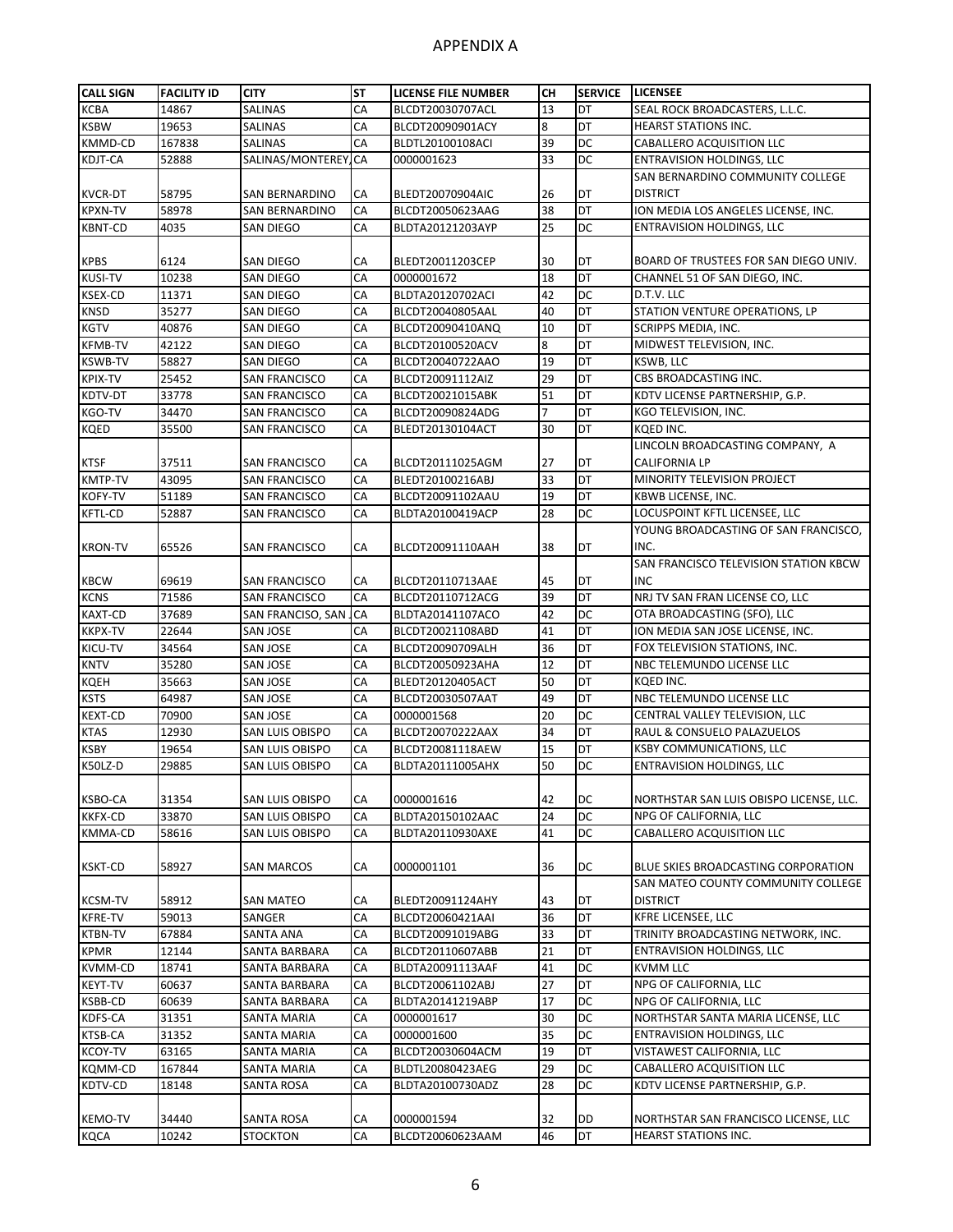# APPENDIX A

| CALL SIGN | FACILITY ID | CITY | ST | LICENSE FILE NUMBER | CH | SERVICE | LICENSEE |
|---|---|---|---|---|---|---|---|
| KCBA | 14867 | SALINAS | CA | BLCDT20030707ACL | 13 | DT | SEAL ROCK BROADCASTERS, L.L.C. |
| KSBW | 19653 | SALINAS | CA | BLCDT20090901ACY | 8 | DT | HEARST STATIONS INC. |
| KMMD-CD | 167838 | SALINAS | CA | BLDTL20100108ACI | 39 | DC | CABALLERO ACQUISITION LLC |
| KDJT-CA | 52888 | SALINAS/MONTEREY, | CA | 0000001623 | 33 | DC | ENTRAVISION HOLDINGS, LLC |
| KVCR-DT | 58795 | SAN BERNARDINO | CA | BLEDT20070904AIC | 26 | DT | SAN BERNARDINO COMMUNITY COLLEGE DISTRICT |
| KPXN-TV | 58978 | SAN BERNARDINO | CA | BLCDT20050623AAG | 38 | DT | ION MEDIA LOS ANGELES LICENSE, INC. |
| KBNT-CD | 4035 | SAN DIEGO | CA | BLDTA20121203AYP | 25 | DC | ENTRAVISION HOLDINGS, LLC |
| KPBS | 6124 | SAN DIEGO | CA | BLEDT20011203CEP | 30 | DT | BOARD OF TRUSTEES FOR SAN DIEGO UNIV. |
| KUSI-TV | 10238 | SAN DIEGO | CA | 0000001672 | 18 | DT | CHANNEL 51 OF SAN DIEGO, INC. |
| KSEX-CD | 11371 | SAN DIEGO | CA | BLDTA20120702ACI | 42 | DC | D.T.V. LLC |
| KNSD | 35277 | SAN DIEGO | CA | BLCDT20040805AAL | 40 | DT | STATION VENTURE OPERATIONS, LP |
| KGTV | 40876 | SAN DIEGO | CA | BLCDT20090410ANQ | 10 | DT | SCRIPPS MEDIA, INC. |
| KFMB-TV | 42122 | SAN DIEGO | CA | BLCDT20100520ACV | 8 | DT | MIDWEST TELEVISION, INC. |
| KSWB-TV | 58827 | SAN DIEGO | CA | BLCDT20040722AAO | 19 | DT | KSWB, LLC |
| KPIX-TV | 25452 | SAN FRANCISCO | CA | BLCDT20091112AIZ | 29 | DT | CBS BROADCASTING INC. |
| KDTV-DT | 33778 | SAN FRANCISCO | CA | BLCDT20021015ABK | 51 | DT | KDTV LICENSE PARTNERSHIP, G.P. |
| KGO-TV | 34470 | SAN FRANCISCO | CA | BLCDT20090824ADG | 7 | DT | KGO TELEVISION, INC. |
| KQED | 35500 | SAN FRANCISCO | CA | BLEDT20130104ACT | 30 | DT | KQED INC. |
| KTSF | 37511 | SAN FRANCISCO | CA | BLCDT20111025AGM | 27 | DT | LINCOLN BROADCASTING COMPANY, A CALIFORNIA LP |
| KMTP-TV | 43095 | SAN FRANCISCO | CA | BLEDT20100216ABJ | 33 | DT | MINORITY TELEVISION PROJECT |
| KOFY-TV | 51189 | SAN FRANCISCO | CA | BLCDT20091102AAU | 19 | DT | KBWB LICENSE, INC. |
| KFTL-CD | 52887 | SAN FRANCISCO | CA | BLDTA20100419ACP | 28 | DC | LOCUSPOINT KFTL LICENSEE, LLC |
| KRON-TV | 65526 | SAN FRANCISCO | CA | BLCDT20091110AAH | 38 | DT | YOUNG BROADCASTING OF SAN FRANCISCO, INC. |
| KBCW | 69619 | SAN FRANCISCO | CA | BLCDT20110713AAE | 45 | DT | SAN FRANCISCO TELEVISION STATION KBCW INC |
| KCNS | 71586 | SAN FRANCISCO | CA | BLCDT20110712ACG | 39 | DT | NRJ TV SAN FRAN LICENSE CO, LLC |
| KAXT-CD | 37689 | SAN FRANCISO, SAN J | CA | BLDTA20141107ACO | 42 | DC | OTA BROADCASTING (SFO), LLC |
| KKPX-TV | 22644 | SAN JOSE | CA | BLCDT20021108ABD | 41 | DT | ION MEDIA SAN JOSE LICENSE, INC. |
| KICU-TV | 34564 | SAN JOSE | CA | BLCDT20090709ALH | 36 | DT | FOX TELEVISION STATIONS, INC. |
| KNTV | 35280 | SAN JOSE | CA | BLCDT20050923AHA | 12 | DT | NBC TELEMUNDO LICENSE LLC |
| KQEH | 35663 | SAN JOSE | CA | BLEDT20120405ACT | 50 | DT | KQED INC. |
| KSTS | 64987 | SAN JOSE | CA | BLCDT20030507AAT | 49 | DT | NBC TELEMUNDO LICENSE LLC |
| KEXT-CD | 70900 | SAN JOSE | CA | 0000001568 | 20 | DC | CENTRAL VALLEY TELEVISION, LLC |
| KTAS | 12930 | SAN LUIS OBISPO | CA | BLCDT20070222AAX | 34 | DT | RAUL & CONSUELO PALAZUELOS |
| KSBY | 19654 | SAN LUIS OBISPO | CA | BLCDT20081118AEW | 15 | DT | KSBY COMMUNICATIONS, LLC |
| K50LZ-D | 29885 | SAN LUIS OBISPO | CA | BLDTA20111005AHX | 50 | DC | ENTRAVISION HOLDINGS, LLC |
| KSBO-CA | 31354 | SAN LUIS OBISPO | CA | 0000001616 | 42 | DC | NORTHSTAR SAN LUIS OBISPO LICENSE, LLC. |
| KKFX-CD | 33870 | SAN LUIS OBISPO | CA | BLDTA20150102AAC | 24 | DC | NPG OF CALIFORNIA, LLC |
| KMMA-CD | 58616 | SAN LUIS OBISPO | CA | BLDTA20110930AXE | 41 | DC | CABALLERO ACQUISITION LLC |
| KSKT-CD | 58927 | SAN MARCOS | CA | 0000001101 | 36 | DC | BLUE SKIES BROADCASTING CORPORATION |
| KCSM-TV | 58912 | SAN MATEO | CA | BLEDT20091124AHY | 43 | DT | SAN MATEO COUNTY COMMUNITY COLLEGE DISTRICT |
| KFRE-TV | 59013 | SANGER | CA | BLCDT20060421AAI | 36 | DT | KFRE LICENSEE, LLC |
| KTBN-TV | 67884 | SANTA ANA | CA | BLCDT20091019ABG | 33 | DT | TRINITY BROADCASTING NETWORK, INC. |
| KPMR | 12144 | SANTA BARBARA | CA | BLCDT20110607ABB | 21 | DT | ENTRAVISION HOLDINGS, LLC |
| KVMM-CD | 18741 | SANTA BARBARA | CA | BLDTA20091113AAF | 41 | DC | KVMM LLC |
| KEYT-TV | 60637 | SANTA BARBARA | CA | BLCDT20061102ABJ | 27 | DT | NPG OF CALIFORNIA, LLC |
| KSBB-CD | 60639 | SANTA BARBARA | CA | BLDTA20141219ABP | 17 | DC | NPG OF CALIFORNIA, LLC |
| KDFS-CA | 31351 | SANTA MARIA | CA | 0000001617 | 30 | DC | NORTHSTAR SANTA MARIA LICENSE, LLC |
| KTSB-CA | 31352 | SANTA MARIA | CA | 0000001600 | 35 | DC | ENTRAVISION HOLDINGS, LLC |
| KCOY-TV | 63165 | SANTA MARIA | CA | BLCDT20030604ACM | 19 | DT | VISTAWEST CALIFORNIA, LLC |
| KQMM-CD | 167844 | SANTA MARIA | CA | BLDTL20080423AEG | 29 | DC | CABALLERO ACQUISITION LLC |
| KDTV-CD | 18148 | SANTA ROSA | CA | BLDTA20100730ADZ | 28 | DC | KDTV LICENSE PARTNERSHIP, G.P. |
| KEMO-TV | 34440 | SANTA ROSA | CA | 0000001594 | 32 | DD | NORTHSTAR SAN FRANCISCO LICENSE, LLC |
| KQCA | 10242 | STOCKTON | CA | BLCDT20060623AAM | 46 | DT | HEARST STATIONS INC. |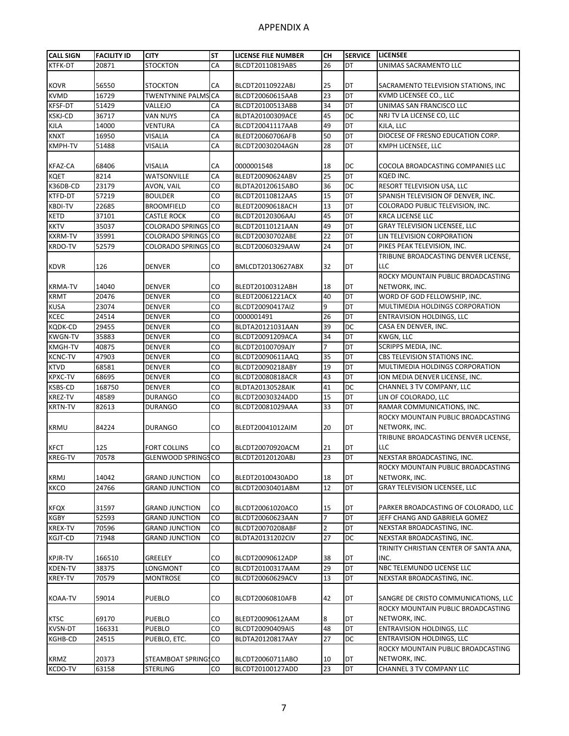# APPENDIX A

| CALL SIGN | FACILITY ID | CITY | ST | LICENSE FILE NUMBER | CH | SERVICE | LICENSEE |
|---|---|---|---|---|---|---|---|
| KTFK-DT | 20871 | STOCKTON | CA | BLCDT20110819ABS | 26 | DT | UNIMAS SACRAMENTO LLC |
| KOVR | 56550 | STOCKTON | CA | BLCDT20110922ABJ | 25 | DT | SACRAMENTO TELEVISION STATIONS, INC |
| KVMD | 16729 | TWENTYNINE PALMS | CA | BLCDT20060615AAB | 23 | DT | KVMD LICENSEE CO., LLC |
| KFSF-DT | 51429 | VALLEJO | CA | BLCDT20100513ABB | 34 | DT | UNIMAS SAN FRANCISCO LLC |
| KSKJ-CD | 36717 | VAN NUYS | CA | BLDTA20100309ACE | 45 | DC | NRJ TV LA LICENSE CO, LLC |
| KJLA | 14000 | VENTURA | CA | BLCDT20041117AAB | 49 | DT | KJLA, LLC |
| KNXT | 16950 | VISALIA | CA | BLEDT20060706AFB | 50 | DT | DIOCESE OF FRESNO EDUCATION CORP. |
| KMPH-TV | 51488 | VISALIA | CA | BLCDT20030204AGN | 28 | DT | KMPH LICENSEE, LLC |
| KFAZ-CA | 68406 | VISALIA | CA | 0000001548 | 18 | DC | COCOLA BROADCASTING COMPANIES LLC |
| KQET | 8214 | WATSONVILLE | CA | BLEDT20090624ABV | 25 | DT | KQED INC. |
| K36DB-CD | 23179 | AVON, VAIL | CO | BLDTA20120615ABO | 36 | DC | RESORT TELEVISION USA, LLC |
| KTFD-DT | 57219 | BOULDER | CO | BLCDT20110812AAS | 15 | DT | SPANISH TELEVISION OF DENVER, INC. |
| KBDI-TV | 22685 | BROOMFIELD | CO | BLEDT20090618ACH | 13 | DT | COLORADO PUBLIC TELEVISION, INC. |
| KETD | 37101 | CASTLE ROCK | CO | BLCDT20120306AAJ | 45 | DT | KRCA LICENSE LLC |
| KKTV | 35037 | COLORADO SPRINGS | CO | BLCDT20110121AAN | 49 | DT | GRAY TELEVISION LICENSEE, LLC |
| KXRM-TV | 35991 | COLORADO SPRINGS | CO | BLCDT20030702ABE | 22 | DT | LIN TELEVISION CORPORATION |
| KRDO-TV | 52579 | COLORADO SPRINGS | CO | BLCDT20060329AAW | 24 | DT | PIKES PEAK TELEVISION, INC. |
| KDVR | 126 | DENVER | CO | BMLCDT20130627ABX | 32 | DT | TRIBUNE BROADCASTING DENVER LICENSE, LLC |
| KRMA-TV | 14040 | DENVER | CO | BLEDT20100312ABH | 18 | DT | ROCKY MOUNTAIN PUBLIC BROADCASTING NETWORK, INC. |
| KRMT | 20476 | DENVER | CO | BLEDT20061221ACX | 40 | DT | WORD OF GOD FELLOWSHIP, INC. |
| KUSA | 23074 | DENVER | CO | BLCDT20090417AIZ | 9 | DT | MULTIMEDIA HOLDINGS CORPORATION |
| KCEC | 24514 | DENVER | CO | 0000001491 | 26 | DT | ENTRAVISION HOLDINGS, LLC |
| KQDK-CD | 29455 | DENVER | CO | BLDTA20121031AAN | 39 | DC | CASA EN DENVER, INC. |
| KWGN-TV | 35883 | DENVER | CO | BLCDT20091209ACA | 34 | DT | KWGN, LLC |
| KMGH-TV | 40875 | DENVER | CO | BLCDT20100709AJY | 7 | DT | SCRIPPS MEDIA, INC. |
| KCNC-TV | 47903 | DENVER | CO | BLCDT20090611AAQ | 35 | DT | CBS TELEVISION STATIONS INC. |
| KTVD | 68581 | DENVER | CO | BLCDT20090218ABY | 19 | DT | MULTIMEDIA HOLDINGS CORPORATION |
| KPXC-TV | 68695 | DENVER | CO | BLCDT20080818ACR | 43 | DT | ION MEDIA DENVER LICENSE, INC. |
| KSBS-CD | 168750 | DENVER | CO | BLDTA20130528AIK | 41 | DC | CHANNEL 3 TV COMPANY, LLC |
| KREZ-TV | 48589 | DURANGO | CO | BLCDT20030324ADD | 15 | DT | LIN OF COLORADO, LLC |
| KRTN-TV | 82613 | DURANGO | CO | BLCDT20081029AAA | 33 | DT | RAMAR COMMUNICATIONS, INC. |
| KRMU | 84224 | DURANGO | CO | BLEDT20041012AIM | 20 | DT | ROCKY MOUNTAIN PUBLIC BROADCASTING NETWORK, INC. |
| KFCT | 125 | FORT COLLINS | CO | BLCDT20070920ACM | 21 | DT | TRIBUNE BROADCASTING DENVER LICENSE, LLC |
| KREG-TV | 70578 | GLENWOOD SPRINGS | CO | BLCDT20120120ABJ | 23 | DT | NEXSTAR BROADCASTING, INC. |
| KRMJ | 14042 | GRAND JUNCTION | CO | BLEDT20100430ADO | 18 | DT | ROCKY MOUNTAIN PUBLIC BROADCASTING NETWORK, INC. |
| KKCO | 24766 | GRAND JUNCTION | CO | BLCDT20030401ABM | 12 | DT | GRAY TELEVISION LICENSEE, LLC |
| KFQX | 31597 | GRAND JUNCTION | CO | BLCDT20061020ACO | 15 | DT | PARKER BROADCASTING OF COLORADO, LLC |
| KGBY | 52593 | GRAND JUNCTION | CO | BLCDT20060623AAN | 7 | DT | JEFF CHANG AND GABRIELA GOMEZ |
| KREX-TV | 70596 | GRAND JUNCTION | CO | BLCDT20070208ABF | 2 | DT | NEXSTAR BROADCASTING, INC. |
| KGJT-CD | 71948 | GRAND JUNCTION | CO | BLDTA20131202CIV | 27 | DC | NEXSTAR BROADCASTING, INC. |
| KPJR-TV | 166510 | GREELEY | CO | BLCDT20090612ADP | 38 | DT | TRINITY CHRISTIAN CENTER OF SANTA ANA, INC. |
| KDEN-TV | 38375 | LONGMONT | CO | BLCDT20100317AAM | 29 | DT | NBC TELEMUNDO LICENSE LLC |
| KREY-TV | 70579 | MONTROSE | CO | BLCDT20060629ACV | 13 | DT | NEXSTAR BROADCASTING, INC. |
| KOAA-TV | 59014 | PUEBLO | CO | BLCDT20060810AFB | 42 | DT | SANGRE DE CRISTO COMMUNICATIONS, LLC |
| KTSC | 69170 | PUEBLO | CO | BLEDT20090612AAM | 8 | DT | ROCKY MOUNTAIN PUBLIC BROADCASTING NETWORK, INC. |
| KVSN-DT | 166331 | PUEBLO | CO | BLCDT20090409AIS | 48 | DT | ENTRAVISION HOLDINGS, LLC |
| KGHB-CD | 24515 | PUEBLO, ETC. | CO | BLDTA20120817AAY | 27 | DC | ENTRAVISION HOLDINGS, LLC |
| KRMZ | 20373 | STEAMBOAT SPRINGS | CO | BLCDT20060711ABO | 10 | DT | ROCKY MOUNTAIN PUBLIC BROADCASTING NETWORK, INC. |
| KCDO-TV | 63158 | STERLING | CO | BLCDT20100127ADD | 23 | DT | CHANNEL 3 TV COMPANY LLC |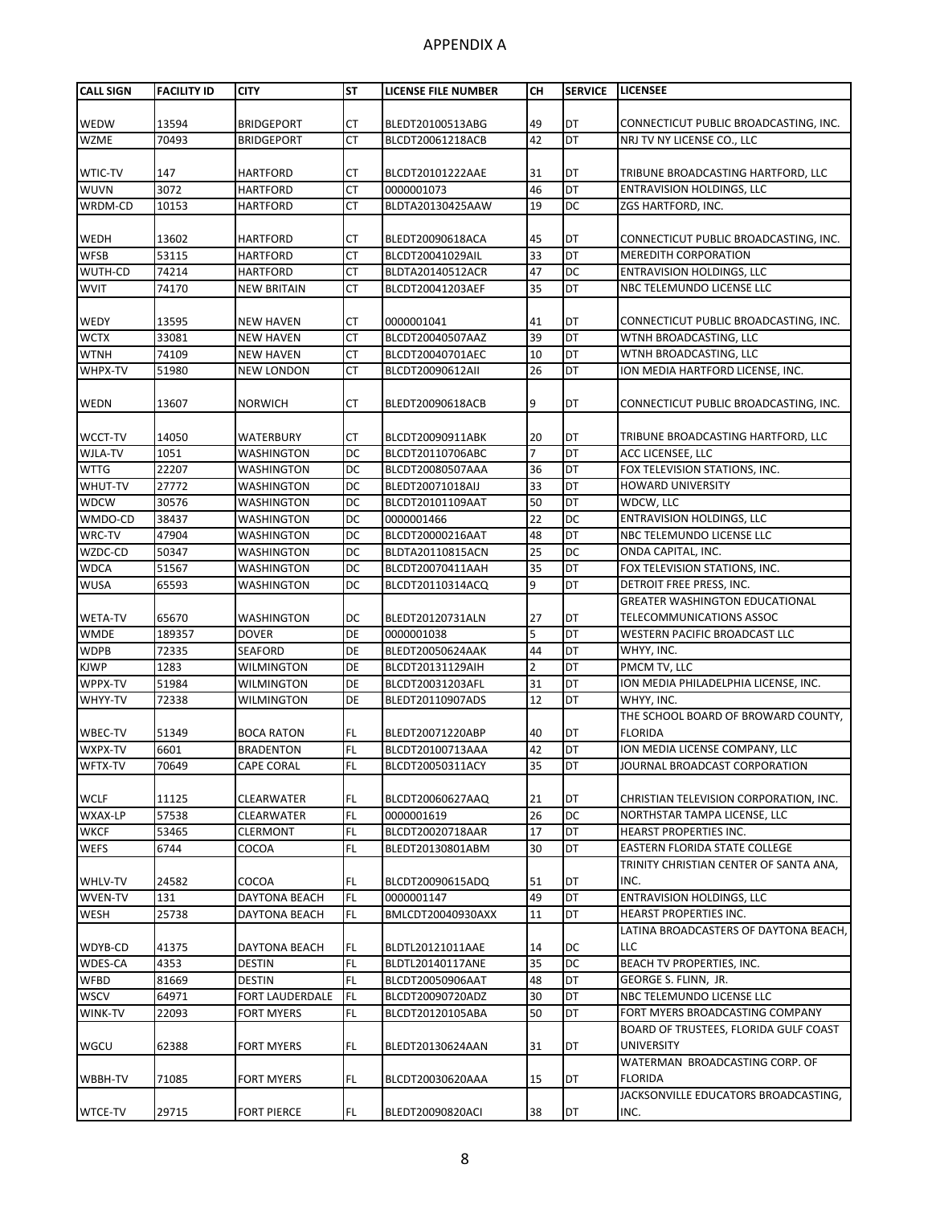# APPENDIX A

| CALL SIGN | FACILITY ID | CITY | ST | LICENSE FILE NUMBER | CH | SERVICE | LICENSEE |
|---|---|---|---|---|---|---|---|
| WEDW | 13594 | BRIDGEPORT | CT | BLEDT20100513ABG | 49 | DT | CONNECTICUT PUBLIC BROADCASTING, INC. |
| WZME | 70493 | BRIDGEPORT | CT | BLCDT20061218ACB | 42 | DT | NRJ TV NY LICENSE CO., LLC |
| WTIC-TV | 147 | HARTFORD | CT | BLCDT20101222AAE | 31 | DT | TRIBUNE BROADCASTING HARTFORD, LLC |
| WUVN | 3072 | HARTFORD | CT | 0000001073 | 46 | DT | ENTRAVISION HOLDINGS, LLC |
| WRDM-CD | 10153 | HARTFORD | CT | BLDTA20130425AAW | 19 | DC | ZGS HARTFORD, INC. |
| WEDH | 13602 | HARTFORD | CT | BLEDT20090618ACA | 45 | DT | CONNECTICUT PUBLIC BROADCASTING, INC. |
| WFSB | 53115 | HARTFORD | CT | BLCDT20041029AIL | 33 | DT | MEREDITH CORPORATION |
| WUTH-CD | 74214 | HARTFORD | CT | BLDTA20140512ACR | 47 | DC | ENTRAVISION HOLDINGS, LLC |
| WVIT | 74170 | NEW BRITAIN | CT | BLCDT20041203AEF | 35 | DT | NBC TELEMUNDO LICENSE LLC |
| WEDY | 13595 | NEW HAVEN | CT | 0000001041 | 41 | DT | CONNECTICUT PUBLIC BROADCASTING, INC. |
| WCTX | 33081 | NEW HAVEN | CT | BLCDT20040507AAZ | 39 | DT | WTNH BROADCASTING, LLC |
| WTNH | 74109 | NEW HAVEN | CT | BLCDT20040701AEC | 10 | DT | WTNH BROADCASTING, LLC |
| WHPX-TV | 51980 | NEW LONDON | CT | BLCDT20090612AII | 26 | DT | ION MEDIA HARTFORD LICENSE, INC. |
| WEDN | 13607 | NORWICH | CT | BLEDT20090618ACB | 9 | DT | CONNECTICUT PUBLIC BROADCASTING, INC. |
| WCCT-TV | 14050 | WATERBURY | CT | BLCDT20090911ABK | 20 | DT | TRIBUNE BROADCASTING HARTFORD, LLC |
| WJLA-TV | 1051 | WASHINGTON | DC | BLCDT20110706ABC | 7 | DT | ACC LICENSEE, LLC |
| WTTG | 22207 | WASHINGTON | DC | BLCDT20080507AAA | 36 | DT | FOX TELEVISION STATIONS, INC. |
| WHUT-TV | 27772 | WASHINGTON | DC | BLEDT20071018AIJ | 33 | DT | HOWARD UNIVERSITY |
| WDCW | 30576 | WASHINGTON | DC | BLCDT20101109AAT | 50 | DT | WDCW, LLC |
| WMDO-CD | 38437 | WASHINGTON | DC | 0000001466 | 22 | DC | ENTRAVISION HOLDINGS, LLC |
| WRC-TV | 47904 | WASHINGTON | DC | BLCDT20000216AAT | 48 | DT | NBC TELEMUNDO LICENSE LLC |
| WZDC-CD | 50347 | WASHINGTON | DC | BLDTA20110815ACN | 25 | DC | ONDA CAPITAL, INC. |
| WDCA | 51567 | WASHINGTON | DC | BLCDT20070411AAH | 35 | DT | FOX TELEVISION STATIONS, INC. |
| WUSA | 65593 | WASHINGTON | DC | BLCDT20110314ACQ | 9 | DT | DETROIT FREE PRESS, INC. |
| WETA-TV | 65670 | WASHINGTON | DC | BLEDT20120731ALN | 27 | DT | GREATER WASHINGTON EDUCATIONAL TELECOMMUNICATIONS ASSOC |
| WMDE | 189357 | DOVER | DE | 0000001038 | 5 | DT | WESTERN PACIFIC BROADCAST LLC |
| WDPB | 72335 | SEAFORD | DE | BLEDT20050624AAK | 44 | DT | WHYY, INC. |
| KJWP | 1283 | WILMINGTON | DE | BLCDT20131129AIH | 2 | DT | PMCM TV, LLC |
| WPPX-TV | 51984 | WILMINGTON | DE | BLCDT20031203AFL | 31 | DT | ION MEDIA PHILADELPHIA LICENSE, INC. |
| WHYY-TV | 72338 | WILMINGTON | DE | BLEDT20110907ADS | 12 | DT | WHYY, INC. |
| WBEC-TV | 51349 | BOCA RATON | FL | BLEDT20071220ABP | 40 | DT | THE SCHOOL BOARD OF BROWARD COUNTY, FLORIDA |
| WXPX-TV | 6601 | BRADENTON | FL | BLCDT20100713AAA | 42 | DT | ION MEDIA LICENSE COMPANY, LLC |
| WFTX-TV | 70649 | CAPE CORAL | FL | BLCDT20050311ACY | 35 | DT | JOURNAL BROADCAST CORPORATION |
| WCLF | 11125 | CLEARWATER | FL | BLCDT20060627AAQ | 21 | DT | CHRISTIAN TELEVISION CORPORATION, INC. |
| WXAX-LP | 57538 | CLEARWATER | FL | 0000001619 | 26 | DC | NORTHSTAR TAMPA LICENSE, LLC |
| WKCF | 53465 | CLERMONT | FL | BLCDT20020718AAR | 17 | DT | HEARST PROPERTIES INC. |
| WEFS | 6744 | COCOA | FL | BLEDT20130801ABM | 30 | DT | EASTERN FLORIDA STATE COLLEGE |
| WHLV-TV | 24582 | COCOA | FL | BLCDT20090615ADQ | 51 | DT | TRINITY CHRISTIAN CENTER OF SANTA ANA, INC. |
| WVEN-TV | 131 | DAYTONA BEACH | FL | 0000001147 | 49 | DT | ENTRAVISION HOLDINGS, LLC |
| WESH | 25738 | DAYTONA BEACH | FL | BMLCDT20040930AXX | 11 | DT | HEARST PROPERTIES INC. |
| WDYB-CD | 41375 | DAYTONA BEACH | FL | BLDTL20121011AAE | 14 | DC | LATINA BROADCASTERS OF DAYTONA BEACH, LLC |
| WDES-CA | 4353 | DESTIN | FL | BLDTL20140117ANE | 35 | DC | BEACH TV PROPERTIES, INC. |
| WFBD | 81669 | DESTIN | FL | BLCDT20050906AAT | 48 | DT | GEORGE S. FLINN, JR. |
| WSCV | 64971 | FORT LAUDERDALE | FL | BLCDT20090720ADZ | 30 | DT | NBC TELEMUNDO LICENSE LLC |
| WINK-TV | 22093 | FORT MYERS | FL | BLCDT20120105ABA | 50 | DT | FORT MYERS BROADCASTING COMPANY |
| WGCU | 62388 | FORT MYERS | FL | BLEDT20130624AAN | 31 | DT | BOARD OF TRUSTEES, FLORIDA GULF COAST UNIVERSITY |
| WBBH-TV | 71085 | FORT MYERS | FL | BLCDT20030620AAA | 15 | DT | WATERMAN BROADCASTING CORP. OF FLORIDA |
| WTCE-TV | 29715 | FORT PIERCE | FL | BLEDT20090820ACI | 38 | DT | JACKSONVILLE EDUCATORS BROADCASTING, INC. |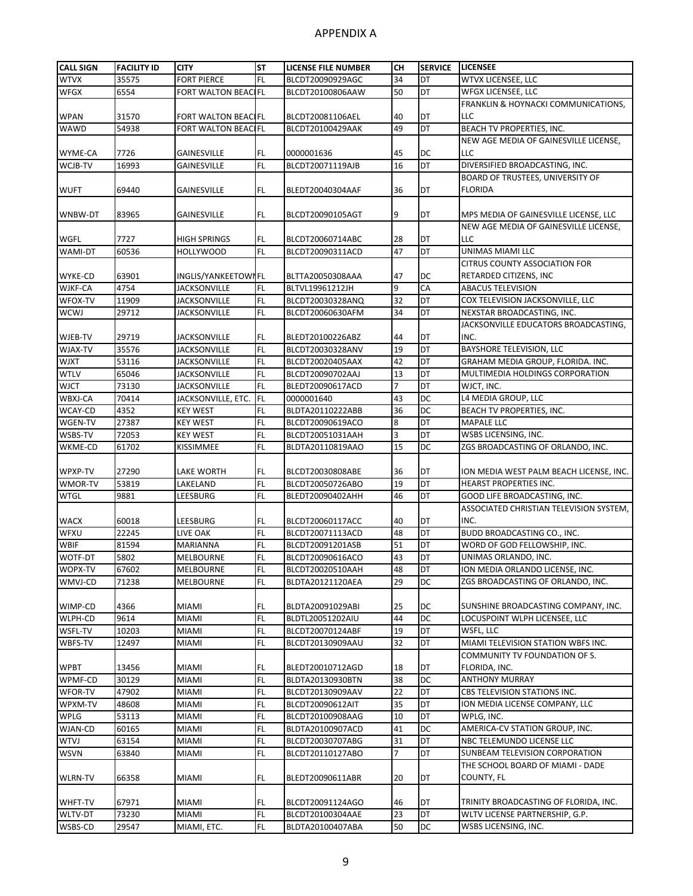# APPENDIX A

| CALL SIGN | FACILITY ID | CITY | ST | LICENSE FILE NUMBER | CH | SERVICE | LICENSEE |
|---|---|---|---|---|---|---|---|
| WTVX | 35575 | FORT PIERCE | FL | BLCDT20090929AGC | 34 | DT | WTVX LICENSEE, LLC |
| WFGX | 6554 | FORT WALTON BEACI | FL | BLCDT20100806AAW | 50 | DT | WFGX LICENSEE, LLC |
| WPAN | 31570 | FORT WALTON BEACI | FL | BLCDT20081106AEL | 40 | DT | FRANKLIN & HOYNACKI COMMUNICATIONS, LLC |
| WAWD | 54938 | FORT WALTON BEACI | FL | BLCDT20100429AAK | 49 | DT | BEACH TV PROPERTIES, INC. |
| WYME-CA | 7726 | GAINESVILLE | FL | 0000001636 | 45 | DC | NEW AGE MEDIA OF GAINESVILLE LICENSE, LLC |
| WCJB-TV | 16993 | GAINESVILLE | FL | BLCDT20071119AJB | 16 | DT | DIVERSIFIED BROADCASTING, INC. |
| WUFT | 69440 | GAINESVILLE | FL | BLEDT20040304AAF | 36 | DT | BOARD OF TRUSTEES, UNIVERSITY OF FLORIDA |
| WNBW-DT | 83965 | GAINESVILLE | FL | BLCDT20090105AGT | 9 | DT | MPS MEDIA OF GAINESVILLE LICENSE, LLC |
| WGFL | 7727 | HIGH SPRINGS | FL | BLCDT20060714ABC | 28 | DT | NEW AGE MEDIA OF GAINESVILLE LICENSE, LLC |
| WAMI-DT | 60536 | HOLLYWOOD | FL | BLCDT20090311ACD | 47 | DT | UNIMAS MIAMI LLC |
| WYKE-CD | 63901 | INGLIS/YANKEETOWI | FL | BLTTA20050308AAA | 47 | DC | CITRUS COUNTY ASSOCIATION FOR RETARDED CITIZENS, INC |
| WJKF-CA | 4754 | JACKSONVILLE | FL | BLTVL19961212JH | 9 | CA | ABACUS TELEVISION |
| WFOX-TV | 11909 | JACKSONVILLE | FL | BLCDT20030328ANQ | 32 | DT | COX TELEVISION JACKSONVILLE, LLC |
| WCWJ | 29712 | JACKSONVILLE | FL | BLCDT20060630AFM | 34 | DT | NEXSTAR BROADCASTING, INC. |
| WJEB-TV | 29719 | JACKSONVILLE | FL | BLEDT20100226ABZ | 44 | DT | JACKSONVILLE EDUCATORS BROADCASTING, INC. |
| WJAX-TV | 35576 | JACKSONVILLE | FL | BLCDT20030328ANV | 19 | DT | BAYSHORE TELEVISION, LLC |
| WJXT | 53116 | JACKSONVILLE | FL | BLCDT20020405AAX | 42 | DT | GRAHAM MEDIA GROUP, FLORIDA. INC. |
| WTLV | 65046 | JACKSONVILLE | FL | BLCDT20090702AAJ | 13 | DT | MULTIMEDIA HOLDINGS CORPORATION |
| WJCT | 73130 | JACKSONVILLE | FL | BLEDT20090617ACD | 7 | DT | WJCT, INC. |
| WBXJ-CA | 70414 | JACKSONVILLE, ETC. | FL | 0000001640 | 43 | DC | L4 MEDIA GROUP, LLC |
| WCAY-CD | 4352 | KEY WEST | FL | BLDTA20110222ABB | 36 | DC | BEACH TV PROPERTIES, INC. |
| WGEN-TV | 27387 | KEY WEST | FL | BLCDT20090619ACO | 8 | DT | MAPALE LLC |
| WSBS-TV | 72053 | KEY WEST | FL | BLCDT20051031AAH | 3 | DT | WSBS LICENSING, INC. |
| WKME-CD | 61702 | KISSIMMEE | FL | BLDTA20110819AAO | 15 | DC | ZGS BROADCASTING OF ORLANDO, INC. |
| WPXP-TV | 27290 | LAKE WORTH | FL | BLCDT20030808ABE | 36 | DT | ION MEDIA WEST PALM BEACH LICENSE, INC. |
| WMOR-TV | 53819 | LAKELAND | FL | BLCDT20050726ABO | 19 | DT | HEARST PROPERTIES INC. |
| WTGL | 9881 | LEESBURG | FL | BLEDT20090402AHH | 46 | DT | GOOD LIFE BROADCASTING, INC. |
| WACX | 60018 | LEESBURG | FL | BLCDT20060117ACC | 40 | DT | ASSOCIATED CHRISTIAN TELEVISION SYSTEM, INC. |
| WFXU | 22245 | LIVE OAK | FL | BLCDT20071113ACD | 48 | DT | BUDD BROADCASTING CO., INC. |
| WBIF | 81594 | MARIANNA | FL | BLCDT20091201ASB | 51 | DT | WORD OF GOD FELLOWSHIP, INC. |
| WOTF-DT | 5802 | MELBOURNE | FL | BLCDT20090616ACO | 43 | DT | UNIMAS ORLANDO, INC. |
| WOPX-TV | 67602 | MELBOURNE | FL | BLCDT20020510AAH | 48 | DT | ION MEDIA ORLANDO LICENSE, INC. |
| WMVJ-CD | 71238 | MELBOURNE | FL | BLDTA20121120AEA | 29 | DC | ZGS BROADCASTING OF ORLANDO, INC. |
| WIMP-CD | 4366 | MIAMI | FL | BLDTA20091029ABI | 25 | DC | SUNSHINE BROADCASTING COMPANY, INC. |
| WLPH-CD | 9614 | MIAMI | FL | BLDTL20051202AIU | 44 | DC | LOCUSPOINT WLPH LICENSEE, LLC |
| WSFL-TV | 10203 | MIAMI | FL | BLCDT20070124ABF | 19 | DT | WSFL, LLC |
| WBFS-TV | 12497 | MIAMI | FL | BLCDT20130909AAU | 32 | DT | MIAMI TELEVISION STATION WBFS INC. |
| WPBT | 13456 | MIAMI | FL | BLEDT20010712AGD | 18 | DT | COMMUNITY TV FOUNDATION OF S. FLORIDA, INC. |
| WPMF-CD | 30129 | MIAMI | FL | BLDTA20130930BTN | 38 | DC | ANTHONY MURRAY |
| WFOR-TV | 47902 | MIAMI | FL | BLCDT20130909AAV | 22 | DT | CBS TELEVISION STATIONS INC. |
| WPXM-TV | 48608 | MIAMI | FL | BLCDT20090612AIT | 35 | DT | ION MEDIA LICENSE COMPANY, LLC |
| WPLG | 53113 | MIAMI | FL | BLCDT20100908AAG | 10 | DT | WPLG, INC. |
| WJAN-CD | 60165 | MIAMI | FL | BLDTA20100907ACD | 41 | DC | AMERICA-CV STATION GROUP, INC. |
| WTVJ | 63154 | MIAMI | FL | BLCDT20030707ABG | 31 | DT | NBC TELEMUNDO LICENSE LLC |
| WSVN | 63840 | MIAMI | FL | BLCDT20110127ABO | 7 | DT | SUNBEAM TELEVISION CORPORATION |
| WLRN-TV | 66358 | MIAMI | FL | BLEDT20090611ABR | 20 | DT | THE SCHOOL BOARD OF MIAMI - DADE COUNTY, FL |
| WHFT-TV | 67971 | MIAMI | FL | BLCDT20091124AGO | 46 | DT | TRINITY BROADCASTING OF FLORIDA, INC. |
| WLTV-DT | 73230 | MIAMI | FL | BLCDT20100304AAE | 23 | DT | WLTV LICENSE PARTNERSHIP, G.P. |
| WSBS-CD | 29547 | MIAMI, ETC. | FL | BLDTA20100407ABA | 50 | DC | WSBS LICENSING, INC. |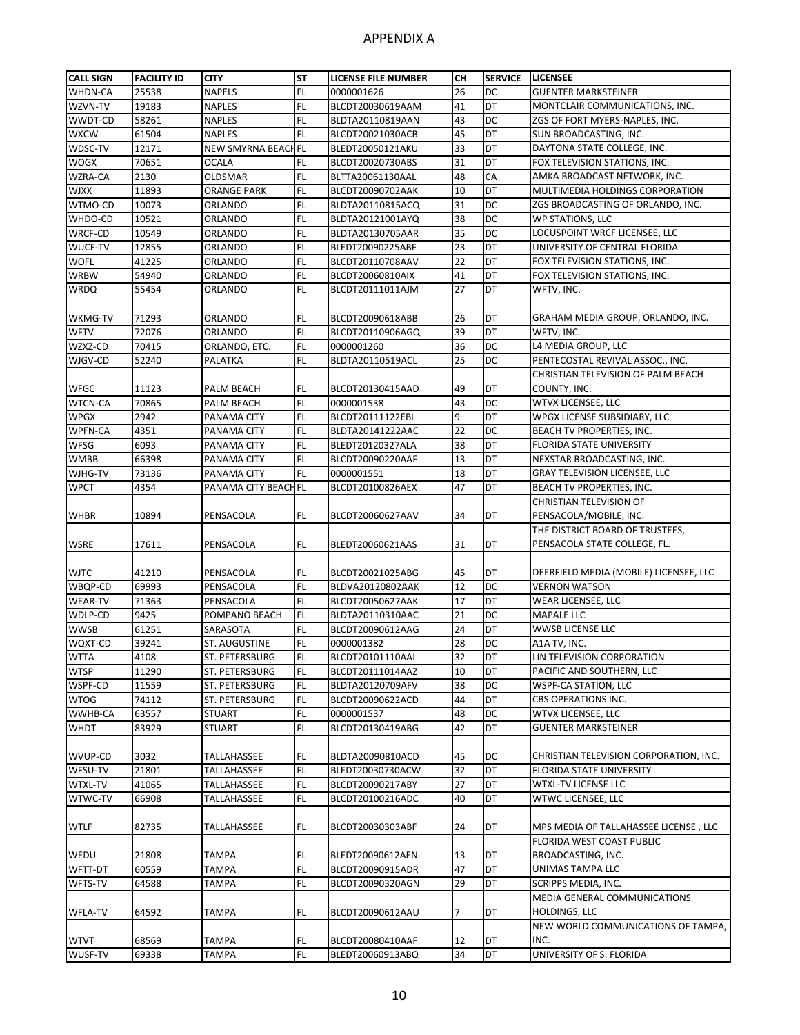# APPENDIX A

| CALL SIGN | FACILITY ID | CITY | ST | LICENSE FILE NUMBER | CH | SERVICE | LICENSEE |
|---|---|---|---|---|---|---|---|
| WHDN-CA | 25538 | NAPELS | FL | 0000001626 | 26 | DC | GUENTER MARKSTEINER |
| WZVN-TV | 19183 | NAPLES | FL | BLCDT20030619AAM | 41 | DT | MONTCLAIR COMMUNICATIONS, INC. |
| WWDT-CD | 58261 | NAPLES | FL | BLDTA20110819AAN | 43 | DC | ZGS OF FORT MYERS-NAPLES, INC. |
| WXCW | 61504 | NAPLES | FL | BLCDT20021030ACB | 45 | DT | SUN BROADCASTING, INC. |
| WDSC-TV | 12171 | NEW SMYRNA BEACH | FL | BLEDT20050121AKU | 33 | DT | DAYTONA STATE COLLEGE, INC. |
| WOGX | 70651 | OCALA | FL | BLCDT20020730ABS | 31 | DT | FOX TELEVISION STATIONS, INC. |
| WZRA-CA | 2130 | OLDSMAR | FL | BLTTA20061130AAL | 48 | CA | AMKA BROADCAST NETWORK, INC. |
| WJXX | 11893 | ORANGE PARK | FL | BLCDT20090702AAK | 10 | DT | MULTIMEDIA HOLDINGS CORPORATION |
| WTMO-CD | 10073 | ORLANDO | FL | BLDTA20110815ACQ | 31 | DC | ZGS BROADCASTING OF ORLANDO, INC. |
| WHDO-CD | 10521 | ORLANDO | FL | BLDTA20121001AYQ | 38 | DC | WP STATIONS, LLC |
| WRCF-CD | 10549 | ORLANDO | FL | BLDTA20130705AAR | 35 | DC | LOCUSPOINT WRCF LICENSEE, LLC |
| WUCF-TV | 12855 | ORLANDO | FL | BLEDT20090225ABF | 23 | DT | UNIVERSITY OF CENTRAL FLORIDA |
| WOFL | 41225 | ORLANDO | FL | BLCDT20110708AAV | 22 | DT | FOX TELEVISION STATIONS, INC. |
| WRBW | 54940 | ORLANDO | FL | BLCDT20060810AIX | 41 | DT | FOX TELEVISION STATIONS, INC. |
| WRDQ | 55454 | ORLANDO | FL | BLCDT20111011AJM | 27 | DT | WFTV, INC. |
| WKMG-TV | 71293 | ORLANDO | FL | BLCDT20090618ABB | 26 | DT | GRAHAM MEDIA GROUP, ORLANDO, INC. |
| WFTV | 72076 | ORLANDO | FL | BLCDT20110906AGQ | 39 | DT | WFTV, INC. |
| WZXZ-CD | 70415 | ORLANDO, ETC. | FL | 0000001260 | 36 | DC | L4 MEDIA GROUP, LLC |
| WJGV-CD | 52240 | PALATKA | FL | BLDTA20110519ACL | 25 | DC | PENTECOSTAL REVIVAL ASSOC., INC. |
| WFGC | 11123 | PALM BEACH | FL | BLCDT20130415AAD | 49 | DT | CHRISTIAN TELEVISION OF PALM BEACH COUNTY, INC. |
| WTCN-CA | 70865 | PALM BEACH | FL | 0000001538 | 43 | DC | WTVX LICENSEE, LLC |
| WPGX | 2942 | PANAMA CITY | FL | BLCDT20111122EBL | 9 | DT | WPGX LICENSE SUBSIDIARY, LLC |
| WPFN-CA | 4351 | PANAMA CITY | FL | BLDTA20141222AAC | 22 | DC | BEACH TV PROPERTIES, INC. |
| WFSG | 6093 | PANAMA CITY | FL | BLEDT20120327ALA | 38 | DT | FLORIDA STATE UNIVERSITY |
| WMBB | 66398 | PANAMA CITY | FL | BLCDT20090220AAF | 13 | DT | NEXSTAR BROADCASTING, INC. |
| WJHG-TV | 73136 | PANAMA CITY | FL | 0000001551 | 18 | DT | GRAY TELEVISION LICENSEE, LLC |
| WPCT | 4354 | PANAMA CITY BEACH | FL | BLCDT20100826AEX | 47 | DT | BEACH TV PROPERTIES, INC. |
| WHBR | 10894 | PENSACOLA | FL | BLCDT20060627AAV | 34 | DT | CHRISTIAN TELEVISION OF PENSACOLA/MOBILE, INC. |
| WSRE | 17611 | PENSACOLA | FL | BLEDT20060621AAS | 31 | DT | THE DISTRICT BOARD OF TRUSTEES, PENSACOLA STATE COLLEGE, FL. |
| WJTC | 41210 | PENSACOLA | FL | BLCDT20021025ABG | 45 | DT | DEERFIELD MEDIA (MOBILE) LICENSEE, LLC |
| WBQP-CD | 69993 | PENSACOLA | FL | BLDVA20120802AAK | 12 | DC | VERNON WATSON |
| WEAR-TV | 71363 | PENSACOLA | FL | BLCDT20050627AAK | 17 | DT | WEAR LICENSEE, LLC |
| WDLP-CD | 9425 | POMPANO BEACH | FL | BLDTA20110310AAC | 21 | DC | MAPALE LLC |
| WWSB | 61251 | SARASOTA | FL | BLCDT20090612AAG | 24 | DT | WWSB LICENSE LLC |
| WQXT-CD | 39241 | ST. AUGUSTINE | FL | 0000001382 | 28 | DC | A1A TV, INC. |
| WTTA | 4108 | ST. PETERSBURG | FL | BLCDT20101110AAI | 32 | DT | LIN TELEVISION CORPORATION |
| WTSP | 11290 | ST. PETERSBURG | FL | BLCDT20111014AAZ | 10 | DT | PACIFIC AND SOUTHERN, LLC |
| WSPF-CD | 11559 | ST. PETERSBURG | FL | BLDTA20120709AFV | 38 | DC | WSPF-CA STATION, LLC |
| WTOG | 74112 | ST. PETERSBURG | FL | BLCDT20090622ACD | 44 | DT | CBS OPERATIONS INC. |
| WWHB-CA | 63557 | STUART | FL | 0000001537 | 48 | DC | WTVX LICENSEE, LLC |
| WHDT | 83929 | STUART | FL | BLCDT20130419ABG | 42 | DT | GUENTER MARKSTEINER |
| WVUP-CD | 3032 | TALLAHASSEE | FL | BLDTA20090810ACD | 45 | DC | CHRISTIAN TELEVISION CORPORATION, INC. |
| WFSU-TV | 21801 | TALLAHASSEE | FL | BLEDT20030730ACW | 32 | DT | FLORIDA STATE UNIVERSITY |
| WTXL-TV | 41065 | TALLAHASSEE | FL | BLCDT20090217ABY | 27 | DT | WTXL-TV LICENSE LLC |
| WTWC-TV | 66908 | TALLAHASSEE | FL | BLCDT20100216ADC | 40 | DT | WTWC LICENSEE, LLC |
| WTLF | 82735 | TALLAHASSEE | FL | BLCDT20030303ABF | 24 | DT | MPS MEDIA OF TALLAHASSEE LICENSE , LLC |
| WEDU | 21808 | TAMPA | FL | BLEDT20090612AEN | 13 | DT | FLORIDA WEST COAST PUBLIC BROADCASTING, INC. |
| WFTT-DT | 60559 | TAMPA | FL | BLCDT20090915ADR | 47 | DT | UNIMAS TAMPA LLC |
| WFTS-TV | 64588 | TAMPA | FL | BLCDT20090320AGN | 29 | DT | SCRIPPS MEDIA, INC. |
| WFLA-TV | 64592 | TAMPA | FL | BLCDT20090612AAU | 7 | DT | MEDIA GENERAL COMMUNICATIONS HOLDINGS, LLC |
| WTVT | 68569 | TAMPA | FL | BLCDT20080410AAF | 12 | DT | NEW WORLD COMMUNICATIONS OF TAMPA, INC. |
| WUSF-TV | 69338 | TAMPA | FL | BLEDT20060913ABQ | 34 | DT | UNIVERSITY OF S. FLORIDA |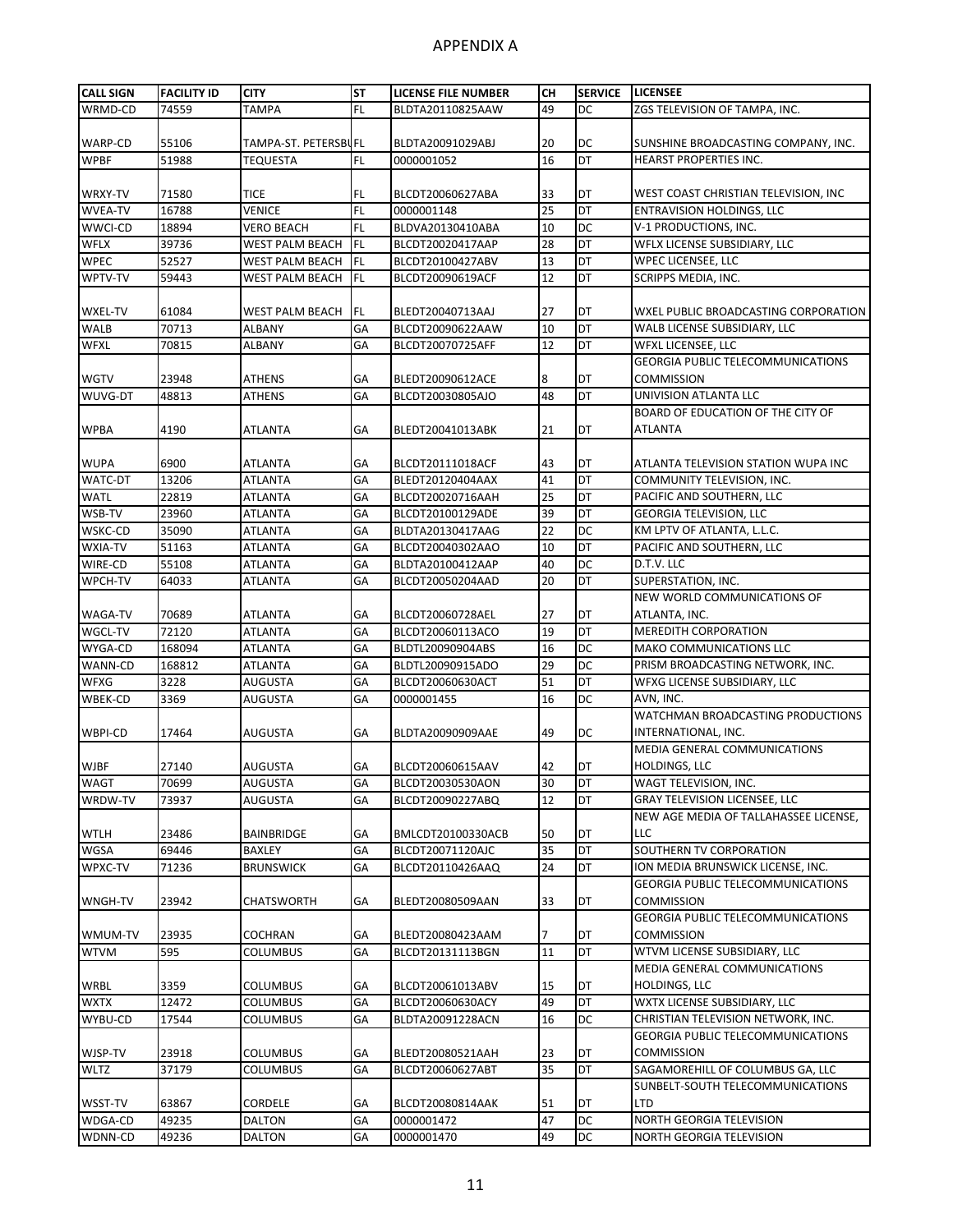# APPENDIX A

| CALL SIGN | FACILITY ID | CITY | ST | LICENSE FILE NUMBER | CH | SERVICE | LICENSEE |
|---|---|---|---|---|---|---|---|
| WRMD-CD | 74559 | TAMPA | FL | BLDTA20110825AAW | 49 | DC | ZGS TELEVISION OF TAMPA, INC. |
| WARP-CD | 55106 | TAMPA-ST. PETERSBU | FL | BLDTA20091029ABJ | 20 | DC | SUNSHINE BROADCASTING COMPANY, INC. |
| WPBF | 51988 | TEQUESTA | FL | 0000001052 | 16 | DT | HEARST PROPERTIES INC. |
| WRXY-TV | 71580 | TICE | FL | BLCDT20060627ABA | 33 | DT | WEST COAST CHRISTIAN TELEVISION, INC |
| WVEA-TV | 16788 | VENICE | FL | 0000001148 | 25 | DT | ENTRAVISION HOLDINGS, LLC |
| WWCI-CD | 18894 | VERO BEACH | FL | BLDVA20130410ABA | 10 | DC | V-1 PRODUCTIONS, INC. |
| WFLX | 39736 | WEST PALM BEACH | FL | BLCDT20020417AAP | 28 | DT | WFLX LICENSE SUBSIDIARY, LLC |
| WPEC | 52527 | WEST PALM BEACH | FL | BLCDT20100427ABV | 13 | DT | WPEC LICENSEE, LLC |
| WPTV-TV | 59443 | WEST PALM BEACH | FL | BLCDT20090619ACF | 12 | DT | SCRIPPS MEDIA, INC. |
| WXEL-TV | 61084 | WEST PALM BEACH | FL | BLEDT20040713AAJ | 27 | DT | WXEL PUBLIC BROADCASTING CORPORATION |
| WALB | 70713 | ALBANY | GA | BLCDT20090622AAW | 10 | DT | WALB LICENSE SUBSIDIARY, LLC |
| WFXL | 70815 | ALBANY | GA | BLCDT20070725AFF | 12 | DT | WFXL LICENSEE, LLC |
| WGTV | 23948 | ATHENS | GA | BLEDT20090612ACE | 8 | DT | GEORGIA PUBLIC TELECOMMUNICATIONS COMMISSION |
| WUVG-DT | 48813 | ATHENS | GA | BLCDT20030805AJO | 48 | DT | UNIVISION ATLANTA LLC |
| WPBA | 4190 | ATLANTA | GA | BLEDT20041013ABK | 21 | DT | BOARD OF EDUCATION OF THE CITY OF ATLANTA |
| WUPA | 6900 | ATLANTA | GA | BLCDT20111018ACF | 43 | DT | ATLANTA TELEVISION STATION WUPA INC |
| WATC-DT | 13206 | ATLANTA | GA | BLEDT20120404AAX | 41 | DT | COMMUNITY TELEVISION, INC. |
| WATL | 22819 | ATLANTA | GA | BLCDT20020716AAH | 25 | DT | PACIFIC AND SOUTHERN, LLC |
| WSB-TV | 23960 | ATLANTA | GA | BLCDT20100129ADE | 39 | DT | GEORGIA TELEVISION, LLC |
| WSKC-CD | 35090 | ATLANTA | GA | BLDTA20130417AAG | 22 | DC | KM LPTV OF ATLANTA, L.L.C. |
| WXIA-TV | 51163 | ATLANTA | GA | BLCDT20040302AAO | 10 | DT | PACIFIC AND SOUTHERN, LLC |
| WIRE-CD | 55108 | ATLANTA | GA | BLDTA20100412AAP | 40 | DC | D.T.V. LLC |
| WPCH-TV | 64033 | ATLANTA | GA | BLCDT20050204AAD | 20 | DT | SUPERSTATION, INC. |
| WAGA-TV | 70689 | ATLANTA | GA | BLCDT20060728AEL | 27 | DT | NEW WORLD COMMUNICATIONS OF ATLANTA, INC. |
| WGCL-TV | 72120 | ATLANTA | GA | BLCDT20060113ACO | 19 | DT | MEREDITH CORPORATION |
| WYGA-CD | 168094 | ATLANTA | GA | BLDTL20090904ABS | 16 | DC | MAKO COMMUNICATIONS LLC |
| WANN-CD | 168812 | ATLANTA | GA | BLDTL20090915ADO | 29 | DC | PRISM BROADCASTING NETWORK, INC. |
| WFXG | 3228 | AUGUSTA | GA | BLCDT20060630ACT | 51 | DT | WFXG LICENSE SUBSIDIARY, LLC |
| WBEK-CD | 3369 | AUGUSTA | GA | 0000001455 | 16 | DC | AVN, INC. |
| WBPI-CD | 17464 | AUGUSTA | GA | BLDTA20090909AAE | 49 | DC | WATCHMAN BROADCASTING PRODUCTIONS INTERNATIONAL, INC. |
| WJBF | 27140 | AUGUSTA | GA | BLCDT20060615AAV | 42 | DT | MEDIA GENERAL COMMUNICATIONS HOLDINGS, LLC |
| WAGT | 70699 | AUGUSTA | GA | BLCDT20030530AON | 30 | DT | WAGT TELEVISION, INC. |
| WRDW-TV | 73937 | AUGUSTA | GA | BLCDT20090227ABQ | 12 | DT | GRAY TELEVISION LICENSEE, LLC |
| WTLH | 23486 | BAINBRIDGE | GA | BMLCDT20100330ACB | 50 | DT | NEW AGE MEDIA OF TALLAHASSEE LICENSE, LLC |
| WGSA | 69446 | BAXLEY | GA | BLCDT20071120AJC | 35 | DT | SOUTHERN TV CORPORATION |
| WPXC-TV | 71236 | BRUNSWICK | GA | BLCDT20110426AAQ | 24 | DT | ION MEDIA BRUNSWICK LICENSE, INC. |
| WNGH-TV | 23942 | CHATSWORTH | GA | BLEDT20080509AAN | 33 | DT | GEORGIA PUBLIC TELECOMMUNICATIONS COMMISSION |
| WMUM-TV | 23935 | COCHRAN | GA | BLEDT20080423AAM | 7 | DT | GEORGIA PUBLIC TELECOMMUNICATIONS COMMISSION |
| WTVM | 595 | COLUMBUS | GA | BLCDT20131113BGN | 11 | DT | WTVM LICENSE SUBSIDIARY, LLC |
| WRBL | 3359 | COLUMBUS | GA | BLCDT20061013ABV | 15 | DT | MEDIA GENERAL COMMUNICATIONS HOLDINGS, LLC |
| WXTX | 12472 | COLUMBUS | GA | BLCDT20060630ACY | 49 | DT | WXTX LICENSE SUBSIDIARY, LLC |
| WYBU-CD | 17544 | COLUMBUS | GA | BLDTA20091228ACN | 16 | DC | CHRISTIAN TELEVISION NETWORK, INC. |
| WJSP-TV | 23918 | COLUMBUS | GA | BLEDT20080521AAH | 23 | DT | GEORGIA PUBLIC TELECOMMUNICATIONS COMMISSION |
| WLTZ | 37179 | COLUMBUS | GA | BLCDT20060627ABT | 35 | DT | SAGAMOREHILL OF COLUMBUS GA, LLC |
| WSST-TV | 63867 | CORDELE | GA | BLCDT20080814AAK | 51 | DT | SUNBELT-SOUTH TELECOMMUNICATIONS LTD |
| WDGA-CD | 49235 | DALTON | GA | 0000001472 | 47 | DC | NORTH GEORGIA TELEVISION |
| WDNN-CD | 49236 | DALTON | GA | 0000001470 | 49 | DC | NORTH GEORGIA TELEVISION |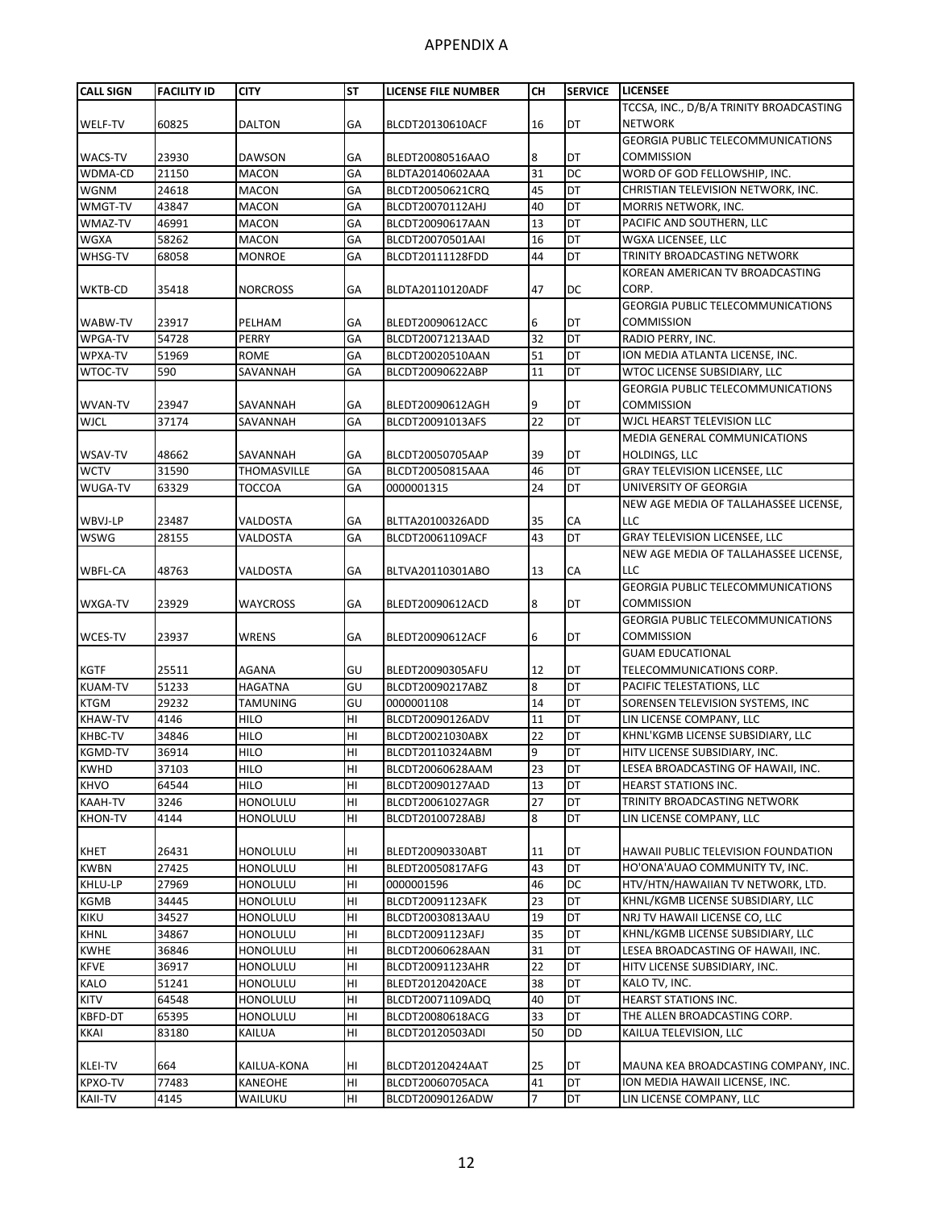# APPENDIX A

| CALL SIGN | FACILITY ID | CITY | ST | LICENSE FILE NUMBER | CH | SERVICE | LICENSEE |
|---|---|---|---|---|---|---|---|
| WELF-TV | 60825 | DALTON | GA | BLCDT20130610ACF | 16 | DT | TCCSA, INC., D/B/A TRINITY BROADCASTING NETWORK |
| WACS-TV | 23930 | DAWSON | GA | BLEDT20080516AAO | 8 | DT | GEORGIA PUBLIC TELECOMMUNICATIONS COMMISSION |
| WDMA-CD | 21150 | MACON | GA | BLDTA20140602AAA | 31 | DC | WORD OF GOD FELLOWSHIP, INC. |
| WGNM | 24618 | MACON | GA | BLCDT20050621CRQ | 45 | DT | CHRISTIAN TELEVISION NETWORK, INC. |
| WMGT-TV | 43847 | MACON | GA | BLCDT20070112AHJ | 40 | DT | MORRIS NETWORK, INC. |
| WMAZ-TV | 46991 | MACON | GA | BLCDT20090617AAN | 13 | DT | PACIFIC AND SOUTHERN, LLC |
| WGXA | 58262 | MACON | GA | BLCDT20070501AAI | 16 | DT | WGXA LICENSEE, LLC |
| WHSG-TV | 68058 | MONROE | GA | BLCDT20111128FDD | 44 | DT | TRINITY BROADCASTING NETWORK |
| WKTB-CD | 35418 | NORCROSS | GA | BLDTA20110120ADF | 47 | DC | KOREAN AMERICAN TV BROADCASTING CORP. |
| WABW-TV | 23917 | PELHAM | GA | BLEDT20090612ACC | 6 | DT | GEORGIA PUBLIC TELECOMMUNICATIONS COMMISSION |
| WPGA-TV | 54728 | PERRY | GA | BLCDT20071213AAD | 32 | DT | RADIO PERRY, INC. |
| WPXA-TV | 51969 | ROME | GA | BLCDT20020510AAN | 51 | DT | ION MEDIA ATLANTA LICENSE, INC. |
| WTOC-TV | 590 | SAVANNAH | GA | BLCDT20090622ABP | 11 | DT | WTOC LICENSE SUBSIDIARY, LLC |
| WVAN-TV | 23947 | SAVANNAH | GA | BLEDT20090612AGH | 9 | DT | GEORGIA PUBLIC TELECOMMUNICATIONS COMMISSION |
| WJCL | 37174 | SAVANNAH | GA | BLCDT20091013AFS | 22 | DT | WJCL HEARST TELEVISION LLC |
| WSAV-TV | 48662 | SAVANNAH | GA | BLCDT20050705AAP | 39 | DT | MEDIA GENERAL COMMUNICATIONS HOLDINGS, LLC |
| WCTV | 31590 | THOMASVILLE | GA | BLCDT20050815AAA | 46 | DT | GRAY TELEVISION LICENSEE, LLC |
| WUGA-TV | 63329 | TOCCOA | GA | 0000001315 | 24 | DT | UNIVERSITY OF GEORGIA |
| WBVJ-LP | 23487 | VALDOSTA | GA | BLTTA20100326ADD | 35 | CA | NEW AGE MEDIA OF TALLAHASSEE LICENSE, LLC |
| WSWG | 28155 | VALDOSTA | GA | BLCDT20061109ACF | 43 | DT | GRAY TELEVISION LICENSEE, LLC |
| WBFL-CA | 48763 | VALDOSTA | GA | BLTVA20110301ABO | 13 | CA | NEW AGE MEDIA OF TALLAHASSEE LICENSE, LLC |
| WXGA-TV | 23929 | WAYCROSS | GA | BLEDT20090612ACD | 8 | DT | GEORGIA PUBLIC TELECOMMUNICATIONS COMMISSION |
| WCES-TV | 23937 | WRENS | GA | BLEDT20090612ACF | 6 | DT | GEORGIA PUBLIC TELECOMMUNICATIONS COMMISSION |
| KGTF | 25511 | AGANA | GU | BLEDT20090305AFU | 12 | DT | GUAM EDUCATIONAL TELECOMMUNICATIONS CORP. |
| KUAM-TV | 51233 | HAGATNA | GU | BLCDT20090217ABZ | 8 | DT | PACIFIC TELESTATIONS, LLC |
| KTGM | 29232 | TAMUNING | GU | 0000001108 | 14 | DT | SORENSEN TELEVISION SYSTEMS, INC |
| KHAW-TV | 4146 | HILO | HI | BLCDT20090126ADV | 11 | DT | LIN LICENSE COMPANY, LLC |
| KHBC-TV | 34846 | HILO | HI | BLCDT20021030ABX | 22 | DT | KHNL'KGMB LICENSE SUBSIDIARY, LLC |
| KGMD-TV | 36914 | HILO | HI | BLCDT20110324ABM | 9 | DT | HITV LICENSE SUBSIDIARY, INC. |
| KWHD | 37103 | HILO | HI | BLCDT20060628AAM | 23 | DT | LESEA BROADCASTING OF HAWAII, INC. |
| KHVO | 64544 | HILO | HI | BLCDT20090127AAD | 13 | DT | HEARST STATIONS INC. |
| KAAH-TV | 3246 | HONOLULU | HI | BLCDT20061027AGR | 27 | DT | TRINITY BROADCASTING NETWORK |
| KHON-TV | 4144 | HONOLULU | HI | BLCDT20100728ABJ | 8 | DT | LIN LICENSE COMPANY, LLC |
| KHET | 26431 | HONOLULU | HI | BLEDT20090330ABT | 11 | DT | HAWAII PUBLIC TELEVISION FOUNDATION |
| KWBN | 27425 | HONOLULU | HI | BLEDT20050817AFG | 43 | DT | HO'ONA'AUAO COMMUNITY TV, INC. |
| KHLU-LP | 27969 | HONOLULU | HI | 0000001596 | 46 | DC | HTV/HTN/HAWAIIAN TV NETWORK, LTD. |
| KGMB | 34445 | HONOLULU | HI | BLCDT20091123AFK | 23 | DT | KHNL/KGMB LICENSE SUBSIDIARY, LLC |
| KIKU | 34527 | HONOLULU | HI | BLCDT20030813AAU | 19 | DT | NRJ TV HAWAII LICENSE CO, LLC |
| KHNL | 34867 | HONOLULU | HI | BLCDT20091123AFJ | 35 | DT | KHNL/KGMB LICENSE SUBSIDIARY, LLC |
| KWHE | 36846 | HONOLULU | HI | BLCDT20060628AAN | 31 | DT | LESEA BROADCASTING OF HAWAII, INC. |
| KFVE | 36917 | HONOLULU | HI | BLCDT20091123AHR | 22 | DT | HITV LICENSE SUBSIDIARY, INC. |
| KALO | 51241 | HONOLULU | HI | BLEDT20120420ACE | 38 | DT | KALO TV, INC. |
| KITV | 64548 | HONOLULU | HI | BLCDT20071109ADQ | 40 | DT | HEARST STATIONS INC. |
| KBFD-DT | 65395 | HONOLULU | HI | BLCDT20080618ACG | 33 | DT | THE ALLEN BROADCASTING CORP. |
| KKAI | 83180 | KAILUA | HI | BLCDT20120503ADI | 50 | DD | KAILUA TELEVISION, LLC |
| KLEI-TV | 664 | KAILUA-KONA | HI | BLCDT20120424AAT | 25 | DT | MAUNA KEA BROADCASTING COMPANY, INC. |
| KPXO-TV | 77483 | KANEOHE | HI | BLCDT20060705ACA | 41 | DT | ION MEDIA HAWAII LICENSE, INC. |
| KAII-TV | 4145 | WAILUKU | HI | BLCDT20090126ADW | 7 | DT | LIN LICENSE COMPANY, LLC |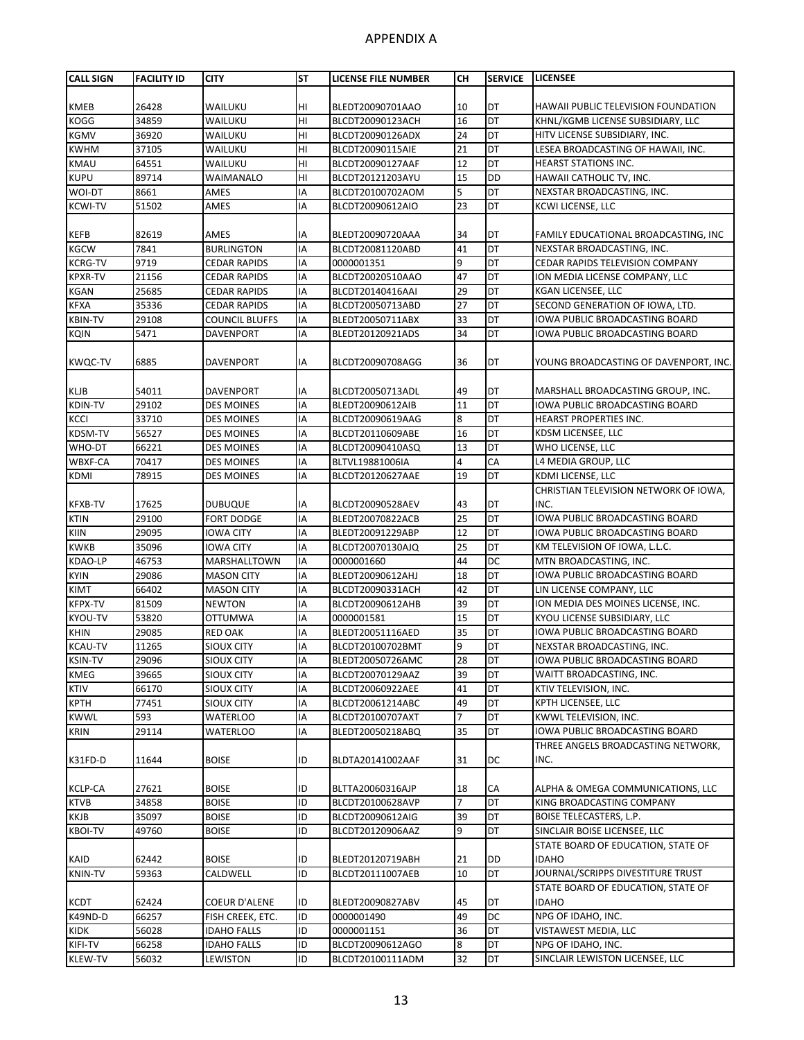# APPENDIX A

| CALL SIGN | FACILITY ID | CITY | ST | LICENSE FILE NUMBER | CH | SERVICE | LICENSEE |
|---|---|---|---|---|---|---|---|
| KMEB | 26428 | WAILUKU | HI | BLEDT20090701AAO | 10 | DT | HAWAII PUBLIC TELEVISION FOUNDATION |
| KOGG | 34859 | WAILUKU | HI | BLCDT20090123ACH | 16 | DT | KHNL/KGMB LICENSE SUBSIDIARY, LLC |
| KGMV | 36920 | WAILUKU | HI | BLCDT20090126ADX | 24 | DT | HITV LICENSE SUBSIDIARY, INC. |
| KWHM | 37105 | WAILUKU | HI | BLCDT20090115AIE | 21 | DT | LESEA BROADCASTING OF HAWAII, INC. |
| KMAU | 64551 | WAILUKU | HI | BLCDT20090127AAF | 12 | DT | HEARST STATIONS INC. |
| KUPU | 89714 | WAIMANALO | HI | BLCDT20121203AYU | 15 | DD | HAWAII CATHOLIC TV, INC. |
| WOI-DT | 8661 | AMES | IA | BLCDT20100702AOM | 5 | DT | NEXSTAR BROADCASTING, INC. |
| KCWI-TV | 51502 | AMES | IA | BLCDT20090612AIO | 23 | DT | KCWI LICENSE, LLC |
| KEFB | 82619 | AMES | IA | BLEDT20090720AAA | 34 | DT | FAMILY EDUCATIONAL BROADCASTING, INC |
| KGCW | 7841 | BURLINGTON | IA | BLCDT20081120ABD | 41 | DT | NEXSTAR BROADCASTING, INC. |
| KCRG-TV | 9719 | CEDAR RAPIDS | IA | 0000001351 | 9 | DT | CEDAR RAPIDS TELEVISION COMPANY |
| KPXR-TV | 21156 | CEDAR RAPIDS | IA | BLCDT20020510AAO | 47 | DT | ION MEDIA LICENSE COMPANY, LLC |
| KGAN | 25685 | CEDAR RAPIDS | IA | BLCDT20140416AAI | 29 | DT | KGAN LICENSEE, LLC |
| KFXA | 35336 | CEDAR RAPIDS | IA | BLCDT20050713ABD | 27 | DT | SECOND GENERATION OF IOWA, LTD. |
| KBIN-TV | 29108 | COUNCIL BLUFFS | IA | BLEDT20050711ABX | 33 | DT | IOWA PUBLIC BROADCASTING BOARD |
| KQIN | 5471 | DAVENPORT | IA | BLEDT20120921ADS | 34 | DT | IOWA PUBLIC BROADCASTING BOARD |
| KWQC-TV | 6885 | DAVENPORT | IA | BLCDT20090708AGG | 36 | DT | YOUNG BROADCASTING OF DAVENPORT, INC. |
| KLJB | 54011 | DAVENPORT | IA | BLCDT20050713ADL | 49 | DT | MARSHALL BROADCASTING GROUP, INC. |
| KDIN-TV | 29102 | DES MOINES | IA | BLEDT20090612AIB | 11 | DT | IOWA PUBLIC BROADCASTING BOARD |
| KCCI | 33710 | DES MOINES | IA | BLCDT20090619AAG | 8 | DT | HEARST PROPERTIES INC. |
| KDSM-TV | 56527 | DES MOINES | IA | BLCDT20110609ABE | 16 | DT | KDSM LICENSEE, LLC |
| WHO-DT | 66221 | DES MOINES | IA | BLCDT20090410ASQ | 13 | DT | WHO LICENSE, LLC |
| WBXF-CA | 70417 | DES MOINES | IA | BLTVL19881006IA | 4 | CA | L4 MEDIA GROUP, LLC |
| KDMI | 78915 | DES MOINES | IA | BLCDT20120627AAE | 19 | DT | KDMI LICENSE, LLC |
| KFXB-TV | 17625 | DUBUQUE | IA | BLCDT20090528AEV | 43 | DT | CHRISTIAN TELEVISION NETWORK OF IOWA, INC. |
| KTIN | 29100 | FORT DODGE | IA | BLEDT20070822ACB | 25 | DT | IOWA PUBLIC BROADCASTING BOARD |
| KIIN | 29095 | IOWA CITY | IA | BLEDT20091229ABP | 12 | DT | IOWA PUBLIC BROADCASTING BOARD |
| KWKB | 35096 | IOWA CITY | IA | BLCDT20070130AJQ | 25 | DT | KM TELEVISION OF IOWA, L.L.C. |
| KDAO-LP | 46753 | MARSHALLTOWN | IA | 0000001660 | 44 | DC | MTN BROADCASTING, INC. |
| KYIN | 29086 | MASON CITY | IA | BLEDT20090612AHJ | 18 | DT | IOWA PUBLIC BROADCASTING BOARD |
| KIMT | 66402 | MASON CITY | IA | BLCDT20090331ACH | 42 | DT | LIN LICENSE COMPANY, LLC |
| KFPX-TV | 81509 | NEWTON | IA | BLCDT20090612AHB | 39 | DT | ION MEDIA DES MOINES LICENSE, INC. |
| KYOU-TV | 53820 | OTTUMWA | IA | 0000001581 | 15 | DT | KYOU LICENSE SUBSIDIARY, LLC |
| KHIN | 29085 | RED OAK | IA | BLEDT20051116AED | 35 | DT | IOWA PUBLIC BROADCASTING BOARD |
| KCAU-TV | 11265 | SIOUX CITY | IA | BLCDT20100702BMT | 9 | DT | NEXSTAR BROADCASTING, INC. |
| KSIN-TV | 29096 | SIOUX CITY | IA | BLEDT20050726AMC | 28 | DT | IOWA PUBLIC BROADCASTING BOARD |
| KMEG | 39665 | SIOUX CITY | IA | BLCDT20070129AAZ | 39 | DT | WAITT BROADCASTING, INC. |
| KTIV | 66170 | SIOUX CITY | IA | BLCDT20060922AEE | 41 | DT | KTIV TELEVISION, INC. |
| KPTH | 77451 | SIOUX CITY | IA | BLCDT20061214ABC | 49 | DT | KPTH LICENSEE, LLC |
| KWWL | 593 | WATERLOO | IA | BLCDT20100707AXT | 7 | DT | KWWL TELEVISION, INC. |
| KRIN | 29114 | WATERLOO | IA | BLEDT20050218ABQ | 35 | DT | IOWA PUBLIC BROADCASTING BOARD |
| K31FD-D | 11644 | BOISE | ID | BLDTA20141002AAF | 31 | DC | THREE ANGELS BROADCASTING NETWORK, INC. |
| KCLP-CA | 27621 | BOISE | ID | BLTTA20060316AJP | 18 | CA | ALPHA & OMEGA COMMUNICATIONS, LLC |
| KTVB | 34858 | BOISE | ID | BLCDT20100628AVP | 7 | DT | KING BROADCASTING COMPANY |
| KKJB | 35097 | BOISE | ID | BLCDT20090612AIG | 39 | DT | BOISE TELECASTERS, L.P. |
| KBOI-TV | 49760 | BOISE | ID | BLCDT20120906AAZ | 9 | DT | SINCLAIR BOISE LICENSEE, LLC |
| KAID | 62442 | BOISE | ID | BLEDT20120719ABH | 21 | DD | STATE BOARD OF EDUCATION, STATE OF IDAHO |
| KNIN-TV | 59363 | CALDWELL | ID | BLCDT20111007AEB | 10 | DT | JOURNAL/SCRIPPS DIVESTITURE TRUST |
| KCDT | 62424 | COEUR D'ALENE | ID | BLEDT20090827ABV | 45 | DT | STATE BOARD OF EDUCATION, STATE OF IDAHO |
| K49ND-D | 66257 | FISH CREEK, ETC. | ID | 0000001490 | 49 | DC | NPG OF IDAHO, INC. |
| KIDK | 56028 | IDAHO FALLS | ID | 0000001151 | 36 | DT | VISTAWEST MEDIA, LLC |
| KIFI-TV | 66258 | IDAHO FALLS | ID | BLCDT20090612AGO | 8 | DT | NPG OF IDAHO, INC. |
| KLEW-TV | 56032 | LEWISTON | ID | BLCDT20100111ADM | 32 | DT | SINCLAIR LEWISTON LICENSEE, LLC |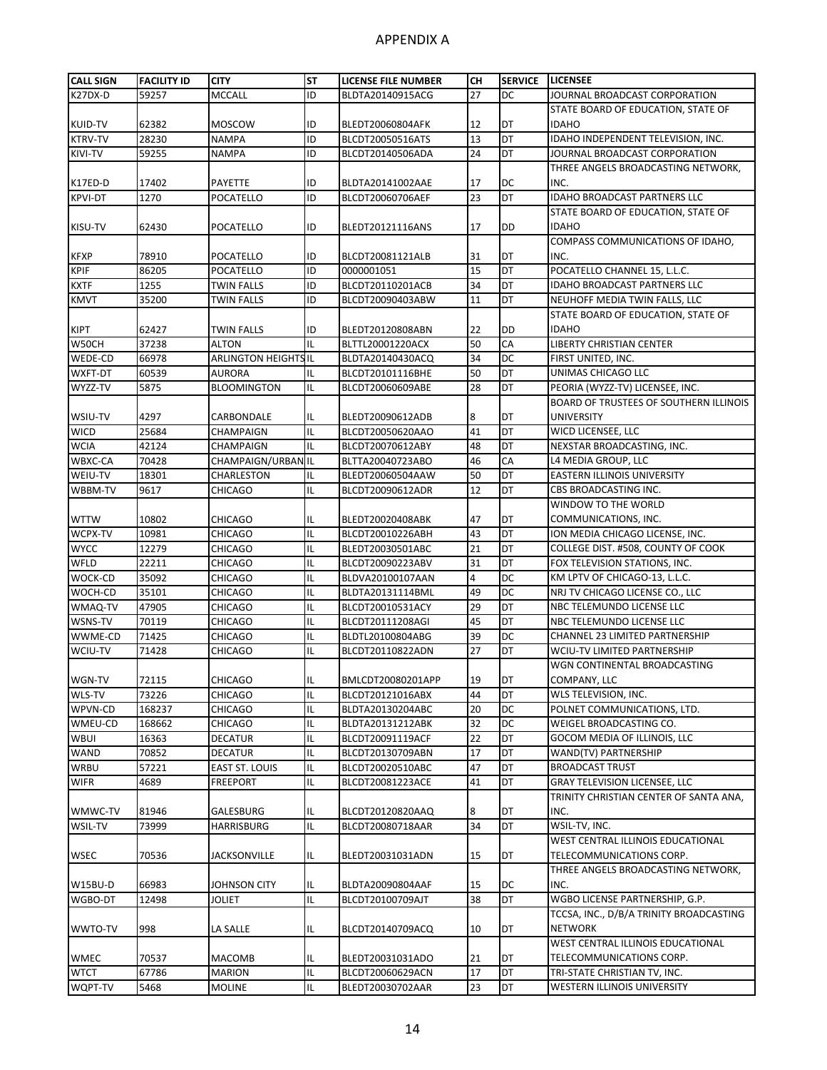# APPENDIX A

| CALL SIGN | FACILITY ID | CITY | ST | LICENSE FILE NUMBER | CH | SERVICE | LICENSEE |
|---|---|---|---|---|---|---|---|
| K27DX-D | 59257 | MCCALL | ID | BLDTA20140915ACG | 27 | DC | JOURNAL BROADCAST CORPORATION |
| KUID-TV | 62382 | MOSCOW | ID | BLEDT20060804AFK | 12 | DT | STATE BOARD OF EDUCATION, STATE OF IDAHO |
| KTRV-TV | 28230 | NAMPA | ID | BLCDT20050516ATS | 13 | DT | IDAHO INDEPENDENT TELEVISION, INC. |
| KIVI-TV | 59255 | NAMPA | ID | BLCDT20140506ADA | 24 | DT | JOURNAL BROADCAST CORPORATION |
| K17ED-D | 17402 | PAYETTE | ID | BLDTA20141002AAE | 17 | DC | THREE ANGELS BROADCASTING NETWORK, INC. |
| KPVI-DT | 1270 | POCATELLO | ID | BLCDT20060706AEF | 23 | DT | IDAHO BROADCAST PARTNERS LLC |
| KISU-TV | 62430 | POCATELLO | ID | BLEDT20121116ANS | 17 | DD | STATE BOARD OF EDUCATION, STATE OF IDAHO |
| KFXP | 78910 | POCATELLO | ID | BLCDT20081121ALB | 31 | DT | COMPASS COMMUNICATIONS OF IDAHO, INC. |
| KPIF | 86205 | POCATELLO | ID | 0000001051 | 15 | DT | POCATELLO CHANNEL 15, L.L.C. |
| KXTF | 1255 | TWIN FALLS | ID | BLCDT20110201ACB | 34 | DT | IDAHO BROADCAST PARTNERS LLC |
| KMVT | 35200 | TWIN FALLS | ID | BLCDT20090403ABW | 11 | DT | NEUHOFF MEDIA TWIN FALLS, LLC |
| KIPT | 62427 | TWIN FALLS | ID | BLEDT20120808ABN | 22 | DD | STATE BOARD OF EDUCATION, STATE OF IDAHO |
| W50CH | 37238 | ALTON | IL | BLTTL20001220ACX | 50 | CA | LIBERTY CHRISTIAN CENTER |
| WEDE-CD | 66978 | ARLINGTON HEIGHTS | IL | BLDTA20140430ACQ | 34 | DC | FIRST UNITED, INC. |
| WXFT-DT | 60539 | AURORA | IL | BLCDT20101116BHE | 50 | DT | UNIMAS CHICAGO LLC |
| WYZZ-TV | 5875 | BLOOMINGTON | IL | BLCDT20060609ABE | 28 | DT | PEORIA (WYZZ-TV) LICENSEE, INC. |
| WSIU-TV | 4297 | CARBONDALE | IL | BLEDT20090612ADB | 8 | DT | BOARD OF TRUSTEES OF SOUTHERN ILLINOIS UNIVERSITY |
| WICD | 25684 | CHAMPAIGN | IL | BLCDT20050620AAO | 41 | DT | WICD LICENSEE, LLC |
| WCIA | 42124 | CHAMPAIGN | IL | BLCDT20070612ABY | 48 | DT | NEXSTAR BROADCASTING, INC. |
| WBXC-CA | 70428 | CHAMPAIGN/URBAN | IL | BLTTA20040723ABO | 46 | CA | L4 MEDIA GROUP, LLC |
| WEIU-TV | 18301 | CHARLESTON | IL | BLEDT20060504AAW | 50 | DT | EASTERN ILLINOIS UNIVERSITY |
| WBBM-TV | 9617 | CHICAGO | IL | BLCDT20090612ADR | 12 | DT | CBS BROADCASTING INC. |
| WTTW | 10802 | CHICAGO | IL | BLEDT20020408ABK | 47 | DT | WINDOW TO THE WORLD COMMUNICATIONS, INC. |
| WCPX-TV | 10981 | CHICAGO | IL | BLCDT20010226ABH | 43 | DT | ION MEDIA CHICAGO LICENSE, INC. |
| WYCC | 12279 | CHICAGO | IL | BLEDT20030501ABC | 21 | DT | COLLEGE DIST. #508, COUNTY OF COOK |
| WFLD | 22211 | CHICAGO | IL | BLCDT20090223ABV | 31 | DT | FOX TELEVISION STATIONS, INC. |
| WOCK-CD | 35092 | CHICAGO | IL | BLDVA20100107AAN | 4 | DC | KM LPTV OF CHICAGO-13, L.L.C. |
| WOCH-CD | 35101 | CHICAGO | IL | BLDTA20131114BML | 49 | DC | NRJ TV CHICAGO LICENSE CO., LLC |
| WMAQ-TV | 47905 | CHICAGO | IL | BLCDT20010531ACY | 29 | DT | NBC TELEMUNDO LICENSE LLC |
| WSNS-TV | 70119 | CHICAGO | IL | BLCDT20111208AGI | 45 | DT | NBC TELEMUNDO LICENSE LLC |
| WWME-CD | 71425 | CHICAGO | IL | BLDTL20100804ABG | 39 | DC | CHANNEL 23 LIMITED PARTNERSHIP |
| WCIU-TV | 71428 | CHICAGO | IL | BLCDT20110822ADN | 27 | DT | WCIU-TV LIMITED PARTNERSHIP |
| WGN-TV | 72115 | CHICAGO | IL | BMLCDT20080201APP | 19 | DT | WGN CONTINENTAL BROADCASTING COMPANY, LLC |
| WLS-TV | 73226 | CHICAGO | IL | BLCDT20121016ABX | 44 | DT | WLS TELEVISION, INC. |
| WPVN-CD | 168237 | CHICAGO | IL | BLDTA20130204ABC | 20 | DC | POLNET COMMUNICATIONS, LTD. |
| WMEU-CD | 168662 | CHICAGO | IL | BLDTA20131212ABK | 32 | DC | WEIGEL BROADCASTING CO. |
| WBUI | 16363 | DECATUR | IL | BLCDT20091119ACF | 22 | DT | GOCOM MEDIA OF ILLINOIS, LLC |
| WAND | 70852 | DECATUR | IL | BLCDT20130709ABN | 17 | DT | WAND(TV) PARTNERSHIP |
| WRBU | 57221 | EAST ST. LOUIS | IL | BLCDT20020510ABC | 47 | DT | BROADCAST TRUST |
| WIFR | 4689 | FREEPORT | IL | BLCDT20081223ACE | 41 | DT | GRAY TELEVISION LICENSEE, LLC |
| WMWC-TV | 81946 | GALESBURG | IL | BLCDT20120820AAQ | 8 | DT | TRINITY CHRISTIAN CENTER OF SANTA ANA, INC. |
| WSIL-TV | 73999 | HARRISBURG | IL | BLCDT20080718AAR | 34 | DT | WSIL-TV, INC. |
| WSEC | 70536 | JACKSONVILLE | IL | BLEDT20031031ADN | 15 | DT | WEST CENTRAL ILLINOIS EDUCATIONAL TELECOMMUNICATIONS CORP. |
| W15BU-D | 66983 | JOHNSON CITY | IL | BLDTA20090804AAF | 15 | DC | THREE ANGELS BROADCASTING NETWORK, INC. |
| WGBO-DT | 12498 | JOLIET | IL | BLCDT20100709AJT | 38 | DT | WGBO LICENSE PARTNERSHIP, G.P. |
| WWTO-TV | 998 | LA SALLE | IL | BLCDT20140709ACQ | 10 | DT | TCCSA, INC., D/B/A TRINITY BROADCASTING NETWORK |
| WMEC | 70537 | MACOMB | IL | BLEDT20031031ADO | 21 | DT | WEST CENTRAL ILLINOIS EDUCATIONAL TELECOMMUNICATIONS CORP. |
| WTCT | 67786 | MARION | IL | BLCDT20060629ACN | 17 | DT | TRI-STATE CHRISTIAN TV, INC. |
| WQPT-TV | 5468 | MOLINE | IL | BLEDT20030702AAR | 23 | DT | WESTERN ILLINOIS UNIVERSITY |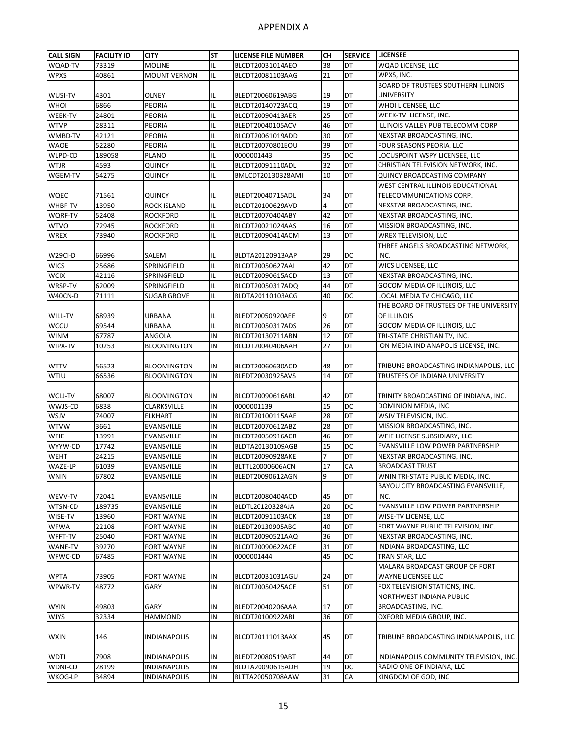# APPENDIX A

| CALL SIGN | FACILITY ID | CITY | ST | LICENSE FILE NUMBER | CH | SERVICE | LICENSEE |
|---|---|---|---|---|---|---|---|
| WQAD-TV | 73319 | MOLINE | IL | BLCDT20031014AEO | 38 | DT | WQAD LICENSE, LLC |
| WPXS | 40861 | MOUNT VERNON | IL | BLCDT20081103AAG | 21 | DT | WPXS, INC. |
| WUSI-TV | 4301 | OLNEY | IL | BLEDT20060619ABG | 19 | DT | BOARD OF TRUSTEES SOUTHERN ILLINOIS UNIVERSITY |
| WHOI | 6866 | PEORIA | IL | BLCDT20140723ACQ | 19 | DT | WHOI LICENSEE, LLC |
| WEEK-TV | 24801 | PEORIA | IL | BLCDT20090413AER | 25 | DT | WEEK-TV LICENSE, INC. |
| WTVP | 28311 | PEORIA | IL | BLEDT20040105ACV | 46 | DT | ILLINOIS VALLEY PUB TELECOMM CORP |
| WMBD-TV | 42121 | PEORIA | IL | BLCDT20061019ADD | 30 | DT | NEXSTAR BROADCASTING, INC. |
| WAOE | 52280 | PEORIA | IL | BLCDT20070801EOU | 39 | DT | FOUR SEASONS PEORIA, LLC |
| WLPD-CD | 189058 | PLANO | IL | 0000001443 | 35 | DC | LOCUSPOINT WSPY LICENSEE, LLC |
| WTJR | 4593 | QUINCY | IL | BLCDT20091110ADL | 32 | DT | CHRISTIAN TELEVISION NETWORK, INC. |
| WGEM-TV | 54275 | QUINCY | IL | BMLCDT20130328AMI | 10 | DT | QUINCY BROADCASTING COMPANY |
| WQEC | 71561 | QUINCY | IL | BLEDT20040715ADL | 34 | DT | WEST CENTRAL ILLINOIS EDUCATIONAL TELECOMMUNICATIONS CORP. |
| WHBF-TV | 13950 | ROCK ISLAND | IL | BLCDT20100629AVD | 4 | DT | NEXSTAR BROADCASTING, INC. |
| WQRF-TV | 52408 | ROCKFORD | IL | BLCDT20070404ABY | 42 | DT | NEXSTAR BROADCASTING, INC. |
| WTVO | 72945 | ROCKFORD | IL | BLCDT20021024AAS | 16 | DT | MISSION BROADCASTING, INC. |
| WREX | 73940 | ROCKFORD | IL | BLCDT20090414ACM | 13 | DT | WREX TELEVISION, LLC |
| W29CI-D | 66996 | SALEM | IL | BLDTA20120913AAP | 29 | DC | THREE ANGELS BROADCASTING NETWORK, INC. |
| WICS | 25686 | SPRINGFIELD | IL | BLCDT20050627AAI | 42 | DT | WICS LICENSEE, LLC |
| WCIX | 42116 | SPRINGFIELD | IL | BLCDT20090615ACD | 13 | DT | NEXSTAR BROADCASTING, INC. |
| WRSP-TV | 62009 | SPRINGFIELD | IL | BLCDT20050317ADQ | 44 | DT | GOCOM MEDIA OF ILLINOIS, LLC |
| W40CN-D | 71111 | SUGAR GROVE | IL | BLDTA20110103ACG | 40 | DC | LOCAL MEDIA TV CHICAGO, LLC |
| WILL-TV | 68939 | URBANA | IL | BLEDT20050920AEE | 9 | DT | THE BOARD OF TRUSTEES OF THE UNIVERSITY OF ILLINOIS |
| WCCU | 69544 | URBANA | IL | BLCDT20050317ADS | 26 | DT | GOCOM MEDIA OF ILLINOIS, LLC |
| WINM | 67787 | ANGOLA | IN | BLCDT20130711ABN | 12 | DT | TRI-STATE CHRISTIAN TV, INC. |
| WIPX-TV | 10253 | BLOOMINGTON | IN | BLCDT20040406AAH | 27 | DT | ION MEDIA INDIANAPOLIS LICENSE, INC. |
| WTTV | 56523 | BLOOMINGTON | IN | BLCDT20060630ACD | 48 | DT | TRIBUNE BROADCASTING INDIANAPOLIS, LLC |
| WTIU | 66536 | BLOOMINGTON | IN | BLEDT20030925AVS | 14 | DT | TRUSTEES OF INDIANA UNIVERSITY |
| WCLJ-TV | 68007 | BLOOMINGTON | IN | BLCDT20090616ABL | 42 | DT | TRINITY BROADCASTING OF INDIANA, INC. |
| WWJS-CD | 6838 | CLARKSVILLE | IN | 0000001139 | 15 | DC | DOMINION MEDIA, INC. |
| WSJV | 74007 | ELKHART | IN | BLCDT20100115AAE | 28 | DT | WSJV TELEVISION, INC. |
| WTVW | 3661 | EVANSVILLE | IN | BLCDT20070612ABZ | 28 | DT | MISSION BROADCASTING, INC. |
| WFIE | 13991 | EVANSVILLE | IN | BLCDT20050916ACR | 46 | DT | WFIE LICENSE SUBSIDIARY, LLC |
| WYYW-CD | 17742 | EVANSVILLE | IN | BLDTA20130109AGB | 15 | DC | EVANSVILLE LOW POWER PARTNERSHIP |
| WEHT | 24215 | EVANSVILLE | IN | BLCDT20090928AKE | 7 | DT | NEXSTAR BROADCASTING, INC. |
| WAZE-LP | 61039 | EVANSVILLE | IN | BLTTL20000606ACN | 17 | CA | BROADCAST TRUST |
| WNIN | 67802 | EVANSVILLE | IN | BLEDT20090612AGN | 9 | DT | WNIN TRI-STATE PUBLIC MEDIA, INC. |
| WEVV-TV | 72041 | EVANSVILLE | IN | BLCDT20080404ACD | 45 | DT | BAYOU CITY BROADCASTING EVANSVILLE, INC. |
| WTSN-CD | 189735 | EVANSVILLE | IN | BLDTL20120328AJA | 20 | DC | EVANSVILLE LOW POWER PARTNERSHIP |
| WISE-TV | 13960 | FORT WAYNE | IN | BLCDT20091103ACK | 18 | DT | WISE-TV LICENSE, LLC |
| WFWA | 22108 | FORT WAYNE | IN | BLEDT20130905ABC | 40 | DT | FORT WAYNE PUBLIC TELEVISION, INC. |
| WFFT-TV | 25040 | FORT WAYNE | IN | BLCDT20090521AAQ | 36 | DT | NEXSTAR BROADCASTING, INC. |
| WANE-TV | 39270 | FORT WAYNE | IN | BLCDT20090622ACE | 31 | DT | INDIANA BROADCASTING, LLC |
| WFWC-CD | 67485 | FORT WAYNE | IN | 0000001444 | 45 | DC | TRAN STAR, LLC |
| WPTA | 73905 | FORT WAYNE | IN | BLCDT20031031AGU | 24 | DT | MALARA BROADCAST GROUP OF FORT WAYNE LICENSEE LLC |
| WPWR-TV | 48772 | GARY | IN | BLCDT20050425ACE | 51 | DT | FOX TELEVISION STATIONS, INC. |
| WYIN | 49803 | GARY | IN | BLEDT20040206AAA | 17 | DT | NORTHWEST INDIANA PUBLIC BROADCASTING, INC. |
| WJYS | 32334 | HAMMOND | IN | BLCDT20100922ABI | 36 | DT | OXFORD MEDIA GROUP, INC. |
| WXIN | 146 | INDIANAPOLIS | IN | BLCDT20111013AAX | 45 | DT | TRIBUNE BROADCASTING INDIANAPOLIS, LLC |
| WDTI | 7908 | INDIANAPOLIS | IN | BLEDT20080519ABT | 44 | DT | INDIANAPOLIS COMMUNITY TELEVISION, INC. |
| WDNI-CD | 28199 | INDIANAPOLIS | IN | BLDTA20090615ADH | 19 | DC | RADIO ONE OF INDIANA, LLC |
| WKOG-LP | 34894 | INDIANAPOLIS | IN | BLTTA20050708AAW | 31 | CA | KINGDOM OF GOD, INC. |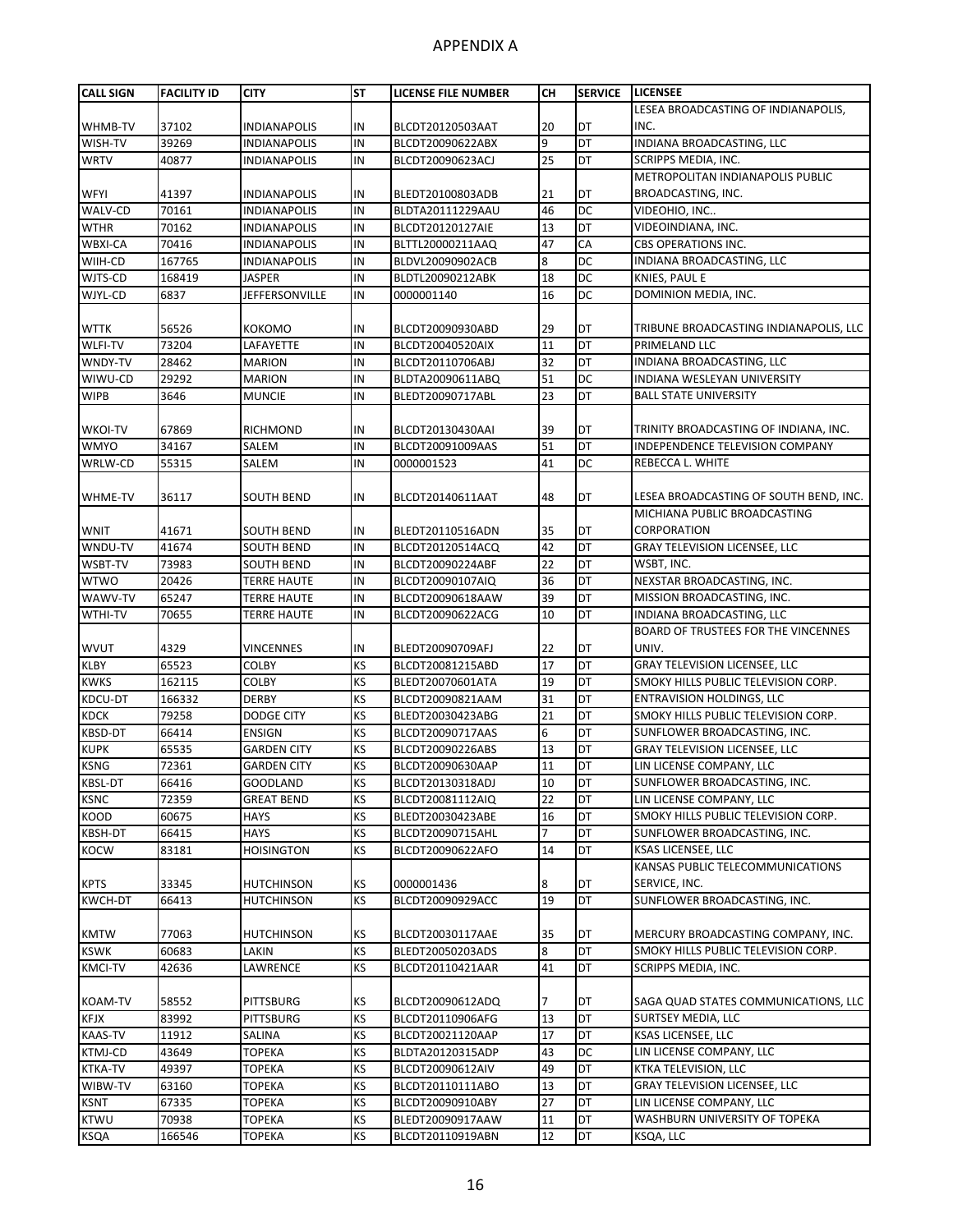# APPENDIX A

| CALL SIGN | FACILITY ID | CITY | ST | LICENSE FILE NUMBER | CH | SERVICE | LICENSEE |
|---|---|---|---|---|---|---|---|
| WHMB-TV | 37102 | INDIANAPOLIS | IN | BLCDT20120503AAT | 20 | DT | LESEA BROADCASTING OF INDIANAPOLIS, INC. |
| WISH-TV | 39269 | INDIANAPOLIS | IN | BLCDT20090622ABX | 9 | DT | INDIANA BROADCASTING, LLC |
| WRTV | 40877 | INDIANAPOLIS | IN | BLCDT20090623ACJ | 25 | DT | SCRIPPS MEDIA, INC. |
| WFYI | 41397 | INDIANAPOLIS | IN | BLEDT20100803ADB | 21 | DT | METROPOLITAN INDIANAPOLIS PUBLIC BROADCASTING, INC. |
| WALV-CD | 70161 | INDIANAPOLIS | IN | BLDTA20111229AAU | 46 | DC | VIDEOHIO, INC.. |
| WTHR | 70162 | INDIANAPOLIS | IN | BLCDT20120127AIE | 13 | DT | VIDEOINDIANA, INC. |
| WBXI-CA | 70416 | INDIANAPOLIS | IN | BLTTL20000211AAQ | 47 | CA | CBS OPERATIONS INC. |
| WIIH-CD | 167765 | INDIANAPOLIS | IN | BLDVL20090902ACB | 8 | DC | INDIANA BROADCASTING, LLC |
| WJTS-CD | 168419 | JASPER | IN | BLDTL20090212ABK | 18 | DC | KNIES, PAUL E |
| WJYL-CD | 6837 | JEFFERSONVILLE | IN | 0000001140 | 16 | DC | DOMINION MEDIA, INC. |
| WTTK | 56526 | KOKOMO | IN | BLCDT20090930ABD | 29 | DT | TRIBUNE BROADCASTING INDIANAPOLIS, LLC |
| WLFI-TV | 73204 | LAFAYETTE | IN | BLCDT20040520AIX | 11 | DT | PRIMELAND LLC |
| WNDY-TV | 28462 | MARION | IN | BLCDT20110706ABJ | 32 | DT | INDIANA BROADCASTING, LLC |
| WIWU-CD | 29292 | MARION | IN | BLDTA20090611ABQ | 51 | DC | INDIANA WESLEYAN UNIVERSITY |
| WIPB | 3646 | MUNCIE | IN | BLEDT20090717ABL | 23 | DT | BALL STATE UNIVERSITY |
| WKOI-TV | 67869 | RICHMOND | IN | BLCDT20130430AAI | 39 | DT | TRINITY BROADCASTING OF INDIANA, INC. |
| WMYO | 34167 | SALEM | IN | BLCDT20091009AAS | 51 | DT | INDEPENDENCE TELEVISION COMPANY |
| WRLW-CD | 55315 | SALEM | IN | 0000001523 | 41 | DC | REBECCA L. WHITE |
| WHME-TV | 36117 | SOUTH BEND | IN | BLCDT20140611AAT | 48 | DT | LESEA BROADCASTING OF SOUTH BEND, INC. |
| WNIT | 41671 | SOUTH BEND | IN | BLEDT20110516ADN | 35 | DT | MICHIANA PUBLIC BROADCASTING CORPORATION |
| WNDU-TV | 41674 | SOUTH BEND | IN | BLCDT20120514ACQ | 42 | DT | GRAY TELEVISION LICENSEE, LLC |
| WSBT-TV | 73983 | SOUTH BEND | IN | BLCDT20090224ABF | 22 | DT | WSBT, INC. |
| WTWO | 20426 | TERRE HAUTE | IN | BLCDT20090107AIQ | 36 | DT | NEXSTAR BROADCASTING, INC. |
| WAWV-TV | 65247 | TERRE HAUTE | IN | BLCDT20090618AAW | 39 | DT | MISSION BROADCASTING, INC. |
| WTHI-TV | 70655 | TERRE HAUTE | IN | BLCDT20090622ACG | 10 | DT | INDIANA BROADCASTING, LLC |
| WVUT | 4329 | VINCENNES | IN | BLEDT20090709AFJ | 22 | DT | BOARD OF TRUSTEES FOR THE VINCENNES UNIV. |
| KLBY | 65523 | COLBY | KS | BLCDT20081215ABD | 17 | DT | GRAY TELEVISION LICENSEE, LLC |
| KWKS | 162115 | COLBY | KS | BLEDT20070601ATA | 19 | DT | SMOKY HILLS PUBLIC TELEVISION CORP. |
| KDCU-DT | 166332 | DERBY | KS | BLCDT20090821AAM | 31 | DT | ENTRAVISION HOLDINGS, LLC |
| KDCK | 79258 | DODGE CITY | KS | BLEDT20030423ABG | 21 | DT | SMOKY HILLS PUBLIC TELEVISION CORP. |
| KBSD-DT | 66414 | ENSIGN | KS | BLCDT20090717AAS | 6 | DT | SUNFLOWER BROADCASTING, INC. |
| KUPK | 65535 | GARDEN CITY | KS | BLCDT20090226ABS | 13 | DT | GRAY TELEVISION LICENSEE, LLC |
| KSNG | 72361 | GARDEN CITY | KS | BLCDT20090630AAP | 11 | DT | LIN LICENSE COMPANY, LLC |
| KBSL-DT | 66416 | GOODLAND | KS | BLCDT20130318ADJ | 10 | DT | SUNFLOWER BROADCASTING, INC. |
| KSNC | 72359 | GREAT BEND | KS | BLCDT20081112AIQ | 22 | DT | LIN LICENSE COMPANY, LLC |
| KOOD | 60675 | HAYS | KS | BLEDT20030423ABE | 16 | DT | SMOKY HILLS PUBLIC TELEVISION CORP. |
| KBSH-DT | 66415 | HAYS | KS | BLCDT20090715AHL | 7 | DT | SUNFLOWER BROADCASTING, INC. |
| KOCW | 83181 | HOISINGTON | KS | BLCDT20090622AFO | 14 | DT | KSAS LICENSEE, LLC |
| KPTS | 33345 | HUTCHINSON | KS | 0000001436 | 8 | DT | KANSAS PUBLIC TELECOMMUNICATIONS SERVICE, INC. |
| KWCH-DT | 66413 | HUTCHINSON | KS | BLCDT20090929ACC | 19 | DT | SUNFLOWER BROADCASTING, INC. |
| KMTW | 77063 | HUTCHINSON | KS | BLCDT20030117AAE | 35 | DT | MERCURY BROADCASTING COMPANY, INC. |
| KSWK | 60683 | LAKIN | KS | BLEDT20050203ADS | 8 | DT | SMOKY HILLS PUBLIC TELEVISION CORP. |
| KMCI-TV | 42636 | LAWRENCE | KS | BLCDT20110421AAR | 41 | DT | SCRIPPS MEDIA, INC. |
| KOAM-TV | 58552 | PITTSBURG | KS | BLCDT20090612ADQ | 7 | DT | SAGA QUAD STATES COMMUNICATIONS, LLC |
| KFJX | 83992 | PITTSBURG | KS | BLCDT20110906AFG | 13 | DT | SURTSEY MEDIA, LLC |
| KAAS-TV | 11912 | SALINA | KS | BLCDT20021120AAP | 17 | DT | KSAS LICENSEE, LLC |
| KTMJ-CD | 43649 | TOPEKA | KS | BLDTA20120315ADP | 43 | DC | LIN LICENSE COMPANY, LLC |
| KTKA-TV | 49397 | TOPEKA | KS | BLCDT20090612AIV | 49 | DT | KTKA TELEVISION, LLC |
| WIBW-TV | 63160 | TOPEKA | KS | BLCDT20110111ABO | 13 | DT | GRAY TELEVISION LICENSEE, LLC |
| KSNT | 67335 | TOPEKA | KS | BLCDT20090910ABY | 27 | DT | LIN LICENSE COMPANY, LLC |
| KTWU | 70938 | TOPEKA | KS | BLEDT20090917AAW | 11 | DT | WASHBURN UNIVERSITY OF TOPEKA |
| KSQA | 166546 | TOPEKA | KS | BLCDT20110919ABN | 12 | DT | KSQA, LLC |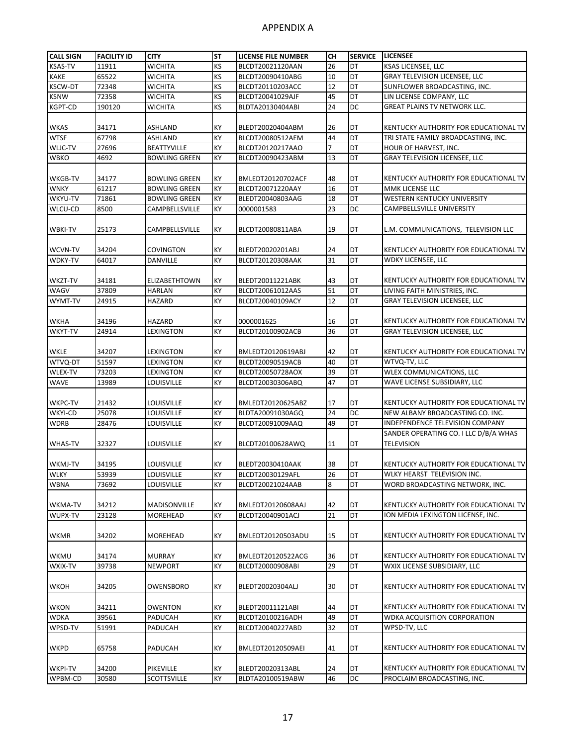# APPENDIX A

| CALL SIGN | FACILITY ID | CITY | ST | LICENSE FILE NUMBER | CH | SERVICE | LICENSEE |
|---|---|---|---|---|---|---|---|
| KSAS-TV | 11911 | WICHITA | KS | BLCDT20021120AAN | 26 | DT | KSAS LICENSEE, LLC |
| KAKE | 65522 | WICHITA | KS | BLCDT20090410ABG | 10 | DT | GRAY TELEVISION LICENSEE, LLC |
| KSCW-DT | 72348 | WICHITA | KS | BLCDT20110203ACC | 12 | DT | SUNFLOWER BROADCASTING, INC. |
| KSNW | 72358 | WICHITA | KS | BLCDT20041029AJF | 45 | DT | LIN LICENSE COMPANY, LLC |
| KGPT-CD | 190120 | WICHITA | KS | BLDTA20130404ABI | 24 | DC | GREAT PLAINS TV NETWORK LLC. |
| WKAS | 34171 | ASHLAND | KY | BLEDT20020404ABM | 26 | DT | KENTUCKY AUTHORITY FOR EDUCATIONAL TV |
| WTSF | 67798 | ASHLAND | KY | BLCDT20080512AEM | 44 | DT | TRI STATE FAMILY BROADCASTING, INC. |
| WLJC-TV | 27696 | BEATTYVILLE | KY | BLCDT20120217AAO | 7 | DT | HOUR OF HARVEST, INC. |
| WBKO | 4692 | BOWLING GREEN | KY | BLCDT20090423ABM | 13 | DT | GRAY TELEVISION LICENSEE, LLC |
| WKGB-TV | 34177 | BOWLING GREEN | KY | BMLEDT20120702ACF | 48 | DT | KENTUCKY AUTHORITY FOR EDUCATIONAL TV |
| WNKY | 61217 | BOWLING GREEN | KY | BLCDT20071220AAY | 16 | DT | MMK LICENSE LLC |
| WKYU-TV | 71861 | BOWLING GREEN | KY | BLEDT20040803AAG | 18 | DT | WESTERN KENTUCKY UNIVERSITY |
| WLCU-CD | 8500 | CAMPBELLSVILLE | KY | 0000001583 | 23 | DC | CAMPBELLSVILLE UNIVERSITY |
| WBKI-TV | 25173 | CAMPBELLSVILLE | KY | BLCDT20080811ABA | 19 | DT | L.M. COMMUNICATIONS, TELEVISION LLC |
| WCVN-TV | 34204 | COVINGTON | KY | BLEDT20020201ABJ | 24 | DT | KENTUCKY AUTHORITY FOR EDUCATIONAL TV |
| WDKY-TV | 64017 | DANVILLE | KY | BLCDT20120308AAK | 31 | DT | WDKY LICENSEE, LLC |
| WKZT-TV | 34181 | ELIZABETHTOWN | KY | BLEDT20011221ABK | 43 | DT | KENTUCKY AUTHORITY FOR EDUCATIONAL TV |
| WAGV | 37809 | HARLAN | KY | BLCDT20061012AAS | 51 | DT | LIVING FAITH MINISTRIES, INC. |
| WYMT-TV | 24915 | HAZARD | KY | BLCDT20040109ACY | 12 | DT | GRAY TELEVISION LICENSEE, LLC |
| WKHA | 34196 | HAZARD | KY | 0000001625 | 16 | DT | KENTUCKY AUTHORITY FOR EDUCATIONAL TV |
| WKYT-TV | 24914 | LEXINGTON | KY | BLCDT20100902ACB | 36 | DT | GRAY TELEVISION LICENSEE, LLC |
| WKLE | 34207 | LEXINGTON | KY | BMLEDT20120619ABJ | 42 | DT | KENTUCKY AUTHORITY FOR EDUCATIONAL TV |
| WTVQ-DT | 51597 | LEXINGTON | KY | BLCDT20090519ACB | 40 | DT | WTVQ-TV, LLC |
| WLEX-TV | 73203 | LEXINGTON | KY | BLCDT20050728AOX | 39 | DT | WLEX COMMUNICATIONS, LLC |
| WAVE | 13989 | LOUISVILLE | KY | BLCDT20030306ABQ | 47 | DT | WAVE LICENSE SUBSIDIARY, LLC |
| WKPC-TV | 21432 | LOUISVILLE | KY | BMLEDT20120625ABZ | 17 | DT | KENTUCKY AUTHORITY FOR EDUCATIONAL TV |
| WKYI-CD | 25078 | LOUISVILLE | KY | BLDTA20091030AGQ | 24 | DC | NEW ALBANY BROADCASTING CO. INC. |
| WDRB | 28476 | LOUISVILLE | KY | BLCDT20091009AAQ | 49 | DT | INDEPENDENCE TELEVISION COMPANY |
| WHAS-TV | 32327 | LOUISVILLE | KY | BLCDT20100628AWQ | 11 | DT | SANDER OPERATING CO. I LLC D/B/A WHAS TELEVISION |
| WKMJ-TV | 34195 | LOUISVILLE | KY | BLEDT20030410AAK | 38 | DT | KENTUCKY AUTHORITY FOR EDUCATIONAL TV |
| WLKY | 53939 | LOUISVILLE | KY | BLCDT20030129AFL | 26 | DT | WLKY HEARST TELEVISION INC. |
| WBNA | 73692 | LOUISVILLE | KY | BLCDT20021024AAB | 8 | DT | WORD BROADCASTING NETWORK, INC. |
| WKMA-TV | 34212 | MADISONVILLE | KY | BMLEDT20120608AAJ | 42 | DT | KENTUCKY AUTHORITY FOR EDUCATIONAL TV |
| WUPX-TV | 23128 | MOREHEAD | KY | BLCDT20040901ACJ | 21 | DT | ION MEDIA LEXINGTON LICENSE, INC. |
| WKMR | 34202 | MOREHEAD | KY | BMLEDT20120503ADU | 15 | DT | KENTUCKY AUTHORITY FOR EDUCATIONAL TV |
| WKMU | 34174 | MURRAY | KY | BMLEDT20120522ACG | 36 | DT | KENTUCKY AUTHORITY FOR EDUCATIONAL TV |
| WXIX-TV | 39738 | NEWPORT | KY | BLCDT20000908ABI | 29 | DT | WXIX LICENSE SUBSIDIARY, LLC |
| WKOH | 34205 | OWENSBORO | KY | BLEDT20020304ALJ | 30 | DT | KENTUCKY AUTHORITY FOR EDUCATIONAL TV |
| WKON | 34211 | OWENTON | KY | BLEDT20011121ABI | 44 | DT | KENTUCKY AUTHORITY FOR EDUCATIONAL TV |
| WDKA | 39561 | PADUCAH | KY | BLCDT20100216ADH | 49 | DT | WDKA ACQUISITION CORPORATION |
| WPSD-TV | 51991 | PADUCAH | KY | BLCDT20040227ABD | 32 | DT | WPSD-TV, LLC |
| WKPD | 65758 | PADUCAH | KY | BMLEDT20120509AEI | 41 | DT | KENTUCKY AUTHORITY FOR EDUCATIONAL TV |
| WKPI-TV | 34200 | PIKEVILLE | KY | BLEDT20020313ABL | 24 | DT | KENTUCKY AUTHORITY FOR EDUCATIONAL TV |
| WPBM-CD | 30580 | SCOTTSVILLE | KY | BLDTA20100519ABW | 46 | DC | PROCLAIM BROADCASTING, INC. |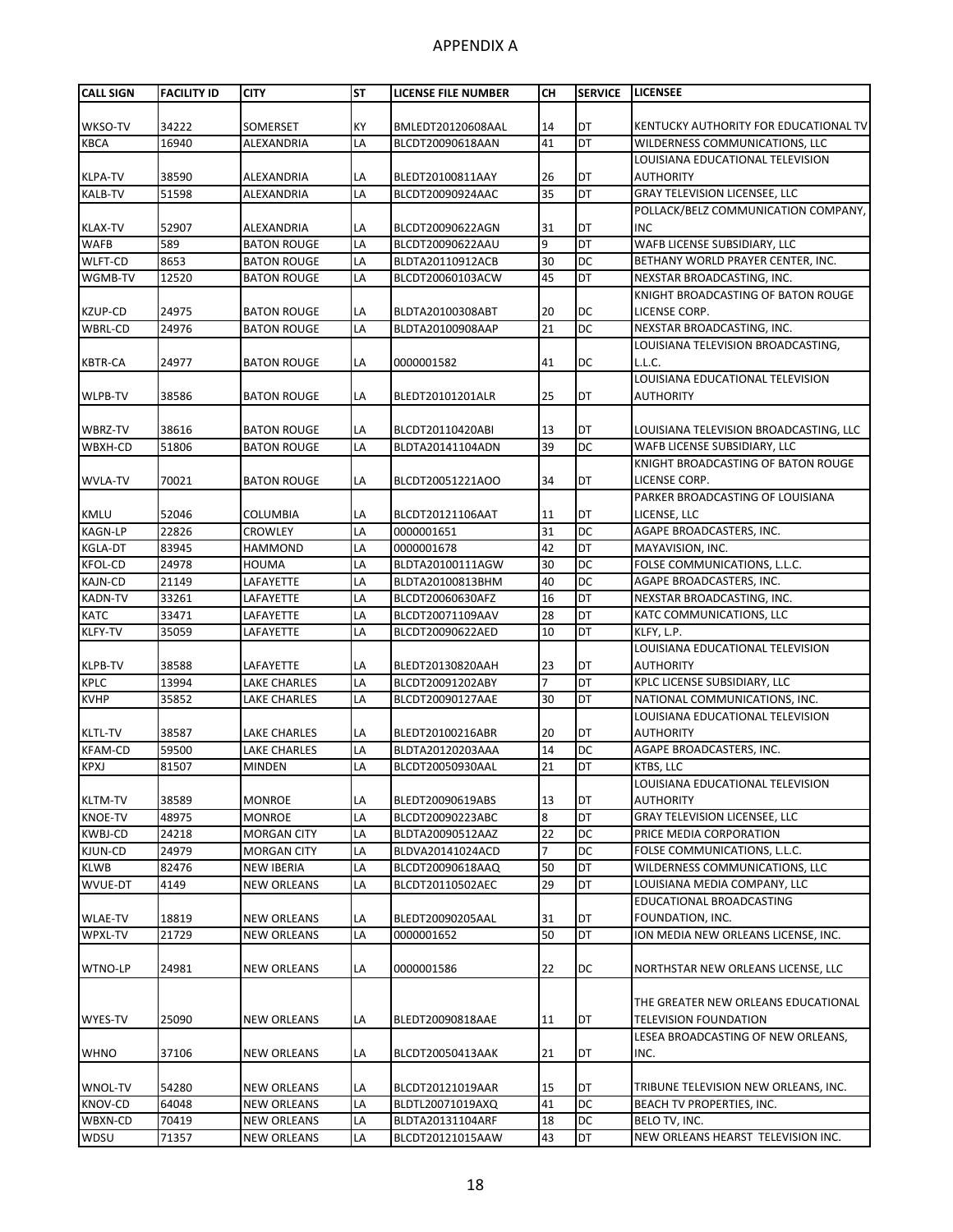# APPENDIX A

| CALL SIGN | FACILITY ID | CITY | ST | LICENSE FILE NUMBER | CH | SERVICE | LICENSEE |
|---|---|---|---|---|---|---|---|
| WKSO-TV | 34222 | SOMERSET | KY | BMLEDT20120608AAL | 14 | DT | KENTUCKY AUTHORITY FOR EDUCATIONAL TV |
| KBCA | 16940 | ALEXANDRIA | LA | BLCDT20090618AAN | 41 | DT | WILDERNESS COMMUNICATIONS, LLC |
| KLPA-TV | 38590 | ALEXANDRIA | LA | BLEDT20100811AAY | 26 | DT | LOUISIANA EDUCATIONAL TELEVISION AUTHORITY |
| KALB-TV | 51598 | ALEXANDRIA | LA | BLCDT20090924AAC | 35 | DT | GRAY TELEVISION LICENSEE, LLC |
| KLAX-TV | 52907 | ALEXANDRIA | LA | BLCDT20090622AGN | 31 | DT | POLLACK/BELZ COMMUNICATION COMPANY, INC |
| WAFB | 589 | BATON ROUGE | LA | BLCDT20090622AAU | 9 | DT | WAFB LICENSE SUBSIDIARY, LLC |
| WLFT-CD | 8653 | BATON ROUGE | LA | BLDTA20110912ACB | 30 | DC | BETHANY WORLD PRAYER CENTER, INC. |
| WGMB-TV | 12520 | BATON ROUGE | LA | BLCDT20060103ACW | 45 | DT | NEXSTAR BROADCASTING, INC. |
| KZUP-CD | 24975 | BATON ROUGE | LA | BLDTA20100308ABT | 20 | DC | KNIGHT BROADCASTING OF BATON ROUGE LICENSE CORP. |
| WBRL-CD | 24976 | BATON ROUGE | LA | BLDTA20100908AAP | 21 | DC | NEXSTAR BROADCASTING, INC. |
| KBTR-CA | 24977 | BATON ROUGE | LA | 0000001582 | 41 | DC | LOUISIANA TELEVISION BROADCASTING, L.L.C. |
| WLPB-TV | 38586 | BATON ROUGE | LA | BLEDT20101201ALR | 25 | DT | LOUISIANA EDUCATIONAL TELEVISION AUTHORITY |
| WBRZ-TV | 38616 | BATON ROUGE | LA | BLCDT20110420ABI | 13 | DT | LOUISIANA TELEVISION BROADCASTING, LLC |
| WBXH-CD | 51806 | BATON ROUGE | LA | BLDTA20141104ADN | 39 | DC | WAFB LICENSE SUBSIDIARY, LLC |
| WVLA-TV | 70021 | BATON ROUGE | LA | BLCDT20051221AOO | 34 | DT | KNIGHT BROADCASTING OF BATON ROUGE LICENSE CORP. |
| KMLU | 52046 | COLUMBIA | LA | BLCDT20121106AAT | 11 | DT | PARKER BROADCASTING OF LOUISIANA LICENSE, LLC |
| KAGN-LP | 22826 | CROWLEY | LA | 0000001651 | 31 | DC | AGAPE BROADCASTERS, INC. |
| KGLA-DT | 83945 | HAMMOND | LA | 0000001678 | 42 | DT | MAYAVISION, INC. |
| KFOL-CD | 24978 | HOUMA | LA | BLDTA20100111AGW | 30 | DC | FOLSE COMMUNICATIONS, L.L.C. |
| KAJN-CD | 21149 | LAFAYETTE | LA | BLDTA20100813BHM | 40 | DC | AGAPE BROADCASTERS, INC. |
| KADN-TV | 33261 | LAFAYETTE | LA | BLCDT20060630AFZ | 16 | DT | NEXSTAR BROADCASTING, INC. |
| KATC | 33471 | LAFAYETTE | LA | BLCDT20071109AAV | 28 | DT | KATC COMMUNICATIONS, LLC |
| KLFY-TV | 35059 | LAFAYETTE | LA | BLCDT20090622AED | 10 | DT | KLFY, L.P. |
| KLPB-TV | 38588 | LAFAYETTE | LA | BLEDT20130820AAH | 23 | DT | LOUISIANA EDUCATIONAL TELEVISION AUTHORITY |
| KPLC | 13994 | LAKE CHARLES | LA | BLCDT20091202ABY | 7 | DT | KPLC LICENSE SUBSIDIARY, LLC |
| KVHP | 35852 | LAKE CHARLES | LA | BLCDT20090127AAE | 30 | DT | NATIONAL COMMUNICATIONS, INC. |
| KLTL-TV | 38587 | LAKE CHARLES | LA | BLEDT20100216ABR | 20 | DT | LOUISIANA EDUCATIONAL TELEVISION AUTHORITY |
| KFAM-CD | 59500 | LAKE CHARLES | LA | BLDTA20120203AAA | 14 | DC | AGAPE BROADCASTERS, INC. |
| KPXJ | 81507 | MINDEN | LA | BLCDT20050930AAL | 21 | DT | KTBS, LLC |
| KLTM-TV | 38589 | MONROE | LA | BLEDT20090619ABS | 13 | DT | LOUISIANA EDUCATIONAL TELEVISION AUTHORITY |
| KNOE-TV | 48975 | MONROE | LA | BLCDT20090223ABC | 8 | DT | GRAY TELEVISION LICENSEE, LLC |
| KWBJ-CD | 24218 | MORGAN CITY | LA | BLDTA20090512AAZ | 22 | DC | PRICE MEDIA CORPORATION |
| KJUN-CD | 24979 | MORGAN CITY | LA | BLDVA20141024ACD | 7 | DC | FOLSE COMMUNICATIONS, L.L.C. |
| KLWB | 82476 | NEW IBERIA | LA | BLCDT20090618AAQ | 50 | DT | WILDERNESS COMMUNICATIONS, LLC |
| WVUE-DT | 4149 | NEW ORLEANS | LA | BLCDT20110502AEC | 29 | DT | LOUISIANA MEDIA COMPANY, LLC |
| WLAE-TV | 18819 | NEW ORLEANS | LA | BLEDT20090205AAL | 31 | DT | EDUCATIONAL BROADCASTING FOUNDATION, INC. |
| WPXL-TV | 21729 | NEW ORLEANS | LA | 0000001652 | 50 | DT | ION MEDIA NEW ORLEANS LICENSE, INC. |
| WTNO-LP | 24981 | NEW ORLEANS | LA | 0000001586 | 22 | DC | NORTHSTAR NEW ORLEANS LICENSE, LLC |
| WYES-TV | 25090 | NEW ORLEANS | LA | BLEDT20090818AAE | 11 | DT | THE GREATER NEW ORLEANS EDUCATIONAL TELEVISION FOUNDATION |
| WHNO | 37106 | NEW ORLEANS | LA | BLCDT20050413AAK | 21 | DT | LESEA BROADCASTING OF NEW ORLEANS, INC. |
| WNOL-TV | 54280 | NEW ORLEANS | LA | BLCDT20121019AAR | 15 | DT | TRIBUNE TELEVISION NEW ORLEANS, INC. |
| KNOV-CD | 64048 | NEW ORLEANS | LA | BLDTL20071019AXQ | 41 | DC | BEACH TV PROPERTIES, INC. |
| WBXN-CD | 70419 | NEW ORLEANS | LA | BLDTA20131104ARF | 18 | DC | BELO TV, INC. |
| WDSU | 71357 | NEW ORLEANS | LA | BLCDT20121015AAW | 43 | DT | NEW ORLEANS HEARST TELEVISION INC. |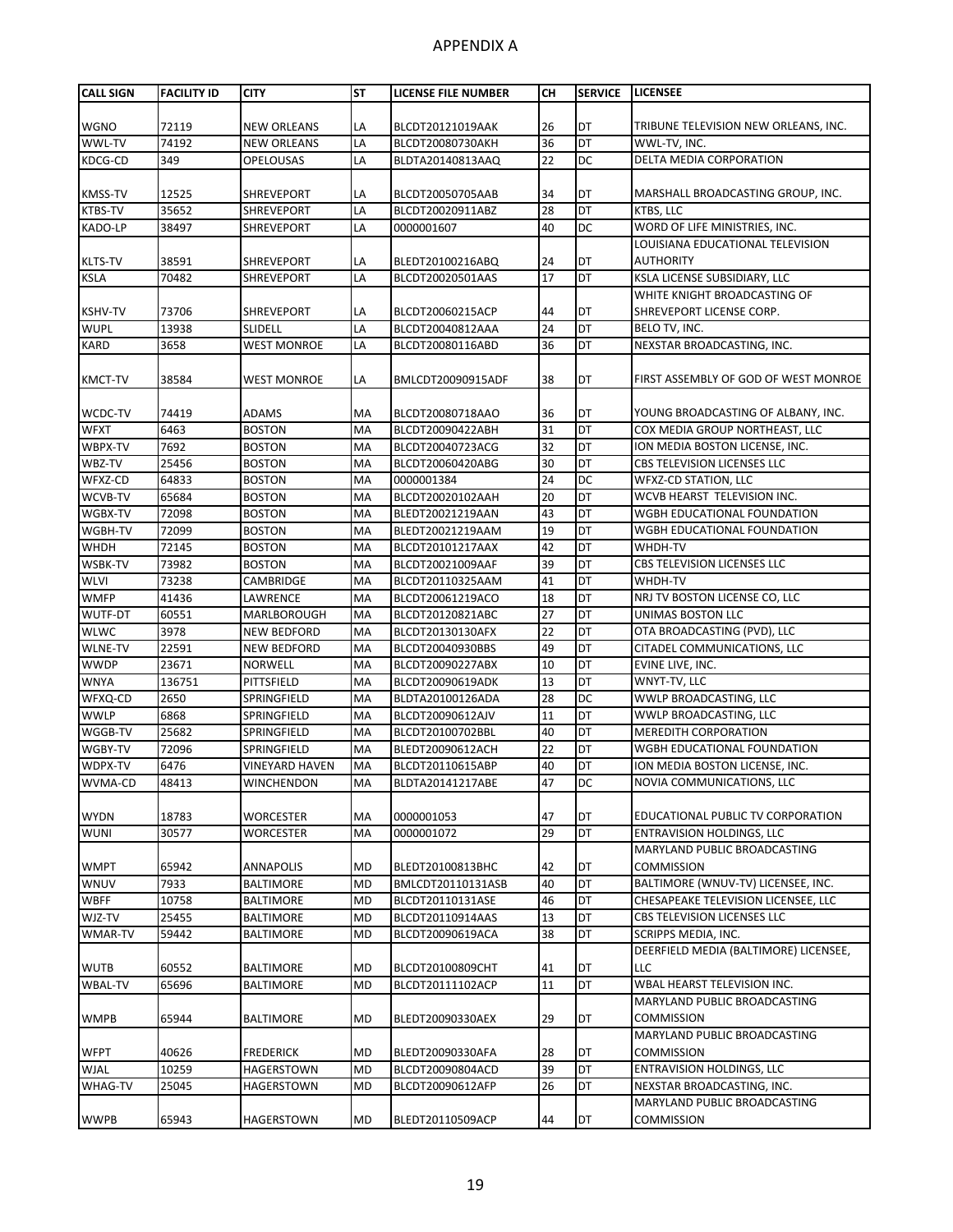# APPENDIX A

| CALL SIGN | FACILITY ID | CITY | ST | LICENSE FILE NUMBER | CH | SERVICE | LICENSEE |
|---|---|---|---|---|---|---|---|
| WGNO | 72119 | NEW ORLEANS | LA | BLCDT20121019AAK | 26 | DT | TRIBUNE TELEVISION NEW ORLEANS, INC. |
| WWL-TV | 74192 | NEW ORLEANS | LA | BLCDT20080730AKH | 36 | DT | WWL-TV, INC. |
| KDCG-CD | 349 | OPELOUSAS | LA | BLDTA20140813AAQ | 22 | DC | DELTA MEDIA CORPORATION |
| KMSS-TV | 12525 | SHREVEPORT | LA | BLCDT20050705AAB | 34 | DT | MARSHALL BROADCASTING GROUP, INC. |
| KTBS-TV | 35652 | SHREVEPORT | LA | BLCDT20020911ABZ | 28 | DT | KTBS, LLC |
| KADO-LP | 38497 | SHREVEPORT | LA | 0000001607 | 40 | DC | WORD OF LIFE MINISTRIES, INC. |
| KLTS-TV | 38591 | SHREVEPORT | LA | BLEDT20100216ABQ | 24 | DT | LOUISIANA EDUCATIONAL TELEVISION AUTHORITY |
| KSLA | 70482 | SHREVEPORT | LA | BLCDT20020501AAS | 17 | DT | KSLA LICENSE SUBSIDIARY, LLC |
| KSHV-TV | 73706 | SHREVEPORT | LA | BLCDT20060215ACP | 44 | DT | WHITE KNIGHT BROADCASTING OF SHREVEPORT LICENSE CORP. |
| WUPL | 13938 | SLIDELL | LA | BLCDT20040812AAA | 24 | DT | BELO TV, INC. |
| KARD | 3658 | WEST MONROE | LA | BLCDT20080116ABD | 36 | DT | NEXSTAR BROADCASTING, INC. |
| KMCT-TV | 38584 | WEST MONROE | LA | BMLCDT20090915ADF | 38 | DT | FIRST ASSEMBLY OF GOD OF WEST MONROE |
| WCDC-TV | 74419 | ADAMS | MA | BLCDT20080718AAO | 36 | DT | YOUNG BROADCASTING OF ALBANY, INC. |
| WFXT | 6463 | BOSTON | MA | BLCDT20090422ABH | 31 | DT | COX MEDIA GROUP NORTHEAST, LLC |
| WBPX-TV | 7692 | BOSTON | MA | BLCDT20040723ACG | 32 | DT | ION MEDIA BOSTON LICENSE, INC. |
| WBZ-TV | 25456 | BOSTON | MA | BLCDT20060420ABG | 30 | DT | CBS TELEVISION LICENSES LLC |
| WFXZ-CD | 64833 | BOSTON | MA | 0000001384 | 24 | DC | WFXZ-CD STATION, LLC |
| WCVB-TV | 65684 | BOSTON | MA | BLCDT20020102AAH | 20 | DT | WCVB HEARST TELEVISION INC. |
| WGBX-TV | 72098 | BOSTON | MA | BLEDT20021219AAN | 43 | DT | WGBH EDUCATIONAL FOUNDATION |
| WGBH-TV | 72099 | BOSTON | MA | BLEDT20021219AAM | 19 | DT | WGBH EDUCATIONAL FOUNDATION |
| WHDH | 72145 | BOSTON | MA | BLCDT20101217AAX | 42 | DT | WHDH-TV |
| WSBK-TV | 73982 | BOSTON | MA | BLCDT20021009AAF | 39 | DT | CBS TELEVISION LICENSES LLC |
| WLVI | 73238 | CAMBRIDGE | MA | BLCDT20110325AAM | 41 | DT | WHDH-TV |
| WMFP | 41436 | LAWRENCE | MA | BLCDT20061219ACO | 18 | DT | NRJ TV BOSTON LICENSE CO, LLC |
| WUTF-DT | 60551 | MARLBOROUGH | MA | BLCDT20120821ABC | 27 | DT | UNIMAS BOSTON LLC |
| WLWC | 3978 | NEW BEDFORD | MA | BLCDT20130130AFX | 22 | DT | OTA BROADCASTING (PVD), LLC |
| WLNE-TV | 22591 | NEW BEDFORD | MA | BLCDT20040930BBS | 49 | DT | CITADEL COMMUNICATIONS, LLC |
| WWDP | 23671 | NORWELL | MA | BLCDT20090227ABX | 10 | DT | EVINE LIVE, INC. |
| WNYA | 136751 | PITTSFIELD | MA | BLCDT20090619ADK | 13 | DT | WNYT-TV, LLC |
| WFXQ-CD | 2650 | SPRINGFIELD | MA | BLDTA20100126ADA | 28 | DC | WWLP BROADCASTING, LLC |
| WWLP | 6868 | SPRINGFIELD | MA | BLCDT20090612AJV | 11 | DT | WWLP BROADCASTING, LLC |
| WGGB-TV | 25682 | SPRINGFIELD | MA | BLCDT20100702BBL | 40 | DT | MEREDITH CORPORATION |
| WGBY-TV | 72096 | SPRINGFIELD | MA | BLEDT20090612ACH | 22 | DT | WGBH EDUCATIONAL FOUNDATION |
| WDPX-TV | 6476 | VINEYARD HAVEN | MA | BLCDT20110615ABP | 40 | DT | ION MEDIA BOSTON LICENSE, INC. |
| WVMA-CD | 48413 | WINCHENDON | MA | BLDTA20141217ABE | 47 | DC | NOVIA COMMUNICATIONS, LLC |
| WYDN | 18783 | WORCESTER | MA | 0000001053 | 47 | DT | EDUCATIONAL PUBLIC TV CORPORATION |
| WUNI | 30577 | WORCESTER | MA | 0000001072 | 29 | DT | ENTRAVISION HOLDINGS, LLC |
| WMPT | 65942 | ANNAPOLIS | MD | BLEDT20100813BHC | 42 | DT | MARYLAND PUBLIC BROADCASTING COMMISSION |
| WNUV | 7933 | BALTIMORE | MD | BMLCDT20110131ASB | 40 | DT | BALTIMORE (WNUV-TV) LICENSEE, INC. |
| WBFF | 10758 | BALTIMORE | MD | BLCDT20110131ASE | 46 | DT | CHESAPEAKE TELEVISION LICENSEE, LLC |
| WJZ-TV | 25455 | BALTIMORE | MD | BLCDT20110914AAS | 13 | DT | CBS TELEVISION LICENSES LLC |
| WMAR-TV | 59442 | BALTIMORE | MD | BLCDT20090619ACA | 38 | DT | SCRIPPS MEDIA, INC. |
| WUTB | 60552 | BALTIMORE | MD | BLCDT20100809CHT | 41 | DT | DEERFIELD MEDIA (BALTIMORE) LICENSEE, LLC |
| WBAL-TV | 65696 | BALTIMORE | MD | BLCDT20111102ACP | 11 | DT | WBAL HEARST TELEVISION INC. |
| WMPB | 65944 | BALTIMORE | MD | BLEDT20090330AEX | 29 | DT | MARYLAND PUBLIC BROADCASTING COMMISSION |
| WFPT | 40626 | FREDERICK | MD | BLEDT20090330AFA | 28 | DT | MARYLAND PUBLIC BROADCASTING COMMISSION |
| WJAL | 10259 | HAGERSTOWN | MD | BLCDT20090804ACD | 39 | DT | ENTRAVISION HOLDINGS, LLC |
| WHAG-TV | 25045 | HAGERSTOWN | MD | BLCDT20090612AFP | 26 | DT | NEXSTAR BROADCASTING, INC. |
| WWPB | 65943 | HAGERSTOWN | MD | BLEDT20110509ACP | 44 | DT | MARYLAND PUBLIC BROADCASTING COMMISSION |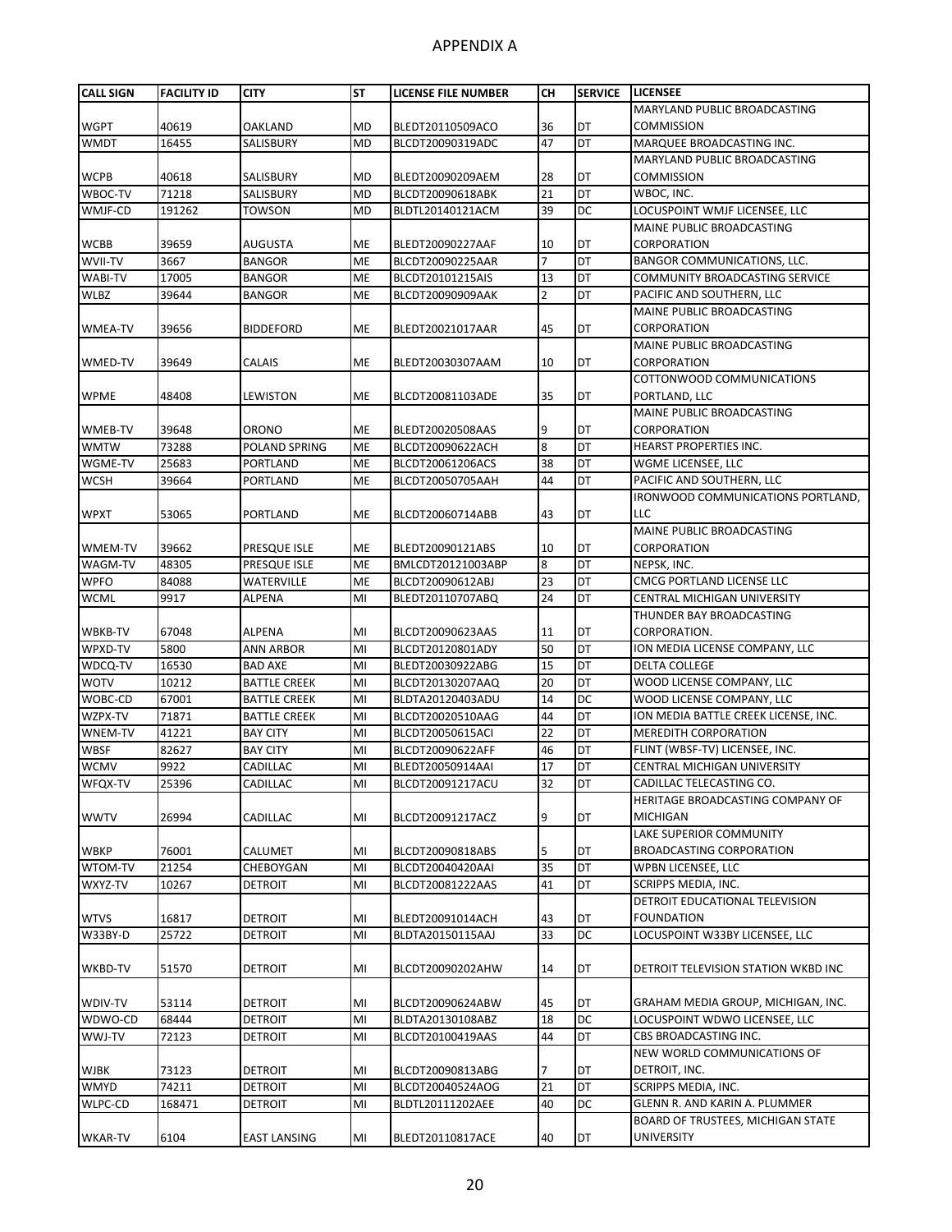# APPENDIX A

| CALL SIGN | FACILITY ID | CITY | ST | LICENSE FILE NUMBER | CH | SERVICE | LICENSEE |
|---|---|---|---|---|---|---|---|
| WGPT | 40619 | OAKLAND | MD | BLEDT20110509ACO | 36 | DT | MARYLAND PUBLIC BROADCASTING COMMISSION |
| WMDT | 16455 | SALISBURY | MD | BLCDT20090319ADC | 47 | DT | MARQUEE BROADCASTING INC. |
| WCPB | 40618 | SALISBURY | MD | BLEDT20090209AEM | 28 | DT | MARYLAND PUBLIC BROADCASTING COMMISSION |
| WBOC-TV | 71218 | SALISBURY | MD | BLCDT20090618ABK | 21 | DT | WBOC, INC. |
| WMJF-CD | 191262 | TOWSON | MD | BLDTL20140121ACM | 39 | DC | LOCUSPOINT WMJF LICENSEE, LLC |
| WCBB | 39659 | AUGUSTA | ME | BLEDT20090227AAF | 10 | DT | MAINE PUBLIC BROADCASTING CORPORATION |
| WVII-TV | 3667 | BANGOR | ME | BLCDT20090225AAR | 7 | DT | BANGOR COMMUNICATIONS, LLC. |
| WABI-TV | 17005 | BANGOR | ME | BLCDT20101215AIS | 13 | DT | COMMUNITY BROADCASTING SERVICE |
| WLBZ | 39644 | BANGOR | ME | BLCDT20090909AAK | 2 | DT | PACIFIC AND SOUTHERN, LLC |
| WMEA-TV | 39656 | BIDDEFORD | ME | BLEDT20021017AAR | 45 | DT | MAINE PUBLIC BROADCASTING CORPORATION |
| WMED-TV | 39649 | CALAIS | ME | BLEDT20030307AAM | 10 | DT | MAINE PUBLIC BROADCASTING CORPORATION |
| WPME | 48408 | LEWISTON | ME | BLCDT20081103ADE | 35 | DT | COTTONWOOD COMMUNICATIONS PORTLAND, LLC |
| WMEB-TV | 39648 | ORONO | ME | BLEDT20020508AAS | 9 | DT | MAINE PUBLIC BROADCASTING CORPORATION |
| WMTW | 73288 | POLAND SPRING | ME | BLCDT20090622ACH | 8 | DT | HEARST PROPERTIES INC. |
| WGME-TV | 25683 | PORTLAND | ME | BLCDT20061206ACS | 38 | DT | WGME LICENSEE, LLC |
| WCSH | 39664 | PORTLAND | ME | BLCDT20050705AAH | 44 | DT | PACIFIC AND SOUTHERN, LLC |
| WPXT | 53065 | PORTLAND | ME | BLCDT20060714ABB | 43 | DT | IRONWOOD COMMUNICATIONS PORTLAND, LLC |
| WMEM-TV | 39662 | PRESQUE ISLE | ME | BLEDT20090121ABS | 10 | DT | MAINE PUBLIC BROADCASTING CORPORATION |
| WAGM-TV | 48305 | PRESQUE ISLE | ME | BMLCDT20121003ABP | 8 | DT | NEPSK, INC. |
| WPFO | 84088 | WATERVILLE | ME | BLCDT20090612ABJ | 23 | DT | CMCG PORTLAND LICENSE LLC |
| WCML | 9917 | ALPENA | MI | BLEDT20110707ABQ | 24 | DT | CENTRAL MICHIGAN UNIVERSITY |
| WBKB-TV | 67048 | ALPENA | MI | BLCDT20090623AAS | 11 | DT | THUNDER BAY BROADCASTING CORPORATION. |
| WPXD-TV | 5800 | ANN ARBOR | MI | BLCDT20120801ADY | 50 | DT | ION MEDIA LICENSE COMPANY, LLC |
| WDCQ-TV | 16530 | BAD AXE | MI | BLEDT20030922ABG | 15 | DT | DELTA COLLEGE |
| WOTV | 10212 | BATTLE CREEK | MI | BLCDT20130207AAQ | 20 | DT | WOOD LICENSE COMPANY, LLC |
| WOBC-CD | 67001 | BATTLE CREEK | MI | BLDTA20120403ADU | 14 | DC | WOOD LICENSE COMPANY, LLC |
| WZPX-TV | 71871 | BATTLE CREEK | MI | BLCDT20020510AAG | 44 | DT | ION MEDIA BATTLE CREEK LICENSE, INC. |
| WNEM-TV | 41221 | BAY CITY | MI | BLCDT20050615ACI | 22 | DT | MEREDITH CORPORATION |
| WBSF | 82627 | BAY CITY | MI | BLCDT20090622AFF | 46 | DT | FLINT (WBSF-TV) LICENSEE, INC. |
| WCMV | 9922 | CADILLAC | MI | BLEDT20050914AAI | 17 | DT | CENTRAL MICHIGAN UNIVERSITY |
| WFQX-TV | 25396 | CADILLAC | MI | BLCDT20091217ACU | 32 | DT | CADILLAC TELECASTING CO. |
| WWTV | 26994 | CADILLAC | MI | BLCDT20091217ACZ | 9 | DT | HERITAGE BROADCASTING COMPANY OF MICHIGAN |
| WBKP | 76001 | CALUMET | MI | BLCDT20090818ABS | 5 | DT | LAKE SUPERIOR COMMUNITY BROADCASTING CORPORATION |
| WTOM-TV | 21254 | CHEBOYGAN | MI | BLCDT20040420AAI | 35 | DT | WPBN LICENSEE, LLC |
| WXYZ-TV | 10267 | DETROIT | MI | BLCDT20081222AAS | 41 | DT | SCRIPPS MEDIA, INC. |
| WTVS | 16817 | DETROIT | MI | BLEDT20091014ACH | 43 | DT | DETROIT EDUCATIONAL TELEVISION FOUNDATION |
| W33BY-D | 25722 | DETROIT | MI | BLDTA20150115AAJ | 33 | DC | LOCUSPOINT W33BY LICENSEE, LLC |
| WKBD-TV | 51570 | DETROIT | MI | BLCDT20090202AHW | 14 | DT | DETROIT TELEVISION STATION WKBD INC |
| WDIV-TV | 53114 | DETROIT | MI | BLCDT20090624ABW | 45 | DT | GRAHAM MEDIA GROUP, MICHIGAN, INC. |
| WDWO-CD | 68444 | DETROIT | MI | BLDTA20130108ABZ | 18 | DC | LOCUSPOINT WDWO LICENSEE, LLC |
| WWJ-TV | 72123 | DETROIT | MI | BLCDT20100419AAS | 44 | DT | CBS BROADCASTING INC. |
| WJBK | 73123 | DETROIT | MI | BLCDT20090813ABG | 7 | DT | NEW WORLD COMMUNICATIONS OF DETROIT, INC. |
| WMYD | 74211 | DETROIT | MI | BLCDT20040524AOG | 21 | DT | SCRIPPS MEDIA, INC. |
| WLPC-CD | 168471 | DETROIT | MI | BLDTL20111202AEE | 40 | DC | GLENN R. AND KARIN A. PLUMMER |
| WKAR-TV | 6104 | EAST LANSING | MI | BLEDT20110817ACE | 40 | DT | BOARD OF TRUSTEES, MICHIGAN STATE UNIVERSITY |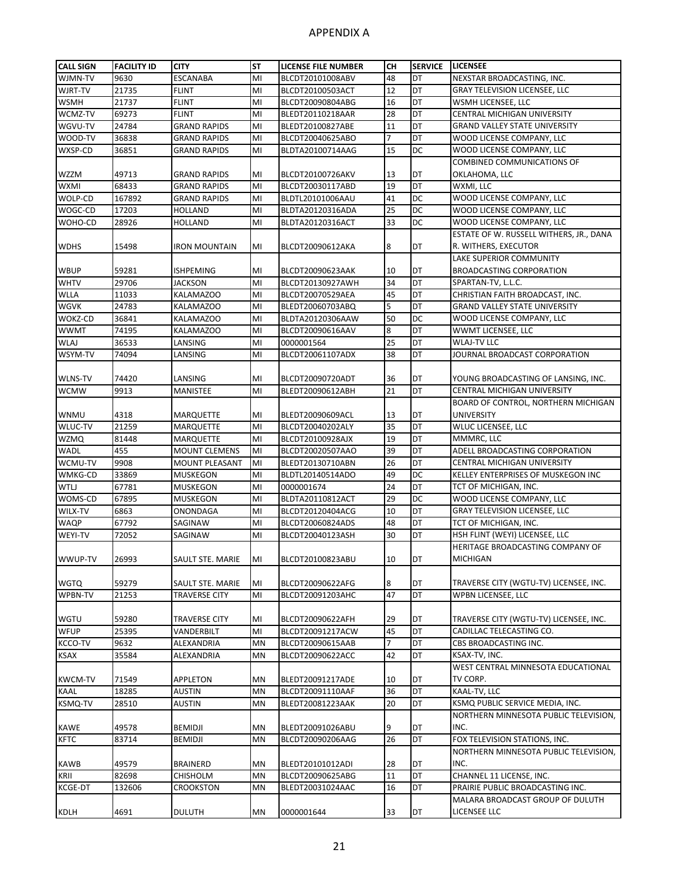# APPENDIX A

| CALL SIGN | FACILITY ID | CITY | ST | LICENSE FILE NUMBER | CH | SERVICE | LICENSEE |
|---|---|---|---|---|---|---|---|
| WJMN-TV | 9630 | ESCANABA | MI | BLCDT20101008ABV | 48 | DT | NEXSTAR BROADCASTING, INC. |
| WJRT-TV | 21735 | FLINT | MI | BLCDT20100503ACT | 12 | DT | GRAY TELEVISION LICENSEE, LLC |
| WSMH | 21737 | FLINT | MI | BLCDT20090804ABG | 16 | DT | WSMH LICENSEE, LLC |
| WCMZ-TV | 69273 | FLINT | MI | BLEDT20110218AAR | 28 | DT | CENTRAL MICHIGAN UNIVERSITY |
| WGVU-TV | 24784 | GRAND RAPIDS | MI | BLEDT20100827ABE | 11 | DT | GRAND VALLEY STATE UNIVERSITY |
| WOOD-TV | 36838 | GRAND RAPIDS | MI | BLCDT20040625ABO | 7 | DT | WOOD LICENSE COMPANY, LLC |
| WXSP-CD | 36851 | GRAND RAPIDS | MI | BLDTA20100714AAG | 15 | DC | WOOD LICENSE COMPANY, LLC |
| WZZM | 49713 | GRAND RAPIDS | MI | BLCDT20100726AKV | 13 | DT | COMBINED COMMUNICATIONS OF OKLAHOMA, LLC |
| WXMI | 68433 | GRAND RAPIDS | MI | BLCDT20030117ABD | 19 | DT | WXMI, LLC |
| WOLP-CD | 167892 | GRAND RAPIDS | MI | BLDTL20101006AAU | 41 | DC | WOOD LICENSE COMPANY, LLC |
| WOGC-CD | 17203 | HOLLAND | MI | BLDTA20120316ADA | 25 | DC | WOOD LICENSE COMPANY, LLC |
| WOHO-CD | 28926 | HOLLAND | MI | BLDTA20120316ACT | 33 | DC | WOOD LICENSE COMPANY, LLC |
| WDHS | 15498 | IRON MOUNTAIN | MI | BLCDT20090612AKA | 8 | DT | ESTATE OF W. RUSSELL WITHERS, JR., DANA R. WITHERS, EXECUTOR |
| WBUP | 59281 | ISHPEMING | MI | BLCDT20090623AAK | 10 | DT | LAKE SUPERIOR COMMUNITY BROADCASTING CORPORATION |
| WHTV | 29706 | JACKSON | MI | BLCDT20130927AWH | 34 | DT | SPARTAN-TV, L.L.C. |
| WLLA | 11033 | KALAMAZOO | MI | BLCDT20070529AEA | 45 | DT | CHRISTIAN FAITH BROADCAST, INC. |
| WGVK | 24783 | KALAMAZOO | MI | BLEDT20060703ABQ | 5 | DT | GRAND VALLEY STATE UNIVERSITY |
| WOKZ-CD | 36841 | KALAMAZOO | MI | BLDTA20120306AAW | 50 | DC | WOOD LICENSE COMPANY, LLC |
| WWMT | 74195 | KALAMAZOO | MI | BLCDT20090616AAV | 8 | DT | WWMT LICENSEE, LLC |
| WLAJ | 36533 | LANSING | MI | 0000001564 | 25 | DT | WLAJ-TV LLC |
| WSYM-TV | 74094 | LANSING | MI | BLCDT20061107ADX | 38 | DT | JOURNAL BROADCAST CORPORATION |
| WLNS-TV | 74420 | LANSING | MI | BLCDT20090720ADT | 36 | DT | YOUNG BROADCASTING OF LANSING, INC. |
| WCMW | 9913 | MANISTEE | MI | BLEDT20090612ABH | 21 | DT | CENTRAL MICHIGAN UNIVERSITY |
| WNMU | 4318 | MARQUETTE | MI | BLEDT20090609ACL | 13 | DT | BOARD OF CONTROL, NORTHERN MICHIGAN UNIVERSITY |
| WLUC-TV | 21259 | MARQUETTE | MI | BLCDT20040202ALY | 35 | DT | WLUC LICENSEE, LLC |
| WZMQ | 81448 | MARQUETTE | MI | BLCDT20100928AJX | 19 | DT | MMMRC, LLC |
| WADL | 455 | MOUNT CLEMENS | MI | BLCDT20020507AAO | 39 | DT | ADELL BROADCASTING CORPORATION |
| WCMU-TV | 9908 | MOUNT PLEASANT | MI | BLEDT20130710ABN | 26 | DT | CENTRAL MICHIGAN UNIVERSITY |
| WMKG-CD | 33869 | MUSKEGON | MI | BLDTL20140514ADO | 49 | DC | KELLEY ENTERPRISES OF MUSKEGON INC |
| WTLJ | 67781 | MUSKEGON | MI | 0000001674 | 24 | DT | TCT OF MICHIGAN, INC. |
| WOMS-CD | 67895 | MUSKEGON | MI | BLDTA20110812ACT | 29 | DC | WOOD LICENSE COMPANY, LLC |
| WILX-TV | 6863 | ONONDAGA | MI | BLCDT20120404ACG | 10 | DT | GRAY TELEVISION LICENSEE, LLC |
| WAQP | 67792 | SAGINAW | MI | BLCDT20060824ADS | 48 | DT | TCT OF MICHIGAN, INC. |
| WEYI-TV | 72052 | SAGINAW | MI | BLCDT20040123ASH | 30 | DT | HSH FLINT (WEYI) LICENSEE, LLC |
| WWUP-TV | 26993 | SAULT STE. MARIE | MI | BLCDT20100823ABU | 10 | DT | HERITAGE BROADCASTING COMPANY OF MICHIGAN |
| WGTQ | 59279 | SAULT STE. MARIE | MI | BLCDT20090622AFG | 8 | DT | TRAVERSE CITY (WGTU-TV) LICENSEE, INC. |
| WPBN-TV | 21253 | TRAVERSE CITY | MI | BLCDT20091203AHC | 47 | DT | WPBN LICENSEE, LLC |
| WGTU | 59280 | TRAVERSE CITY | MI | BLCDT20090622AFH | 29 | DT | TRAVERSE CITY (WGTU-TV) LICENSEE, INC. |
| WFUP | 25395 | VANDERBILT | MI | BLCDT20091217ACW | 45 | DT | CADILLAC TELECASTING CO. |
| KCCO-TV | 9632 | ALEXANDRIA | MN | BLCDT20090615AAB | 7 | DT | CBS BROADCASTING INC. |
| KSAX | 35584 | ALEXANDRIA | MN | BLCDT20090622ACC | 42 | DT | KSAX-TV, INC. |
| KWCM-TV | 71549 | APPLETON | MN | BLEDT20091217ADE | 10 | DT | WEST CENTRAL MINNESOTA EDUCATIONAL TV CORP. |
| KAAL | 18285 | AUSTIN | MN | BLCDT20091110AAF | 36 | DT | KAAL-TV, LLC |
| KSMQ-TV | 28510 | AUSTIN | MN | BLEDT20081223AAK | 20 | DT | KSMQ PUBLIC SERVICE MEDIA, INC. |
| KAWE | 49578 | BEMIDJI | MN | BLEDT20091026ABU | 9 | DT | NORTHERN MINNESOTA PUBLIC TELEVISION, INC. |
| KFTC | 83714 | BEMIDJI | MN | BLCDT20090206AAG | 26 | DT | FOX TELEVISION STATIONS, INC. |
| KAWB | 49579 | BRAINERD | MN | BLEDT20101012ADI | 28 | DT | NORTHERN MINNESOTA PUBLIC TELEVISION, INC. |
| KRII | 82698 | CHISHOLM | MN | BLCDT20090625ABG | 11 | DT | CHANNEL 11 LICENSE, INC. |
| KCGE-DT | 132606 | CROOKSTON | MN | BLEDT20031024AAC | 16 | DT | PRAIRIE PUBLIC BROADCASTING INC. |
| KDLH | 4691 | DULUTH | MN | 0000001644 | 33 | DT | MALARA BROADCAST GROUP OF DULUTH LICENSEE LLC |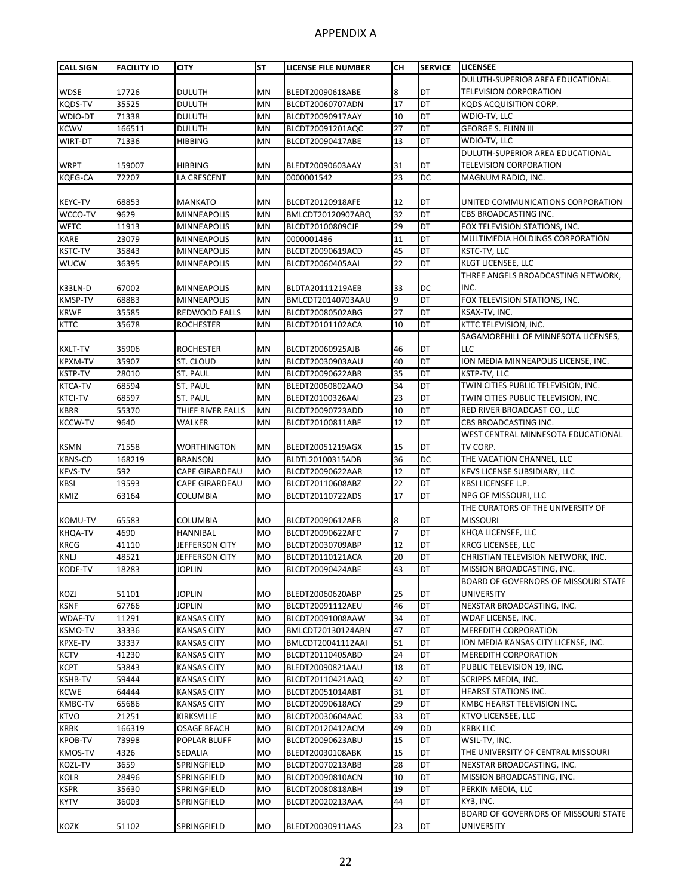# APPENDIX A

| CALL SIGN | FACILITY ID | CITY | ST | LICENSE FILE NUMBER | CH | SERVICE | LICENSEE |
|---|---|---|---|---|---|---|---|
| WDSE | 17726 | DULUTH | MN | BLEDT20090618ABE | 8 | DT | DULUTH-SUPERIOR AREA EDUCATIONAL TELEVISION CORPORATION |
| KQDS-TV | 35525 | DULUTH | MN | BLCDT20060707ADN | 17 | DT | KQDS ACQUISITION CORP. |
| WDIO-DT | 71338 | DULUTH | MN | BLCDT20090917AAY | 10 | DT | WDIO-TV, LLC |
| KCWV | 166511 | DULUTH | MN | BLCDT20091201AQC | 27 | DT | GEORGE S. FLINN III |
| WIRT-DT | 71336 | HIBBING | MN | BLCDT20090417ABE | 13 | DT | WDIO-TV, LLC |
| WRPT | 159007 | HIBBING | MN | BLEDT20090603AAY | 31 | DT | DULUTH-SUPERIOR AREA EDUCATIONAL TELEVISION CORPORATION |
| KQEG-CA | 72207 | LA CRESCENT | MN | 0000001542 | 23 | DC | MAGNUM RADIO, INC. |
| KEYC-TV | 68853 | MANKATO | MN | BLCDT20120918AFE | 12 | DT | UNITED COMMUNICATIONS CORPORATION |
| WCCO-TV | 9629 | MINNEAPOLIS | MN | BMLCDT20120907ABQ | 32 | DT | CBS BROADCASTING INC. |
| WFTC | 11913 | MINNEAPOLIS | MN | BLCDT20100809CJF | 29 | DT | FOX TELEVISION STATIONS, INC. |
| KARE | 23079 | MINNEAPOLIS | MN | 0000001486 | 11 | DT | MULTIMEDIA HOLDINGS CORPORATION |
| KSTC-TV | 35843 | MINNEAPOLIS | MN | BLCDT20090619ACD | 45 | DT | KSTC-TV, LLC |
| WUCW | 36395 | MINNEAPOLIS | MN | BLCDT20060405AAI | 22 | DT | KLGT LICENSEE, LLC |
| K33LN-D | 67002 | MINNEAPOLIS | MN | BLDTA20111219AEB | 33 | DC | THREE ANGELS BROADCASTING NETWORK, INC. |
| KMSP-TV | 68883 | MINNEAPOLIS | MN | BMLCDT20140703AAU | 9 | DT | FOX TELEVISION STATIONS, INC. |
| KRWF | 35585 | REDWOOD FALLS | MN | BLCDT20080502ABG | 27 | DT | KSAX-TV, INC. |
| KTTC | 35678 | ROCHESTER | MN | BLCDT20101102ACA | 10 | DT | KTTC TELEVISION, INC. |
| KXLT-TV | 35906 | ROCHESTER | MN | BLCDT20060925AJB | 46 | DT | SAGAMOREHILL OF MINNESOTA LICENSES, LLC |
| KPXM-TV | 35907 | ST. CLOUD | MN | BLCDT20030903AAU | 40 | DT | ION MEDIA MINNEAPOLIS LICENSE, INC. |
| KSTP-TV | 28010 | ST. PAUL | MN | BLCDT20090622ABR | 35 | DT | KSTP-TV, LLC |
| KTCA-TV | 68594 | ST. PAUL | MN | BLEDT20060802AAO | 34 | DT | TWIN CITIES PUBLIC TELEVISION, INC. |
| KTCI-TV | 68597 | ST. PAUL | MN | BLEDT20100326AAI | 23 | DT | TWIN CITIES PUBLIC TELEVISION, INC. |
| KBRR | 55370 | THIEF RIVER FALLS | MN | BLCDT20090723ADD | 10 | DT | RED RIVER BROADCAST CO., LLC |
| KCCW-TV | 9640 | WALKER | MN | BLCDT20100811ABF | 12 | DT | CBS BROADCASTING INC. |
| KSMN | 71558 | WORTHINGTON | MN | BLEDT20051219AGX | 15 | DT | WEST CENTRAL MINNESOTA EDUCATIONAL TV CORP. |
| KBNS-CD | 168219 | BRANSON | MO | BLDTL20100315ADB | 36 | DC | THE VACATION CHANNEL, LLC |
| KFVS-TV | 592 | CAPE GIRARDEAU | MO | BLCDT20090622AAR | 12 | DT | KFVS LICENSE SUBSIDIARY, LLC |
| KBSI | 19593 | CAPE GIRARDEAU | MO | BLCDT20110608ABZ | 22 | DT | KBSI LICENSEE L.P. |
| KMIZ | 63164 | COLUMBIA | MO | BLCDT20110722ADS | 17 | DT | NPG OF MISSOURI, LLC |
| KOMU-TV | 65583 | COLUMBIA | MO | BLCDT20090612AFB | 8 | DT | THE CURATORS OF THE UNIVERSITY OF MISSOURI |
| KHQA-TV | 4690 | HANNIBAL | MO | BLCDT20090622AFC | 7 | DT | KHQA LICENSEE, LLC |
| KRCG | 41110 | JEFFERSON CITY | MO | BLCDT20030709ABP | 12 | DT | KRCG LICENSEE, LLC |
| KNLJ | 48521 | JEFFERSON CITY | MO | BLCDT20110121ACA | 20 | DT | CHRISTIAN TELEVISION NETWORK, INC. |
| KODE-TV | 18283 | JOPLIN | MO | BLCDT20090424ABE | 43 | DT | MISSION BROADCASTING, INC. |
| KOZJ | 51101 | JOPLIN | MO | BLEDT20060620ABP | 25 | DT | BOARD OF GOVERNORS OF MISSOURI STATE UNIVERSITY |
| KSNF | 67766 | JOPLIN | MO | BLCDT20091112AEU | 46 | DT | NEXSTAR BROADCASTING, INC. |
| WDAF-TV | 11291 | KANSAS CITY | MO | BLCDT20091008AAW | 34 | DT | WDAF LICENSE, INC. |
| KSMO-TV | 33336 | KANSAS CITY | MO | BMLCDT20130124ABN | 47 | DT | MEREDITH CORPORATION |
| KPXE-TV | 33337 | KANSAS CITY | MO | BMLCDT20041112AAI | 51 | DT | ION MEDIA KANSAS CITY LICENSE, INC. |
| KCTV | 41230 | KANSAS CITY | MO | BLCDT20110405ABD | 24 | DT | MEREDITH CORPORATION |
| KCPT | 53843 | KANSAS CITY | MO | BLEDT20090821AAU | 18 | DT | PUBLIC TELEVISION 19, INC. |
| KSHB-TV | 59444 | KANSAS CITY | MO | BLCDT20110421AAQ | 42 | DT | SCRIPPS MEDIA, INC. |
| KCWE | 64444 | KANSAS CITY | MO | BLCDT20051014ABT | 31 | DT | HEARST STATIONS INC. |
| KMBC-TV | 65686 | KANSAS CITY | MO | BLCDT20090618ACY | 29 | DT | KMBC HEARST TELEVISION INC. |
| KTVO | 21251 | KIRKSVILLE | MO | BLCDT20030604AAC | 33 | DT | KTVO LICENSEE, LLC |
| KRBK | 166319 | OSAGE BEACH | MO | BLCDT20120412ACM | 49 | DD | KRBK LLC |
| KPOB-TV | 73998 | POPLAR BLUFF | MO | BLCDT20090623ABU | 15 | DT | WSIL-TV, INC. |
| KMOS-TV | 4326 | SEDALIA | MO | BLEDT20030108ABK | 15 | DT | THE UNIVERSITY OF CENTRAL MISSOURI |
| KOZL-TV | 3659 | SPRINGFIELD | MO | BLCDT20070213ABB | 28 | DT | NEXSTAR BROADCASTING, INC. |
| KOLR | 28496 | SPRINGFIELD | MO | BLCDT20090810ACN | 10 | DT | MISSION BROADCASTING, INC. |
| KSPR | 35630 | SPRINGFIELD | MO | BLCDT20080818ABH | 19 | DT | PERKIN MEDIA, LLC |
| KYTV | 36003 | SPRINGFIELD | MO | BLCDT20020213AAA | 44 | DT | KY3, INC. |
| KOZK | 51102 | SPRINGFIELD | MO | BLEDT20030911AAS | 23 | DT | BOARD OF GOVERNORS OF MISSOURI STATE UNIVERSITY |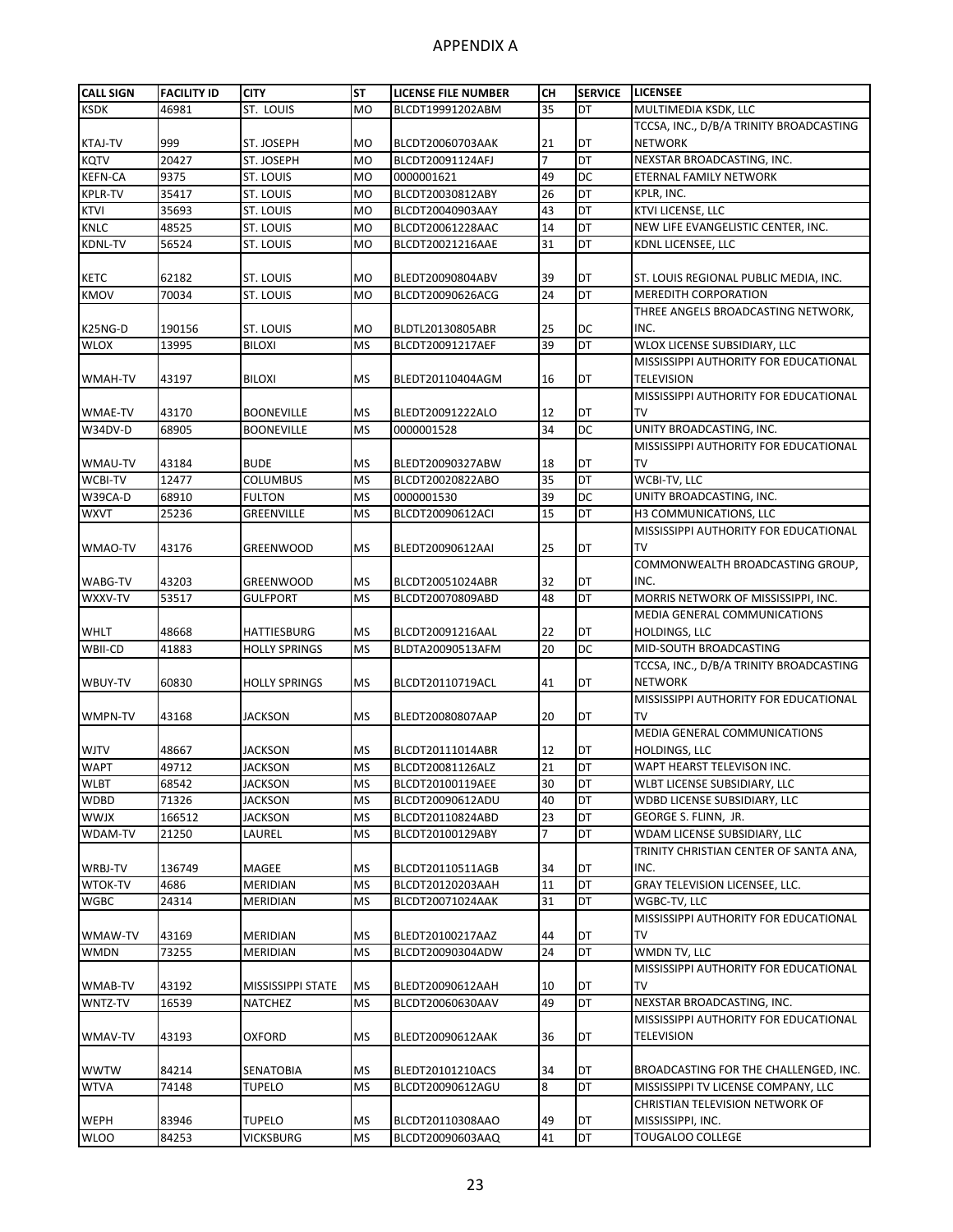# APPENDIX A

| CALL SIGN | FACILITY ID | CITY | ST | LICENSE FILE NUMBER | CH | SERVICE | LICENSEE |
|---|---|---|---|---|---|---|---|
| KSDK | 46981 | ST. LOUIS | MO | BLCDT19991202ABM | 35 | DT | MULTIMEDIA KSDK, LLC |
| KTAJ-TV | 999 | ST. JOSEPH | MO | BLCDT20060703AAK | 21 | DT | TCCSA, INC., D/B/A TRINITY BROADCASTING NETWORK |
| KQTV | 20427 | ST. JOSEPH | MO | BLCDT20091124AFJ | 7 | DT | NEXSTAR BROADCASTING, INC. |
| KEFN-CA | 9375 | ST. LOUIS | MO | 0000001621 | 49 | DC | ETERNAL FAMILY NETWORK |
| KPLR-TV | 35417 | ST. LOUIS | MO | BLCDT20030812ABY | 26 | DT | KPLR, INC. |
| KTVI | 35693 | ST. LOUIS | MO | BLCDT20040903AAY | 43 | DT | KTVI LICENSE, LLC |
| KNLC | 48525 | ST. LOUIS | MO | BLCDT20061228AAC | 14 | DT | NEW LIFE EVANGELISTIC CENTER, INC. |
| KDNL-TV | 56524 | ST. LOUIS | MO | BLCDT20021216AAE | 31 | DT | KDNL LICENSEE, LLC |
| KETC | 62182 | ST. LOUIS | MO | BLEDT20090804ABV | 39 | DT | ST. LOUIS REGIONAL PUBLIC MEDIA, INC. |
| KMOV | 70034 | ST. LOUIS | MO | BLCDT20090626ACG | 24 | DT | MEREDITH CORPORATION |
| K25NG-D | 190156 | ST. LOUIS | MO | BLDTL20130805ABR | 25 | DC | THREE ANGELS BROADCASTING NETWORK, INC. |
| WLOX | 13995 | BILOXI | MS | BLCDT20091217AEF | 39 | DT | WLOX LICENSE SUBSIDIARY, LLC |
| WMAH-TV | 43197 | BILOXI | MS | BLEDT20110404AGM | 16 | DT | MISSISSIPPI AUTHORITY FOR EDUCATIONAL TELEVISION |
| WMAE-TV | 43170 | BOONEVILLE | MS | BLEDT20091222ALO | 12 | DT | MISSISSIPPI AUTHORITY FOR EDUCATIONAL TV |
| W34DV-D | 68905 | BOONEVILLE | MS | 0000001528 | 34 | DC | UNITY BROADCASTING, INC. |
| WMAU-TV | 43184 | BUDE | MS | BLEDT20090327ABW | 18 | DT | MISSISSIPPI AUTHORITY FOR EDUCATIONAL TV |
| WCBI-TV | 12477 | COLUMBUS | MS | BLCDT20020822ABO | 35 | DT | WCBI-TV, LLC |
| W39CA-D | 68910 | FULTON | MS | 0000001530 | 39 | DC | UNITY BROADCASTING, INC. |
| WXVT | 25236 | GREENVILLE | MS | BLCDT20090612ACI | 15 | DT | H3 COMMUNICATIONS, LLC |
| WMAO-TV | 43176 | GREENWOOD | MS | BLEDT20090612AAI | 25 | DT | MISSISSIPPI AUTHORITY FOR EDUCATIONAL TV |
| WABG-TV | 43203 | GREENWOOD | MS | BLCDT20051024ABR | 32 | DT | COMMONWEALTH BROADCASTING GROUP, INC. |
| WXXV-TV | 53517 | GULFPORT | MS | BLCDT20070809ABD | 48 | DT | MORRIS NETWORK OF MISSISSIPPI, INC. |
| WHLT | 48668 | HATTIESBURG | MS | BLCDT20091216AAL | 22 | DT | MEDIA GENERAL COMMUNICATIONS HOLDINGS, LLC |
| WBII-CD | 41883 | HOLLY SPRINGS | MS | BLDTA20090513AFM | 20 | DC | MID-SOUTH BROADCASTING |
| WBUY-TV | 60830 | HOLLY SPRINGS | MS | BLCDT20110719ACL | 41 | DT | TCCSA, INC., D/B/A TRINITY BROADCASTING NETWORK |
| WMPN-TV | 43168 | JACKSON | MS | BLEDT20080807AAP | 20 | DT | MISSISSIPPI AUTHORITY FOR EDUCATIONAL TV |
| WJTV | 48667 | JACKSON | MS | BLCDT20111014ABR | 12 | DT | MEDIA GENERAL COMMUNICATIONS HOLDINGS, LLC |
| WAPT | 49712 | JACKSON | MS | BLCDT20081126ALZ | 21 | DT | WAPT HEARST TELEVISON INC. |
| WLBT | 68542 | JACKSON | MS | BLCDT20100119AEE | 30 | DT | WLBT LICENSE SUBSIDIARY, LLC |
| WDBD | 71326 | JACKSON | MS | BLCDT20090612ADU | 40 | DT | WDBD LICENSE SUBSIDIARY, LLC |
| WWJX | 166512 | JACKSON | MS | BLCDT20110824ABD | 23 | DT | GEORGE S. FLINN, JR. |
| WDAM-TV | 21250 | LAUREL | MS | BLCDT20100129ABY | 7 | DT | WDAM LICENSE SUBSIDIARY, LLC |
| WRBJ-TV | 136749 | MAGEE | MS | BLCDT20110511AGB | 34 | DT | TRINITY CHRISTIAN CENTER OF SANTA ANA, INC. |
| WTOK-TV | 4686 | MERIDIAN | MS | BLCDT20120203AAH | 11 | DT | GRAY TELEVISION LICENSEE, LLC. |
| WGBC | 24314 | MERIDIAN | MS | BLCDT20071024AAK | 31 | DT | WGBC-TV, LLC |
| WMAW-TV | 43169 | MERIDIAN | MS | BLEDT20100217AAZ | 44 | DT | MISSISSIPPI AUTHORITY FOR EDUCATIONAL TV |
| WMDN | 73255 | MERIDIAN | MS | BLCDT20090304ADW | 24 | DT | WMDN TV, LLC |
| WMAB-TV | 43192 | MISSISSIPPI STATE | MS | BLEDT20090612AAH | 10 | DT | MISSISSIPPI AUTHORITY FOR EDUCATIONAL TV |
| WNTZ-TV | 16539 | NATCHEZ | MS | BLCDT20060630AAV | 49 | DT | NEXSTAR BROADCASTING, INC. |
| WMAV-TV | 43193 | OXFORD | MS | BLEDT20090612AAK | 36 | DT | MISSISSIPPI AUTHORITY FOR EDUCATIONAL TELEVISION |
| WWTW | 84214 | SENATOBIA | MS | BLEDT20101210ACS | 34 | DT | BROADCASTING FOR THE CHALLENGED, INC. |
| WTVA | 74148 | TUPELO | MS | BLCDT20090612AGU | 8 | DT | MISSISSIPPI TV LICENSE COMPANY, LLC |
| WEPH | 83946 | TUPELO | MS | BLCDT20110308AAO | 49 | DT | CHRISTIAN TELEVISION NETWORK OF MISSISSIPPI, INC. |
| WLOO | 84253 | VICKSBURG | MS | BLCDT20090603AAQ | 41 | DT | TOUGALOO COLLEGE |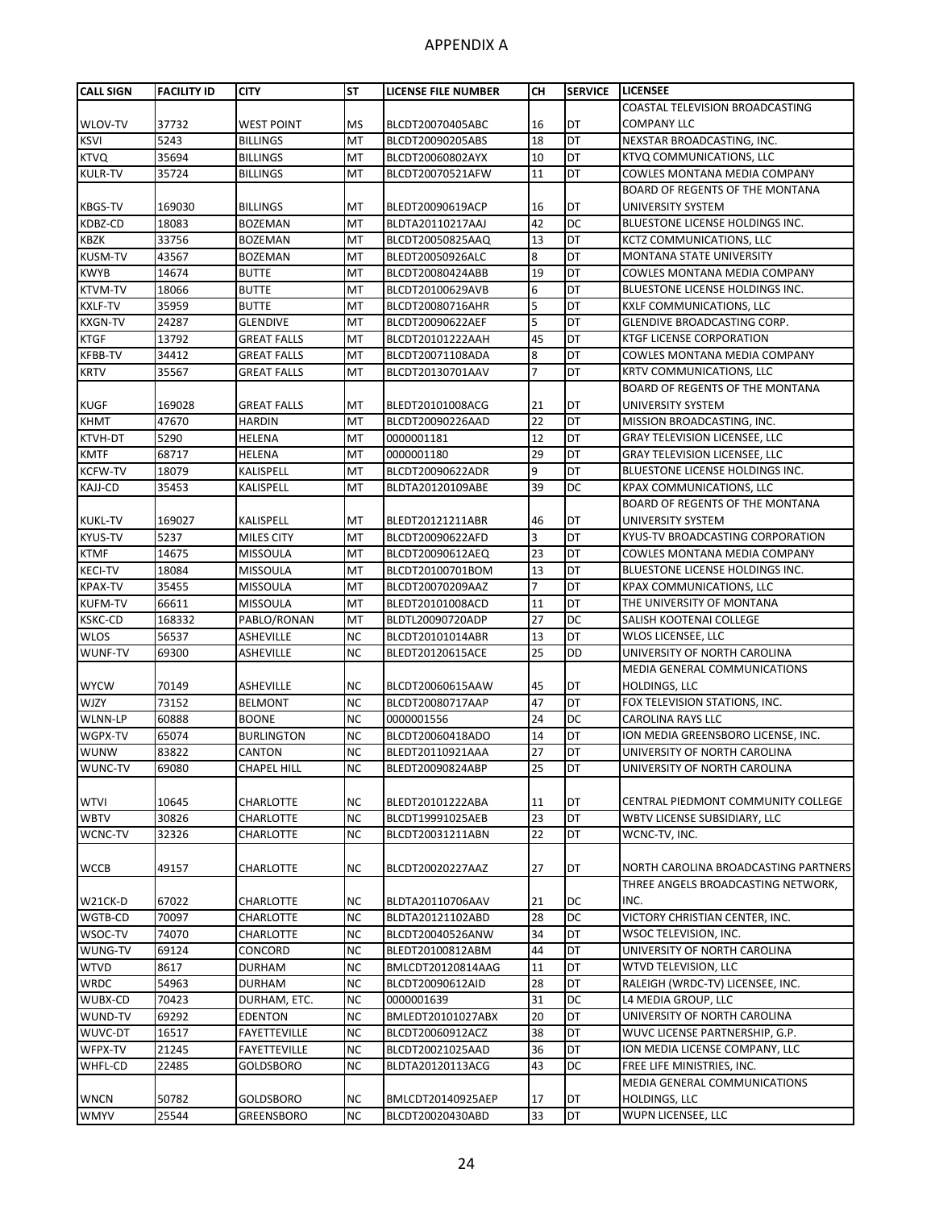# APPENDIX A

| CALL SIGN | FACILITY ID | CITY | ST | LICENSE FILE NUMBER | CH | SERVICE | LICENSEE |
|---|---|---|---|---|---|---|---|
| WLOV-TV | 37732 | WEST POINT | MS | BLCDT20070405ABC | 16 | DT | COASTAL TELEVISION BROADCASTING COMPANY LLC |
| KSVI | 5243 | BILLINGS | MT | BLCDT20090205ABS | 18 | DT | NEXSTAR BROADCASTING, INC. |
| KTVQ | 35694 | BILLINGS | MT | BLCDT20060802AYX | 10 | DT | KTVQ COMMUNICATIONS, LLC |
| KULR-TV | 35724 | BILLINGS | MT | BLCDT20070521AFW | 11 | DT | COWLES MONTANA MEDIA COMPANY |
| KBGS-TV | 169030 | BILLINGS | MT | BLEDT20090619ACP | 16 | DT | BOARD OF REGENTS OF THE MONTANA UNIVERSITY SYSTEM |
| KDBZ-CD | 18083 | BOZEMAN | MT | BLDTA20110217AAJ | 42 | DC | BLUESTONE LICENSE HOLDINGS INC. |
| KBZK | 33756 | BOZEMAN | MT | BLCDT20050825AAQ | 13 | DT | KCTZ COMMUNICATIONS, LLC |
| KUSM-TV | 43567 | BOZEMAN | MT | BLEDT20050926ALC | 8 | DT | MONTANA STATE UNIVERSITY |
| KWYB | 14674 | BUTTE | MT | BLCDT20080424ABB | 19 | DT | COWLES MONTANA MEDIA COMPANY |
| KTVM-TV | 18066 | BUTTE | MT | BLCDT20100629AVB | 6 | DT | BLUESTONE LICENSE HOLDINGS INC. |
| KXLF-TV | 35959 | BUTTE | MT | BLCDT20080716AHR | 5 | DT | KXLF COMMUNICATIONS, LLC |
| KXGN-TV | 24287 | GLENDIVE | MT | BLCDT20090622AEF | 5 | DT | GLENDIVE BROADCASTING CORP. |
| KTGF | 13792 | GREAT FALLS | MT | BLCDT20101222AAH | 45 | DT | KTGF LICENSE CORPORATION |
| KFBB-TV | 34412 | GREAT FALLS | MT | BLCDT20071108ADA | 8 | DT | COWLES MONTANA MEDIA COMPANY |
| KRTV | 35567 | GREAT FALLS | MT | BLCDT20130701AAV | 7 | DT | KRTV COMMUNICATIONS, LLC |
| KUGF | 169028 | GREAT FALLS | MT | BLEDT20101008ACG | 21 | DT | BOARD OF REGENTS OF THE MONTANA UNIVERSITY SYSTEM |
| KHMT | 47670 | HARDIN | MT | BLCDT20090226AAD | 22 | DT | MISSION BROADCASTING, INC. |
| KTVH-DT | 5290 | HELENA | MT | 0000001181 | 12 | DT | GRAY TELEVISION LICENSEE, LLC |
| KMTF | 68717 | HELENA | MT | 0000001180 | 29 | DT | GRAY TELEVISION LICENSEE, LLC |
| KCFW-TV | 18079 | KALISPELL | MT | BLCDT20090622ADR | 9 | DT | BLUESTONE LICENSE HOLDINGS INC. |
| KAJJ-CD | 35453 | KALISPELL | MT | BLDTA20120109ABE | 39 | DC | KPAX COMMUNICATIONS, LLC |
| KUKL-TV | 169027 | KALISPELL | MT | BLEDT20121211ABR | 46 | DT | BOARD OF REGENTS OF THE MONTANA UNIVERSITY SYSTEM |
| KYUS-TV | 5237 | MILES CITY | MT | BLCDT20090622AFD | 3 | DT | KYUS-TV BROADCASTING CORPORATION |
| KTMF | 14675 | MISSOULA | MT | BLCDT20090612AEQ | 23 | DT | COWLES MONTANA MEDIA COMPANY |
| KECI-TV | 18084 | MISSOULA | MT | BLCDT20100701BOM | 13 | DT | BLUESTONE LICENSE HOLDINGS INC. |
| KPAX-TV | 35455 | MISSOULA | MT | BLCDT20070209AAZ | 7 | DT | KPAX COMMUNICATIONS, LLC |
| KUFM-TV | 66611 | MISSOULA | MT | BLEDT20101008ACD | 11 | DT | THE UNIVERSITY OF MONTANA |
| KSKC-CD | 168332 | PABLO/RONAN | MT | BLDTL20090720ADP | 27 | DC | SALISH KOOTENAI COLLEGE |
| WLOS | 56537 | ASHEVILLE | NC | BLCDT20101014ABR | 13 | DT | WLOS LICENSEE, LLC |
| WUNF-TV | 69300 | ASHEVILLE | NC | BLEDT20120615ACE | 25 | DD | UNIVERSITY OF NORTH CAROLINA |
| WYCW | 70149 | ASHEVILLE | NC | BLCDT20060615AAW | 45 | DT | MEDIA GENERAL COMMUNICATIONS HOLDINGS, LLC |
| WJZY | 73152 | BELMONT | NC | BLCDT20080717AAP | 47 | DT | FOX TELEVISION STATIONS, INC. |
| WLNN-LP | 60888 | BOONE | NC | 0000001556 | 24 | DC | CAROLINA RAYS LLC |
| WGPX-TV | 65074 | BURLINGTON | NC | BLCDT20060418ADO | 14 | DT | ION MEDIA GREENSBORO LICENSE, INC. |
| WUNW | 83822 | CANTON | NC | BLEDT20110921AAA | 27 | DT | UNIVERSITY OF NORTH CAROLINA |
| WUNC-TV | 69080 | CHAPEL HILL | NC | BLEDT20090824ABP | 25 | DT | UNIVERSITY OF NORTH CAROLINA |
| WTVI | 10645 | CHARLOTTE | NC | BLEDT20101222ABA | 11 | DT | CENTRAL PIEDMONT COMMUNITY COLLEGE |
| WBTV | 30826 | CHARLOTTE | NC | BLCDT19991025AEB | 23 | DT | WBTV LICENSE SUBSIDIARY, LLC |
| WCNC-TV | 32326 | CHARLOTTE | NC | BLCDT20031211ABN | 22 | DT | WCNC-TV, INC. |
| WCCB | 49157 | CHARLOTTE | NC | BLCDT20020227AAZ | 27 | DT | NORTH CAROLINA BROADCASTING PARTNERS |
| W21CK-D | 67022 | CHARLOTTE | NC | BLDTA20110706AAV | 21 | DC | THREE ANGELS BROADCASTING NETWORK, INC. |
| WGTB-CD | 70097 | CHARLOTTE | NC | BLDTA20121102ABD | 28 | DC | VICTORY CHRISTIAN CENTER, INC. |
| WSOC-TV | 74070 | CHARLOTTE | NC | BLCDT20040526ANW | 34 | DT | WSOC TELEVISION, INC. |
| WUNG-TV | 69124 | CONCORD | NC | BLEDT20100812ABM | 44 | DT | UNIVERSITY OF NORTH CAROLINA |
| WTVD | 8617 | DURHAM | NC | BMLCDT20120814AAG | 11 | DT | WTVD TELEVISION, LLC |
| WRDC | 54963 | DURHAM | NC | BLCDT20090612AID | 28 | DT | RALEIGH (WRDC-TV) LICENSEE, INC. |
| WUBX-CD | 70423 | DURHAM, ETC. | NC | 0000001639 | 31 | DC | L4 MEDIA GROUP, LLC |
| WUND-TV | 69292 | EDENTON | NC | BMLEDT20101027ABX | 20 | DT | UNIVERSITY OF NORTH CAROLINA |
| WUVC-DT | 16517 | FAYETTEVILLE | NC | BLCDT20060912ACZ | 38 | DT | WUVC LICENSE PARTNERSHIP, G.P. |
| WFPX-TV | 21245 | FAYETTEVILLE | NC | BLCDT20021025AAD | 36 | DT | ION MEDIA LICENSE COMPANY, LLC |
| WHFL-CD | 22485 | GOLDSBORO | NC | BLDTA20120113ACG | 43 | DC | FREE LIFE MINISTRIES, INC. |
| WNCN | 50782 | GOLDSBORO | NC | BMLCDT20140925AEP | 17 | DT | MEDIA GENERAL COMMUNICATIONS HOLDINGS, LLC |
| WMYV | 25544 | GREENSBORO | NC | BLCDT20020430ABD | 33 | DT | WUPN LICENSEE, LLC |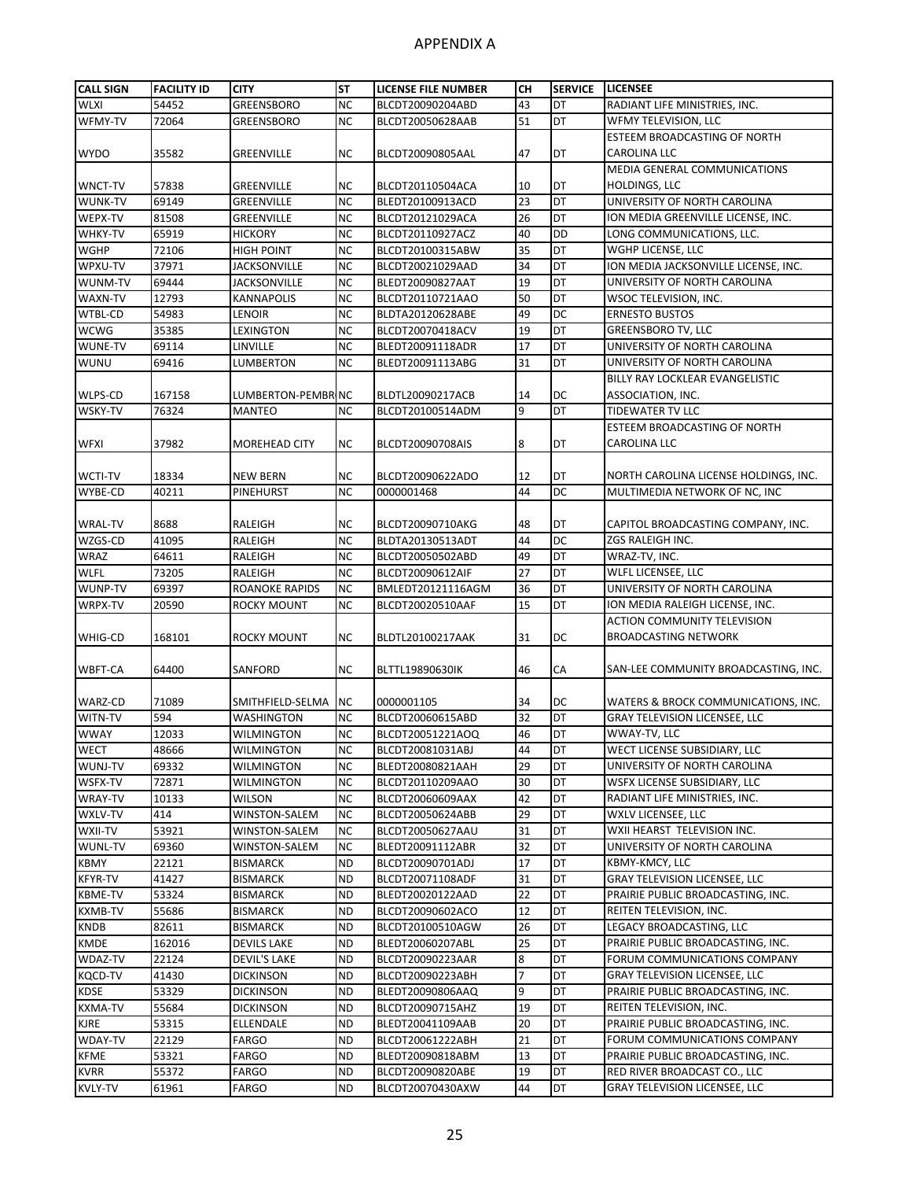# APPENDIX A

| CALL SIGN | FACILITY ID | CITY | ST | LICENSE FILE NUMBER | CH | SERVICE | LICENSEE |
|---|---|---|---|---|---|---|---|
| WLXI | 54452 | GREENSBORO | NC | BLCDT20090204ABD | 43 | DT | RADIANT LIFE MINISTRIES, INC. |
| WFMY-TV | 72064 | GREENSBORO | NC | BLCDT20050628AAB | 51 | DT | WFMY TELEVISION, LLC |
| WYDO | 35582 | GREENVILLE | NC | BLCDT20090805AAL | 47 | DT | ESTEEM BROADCASTING OF NORTH CAROLINA LLC |
| WNCT-TV | 57838 | GREENVILLE | NC | BLCDT20110504ACA | 10 | DT | MEDIA GENERAL COMMUNICATIONS HOLDINGS, LLC |
| WUNK-TV | 69149 | GREENVILLE | NC | BLEDT20100913ACD | 23 | DT | UNIVERSITY OF NORTH CAROLINA |
| WEPX-TV | 81508 | GREENVILLE | NC | BLCDT20121029ACA | 26 | DT | ION MEDIA GREENVILLE LICENSE, INC. |
| WHKY-TV | 65919 | HICKORY | NC | BLCDT20110927ACZ | 40 | DD | LONG COMMUNICATIONS, LLC. |
| WGHP | 72106 | HIGH POINT | NC | BLCDT20100315ABW | 35 | DT | WGHP LICENSE, LLC |
| WPXU-TV | 37971 | JACKSONVILLE | NC | BLCDT20021029AAD | 34 | DT | ION MEDIA JACKSONVILLE LICENSE, INC. |
| WUNM-TV | 69444 | JACKSONVILLE | NC | BLEDT20090827AAT | 19 | DT | UNIVERSITY OF NORTH CAROLINA |
| WAXN-TV | 12793 | KANNAPOLIS | NC | BLCDT20110721AAO | 50 | DT | WSOC TELEVISION, INC. |
| WTBL-CD | 54983 | LENOIR | NC | BLDTA20120628ABE | 49 | DC | ERNESTO BUSTOS |
| WCWG | 35385 | LEXINGTON | NC | BLCDT20070418ACV | 19 | DT | GREENSBORO TV, LLC |
| WUNE-TV | 69114 | LINVILLE | NC | BLEDT20091118ADR | 17 | DT | UNIVERSITY OF NORTH CAROLINA |
| WUNU | 69416 | LUMBERTON | NC | BLEDT20091113ABG | 31 | DT | UNIVERSITY OF NORTH CAROLINA |
| WLPS-CD | 167158 | LUMBERTON-PEMBR | NC | BLDTL20090217ACB | 14 | DC | BILLY RAY LOCKLEAR EVANGELISTIC ASSOCIATION, INC. |
| WSKY-TV | 76324 | MANTEO | NC | BLCDT20100514ADM | 9 | DT | TIDEWATER TV LLC |
| WFXI | 37982 | MOREHEAD CITY | NC | BLCDT20090708AIS | 8 | DT | ESTEEM BROADCASTING OF NORTH CAROLINA LLC |
| WCTI-TV | 18334 | NEW BERN | NC | BLCDT20090622ADO | 12 | DT | NORTH CAROLINA LICENSE HOLDINGS, INC. |
| WYBE-CD | 40211 | PINEHURST | NC | 0000001468 | 44 | DC | MULTIMEDIA NETWORK OF NC, INC |
| WRAL-TV | 8688 | RALEIGH | NC | BLCDT20090710AKG | 48 | DT | CAPITOL BROADCASTING COMPANY, INC. |
| WZGS-CD | 41095 | RALEIGH | NC | BLDTA20130513ADT | 44 | DC | ZGS RALEIGH INC. |
| WRAZ | 64611 | RALEIGH | NC | BLCDT20050502ABD | 49 | DT | WRAZ-TV, INC. |
| WLFL | 73205 | RALEIGH | NC | BLCDT20090612AIF | 27 | DT | WLFL LICENSEE, LLC |
| WUNP-TV | 69397 | ROANOKE RAPIDS | NC | BMLEDT20121116AGM | 36 | DT | UNIVERSITY OF NORTH CAROLINA |
| WRPX-TV | 20590 | ROCKY MOUNT | NC | BLCDT20020510AAF | 15 | DT | ION MEDIA RALEIGH LICENSE, INC. |
| WHIG-CD | 168101 | ROCKY MOUNT | NC | BLDTL20100217AAK | 31 | DC | ACTION COMMUNITY TELEVISION BROADCASTING NETWORK |
| WBFT-CA | 64400 | SANFORD | NC | BLTTL19890630IK | 46 | CA | SAN-LEE COMMUNITY BROADCASTING, INC. |
| WARZ-CD | 71089 | SMITHFIELD-SELMA | NC | 0000001105 | 34 | DC | WATERS & BROCK COMMUNICATIONS, INC. |
| WITN-TV | 594 | WASHINGTON | NC | BLCDT20060615ABD | 32 | DT | GRAY TELEVISION LICENSEE, LLC |
| WWAY | 12033 | WILMINGTON | NC | BLCDT20051221AOQ | 46 | DT | WWAY-TV, LLC |
| WECT | 48666 | WILMINGTON | NC | BLCDT20081031ABJ | 44 | DT | WECT LICENSE SUBSIDIARY, LLC |
| WUNJ-TV | 69332 | WILMINGTON | NC | BLEDT20080821AAH | 29 | DT | UNIVERSITY OF NORTH CAROLINA |
| WSFX-TV | 72871 | WILMINGTON | NC | BLCDT20110209AAO | 30 | DT | WSFX LICENSE SUBSIDIARY, LLC |
| WRAY-TV | 10133 | WILSON | NC | BLCDT20060609AAX | 42 | DT | RADIANT LIFE MINISTRIES, INC. |
| WXLV-TV | 414 | WINSTON-SALEM | NC | BLCDT20050624ABB | 29 | DT | WXLV LICENSEE, LLC |
| WXII-TV | 53921 | WINSTON-SALEM | NC | BLCDT20050627AAU | 31 | DT | WXII HEARST TELEVISION INC. |
| WUNL-TV | 69360 | WINSTON-SALEM | NC | BLEDT20091112ABR | 32 | DT | UNIVERSITY OF NORTH CAROLINA |
| KBMY | 22121 | BISMARCK | ND | BLCDT20090701ADJ | 17 | DT | KBMY-KMCY, LLC |
| KFYR-TV | 41427 | BISMARCK | ND | BLCDT20071108ADF | 31 | DT | GRAY TELEVISION LICENSEE, LLC |
| KBME-TV | 53324 | BISMARCK | ND | BLEDT20020122AAD | 22 | DT | PRAIRIE PUBLIC BROADCASTING, INC. |
| KXMB-TV | 55686 | BISMARCK | ND | BLCDT20090602ACO | 12 | DT | REITEN TELEVISION, INC. |
| KNDB | 82611 | BISMARCK | ND | BLCDT20100510AGW | 26 | DT | LEGACY BROADCASTING, LLC |
| KMDE | 162016 | DEVILS LAKE | ND | BLEDT20060207ABL | 25 | DT | PRAIRIE PUBLIC BROADCASTING, INC. |
| WDAZ-TV | 22124 | DEVIL'S LAKE | ND | BLCDT20090223AAR | 8 | DT | FORUM COMMUNICATIONS COMPANY |
| KQCD-TV | 41430 | DICKINSON | ND | BLCDT20090223ABH | 7 | DT | GRAY TELEVISION LICENSEE, LLC |
| KDSE | 53329 | DICKINSON | ND | BLEDT20090806AAQ | 9 | DT | PRAIRIE PUBLIC BROADCASTING, INC. |
| KXMA-TV | 55684 | DICKINSON | ND | BLCDT20090715AHZ | 19 | DT | REITEN TELEVISION, INC. |
| KJRE | 53315 | ELLENDALE | ND | BLEDT20041109AAB | 20 | DT | PRAIRIE PUBLIC BROADCASTING, INC. |
| WDAY-TV | 22129 | FARGO | ND | BLCDT20061222ABH | 21 | DT | FORUM COMMUNICATIONS COMPANY |
| KFME | 53321 | FARGO | ND | BLEDT20090818ABM | 13 | DT | PRAIRIE PUBLIC BROADCASTING, INC. |
| KVRR | 55372 | FARGO | ND | BLCDT20090820ABE | 19 | DT | RED RIVER BROADCAST CO., LLC |
| KVLY-TV | 61961 | FARGO | ND | BLCDT20070430AXW | 44 | DT | GRAY TELEVISION LICENSEE, LLC |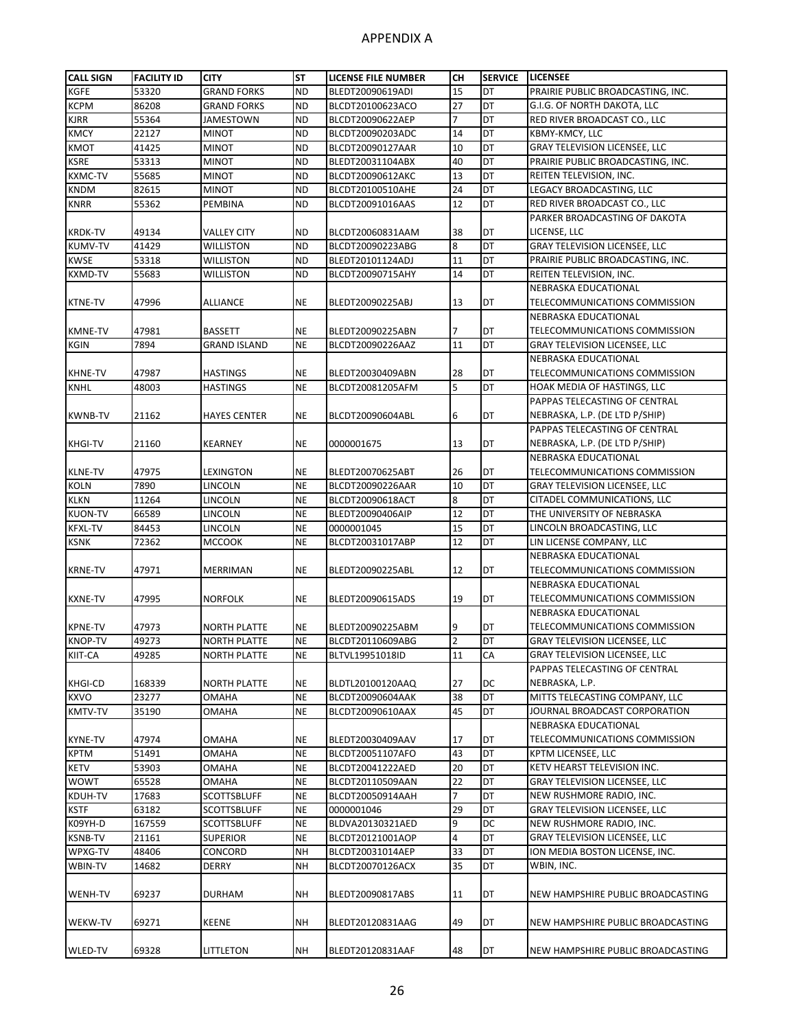# APPENDIX A

| CALL SIGN | FACILITY ID | CITY | ST | LICENSE FILE NUMBER | CH | SERVICE | LICENSEE |
|---|---|---|---|---|---|---|---|
| KGFE | 53320 | GRAND FORKS | ND | BLEDT20090619ADI | 15 | DT | PRAIRIE PUBLIC BROADCASTING, INC. |
| KCPM | 86208 | GRAND FORKS | ND | BLCDT20100623ACO | 27 | DT | G.I.G. OF NORTH DAKOTA, LLC |
| KJRR | 55364 | JAMESTOWN | ND | BLCDT20090622AEP | 7 | DT | RED RIVER BROADCAST CO., LLC |
| KMCY | 22127 | MINOT | ND | BLCDT20090203ADC | 14 | DT | KBMY-KMCY, LLC |
| KMOT | 41425 | MINOT | ND | BLCDT20090127AAR | 10 | DT | GRAY TELEVISION LICENSEE, LLC |
| KSRE | 53313 | MINOT | ND | BLEDT20031104ABX | 40 | DT | PRAIRIE PUBLIC BROADCASTING, INC. |
| KXMC-TV | 55685 | MINOT | ND | BLCDT20090612AKC | 13 | DT | REITEN TELEVISION, INC. |
| KNDM | 82615 | MINOT | ND | BLCDT20100510AHE | 24 | DT | LEGACY BROADCASTING, LLC |
| KNRR | 55362 | PEMBINA | ND | BLCDT20091016AAS | 12 | DT | RED RIVER BROADCAST CO., LLC |
| KRDK-TV | 49134 | VALLEY CITY | ND | BLCDT20060831AAM | 38 | DT | PARKER BROADCASTING OF DAKOTA LICENSE, LLC |
| KUMV-TV | 41429 | WILLISTON | ND | BLCDT20090223ABG | 8 | DT | GRAY TELEVISION LICENSEE, LLC |
| KWSE | 53318 | WILLISTON | ND | BLEDT20101124ADJ | 11 | DT | PRAIRIE PUBLIC BROADCASTING, INC. |
| KXMD-TV | 55683 | WILLISTON | ND | BLCDT20090715AHY | 14 | DT | REITEN TELEVISION, INC. |
| KTNE-TV | 47996 | ALLIANCE | NE | BLEDT20090225ABJ | 13 | DT | NEBRASKA EDUCATIONAL TELECOMMUNICATIONS COMMISSION |
| KMNE-TV | 47981 | BASSETT | NE | BLEDT20090225ABN | 7 | DT | NEBRASKA EDUCATIONAL TELECOMMUNICATIONS COMMISSION |
| KGIN | 7894 | GRAND ISLAND | NE | BLCDT20090226AAZ | 11 | DT | GRAY TELEVISION LICENSEE, LLC |
| KHNE-TV | 47987 | HASTINGS | NE | BLEDT20030409ABN | 28 | DT | NEBRASKA EDUCATIONAL TELECOMMUNICATIONS COMMISSION |
| KNHL | 48003 | HASTINGS | NE | BLCDT20081205AFM | 5 | DT | HOAK MEDIA OF HASTINGS, LLC |
| KWNB-TV | 21162 | HAYES CENTER | NE | BLCDT20090604ABL | 6 | DT | PAPPAS TELECASTING OF CENTRAL NEBRASKA, L.P. (DE LTD P/SHIP) |
| KHGI-TV | 21160 | KEARNEY | NE | 0000001675 | 13 | DT | PAPPAS TELECASTING OF CENTRAL NEBRASKA, L.P. (DE LTD P/SHIP) |
| KLNE-TV | 47975 | LEXINGTON | NE | BLEDT20070625ABT | 26 | DT | NEBRASKA EDUCATIONAL TELECOMMUNICATIONS COMMISSION |
| KOLN | 7890 | LINCOLN | NE | BLCDT20090226AAR | 10 | DT | GRAY TELEVISION LICENSEE, LLC |
| KLKN | 11264 | LINCOLN | NE | BLCDT20090618ACT | 8 | DT | CITADEL COMMUNICATIONS, LLC |
| KUON-TV | 66589 | LINCOLN | NE | BLEDT20090406AIP | 12 | DT | THE UNIVERSITY OF NEBRASKA |
| KFXL-TV | 84453 | LINCOLN | NE | 0000001045 | 15 | DT | LINCOLN BROADCASTING, LLC |
| KSNK | 72362 | MCCOOK | NE | BLCDT20031017ABP | 12 | DT | LIN LICENSE COMPANY, LLC |
| KRNE-TV | 47971 | MERRIMAN | NE | BLEDT20090225ABL | 12 | DT | NEBRASKA EDUCATIONAL TELECOMMUNICATIONS COMMISSION |
| KXNE-TV | 47995 | NORFOLK | NE | BLEDT20090615ADS | 19 | DT | NEBRASKA EDUCATIONAL TELECOMMUNICATIONS COMMISSION |
| KPNE-TV | 47973 | NORTH PLATTE | NE | BLEDT20090225ABM | 9 | DT | NEBRASKA EDUCATIONAL TELECOMMUNICATIONS COMMISSION |
| KNOP-TV | 49273 | NORTH PLATTE | NE | BLCDT20110609ABG | 2 | DT | GRAY TELEVISION LICENSEE, LLC |
| KIIT-CA | 49285 | NORTH PLATTE | NE | BLTVL19951018ID | 11 | CA | GRAY TELEVISION LICENSEE, LLC |
| KHGI-CD | 168339 | NORTH PLATTE | NE | BLDTL20100120AAQ | 27 | DC | PAPPAS TELECASTING OF CENTRAL NEBRASKA, L.P. |
| KXVO | 23277 | OMAHA | NE | BLCDT20090604AAK | 38 | DT | MITTS TELECASTING COMPANY, LLC |
| KMTV-TV | 35190 | OMAHA | NE | BLCDT20090610AAX | 45 | DT | JOURNAL BROADCAST CORPORATION |
| KYNE-TV | 47974 | OMAHA | NE | BLEDT20030409AAV | 17 | DT | NEBRASKA EDUCATIONAL TELECOMMUNICATIONS COMMISSION |
| KPTM | 51491 | OMAHA | NE | BLCDT20051107AFO | 43 | DT | KPTM LICENSEE, LLC |
| KETV | 53903 | OMAHA | NE | BLCDT20041222AED | 20 | DT | KETV HEARST TELEVISION INC. |
| WOWT | 65528 | OMAHA | NE | BLCDT20110509AAN | 22 | DT | GRAY TELEVISION LICENSEE, LLC |
| KDUH-TV | 17683 | SCOTTSBLUFF | NE | BLCDT20050914AAH | 7 | DT | NEW RUSHMORE RADIO, INC. |
| KSTF | 63182 | SCOTTSBLUFF | NE | 0000001046 | 29 | DT | GRAY TELEVISION LICENSEE, LLC |
| K09YH-D | 167559 | SCOTTSBLUFF | NE | BLDVA20130321AED | 9 | DC | NEW RUSHMORE RADIO, INC. |
| KSNB-TV | 21161 | SUPERIOR | NE | BLCDT20121001AOP | 4 | DT | GRAY TELEVISION LICENSEE, LLC |
| WPXG-TV | 48406 | CONCORD | NH | BLCDT20031014AEP | 33 | DT | ION MEDIA BOSTON LICENSE, INC. |
| WBIN-TV | 14682 | DERRY | NH | BLCDT20070126ACX | 35 | DT | WBIN, INC. |
| WENH-TV | 69237 | DURHAM | NH | BLEDT20090817ABS | 11 | DT | NEW HAMPSHIRE PUBLIC BROADCASTING |
| WEKW-TV | 69271 | KEENE | NH | BLEDT20120831AAG | 49 | DT | NEW HAMPSHIRE PUBLIC BROADCASTING |
| WLED-TV | 69328 | LITTLETON | NH | BLEDT20120831AAF | 48 | DT | NEW HAMPSHIRE PUBLIC BROADCASTING |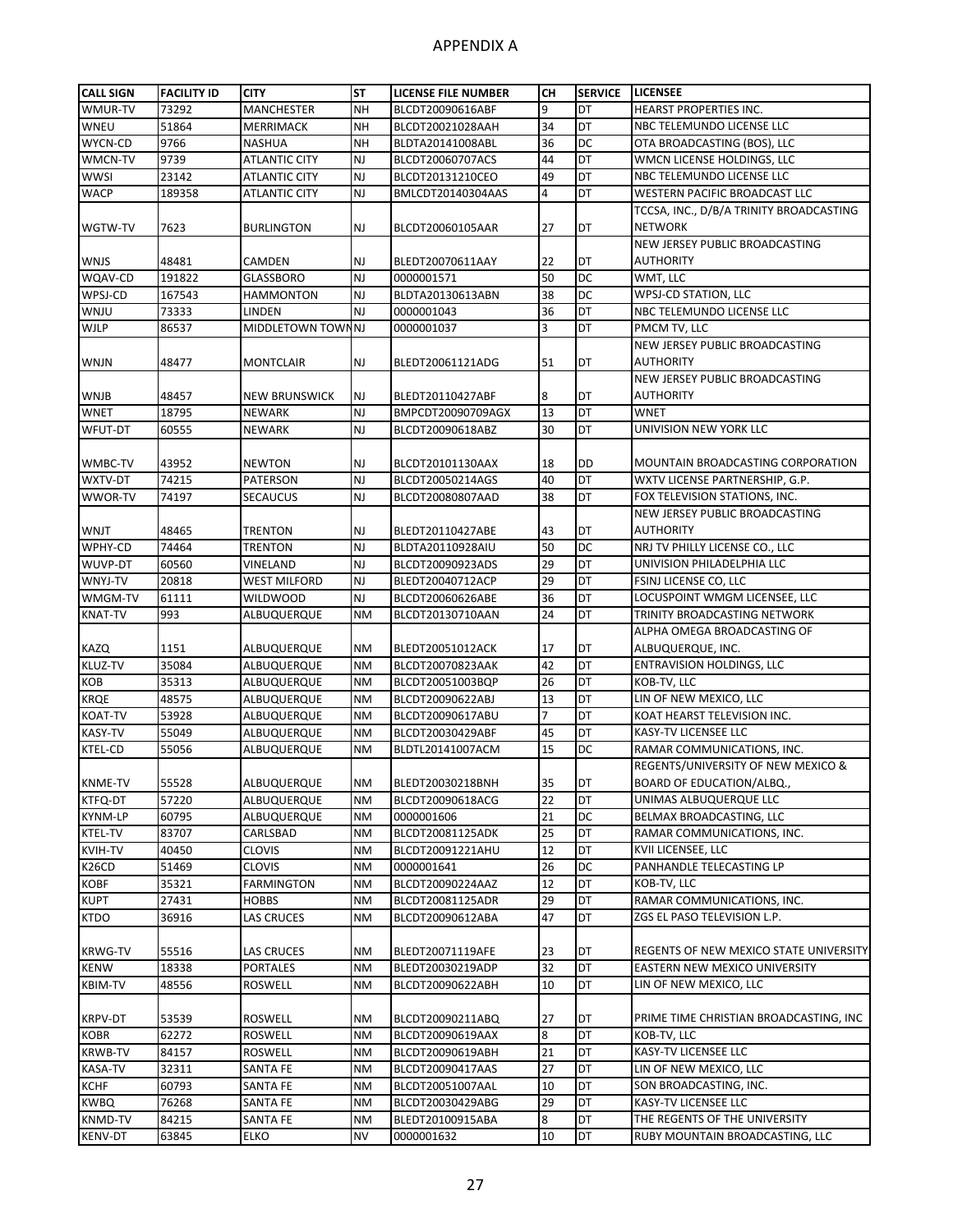# APPENDIX A

| CALL SIGN | FACILITY ID | CITY | ST | LICENSE FILE NUMBER | CH | SERVICE | LICENSEE |
|---|---|---|---|---|---|---|---|
| WMUR-TV | 73292 | MANCHESTER | NH | BLCDT20090616ABF | 9 | DT | HEARST PROPERTIES INC. |
| WNEU | 51864 | MERRIMACK | NH | BLCDT20021028AAH | 34 | DT | NBC TELEMUNDO LICENSE LLC |
| WYCN-CD | 9766 | NASHUA | NH | BLDTA20141008ABL | 36 | DC | OTA BROADCASTING (BOS), LLC |
| WMCN-TV | 9739 | ATLANTIC CITY | NJ | BLCDT20060707ACS | 44 | DT | WMCN LICENSE HOLDINGS, LLC |
| WWSI | 23142 | ATLANTIC CITY | NJ | BLCDT20131210CEO | 49 | DT | NBC TELEMUNDO LICENSE LLC |
| WACP | 189358 | ATLANTIC CITY | NJ | BMLCDT20140304AAS | 4 | DT | WESTERN PACIFIC BROADCAST LLC |
| WGTW-TV | 7623 | BURLINGTON | NJ | BLCDT20060105AAR | 27 | DT | TCCSA, INC., D/B/A TRINITY BROADCASTING NETWORK |
| WNJS | 48481 | CAMDEN | NJ | BLEDT20070611AAY | 22 | DT | NEW JERSEY PUBLIC BROADCASTING AUTHORITY |
| WQAV-CD | 191822 | GLASSBORO | NJ | 0000001571 | 50 | DC | WMT, LLC |
| WPSJ-CD | 167543 | HAMMONTON | NJ | BLDTA20130613ABN | 38 | DC | WPSJ-CD STATION, LLC |
| WNJU | 73333 | LINDEN | NJ | 0000001043 | 36 | DT | NBC TELEMUNDO LICENSE LLC |
| WJLP | 86537 | MIDDLETOWN TOWN | NJ | 0000001037 | 3 | DT | PMCM TV, LLC |
| WNJN | 48477 | MONTCLAIR | NJ | BLEDT20061121ADG | 51 | DT | NEW JERSEY PUBLIC BROADCASTING AUTHORITY |
| WNJB | 48457 | NEW BRUNSWICK | NJ | BLEDT20110427ABF | 8 | DT | NEW JERSEY PUBLIC BROADCASTING AUTHORITY |
| WNET | 18795 | NEWARK | NJ | BMPCDT20090709AGX | 13 | DT | WNET |
| WFUT-DT | 60555 | NEWARK | NJ | BLCDT20090618ABZ | 30 | DT | UNIVISION NEW YORK LLC |
| WMBC-TV | 43952 | NEWTON | NJ | BLCDT20101130AAX | 18 | DD | MOUNTAIN BROADCASTING CORPORATION |
| WXTV-DT | 74215 | PATERSON | NJ | BLCDT20050214AGS | 40 | DT | WXTV LICENSE PARTNERSHIP, G.P. |
| WWOR-TV | 74197 | SECAUCUS | NJ | BLCDT20080807AAD | 38 | DT | FOX TELEVISION STATIONS, INC. |
| WNJT | 48465 | TRENTON | NJ | BLEDT20110427ABE | 43 | DT | NEW JERSEY PUBLIC BROADCASTING AUTHORITY |
| WPHY-CD | 74464 | TRENTON | NJ | BLDTA20110928AIU | 50 | DC | NRJ TV PHILLY LICENSE CO., LLC |
| WUVP-DT | 60560 | VINELAND | NJ | BLCDT20090923ADS | 29 | DT | UNIVISION PHILADELPHIA LLC |
| WNYJ-TV | 20818 | WEST MILFORD | NJ | BLEDT20040712ACP | 29 | DT | FSINJ LICENSE CO, LLC |
| WMGM-TV | 61111 | WILDWOOD | NJ | BLCDT20060626ABE | 36 | DT | LOCUSPOINT WMGM LICENSEE, LLC |
| KNAT-TV | 993 | ALBUQUERQUE | NM | BLCDT20130710AAN | 24 | DT | TRINITY BROADCASTING NETWORK |
| KAZQ | 1151 | ALBUQUERQUE | NM | BLEDT20051012ACK | 17 | DT | ALPHA OMEGA BROADCASTING OF ALBUQUERQUE, INC. |
| KLUZ-TV | 35084 | ALBUQUERQUE | NM | BLCDT20070823AAK | 42 | DT | ENTRAVISION HOLDINGS, LLC |
| KOB | 35313 | ALBUQUERQUE | NM | BLCDT20051003BQP | 26 | DT | KOB-TV, LLC |
| KRQE | 48575 | ALBUQUERQUE | NM | BLCDT20090622ABJ | 13 | DT | LIN OF NEW MEXICO, LLC |
| KOAT-TV | 53928 | ALBUQUERQUE | NM | BLCDT20090617ABU | 7 | DT | KOAT HEARST TELEVISION INC. |
| KASY-TV | 55049 | ALBUQUERQUE | NM | BLCDT20030429ABF | 45 | DT | KASY-TV LICENSEE LLC |
| KTEL-CD | 55056 | ALBUQUERQUE | NM | BLDTL20141007ACM | 15 | DC | RAMAR COMMUNICATIONS, INC. |
| KNME-TV | 55528 | ALBUQUERQUE | NM | BLEDT20030218BNH | 35 | DT | REGENTS/UNIVERSITY OF NEW MEXICO & BOARD OF EDUCATION/ALBQ., |
| KTFQ-DT | 57220 | ALBUQUERQUE | NM | BLCDT20090618ACG | 22 | DT | UNIMAS ALBUQUERQUE LLC |
| KYNM-LP | 60795 | ALBUQUERQUE | NM | 0000001606 | 21 | DC | BELMAX BROADCASTING, LLC |
| KTEL-TV | 83707 | CARLSBAD | NM | BLCDT20081125ADK | 25 | DT | RAMAR COMMUNICATIONS, INC. |
| KVIH-TV | 40450 | CLOVIS | NM | BLCDT20091221AHU | 12 | DT | KVII LICENSEE, LLC |
| K26CD | 51469 | CLOVIS | NM | 0000001641 | 26 | DC | PANHANDLE TELECASTING LP |
| KOBF | 35321 | FARMINGTON | NM | BLCDT20090224AAZ | 12 | DT | KOB-TV, LLC |
| KUPT | 27431 | HOBBS | NM | BLCDT20081125ADR | 29 | DT | RAMAR COMMUNICATIONS, INC. |
| KTDO | 36916 | LAS CRUCES | NM | BLCDT20090612ABA | 47 | DT | ZGS EL PASO TELEVISION L.P. |
| KRWG-TV | 55516 | LAS CRUCES | NM | BLEDT20071119AFE | 23 | DT | REGENTS OF NEW MEXICO STATE UNIVERSITY |
| KENW | 18338 | PORTALES | NM | BLEDT20030219ADP | 32 | DT | EASTERN NEW MEXICO UNIVERSITY |
| KBIM-TV | 48556 | ROSWELL | NM | BLCDT20090622ABH | 10 | DT | LIN OF NEW MEXICO, LLC |
| KRPV-DT | 53539 | ROSWELL | NM | BLCDT20090211ABQ | 27 | DT | PRIME TIME CHRISTIAN BROADCASTING, INC |
| KOBR | 62272 | ROSWELL | NM | BLCDT20090619AAX | 8 | DT | KOB-TV, LLC |
| KRWB-TV | 84157 | ROSWELL | NM | BLCDT20090619ABH | 21 | DT | KASY-TV LICENSEE LLC |
| KASA-TV | 32311 | SANTA FE | NM | BLCDT20090417AAS | 27 | DT | LIN OF NEW MEXICO, LLC |
| KCHF | 60793 | SANTA FE | NM | BLCDT20051007AAL | 10 | DT | SON BROADCASTING, INC. |
| KWBQ | 76268 | SANTA FE | NM | BLCDT20030429ABG | 29 | DT | KASY-TV LICENSEE LLC |
| KNMD-TV | 84215 | SANTA FE | NM | BLEDT20100915ABA | 8 | DT | THE REGENTS OF THE UNIVERSITY |
| KENV-DT | 63845 | ELKO | NV | 0000001632 | 10 | DT | RUBY MOUNTAIN BROADCASTING, LLC |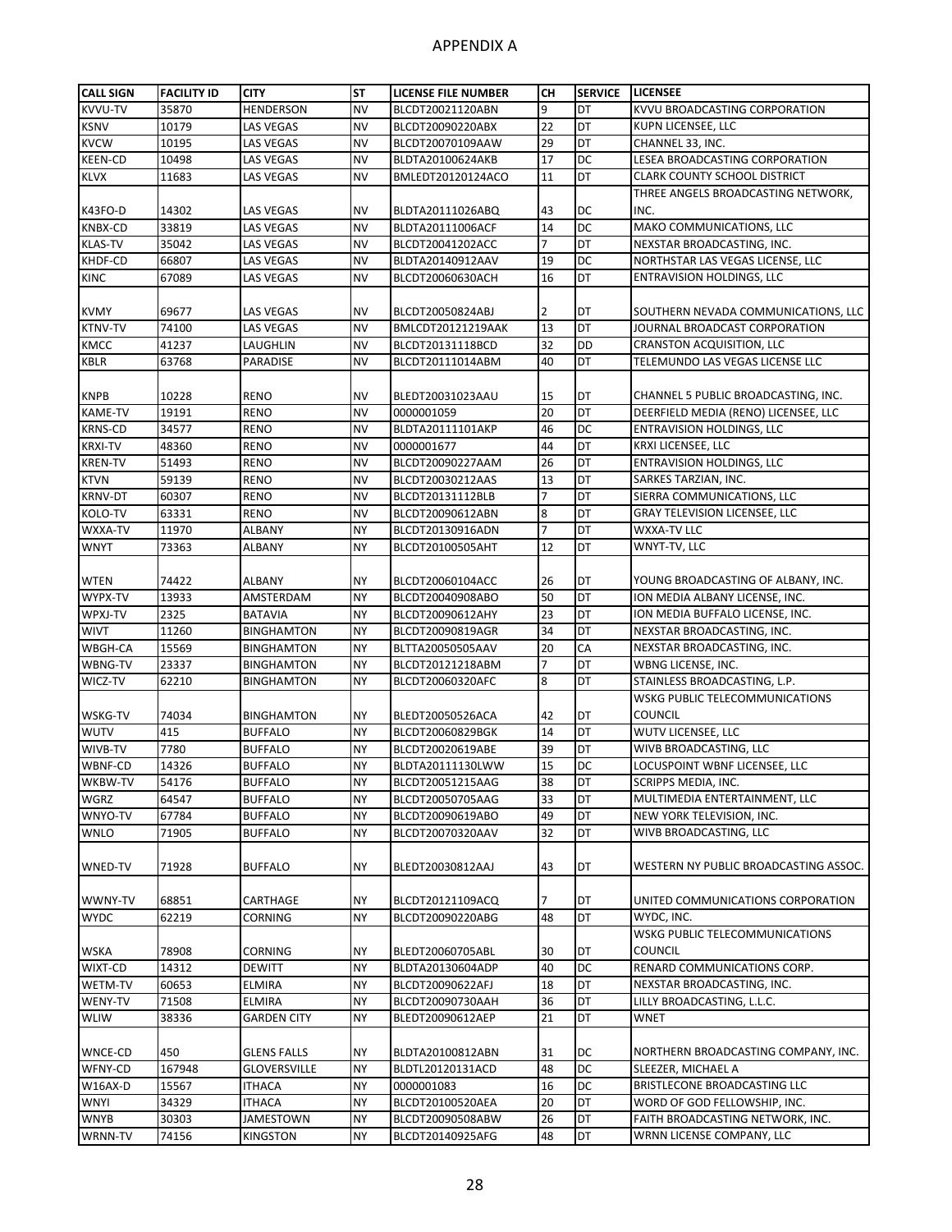# APPENDIX A

| CALL SIGN | FACILITY ID | CITY | ST | LICENSE FILE NUMBER | CH | SERVICE | LICENSEE |
|---|---|---|---|---|---|---|---|
| KVVU-TV | 35870 | HENDERSON | NV | BLCDT20021120ABN | 9 | DT | KVVU BROADCASTING CORPORATION |
| KSNV | 10179 | LAS VEGAS | NV | BLCDT20090220ABX | 22 | DT | KUPN LICENSEE, LLC |
| KVCW | 10195 | LAS VEGAS | NV | BLCDT20070109AAW | 29 | DT | CHANNEL 33, INC. |
| KEEN-CD | 10498 | LAS VEGAS | NV | BLDTA20100624AKB | 17 | DC | LESEA BROADCASTING CORPORATION |
| KLVX | 11683 | LAS VEGAS | NV | BMLEDT20120124ACO | 11 | DT | CLARK COUNTY SCHOOL DISTRICT |
| K43FO-D | 14302 | LAS VEGAS | NV | BLDTA20111026ABQ | 43 | DC | THREE ANGELS BROADCASTING NETWORK, INC. |
| KNBX-CD | 33819 | LAS VEGAS | NV | BLDTA20111006ACF | 14 | DC | MAKO COMMUNICATIONS, LLC |
| KLAS-TV | 35042 | LAS VEGAS | NV | BLCDT20041202ACC | 7 | DT | NEXSTAR BROADCASTING, INC. |
| KHDF-CD | 66807 | LAS VEGAS | NV | BLDTA20140912AAV | 19 | DC | NORTHSTAR LAS VEGAS LICENSE, LLC |
| KINC | 67089 | LAS VEGAS | NV | BLCDT20060630ACH | 16 | DT | ENTRAVISION HOLDINGS, LLC |
| KVMY | 69677 | LAS VEGAS | NV | BLCDT20050824ABJ | 2 | DT | SOUTHERN NEVADA COMMUNICATIONS, LLC |
| KTNV-TV | 74100 | LAS VEGAS | NV | BMLCDT20121219AAK | 13 | DT | JOURNAL BROADCAST CORPORATION |
| KMCC | 41237 | LAUGHLIN | NV | BLCDT20131118BCD | 32 | DD | CRANSTON ACQUISITION, LLC |
| KBLR | 63768 | PARADISE | NV | BLCDT20111014ABM | 40 | DT | TELEMUNDO LAS VEGAS LICENSE LLC |
| KNPB | 10228 | RENO | NV | BLEDT20031023AAU | 15 | DT | CHANNEL 5 PUBLIC BROADCASTING, INC. |
| KAME-TV | 19191 | RENO | NV | 0000001059 | 20 | DT | DEERFIELD MEDIA (RENO) LICENSEE, LLC |
| KRNS-CD | 34577 | RENO | NV | BLDTA20111101AKP | 46 | DC | ENTRAVISION HOLDINGS, LLC |
| KRXI-TV | 48360 | RENO | NV | 0000001677 | 44 | DT | KRXI LICENSEE, LLC |
| KREN-TV | 51493 | RENO | NV | BLCDT20090227AAM | 26 | DT | ENTRAVISION HOLDINGS, LLC |
| KTVN | 59139 | RENO | NV | BLCDT20030212AAS | 13 | DT | SARKES TARZIAN, INC. |
| KRNV-DT | 60307 | RENO | NV | BLCDT20131112BLB | 7 | DT | SIERRA COMMUNICATIONS, LLC |
| KOLO-TV | 63331 | RENO | NV | BLCDT20090612ABN | 8 | DT | GRAY TELEVISION LICENSEE, LLC |
| WXXA-TV | 11970 | ALBANY | NY | BLCDT20130916ADN | 7 | DT | WXXA-TV LLC |
| WNYT | 73363 | ALBANY | NY | BLCDT20100505AHT | 12 | DT | WNYT-TV, LLC |
| WTEN | 74422 | ALBANY | NY | BLCDT20060104ACC | 26 | DT | YOUNG BROADCASTING OF ALBANY, INC. |
| WYPX-TV | 13933 | AMSTERDAM | NY | BLCDT20040908ABO | 50 | DT | ION MEDIA ALBANY LICENSE, INC. |
| WPXJ-TV | 2325 | BATAVIA | NY | BLCDT20090612AHY | 23 | DT | ION MEDIA BUFFALO LICENSE, INC. |
| WIVT | 11260 | BINGHAMTON | NY | BLCDT20090819AGR | 34 | DT | NEXSTAR BROADCASTING, INC. |
| WBGH-CA | 15569 | BINGHAMTON | NY | BLTTA20050505AAV | 20 | CA | NEXSTAR BROADCASTING, INC. |
| WBNG-TV | 23337 | BINGHAMTON | NY | BLCDT20121218ABM | 7 | DT | WBNG LICENSE, INC. |
| WICZ-TV | 62210 | BINGHAMTON | NY | BLCDT20060320AFC | 8 | DT | STAINLESS BROADCASTING, L.P. |
| WSKG-TV | 74034 | BINGHAMTON | NY | BLEDT20050526ACA | 42 | DT | WSKG PUBLIC TELECOMMUNICATIONS COUNCIL |
| WUTV | 415 | BUFFALO | NY | BLCDT20060829BGK | 14 | DT | WUTV LICENSEE, LLC |
| WIVB-TV | 7780 | BUFFALO | NY | BLCDT20020619ABE | 39 | DT | WIVB BROADCASTING, LLC |
| WBNF-CD | 14326 | BUFFALO | NY | BLDTA20111130LWW | 15 | DC | LOCUSPOINT WBNF LICENSEE, LLC |
| WKBW-TV | 54176 | BUFFALO | NY | BLCDT20051215AAG | 38 | DT | SCRIPPS MEDIA, INC. |
| WGRZ | 64547 | BUFFALO | NY | BLCDT20050705AAG | 33 | DT | MULTIMEDIA ENTERTAINMENT, LLC |
| WNYO-TV | 67784 | BUFFALO | NY | BLCDT20090619ABO | 49 | DT | NEW YORK TELEVISION, INC. |
| WNLO | 71905 | BUFFALO | NY | BLCDT20070320AAV | 32 | DT | WIVB BROADCASTING, LLC |
| WNED-TV | 71928 | BUFFALO | NY | BLEDT20030812AAJ | 43 | DT | WESTERN NY PUBLIC BROADCASTING ASSOC. |
| WWNY-TV | 68851 | CARTHAGE | NY | BLCDT20121109ACQ | 7 | DT | UNITED COMMUNICATIONS CORPORATION |
| WYDC | 62219 | CORNING | NY | BLCDT20090220ABG | 48 | DT | WYDC, INC. |
| WSKA | 78908 | CORNING | NY | BLEDT20060705ABL | 30 | DT | WSKG PUBLIC TELECOMMUNICATIONS COUNCIL |
| WIXT-CD | 14312 | DEWITT | NY | BLDTA20130604ADP | 40 | DC | RENARD COMMUNICATIONS CORP. |
| WETM-TV | 60653 | ELMIRA | NY | BLCDT20090622AFJ | 18 | DT | NEXSTAR BROADCASTING, INC. |
| WENY-TV | 71508 | ELMIRA | NY | BLCDT20090730AAH | 36 | DT | LILLY BROADCASTING, L.L.C. |
| WLIW | 38336 | GARDEN CITY | NY | BLEDT20090612AEP | 21 | DT | WNET |
| WNCE-CD | 450 | GLENS FALLS | NY | BLDTA20100812ABN | 31 | DC | NORTHERN BROADCASTING COMPANY, INC. |
| WFNY-CD | 167948 | GLOVERSVILLE | NY | BLDTL20120131ACD | 48 | DC | SLEEZER, MICHAEL A |
| W16AX-D | 15567 | ITHACA | NY | 0000001083 | 16 | DC | BRISTLECONE BROADCASTING LLC |
| WNYI | 34329 | ITHACA | NY | BLCDT20100520AEA | 20 | DT | WORD OF GOD FELLOWSHIP, INC. |
| WNYB | 30303 | JAMESTOWN | NY | BLCDT20090508ABW | 26 | DT | FAITH BROADCASTING NETWORK, INC. |
| WRNN-TV | 74156 | KINGSTON | NY | BLCDT20140925AFG | 48 | DT | WRNN LICENSE COMPANY, LLC |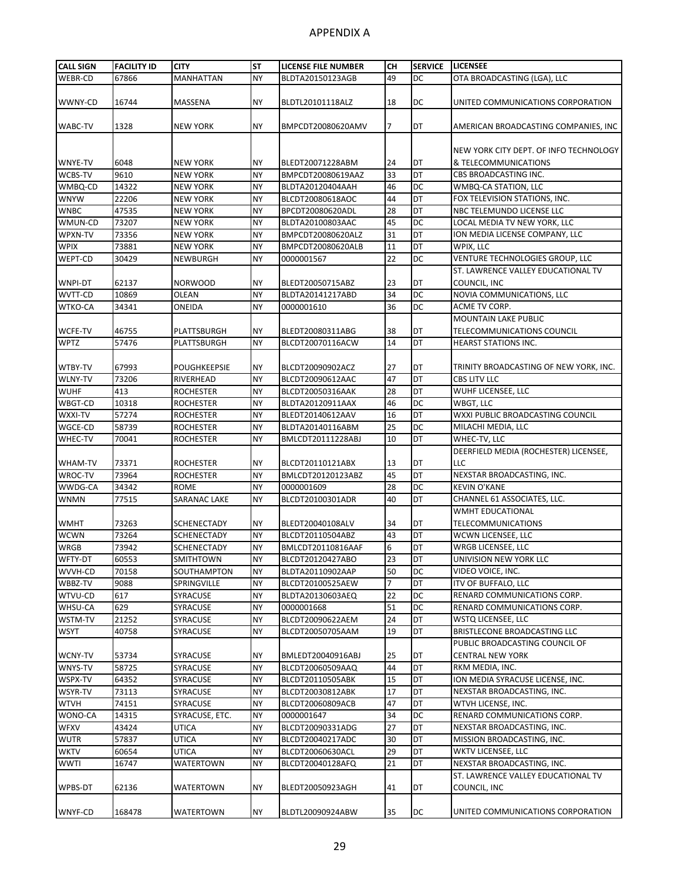# APPENDIX A

| CALL SIGN | FACILITY ID | CITY | ST | LICENSE FILE NUMBER | CH | SERVICE | LICENSEE |
|---|---|---|---|---|---|---|---|
| WEBR-CD | 67866 | MANHATTAN | NY | BLDTA20150123AGB | 49 | DC | OTA BROADCASTING (LGA), LLC |
| WWNY-CD | 16744 | MASSENA | NY | BLDTL20101118ALZ | 18 | DC | UNITED COMMUNICATIONS CORPORATION |
| WABC-TV | 1328 | NEW YORK | NY | BMPCDT20080620AMV | 7 | DT | AMERICAN BROADCASTING COMPANIES, INC |
| WNYE-TV | 6048 | NEW YORK | NY | BLEDT20071228ABM | 24 | DT | NEW YORK CITY DEPT. OF INFO TECHNOLOGY & TELECOMMUNICATIONS |
| WCBS-TV | 9610 | NEW YORK | NY | BMPCDT20080619AAZ | 33 | DT | CBS BROADCASTING INC. |
| WMBQ-CD | 14322 | NEW YORK | NY | BLDTA20120404AAH | 46 | DC | WMBQ-CA STATION, LLC |
| WNYW | 22206 | NEW YORK | NY | BLCDT20080618AOC | 44 | DT | FOX TELEVISION STATIONS, INC. |
| WNBC | 47535 | NEW YORK | NY | BPCDT20080620ADL | 28 | DT | NBC TELEMUNDO LICENSE LLC |
| WMUN-CD | 73207 | NEW YORK | NY | BLDTA20100803AAC | 45 | DC | LOCAL MEDIA TV NEW YORK, LLC |
| WPXN-TV | 73356 | NEW YORK | NY | BMPCDT20080620ALZ | 31 | DT | ION MEDIA LICENSE COMPANY, LLC |
| WPIX | 73881 | NEW YORK | NY | BMPCDT20080620ALB | 11 | DT | WPIX, LLC |
| WEPT-CD | 30429 | NEWBURGH | NY | 0000001567 | 22 | DC | VENTURE TECHNOLOGIES GROUP, LLC |
| WNPI-DT | 62137 | NORWOOD | NY | BLEDT20050715ABZ | 23 | DT | ST. LAWRENCE VALLEY EDUCATIONAL TV COUNCIL, INC |
| WVTT-CD | 10869 | OLEAN | NY | BLDTA20141217ABD | 34 | DC | NOVIA COMMUNICATIONS, LLC |
| WTKO-CA | 34341 | ONEIDA | NY | 0000001610 | 36 | DC | ACME TV CORP. |
| WCFE-TV | 46755 | PLATTSBURGH | NY | BLEDT20080311ABG | 38 | DT | MOUNTAIN LAKE PUBLIC TELECOMMUNICATIONS COUNCIL |
| WPTZ | 57476 | PLATTSBURGH | NY | BLCDT20070116ACW | 14 | DT | HEARST STATIONS INC. |
| WTBY-TV | 67993 | POUGHKEEPSIE | NY | BLCDT20090902ACZ | 27 | DT | TRINITY BROADCASTING OF NEW YORK, INC. |
| WLNY-TV | 73206 | RIVERHEAD | NY | BLCDT20090612AAC | 47 | DT | CBS LITV LLC |
| WUHF | 413 | ROCHESTER | NY | BLCDT20050316AAK | 28 | DT | WUHF LICENSEE, LLC |
| WBGT-CD | 10318 | ROCHESTER | NY | BLDTA20120911AAX | 46 | DC | WBGT, LLC |
| WXXI-TV | 57274 | ROCHESTER | NY | BLEDT20140612AAV | 16 | DT | WXXI PUBLIC BROADCASTING COUNCIL |
| WGCE-CD | 58739 | ROCHESTER | NY | BLDTA20140116ABM | 25 | DC | MILACHI MEDIA, LLC |
| WHEC-TV | 70041 | ROCHESTER | NY | BMLCDT20111228ABJ | 10 | DT | WHEC-TV, LLC |
| WHAM-TV | 73371 | ROCHESTER | NY | BLCDT20110121ABX | 13 | DT | DEERFIELD MEDIA (ROCHESTER) LICENSEE, LLC |
| WROC-TV | 73964 | ROCHESTER | NY | BMLCDT20120123ABZ | 45 | DT | NEXSTAR BROADCASTING, INC. |
| WWDG-CA | 34342 | ROME | NY | 0000001609 | 28 | DC | KEVIN O'KANE |
| WNMN | 77515 | SARANAC LAKE | NY | BLCDT20100301ADR | 40 | DT | CHANNEL 61 ASSOCIATES, LLC. |
| WMHT | 73263 | SCHENECTADY | NY | BLEDT20040108ALV | 34 | DT | WMHT EDUCATIONAL TELECOMMUNICATIONS |
| WCWN | 73264 | SCHENECTADY | NY | BLCDT20110504ABZ | 43 | DT | WCWN LICENSEE, LLC |
| WRGB | 73942 | SCHENECTADY | NY | BMLCDT20110816AAF | 6 | DT | WRGB LICENSEE, LLC |
| WFTY-DT | 60553 | SMITHTOWN | NY | BLCDT20120427ABO | 23 | DT | UNIVISION NEW YORK LLC |
| WVVH-CD | 70158 | SOUTHAMPTON | NY | BLDTA20110902AAP | 50 | DC | VIDEO VOICE, INC. |
| WBBZ-TV | 9088 | SPRINGVILLE | NY | BLCDT20100525AEW | 7 | DT | ITV OF BUFFALO, LLC |
| WTVU-CD | 617 | SYRACUSE | NY | BLDTA20130603AEQ | 22 | DC | RENARD COMMUNICATIONS CORP. |
| WHSU-CA | 629 | SYRACUSE | NY | 0000001668 | 51 | DC | RENARD COMMUNICATIONS CORP. |
| WSTM-TV | 21252 | SYRACUSE | NY | BLCDT20090622AEM | 24 | DT | WSTQ LICENSEE, LLC |
| WSYT | 40758 | SYRACUSE | NY | BLCDT20050705AAM | 19 | DT | BRISTLECONE BROADCASTING LLC |
| WCNY-TV | 53734 | SYRACUSE | NY | BMLEDT20040916ABJ | 25 | DT | PUBLIC BROADCASTING COUNCIL OF CENTRAL NEW YORK |
| WNYS-TV | 58725 | SYRACUSE | NY | BLCDT20060509AAQ | 44 | DT | RKM MEDIA, INC. |
| WSPX-TV | 64352 | SYRACUSE | NY | BLCDT20110505ABK | 15 | DT | ION MEDIA SYRACUSE LICENSE, INC. |
| WSYR-TV | 73113 | SYRACUSE | NY | BLCDT20030812ABK | 17 | DT | NEXSTAR BROADCASTING, INC. |
| WTVH | 74151 | SYRACUSE | NY | BLCDT20060809ACB | 47 | DT | WTVH LICENSE, INC. |
| WONO-CA | 14315 | SYRACUSE, ETC. | NY | 0000001647 | 34 | DC | RENARD COMMUNICATIONS CORP. |
| WFXV | 43424 | UTICA | NY | BLCDT20090331ADG | 27 | DT | NEXSTAR BROADCASTING, INC. |
| WUTR | 57837 | UTICA | NY | BLCDT20040217ADC | 30 | DT | MISSION BROADCASTING, INC. |
| WKTV | 60654 | UTICA | NY | BLCDT20060630ACL | 29 | DT | WKTV LICENSEE, LLC |
| WWTI | 16747 | WATERTOWN | NY | BLCDT20040128AFQ | 21 | DT | NEXSTAR BROADCASTING, INC. |
| WPBS-DT | 62136 | WATERTOWN | NY | BLEDT20050923AGH | 41 | DT | ST. LAWRENCE VALLEY EDUCATIONAL TV COUNCIL, INC |
| WNYF-CD | 168478 | WATERTOWN | NY | BLDTL20090924ABW | 35 | DC | UNITED COMMUNICATIONS CORPORATION |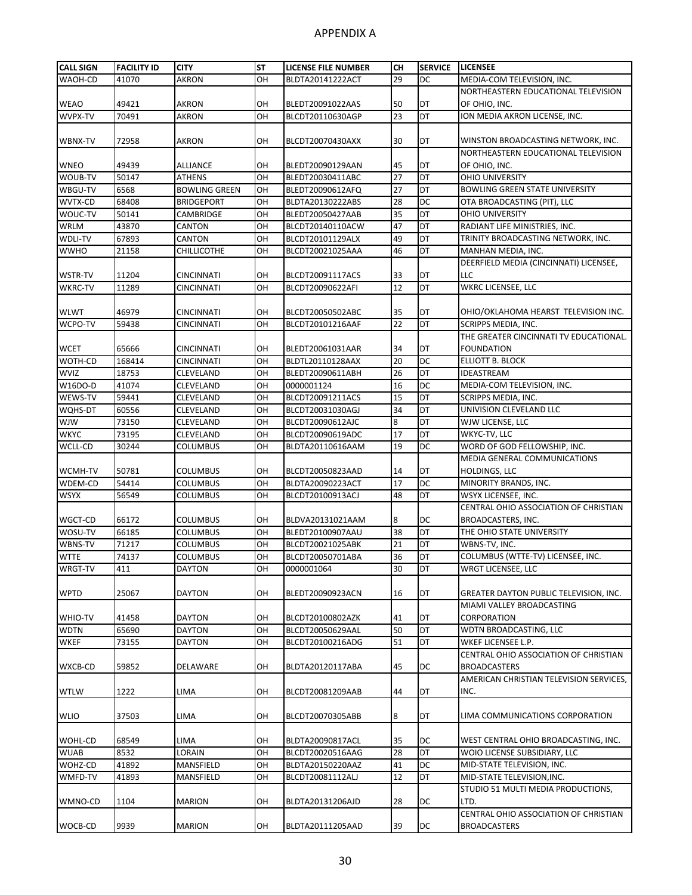# APPENDIX A

| CALL SIGN | FACILITY ID | CITY | ST | LICENSE FILE NUMBER | CH | SERVICE | LICENSEE |
|---|---|---|---|---|---|---|---|
| WAOH-CD | 41070 | AKRON | OH | BLDTA20141222ACT | 29 | DC | MEDIA-COM TELEVISION, INC. |
| WEAO | 49421 | AKRON | OH | BLEDT20091022AAS | 50 | DT | NORTHEASTERN EDUCATIONAL TELEVISION OF OHIO, INC. |
| WVPX-TV | 70491 | AKRON | OH | BLCDT20110630AGP | 23 | DT | ION MEDIA AKRON LICENSE, INC. |
| WBNX-TV | 72958 | AKRON | OH | BLCDT20070430AXX | 30 | DT | WINSTON BROADCASTING NETWORK, INC. |
| WNEO | 49439 | ALLIANCE | OH | BLEDT20090129AAN | 45 | DT | NORTHEASTERN EDUCATIONAL TELEVISION OF OHIO, INC. |
| WOUB-TV | 50147 | ATHENS | OH | BLEDT20030411ABC | 27 | DT | OHIO UNIVERSITY |
| WBGU-TV | 6568 | BOWLING GREEN | OH | BLEDT20090612AFQ | 27 | DT | BOWLING GREEN STATE UNIVERSITY |
| WVTX-CD | 68408 | BRIDGEPORT | OH | BLDTA20130222ABS | 28 | DC | OTA BROADCASTING (PIT), LLC |
| WOUC-TV | 50141 | CAMBRIDGE | OH | BLEDT20050427AAB | 35 | DT | OHIO UNIVERSITY |
| WRLM | 43870 | CANTON | OH | BLCDT20140110ACW | 47 | DT | RADIANT LIFE MINISTRIES, INC. |
| WDLI-TV | 67893 | CANTON | OH | BLCDT20101129ALX | 49 | DT | TRINITY BROADCASTING NETWORK, INC. |
| WWHO | 21158 | CHILLICOTHE | OH | BLCDT20021025AAA | 46 | DT | MANHAN MEDIA, INC. |
| WSTR-TV | 11204 | CINCINNATI | OH | BLCDT20091117ACS | 33 | DT | DEERFIELD MEDIA (CINCINNATI) LICENSEE, LLC |
| WKRC-TV | 11289 | CINCINNATI | OH | BLCDT20090622AFI | 12 | DT | WKRC LICENSEE, LLC |
| WLWT | 46979 | CINCINNATI | OH | BLCDT20050502ABC | 35 | DT | OHIO/OKLAHOMA HEARST TELEVISION INC. |
| WCPO-TV | 59438 | CINCINNATI | OH | BLCDT20101216AAF | 22 | DT | SCRIPPS MEDIA, INC. |
| WCET | 65666 | CINCINNATI | OH | BLEDT20061031AAR | 34 | DT | THE GREATER CINCINNATI TV EDUCATIONAL. FOUNDATION |
| WOTH-CD | 168414 | CINCINNATI | OH | BLDTL20110128AAX | 20 | DC | ELLIOTT B. BLOCK |
| WVIZ | 18753 | CLEVELAND | OH | BLEDT20090611ABH | 26 | DT | IDEASTREAM |
| W16DO-D | 41074 | CLEVELAND | OH | 0000001124 | 16 | DC | MEDIA-COM TELEVISION, INC. |
| WEWS-TV | 59441 | CLEVELAND | OH | BLCDT20091211ACS | 15 | DT | SCRIPPS MEDIA, INC. |
| WQHS-DT | 60556 | CLEVELAND | OH | BLCDT20031030AGJ | 34 | DT | UNIVISION CLEVELAND LLC |
| WJW | 73150 | CLEVELAND | OH | BLCDT20090612AJC | 8 | DT | WJW LICENSE, LLC |
| WKYC | 73195 | CLEVELAND | OH | BLCDT20090619ADC | 17 | DT | WKYC-TV, LLC |
| WCLL-CD | 30244 | COLUMBUS | OH | BLDTA20110616AAM | 19 | DC | WORD OF GOD FELLOWSHIP, INC. |
| WCMH-TV | 50781 | COLUMBUS | OH | BLCDT20050823AAD | 14 | DT | MEDIA GENERAL COMMUNICATIONS HOLDINGS, LLC |
| WDEM-CD | 54414 | COLUMBUS | OH | BLDTA20090223ACT | 17 | DC | MINORITY BRANDS, INC. |
| WSYX | 56549 | COLUMBUS | OH | BLCDT20100913ACJ | 48 | DT | WSYX LICENSEE, INC. |
| WGCT-CD | 66172 | COLUMBUS | OH | BLDVA20131021AAM | 8 | DC | CENTRAL OHIO ASSOCIATION OF CHRISTIAN BROADCASTERS, INC. |
| WOSU-TV | 66185 | COLUMBUS | OH | BLEDT20100907AAU | 38 | DT | THE OHIO STATE UNIVERSITY |
| WBNS-TV | 71217 | COLUMBUS | OH | BLCDT20021025ABK | 21 | DT | WBNS-TV, INC. |
| WTTE | 74137 | COLUMBUS | OH | BLCDT20050701ABA | 36 | DT | COLUMBUS (WTTE-TV) LICENSEE, INC. |
| WRGT-TV | 411 | DAYTON | OH | 0000001064 | 30 | DT | WRGT LICENSEE, LLC |
| WPTD | 25067 | DAYTON | OH | BLEDT20090923ACN | 16 | DT | GREATER DAYTON PUBLIC TELEVISION, INC. |
| WHIO-TV | 41458 | DAYTON | OH | BLCDT20100802AZK | 41 | DT | MIAMI VALLEY BROADCASTING CORPORATION |
| WDTN | 65690 | DAYTON | OH | BLCDT20050629AAL | 50 | DT | WDTN BROADCASTING, LLC |
| WKEF | 73155 | DAYTON | OH | BLCDT20100216ADG | 51 | DT | WKEF LICENSEE L.P. |
| WXCB-CD | 59852 | DELAWARE | OH | BLDTA20120117ABA | 45 | DC | CENTRAL OHIO ASSOCIATION OF CHRISTIAN BROADCASTERS |
| WTLW | 1222 | LIMA | OH | BLCDT20081209AAB | 44 | DT | AMERICAN CHRISTIAN TELEVISION SERVICES, INC. |
| WLIO | 37503 | LIMA | OH | BLCDT20070305ABB | 8 | DT | LIMA COMMUNICATIONS CORPORATION |
| WOHL-CD | 68549 | LIMA | OH | BLDTA20090817ACL | 35 | DC | WEST CENTRAL OHIO BROADCASTING, INC. |
| WUAB | 8532 | LORAIN | OH | BLCDT20020516AAG | 28 | DT | WOIO LICENSE SUBSIDIARY, LLC |
| WOHZ-CD | 41892 | MANSFIELD | OH | BLDTA20150220AAZ | 41 | DC | MID-STATE TELEVISION, INC. |
| WMFD-TV | 41893 | MANSFIELD | OH | BLCDT20081112ALJ | 12 | DT | MID-STATE TELEVISION,INC. |
| WMNO-CD | 1104 | MARION | OH | BLDTA20131206AJD | 28 | DC | STUDIO 51 MULTI MEDIA PRODUCTIONS, LTD. |
| WOCB-CD | 9939 | MARION | OH | BLDTA20111205AAD | 39 | DC | CENTRAL OHIO ASSOCIATION OF CHRISTIAN BROADCASTERS |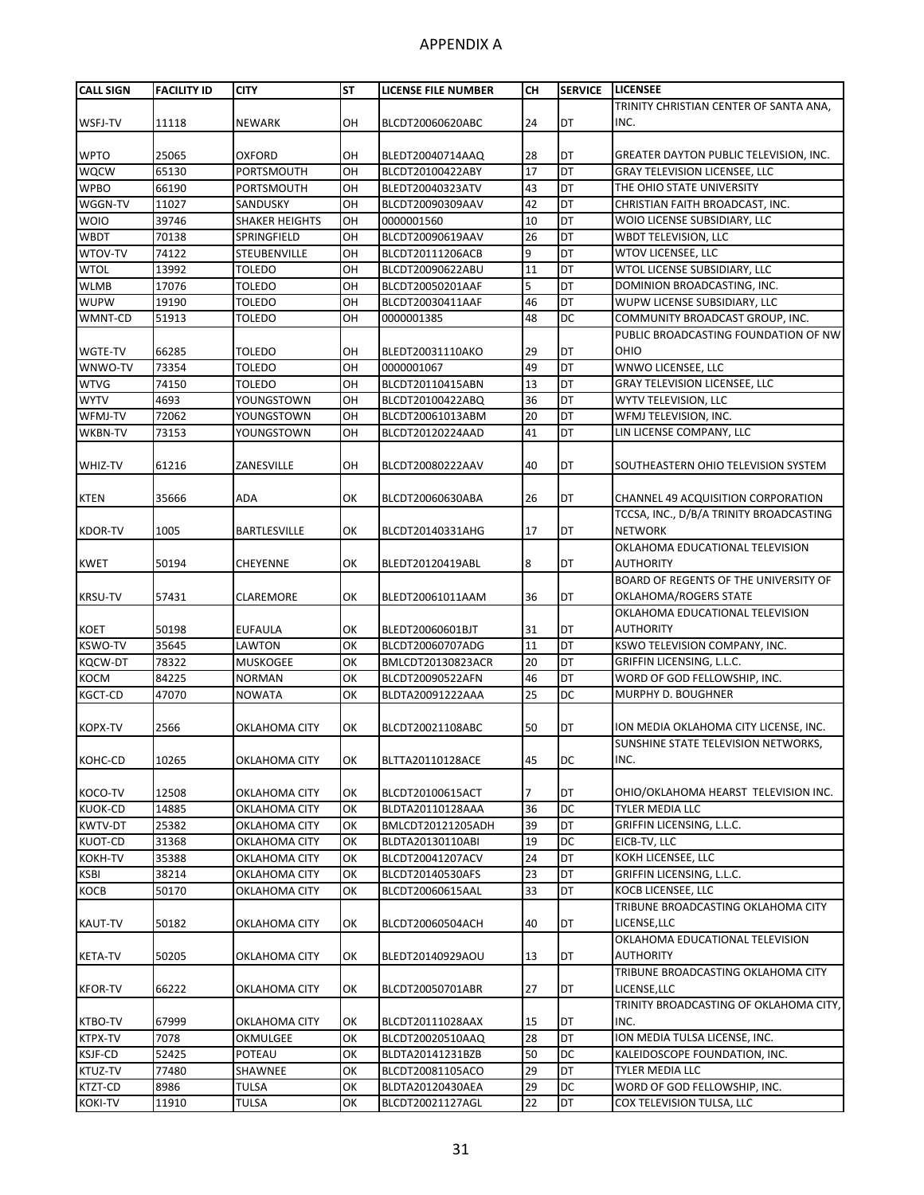# APPENDIX A

| CALL SIGN | FACILITY ID | CITY | ST | LICENSE FILE NUMBER | CH | SERVICE | LICENSEE |
|---|---|---|---|---|---|---|---|
| WSFJ-TV | 11118 | NEWARK | OH | BLCDT20060620ABC | 24 | DT | TRINITY CHRISTIAN CENTER OF SANTA ANA, INC. |
| WPTO | 25065 | OXFORD | OH | BLEDT20040714AAQ | 28 | DT | GREATER DAYTON PUBLIC TELEVISION, INC. |
| WQCW | 65130 | PORTSMOUTH | OH | BLCDT20100422ABY | 17 | DT | GRAY TELEVISION LICENSEE, LLC |
| WPBO | 66190 | PORTSMOUTH | OH | BLEDT20040323ATV | 43 | DT | THE OHIO STATE UNIVERSITY |
| WGGN-TV | 11027 | SANDUSKY | OH | BLCDT20090309AAV | 42 | DT | CHRISTIAN FAITH BROADCAST, INC. |
| WOIO | 39746 | SHAKER HEIGHTS | OH | 0000001560 | 10 | DT | WOIO LICENSE SUBSIDIARY, LLC |
| WBDT | 70138 | SPRINGFIELD | OH | BLCDT20090619AAV | 26 | DT | WBDT TELEVISION, LLC |
| WTOV-TV | 74122 | STEUBENVILLE | OH | BLCDT20111206ACB | 9 | DT | WTOV LICENSEE, LLC |
| WTOL | 13992 | TOLEDO | OH | BLCDT20090622ABU | 11 | DT | WTOL LICENSE SUBSIDIARY, LLC |
| WLMB | 17076 | TOLEDO | OH | BLCDT20050201AAF | 5 | DT | DOMINION BROADCASTING, INC. |
| WUPW | 19190 | TOLEDO | OH | BLCDT20030411AAF | 46 | DT | WUPW LICENSE SUBSIDIARY, LLC |
| WMNT-CD | 51913 | TOLEDO | OH | 0000001385 | 48 | DC | COMMUNITY BROADCAST GROUP, INC. |
| WGTE-TV | 66285 | TOLEDO | OH | BLEDT20031110AKO | 29 | DT | PUBLIC BROADCASTING FOUNDATION OF NW OHIO |
| WNWO-TV | 73354 | TOLEDO | OH | 0000001067 | 49 | DT | WNWO LICENSEE, LLC |
| WTVG | 74150 | TOLEDO | OH | BLCDT20110415ABN | 13 | DT | GRAY TELEVISION LICENSEE, LLC |
| WYTV | 4693 | YOUNGSTOWN | OH | BLCDT20100422ABQ | 36 | DT | WYTV TELEVISION, LLC |
| WFMJ-TV | 72062 | YOUNGSTOWN | OH | BLCDT20061013ABM | 20 | DT | WFMJ TELEVISION, INC. |
| WKBN-TV | 73153 | YOUNGSTOWN | OH | BLCDT20120224AAD | 41 | DT | LIN LICENSE COMPANY, LLC |
| WHIZ-TV | 61216 | ZANESVILLE | OH | BLCDT20080222AAV | 40 | DT | SOUTHEASTERN OHIO TELEVISION SYSTEM |
| KTEN | 35666 | ADA | OK | BLCDT20060630ABA | 26 | DT | CHANNEL 49 ACQUISITION CORPORATION |
| KDOR-TV | 1005 | BARTLESVILLE | OK | BLCDT20140331AHG | 17 | DT | TCCSA, INC., D/B/A TRINITY BROADCASTING NETWORK |
| KWET | 50194 | CHEYENNE | OK | BLEDT20120419ABL | 8 | DT | OKLAHOMA EDUCATIONAL TELEVISION AUTHORITY |
| KRSU-TV | 57431 | CLAREMORE | OK | BLEDT20061011AAM | 36 | DT | BOARD OF REGENTS OF THE UNIVERSITY OF OKLAHOMA/ROGERS STATE |
| KOET | 50198 | EUFAULA | OK | BLEDT20060601BJT | 31 | DT | OKLAHOMA EDUCATIONAL TELEVISION AUTHORITY |
| KSWO-TV | 35645 | LAWTON | OK | BLCDT20060707ADG | 11 | DT | KSWO TELEVISION COMPANY, INC. |
| KQCW-DT | 78322 | MUSKOGEE | OK | BMLCDT20130823ACR | 20 | DT | GRIFFIN LICENSING, L.L.C. |
| KOCM | 84225 | NORMAN | OK | BLCDT20090522AFN | 46 | DT | WORD OF GOD FELLOWSHIP, INC. |
| KGCT-CD | 47070 | NOWATA | OK | BLDTA20091222AAA | 25 | DC | MURPHY D. BOUGHNER |
| KOPX-TV | 2566 | OKLAHOMA CITY | OK | BLCDT20021108ABC | 50 | DT | ION MEDIA OKLAHOMA CITY LICENSE, INC. |
| KOHC-CD | 10265 | OKLAHOMA CITY | OK | BLTTA20110128ACE | 45 | DC | SUNSHINE STATE TELEVISION NETWORKS, INC. |
| KOCO-TV | 12508 | OKLAHOMA CITY | OK | BLCDT20100615ACT | 7 | DT | OHIO/OKLAHOMA HEARST TELEVISION INC. |
| KUOK-CD | 14885 | OKLAHOMA CITY | OK | BLDTA20110128AAA | 36 | DC | TYLER MEDIA LLC |
| KWTV-DT | 25382 | OKLAHOMA CITY | OK | BMLCDT20121205ADH | 39 | DT | GRIFFIN LICENSING, L.L.C. |
| KUOT-CD | 31368 | OKLAHOMA CITY | OK | BLDTA20130110ABI | 19 | DC | EICB-TV, LLC |
| KOKH-TV | 35388 | OKLAHOMA CITY | OK | BLCDT20041207ACV | 24 | DT | KOKH LICENSEE, LLC |
| KSBI | 38214 | OKLAHOMA CITY | OK | BLCDT20140530AFS | 23 | DT | GRIFFIN LICENSING, L.L.C. |
| KOCB | 50170 | OKLAHOMA CITY | OK | BLCDT20060615AAL | 33 | DT | KOCB LICENSEE, LLC |
| KAUT-TV | 50182 | OKLAHOMA CITY | OK | BLCDT20060504ACH | 40 | DT | TRIBUNE BROADCASTING OKLAHOMA CITY LICENSE,LLC |
| KETA-TV | 50205 | OKLAHOMA CITY | OK | BLEDT20140929AOU | 13 | DT | OKLAHOMA EDUCATIONAL TELEVISION AUTHORITY |
| KFOR-TV | 66222 | OKLAHOMA CITY | OK | BLCDT20050701ABR | 27 | DT | TRIBUNE BROADCASTING OKLAHOMA CITY LICENSE,LLC |
| KTBO-TV | 67999 | OKLAHOMA CITY | OK | BLCDT20111028AAX | 15 | DT | TRINITY BROADCASTING OF OKLAHOMA CITY, INC. |
| KTPX-TV | 7078 | OKMULGEE | OK | BLCDT20020510AAQ | 28 | DT | ION MEDIA TULSA LICENSE, INC. |
| KSJF-CD | 52425 | POTEAU | OK | BLDTA20141231BZB | 50 | DC | KALEIDOSCOPE FOUNDATION, INC. |
| KTUZ-TV | 77480 | SHAWNEE | OK | BLCDT20081105ACO | 29 | DT | TYLER MEDIA LLC |
| KTZT-CD | 8986 | TULSA | OK | BLDTA20120430AEA | 29 | DC | WORD OF GOD FELLOWSHIP, INC. |
| KOKI-TV | 11910 | TULSA | OK | BLCDT20021127AGL | 22 | DT | COX TELEVISION TULSA, LLC |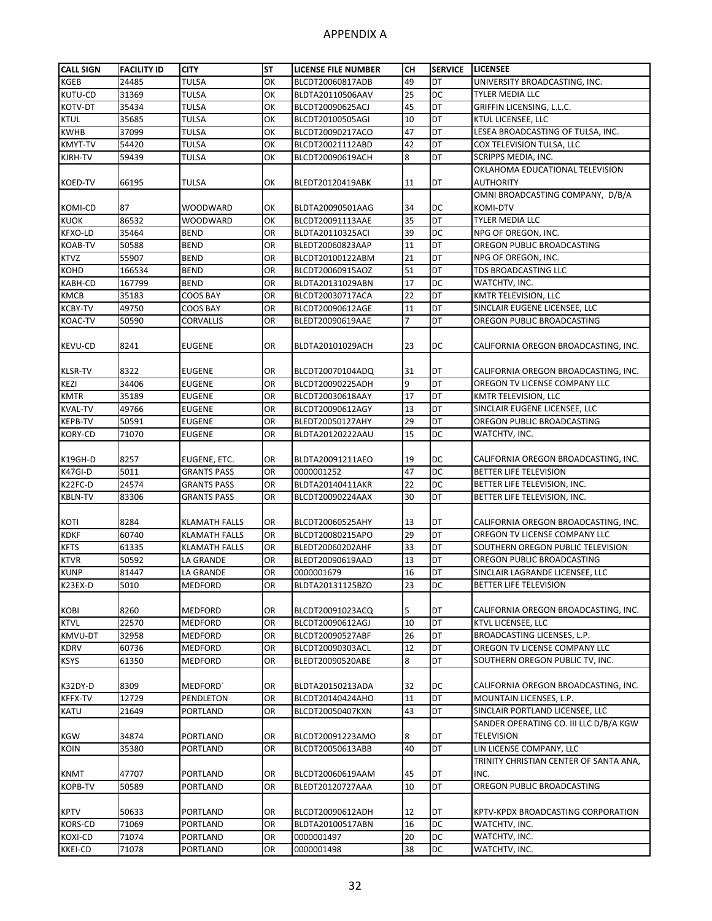# APPENDIX A

| CALL SIGN | FACILITY ID | CITY | ST | LICENSE FILE NUMBER | CH | SERVICE | LICENSEE |
|---|---|---|---|---|---|---|---|
| KGEB | 24485 | TULSA | OK | BLCDT20060817ADB | 49 | DT | UNIVERSITY BROADCASTING, INC. |
| KUTU-CD | 31369 | TULSA | OK | BLDTA20110506AAV | 25 | DC | TYLER MEDIA LLC |
| KOTV-DT | 35434 | TULSA | OK | BLCDT20090625ACJ | 45 | DT | GRIFFIN LICENSING, L.L.C. |
| KTUL | 35685 | TULSA | OK | BLCDT20100505AGI | 10 | DT | KTUL LICENSEE, LLC |
| KWHB | 37099 | TULSA | OK | BLCDT20090217ACO | 47 | DT | LESEA BROADCASTING OF TULSA, INC. |
| KMYT-TV | 54420 | TULSA | OK | BLCDT20021112ABD | 42 | DT | COX TELEVISION TULSA, LLC |
| KJRH-TV | 59439 | TULSA | OK | BLCDT20090619ACH | 8 | DT | SCRIPPS MEDIA, INC. |
| KOED-TV | 66195 | TULSA | OK | BLEDT20120419ABK | 11 | DT | OKLAHOMA EDUCATIONAL TELEVISION AUTHORITY |
| KOMI-CD | 87 | WOODWARD | OK | BLDTA20090501AAG | 34 | DC | OMNI BROADCASTING COMPANY, D/B/A KOMI-DTV |
| KUOK | 86532 | WOODWARD | OK | BLCDT20091113AAE | 35 | DT | TYLER MEDIA LLC |
| KFXO-LD | 35464 | BEND | OR | BLDTA20110325ACI | 39 | DC | NPG OF OREGON, INC. |
| KOAB-TV | 50588 | BEND | OR | BLEDT20060823AAP | 11 | DT | OREGON PUBLIC BROADCASTING |
| KTVZ | 55907 | BEND | OR | BLCDT20100122ABM | 21 | DT | NPG OF OREGON, INC. |
| KOHD | 166534 | BEND | OR | BLCDT20060915AOZ | 51 | DT | TDS BROADCASTING LLC |
| KABH-CD | 167799 | BEND | OR | BLDTA20131029ABN | 17 | DC | WATCHTV, INC. |
| KMCB | 35183 | COOS BAY | OR | BLCDT20030717ACA | 22 | DT | KMTR TELEVISION, LLC |
| KCBY-TV | 49750 | COOS BAY | OR | BLCDT20090612AGE | 11 | DT | SINCLAIR EUGENE LICENSEE, LLC |
| KOAC-TV | 50590 | CORVALLIS | OR | BLEDT20090619AAE | 7 | DT | OREGON PUBLIC BROADCASTING |
| KEVU-CD | 8241 | EUGENE | OR | BLDTA20101029ACH | 23 | DC | CALIFORNIA OREGON BROADCASTING, INC. |
| KLSR-TV | 8322 | EUGENE | OR | BLCDT20070104ADQ | 31 | DT | CALIFORNIA OREGON BROADCASTING, INC. |
| KEZI | 34406 | EUGENE | OR | BLCDT20090225ADH | 9 | DT | OREGON TV LICENSE COMPANY LLC |
| KMTR | 35189 | EUGENE | OR | BLCDT20030618AAY | 17 | DT | KMTR TELEVISION, LLC |
| KVAL-TV | 49766 | EUGENE | OR | BLCDT20090612AGY | 13 | DT | SINCLAIR EUGENE LICENSEE, LLC |
| KEPB-TV | 50591 | EUGENE | OR | BLEDT20050127AHY | 29 | DT | OREGON PUBLIC BROADCASTING |
| KORY-CD | 71070 | EUGENE | OR | BLDTA20120222AAU | 15 | DC | WATCHTV, INC. |
| K19GH-D | 8257 | EUGENE, ETC. | OR | BLDTA20091211AEO | 19 | DC | CALIFORNIA OREGON BROADCASTING, INC. |
| K47GI-D | 5011 | GRANTS PASS | OR | 0000001252 | 47 | DC | BETTER LIFE TELEVISION |
| K22FC-D | 24574 | GRANTS PASS | OR | BLDTA20140411AKR | 22 | DC | BETTER LIFE TELEVISION, INC. |
| KBLN-TV | 83306 | GRANTS PASS | OR | BLCDT20090224AAX | 30 | DT | BETTER LIFE TELEVISION, INC. |
| KOTI | 8284 | KLAMATH FALLS | OR | BLCDT20060525AHY | 13 | DT | CALIFORNIA OREGON BROADCASTING, INC. |
| KDKF | 60740 | KLAMATH FALLS | OR | BLCDT20080215APO | 29 | DT | OREGON TV LICENSE COMPANY LLC |
| KFTS | 61335 | KLAMATH FALLS | OR | BLEDT20060202AHF | 33 | DT | SOUTHERN OREGON PUBLIC TELEVISION |
| KTVR | 50592 | LA GRANDE | OR | BLEDT20090619AAD | 13 | DT | OREGON PUBLIC BROADCASTING |
| KUNP | 81447 | LA GRANDE | OR | 0000001679 | 16 | DT | SINCLAIR LAGRANDE LICENSEE, LLC |
| K23EX-D | 5010 | MEDFORD | OR | BLDTA20131125BZO | 23 | DC | BETTER LIFE TELEVISION |
| KOBI | 8260 | MEDFORD | OR | BLCDT20091023ACQ | 5 | DT | CALIFORNIA OREGON BROADCASTING, INC. |
| KTVL | 22570 | MEDFORD | OR | BLCDT20090612AGJ | 10 | DT | KTVL LICENSEE, LLC |
| KMVU-DT | 32958 | MEDFORD | OR | BLCDT20090527ABF | 26 | DT | BROADCASTING LICENSES, L.P. |
| KDRV | 60736 | MEDFORD | OR | BLCDT20090303ACL | 12 | DT | OREGON TV LICENSE COMPANY LLC |
| KSYS | 61350 | MEDFORD | OR | BLEDT20090520ABE | 8 | DT | SOUTHERN OREGON PUBLIC TV, INC. |
| K32DY-D | 8309 | MEDFORD` | OR | BLDTA20150213ADA | 32 | DC | CALIFORNIA OREGON BROADCASTING, INC. |
| KFFX-TV | 12729 | PENDLETON | OR | BLCDT20140424AHO | 11 | DT | MOUNTAIN LICENSES, L.P. |
| KATU | 21649 | PORTLAND | OR | BLCDT20050407KXN | 43 | DT | SINCLAIR PORTLAND LICENSEE, LLC |
| KGW | 34874 | PORTLAND | OR | BLCDT20091223AMO | 8 | DT | SANDER OPERATING CO. III LLC D/B/A KGW TELEVISION |
| KOIN | 35380 | PORTLAND | OR | BLCDT20050613ABB | 40 | DT | LIN LICENSE COMPANY, LLC |
| KNMT | 47707 | PORTLAND | OR | BLCDT20060619AAM | 45 | DT | TRINITY CHRISTIAN CENTER OF SANTA ANA, INC. |
| KOPB-TV | 50589 | PORTLAND | OR | BLEDT20120727AAA | 10 | DT | OREGON PUBLIC BROADCASTING |
| KPTV | 50633 | PORTLAND | OR | BLCDT20090612ADH | 12 | DT | KPTV-KPDX BROADCASTING CORPORATION |
| KORS-CD | 71069 | PORTLAND | OR | BLDTA20100517ABN | 16 | DC | WATCHTV, INC. |
| KOXI-CD | 71074 | PORTLAND | OR | 0000001497 | 20 | DC | WATCHTV, INC. |
| KKEI-CD | 71078 | PORTLAND | OR | 0000001498 | 38 | DC | WATCHTV, INC. |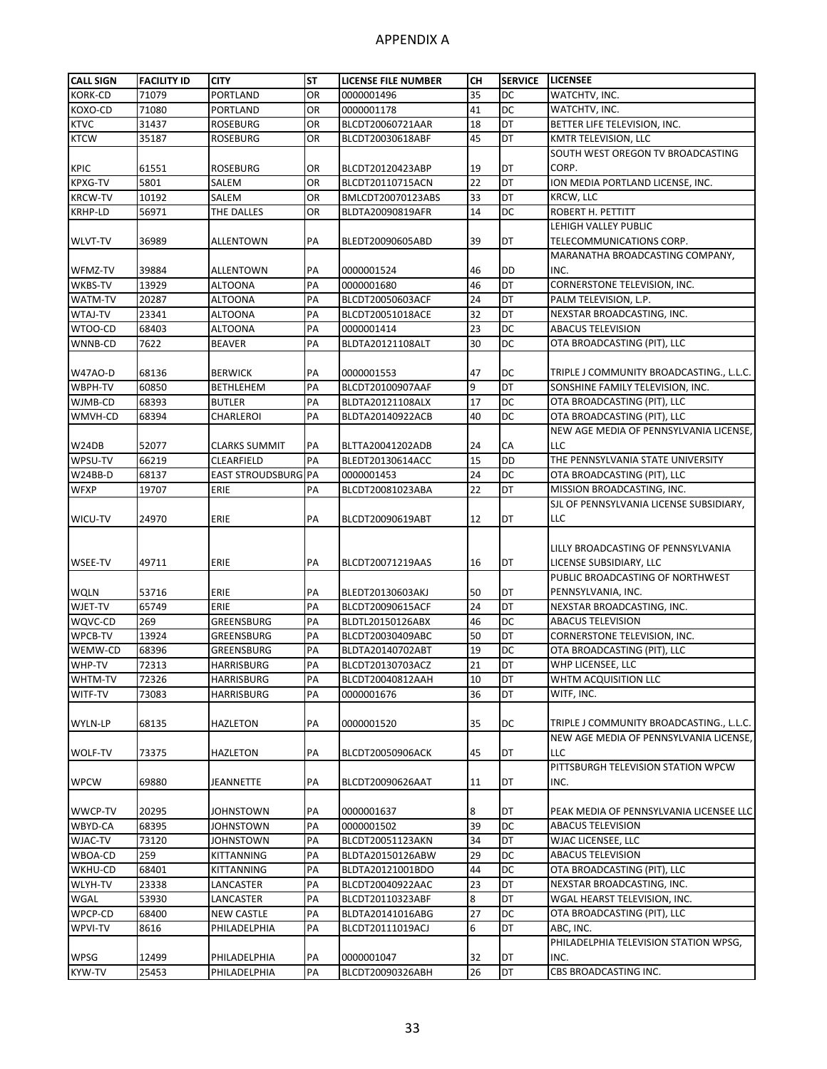# APPENDIX A

| CALL SIGN | FACILITY ID | CITY | ST | LICENSE FILE NUMBER | CH | SERVICE | LICENSEE |
|---|---|---|---|---|---|---|---|
| KORK-CD | 71079 | PORTLAND | OR | 0000001496 | 35 | DC | WATCHTV, INC. |
| KOXO-CD | 71080 | PORTLAND | OR | 0000001178 | 41 | DC | WATCHTV, INC. |
| KTVC | 31437 | ROSEBURG | OR | BLCDT20060721AAR | 18 | DT | BETTER LIFE TELEVISION, INC. |
| KTCW | 35187 | ROSEBURG | OR | BLCDT20030618ABF | 45 | DT | KMTR TELEVISION, LLC |
| KPIC | 61551 | ROSEBURG | OR | BLCDT20120423ABP | 19 | DT | SOUTH WEST OREGON TV BROADCASTING CORP. |
| KPXG-TV | 5801 | SALEM | OR | BLCDT20110715ACN | 22 | DT | ION MEDIA PORTLAND LICENSE, INC. |
| KRCW-TV | 10192 | SALEM | OR | BMLCDT20070123ABS | 33 | DT | KRCW, LLC |
| KRHP-LD | 56971 | THE DALLES | OR | BLDTA20090819AFR | 14 | DC | ROBERT H. PETTITT |
| WLVT-TV | 36989 | ALLENTOWN | PA | BLEDT20090605ABD | 39 | DT | LEHIGH VALLEY PUBLIC TELECOMMUNICATIONS CORP. |
| WFMZ-TV | 39884 | ALLENTOWN | PA | 0000001524 | 46 | DD | MARANATHA BROADCASTING COMPANY, INC. |
| WKBS-TV | 13929 | ALTOONA | PA | 0000001680 | 46 | DT | CORNERSTONE TELEVISION, INC. |
| WATM-TV | 20287 | ALTOONA | PA | BLCDT20050603ACF | 24 | DT | PALM TELEVISION, L.P. |
| WTAJ-TV | 23341 | ALTOONA | PA | BLCDT20051018ACE | 32 | DT | NEXSTAR BROADCASTING, INC. |
| WTOO-CD | 68403 | ALTOONA | PA | 0000001414 | 23 | DC | ABACUS TELEVISION |
| WNNB-CD | 7622 | BEAVER | PA | BLDTA20121108ALT | 30 | DC | OTA BROADCASTING (PIT), LLC |
| W47AO-D | 68136 | BERWICK | PA | 0000001553 | 47 | DC | TRIPLE J COMMUNITY BROADCASTING., L.L.C. |
| WBPH-TV | 60850 | BETHLEHEM | PA | BLCDT20100907AAF | 9 | DT | SONSHINE FAMILY TELEVISION, INC. |
| WJMB-CD | 68393 | BUTLER | PA | BLDTA20121108ALX | 17 | DC | OTA BROADCASTING (PIT), LLC |
| WMVH-CD | 68394 | CHARLEROI | PA | BLDTA20140922ACB | 40 | DC | OTA BROADCASTING (PIT), LLC |
| W24DB | 52077 | CLARKS SUMMIT | PA | BLTTA20041202ADB | 24 | CA | NEW AGE MEDIA OF PENNSYLVANIA LICENSE, LLC |
| WPSU-TV | 66219 | CLEARFIELD | PA | BLEDT20130614ACC | 15 | DD | THE PENNSYLVANIA STATE UNIVERSITY |
| W24BB-D | 68137 | EAST STROUDSBURG | PA | 0000001453 | 24 | DC | OTA BROADCASTING (PIT), LLC |
| WFXP | 19707 | ERIE | PA | BLCDT20081023ABA | 22 | DT | MISSION BROADCASTING, INC. |
| WICU-TV | 24970 | ERIE | PA | BLCDT20090619ABT | 12 | DT | SJL OF PENNSYLVANIA LICENSE SUBSIDIARY, LLC |
| WSEE-TV | 49711 | ERIE | PA | BLCDT20071219AAS | 16 | DT | LILLY BROADCASTING OF PENNSYLVANIA LICENSE SUBSIDIARY, LLC |
| WQLN | 53716 | ERIE | PA | BLEDT20130603AKJ | 50 | DT | PUBLIC BROADCASTING OF NORTHWEST PENNSYLVANIA, INC. |
| WJET-TV | 65749 | ERIE | PA | BLCDT20090615ACF | 24 | DT | NEXSTAR BROADCASTING, INC. |
| WQVC-CD | 269 | GREENSBURG | PA | BLDTL20150126ABX | 46 | DC | ABACUS TELEVISION |
| WPCB-TV | 13924 | GREENSBURG | PA | BLCDT20030409ABC | 50 | DT | CORNERSTONE TELEVISION, INC. |
| WEMW-CD | 68396 | GREENSBURG | PA | BLDTA20140702ABT | 19 | DC | OTA BROADCASTING (PIT), LLC |
| WHP-TV | 72313 | HARRISBURG | PA | BLCDT20130703ACZ | 21 | DT | WHP LICENSEE, LLC |
| WHTM-TV | 72326 | HARRISBURG | PA | BLCDT20040812AAH | 10 | DT | WHTM ACQUISITION LLC |
| WITF-TV | 73083 | HARRISBURG | PA | 0000001676 | 36 | DT | WITF, INC. |
| WYLN-LP | 68135 | HAZLETON | PA | 0000001520 | 35 | DC | TRIPLE J COMMUNITY BROADCASTING., L.L.C. |
| WOLF-TV | 73375 | HAZLETON | PA | BLCDT20050906ACK | 45 | DT | NEW AGE MEDIA OF PENNSYLVANIA LICENSE, LLC |
| WPCW | 69880 | JEANNETTE | PA | BLCDT20090626AAT | 11 | DT | PITTSBURGH TELEVISION STATION WPCW INC. |
| WWCP-TV | 20295 | JOHNSTOWN | PA | 0000001637 | 8 | DT | PEAK MEDIA OF PENNSYLVANIA LICENSEE LLC |
| WBYD-CA | 68395 | JOHNSTOWN | PA | 0000001502 | 39 | DC | ABACUS TELEVISION |
| WJAC-TV | 73120 | JOHNSTOWN | PA | BLCDT20051123AKN | 34 | DT | WJAC LICENSEE, LLC |
| WBOA-CD | 259 | KITTANNING | PA | BLDTA20150126ABW | 29 | DC | ABACUS TELEVISION |
| WKHU-CD | 68401 | KITTANNING | PA | BLDTA20121001BDO | 44 | DC | OTA BROADCASTING (PIT), LLC |
| WLYH-TV | 23338 | LANCASTER | PA | BLCDT20040922AAC | 23 | DT | NEXSTAR BROADCASTING, INC. |
| WGAL | 53930 | LANCASTER | PA | BLCDT20110323ABF | 8 | DT | WGAL HEARST TELEVISION, INC. |
| WPCP-CD | 68400 | NEW CASTLE | PA | BLDTA20141016ABG | 27 | DC | OTA BROADCASTING (PIT), LLC |
| WPVI-TV | 8616 | PHILADELPHIA | PA | BLCDT20111019ACJ | 6 | DT | ABC, INC. |
| WPSG | 12499 | PHILADELPHIA | PA | 0000001047 | 32 | DT | PHILADELPHIA TELEVISION STATION WPSG, INC. |
| KYW-TV | 25453 | PHILADELPHIA | PA | BLCDT20090326ABH | 26 | DT | CBS BROADCASTING INC. |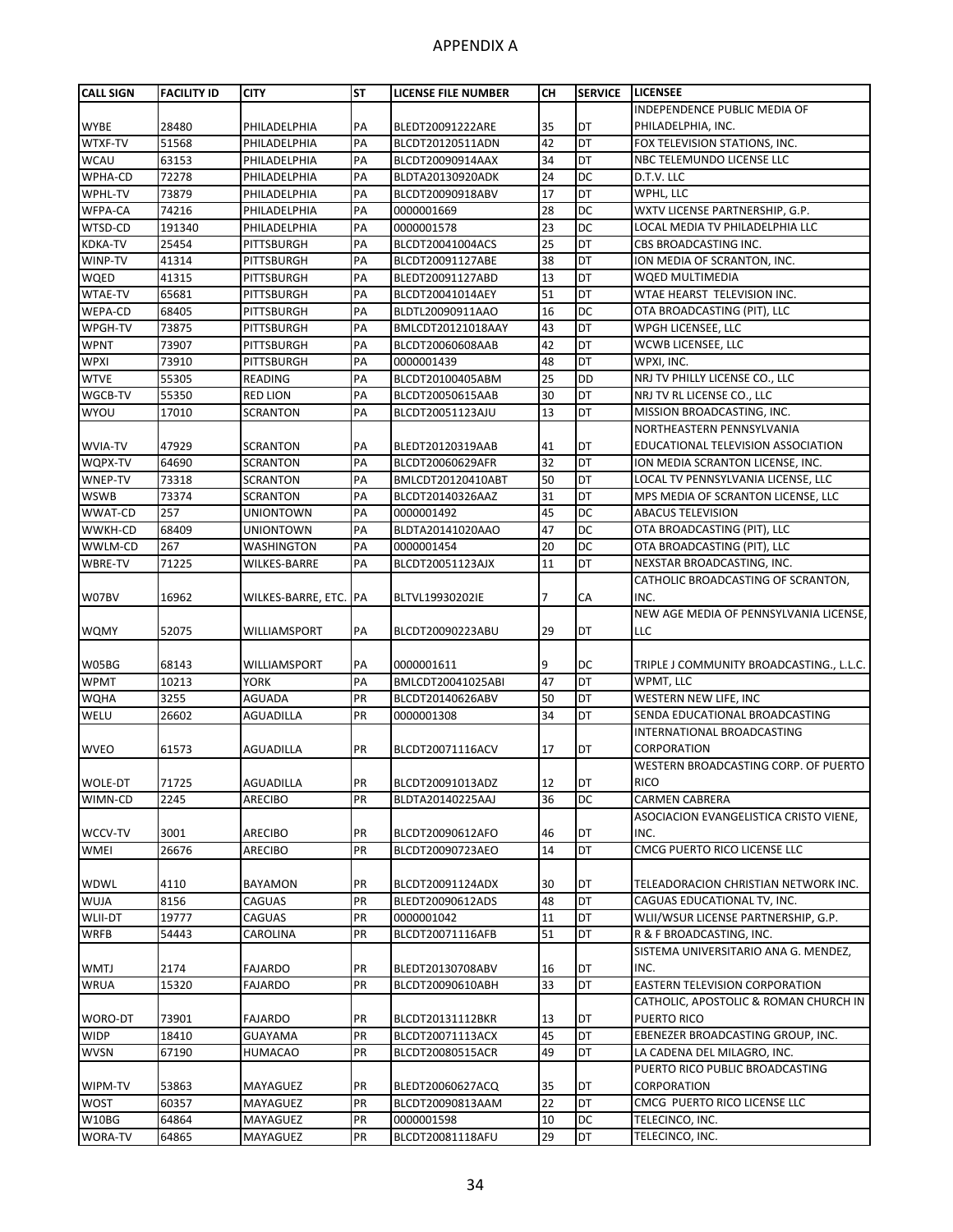# APPENDIX A

| CALL SIGN | FACILITY ID | CITY | ST | LICENSE FILE NUMBER | CH | SERVICE | LICENSEE |
|---|---|---|---|---|---|---|---|
| WYBE | 28480 | PHILADELPHIA | PA | BLEDT20091222ARE | 35 | DT | INDEPENDENCE PUBLIC MEDIA OF PHILADELPHIA, INC. |
| WTXF-TV | 51568 | PHILADELPHIA | PA | BLCDT20120511ADN | 42 | DT | FOX TELEVISION STATIONS, INC. |
| WCAU | 63153 | PHILADELPHIA | PA | BLCDT20090914AAX | 34 | DT | NBC TELEMUNDO LICENSE LLC |
| WPHA-CD | 72278 | PHILADELPHIA | PA | BLDTA20130920ADK | 24 | DC | D.T.V. LLC |
| WPHL-TV | 73879 | PHILADELPHIA | PA | BLCDT20090918ABV | 17 | DT | WPHL, LLC |
| WFPA-CA | 74216 | PHILADELPHIA | PA | 0000001669 | 28 | DC | WXTV LICENSE PARTNERSHIP, G.P. |
| WTSD-CD | 191340 | PHILADELPHIA | PA | 0000001578 | 23 | DC | LOCAL MEDIA TV PHILADELPHIA LLC |
| KDKA-TV | 25454 | PITTSBURGH | PA | BLCDT20041004ACS | 25 | DT | CBS BROADCASTING INC. |
| WINP-TV | 41314 | PITTSBURGH | PA | BLCDT20091127ABE | 38 | DT | ION MEDIA OF SCRANTON, INC. |
| WQED | 41315 | PITTSBURGH | PA | BLEDT20091127ABD | 13 | DT | WQED MULTIMEDIA |
| WTAE-TV | 65681 | PITTSBURGH | PA | BLCDT20041014AEY | 51 | DT | WTAE HEARST TELEVISION INC. |
| WEPA-CD | 68405 | PITTSBURGH | PA | BLDTL20090911AAO | 16 | DC | OTA BROADCASTING (PIT), LLC |
| WPGH-TV | 73875 | PITTSBURGH | PA | BMLCDT20121018AAY | 43 | DT | WPGH LICENSEE, LLC |
| WPNT | 73907 | PITTSBURGH | PA | BLCDT20060608AAB | 42 | DT | WCWB LICENSEE, LLC |
| WPXI | 73910 | PITTSBURGH | PA | 0000001439 | 48 | DT | WPXI, INC. |
| WTVE | 55305 | READING | PA | BLCDT20100405ABM | 25 | DD | NRJ TV PHILLY LICENSE CO., LLC |
| WGCB-TV | 55350 | RED LION | PA | BLCDT20050615AAB | 30 | DT | NRJ TV RL LICENSE CO., LLC |
| WYOU | 17010 | SCRANTON | PA | BLCDT20051123AJU | 13 | DT | MISSION BROADCASTING, INC. |
| WVIA-TV | 47929 | SCRANTON | PA | BLEDT20120319AAB | 41 | DT | NORTHEASTERN PENNSYLVANIA EDUCATIONAL TELEVISION ASSOCIATION |
| WQPX-TV | 64690 | SCRANTON | PA | BLCDT20060629AFR | 32 | DT | ION MEDIA SCRANTON LICENSE, INC. |
| WNEP-TV | 73318 | SCRANTON | PA | BMLCDT20120410ABT | 50 | DT | LOCAL TV PENNSYLVANIA LICENSE, LLC |
| WSWB | 73374 | SCRANTON | PA | BLCDT20140326AAZ | 31 | DT | MPS MEDIA OF SCRANTON LICENSE, LLC |
| WWAT-CD | 257 | UNIONTOWN | PA | 0000001492 | 45 | DC | ABACUS TELEVISION |
| WWKH-CD | 68409 | UNIONTOWN | PA | BLDTA20141020AAO | 47 | DC | OTA BROADCASTING (PIT), LLC |
| WWLM-CD | 267 | WASHINGTON | PA | 0000001454 | 20 | DC | OTA BROADCASTING (PIT), LLC |
| WBRE-TV | 71225 | WILKES-BARRE | PA | BLCDT20051123AJX | 11 | DT | NEXSTAR BROADCASTING, INC. |
| W07BV | 16962 | WILKES-BARRE, ETC. | PA | BLTVL19930202IE | 7 | CA | CATHOLIC BROADCASTING OF SCRANTON, INC. |
| WQMY | 52075 | WILLIAMSPORT | PA | BLCDT20090223ABU | 29 | DT | NEW AGE MEDIA OF PENNSYLVANIA LICENSE, LLC |
| W05BG | 68143 | WILLIAMSPORT | PA | 0000001611 | 9 | DC | TRIPLE J COMMUNITY BROADCASTING., L.L.C. |
| WPMT | 10213 | YORK | PA | BMLCDT20041025ABI | 47 | DT | WPMT, LLC |
| WQHA | 3255 | AGUADA | PR | BLCDT20140626ABV | 50 | DT | WESTERN NEW LIFE, INC |
| WELU | 26602 | AGUADILLA | PR | 0000001308 | 34 | DT | SENDA EDUCATIONAL BROADCASTING |
| WVEO | 61573 | AGUADILLA | PR | BLCDT20071116ACV | 17 | DT | INTERNATIONAL BROADCASTING CORPORATION |
| WOLE-DT | 71725 | AGUADILLA | PR | BLCDT20091013ADZ | 12 | DT | WESTERN BROADCASTING CORP. OF PUERTO RICO |
| WIMN-CD | 2245 | ARECIBO | PR | BLDTA20140225AAJ | 36 | DC | CARMEN CABRERA |
| WCCV-TV | 3001 | ARECIBO | PR | BLCDT20090612AFO | 46 | DT | ASOCIACION EVANGELISTICA CRISTO VIENE, INC. |
| WMEI | 26676 | ARECIBO | PR | BLCDT20090723AEO | 14 | DT | CMCG PUERTO RICO LICENSE LLC |
| WDWL | 4110 | BAYAMON | PR | BLCDT20091124ADX | 30 | DT | TELEADORACION CHRISTIAN NETWORK INC. |
| WUJA | 8156 | CAGUAS | PR | BLEDT20090612ADS | 48 | DT | CAGUAS EDUCATIONAL TV, INC. |
| WLII-DT | 19777 | CAGUAS | PR | 0000001042 | 11 | DT | WLII/WSUR LICENSE PARTNERSHIP, G.P. |
| WRFB | 54443 | CAROLINA | PR | BLCDT20071116AFB | 51 | DT | R & F BROADCASTING, INC. |
| WMTJ | 2174 | FAJARDO | PR | BLEDT20130708ABV | 16 | DT | SISTEMA UNIVERSITARIO ANA G. MENDEZ, INC. |
| WRUA | 15320 | FAJARDO | PR | BLCDT20090610ABH | 33 | DT | EASTERN TELEVISION CORPORATION |
| WORO-DT | 73901 | FAJARDO | PR | BLCDT20131112BKR | 13 | DT | CATHOLIC, APOSTOLIC & ROMAN CHURCH IN PUERTO RICO |
| WIDP | 18410 | GUAYAMA | PR | BLCDT20071113ACX | 45 | DT | EBENEZER BROADCASTING GROUP, INC. |
| WVSN | 67190 | HUMACAO | PR | BLCDT20080515ACR | 49 | DT | LA CADENA DEL MILAGRO, INC. |
| WIPM-TV | 53863 | MAYAGUEZ | PR | BLEDT20060627ACQ | 35 | DT | PUERTO RICO PUBLIC BROADCASTING CORPORATION |
| WOST | 60357 | MAYAGUEZ | PR | BLCDT20090813AAM | 22 | DT | CMCG PUERTO RICO LICENSE LLC |
| W10BG | 64864 | MAYAGUEZ | PR | 0000001598 | 10 | DC | TELECINCO, INC. |
| WORA-TV | 64865 | MAYAGUEZ | PR | BLCDT20081118AFU | 29 | DT | TELECINCO, INC. |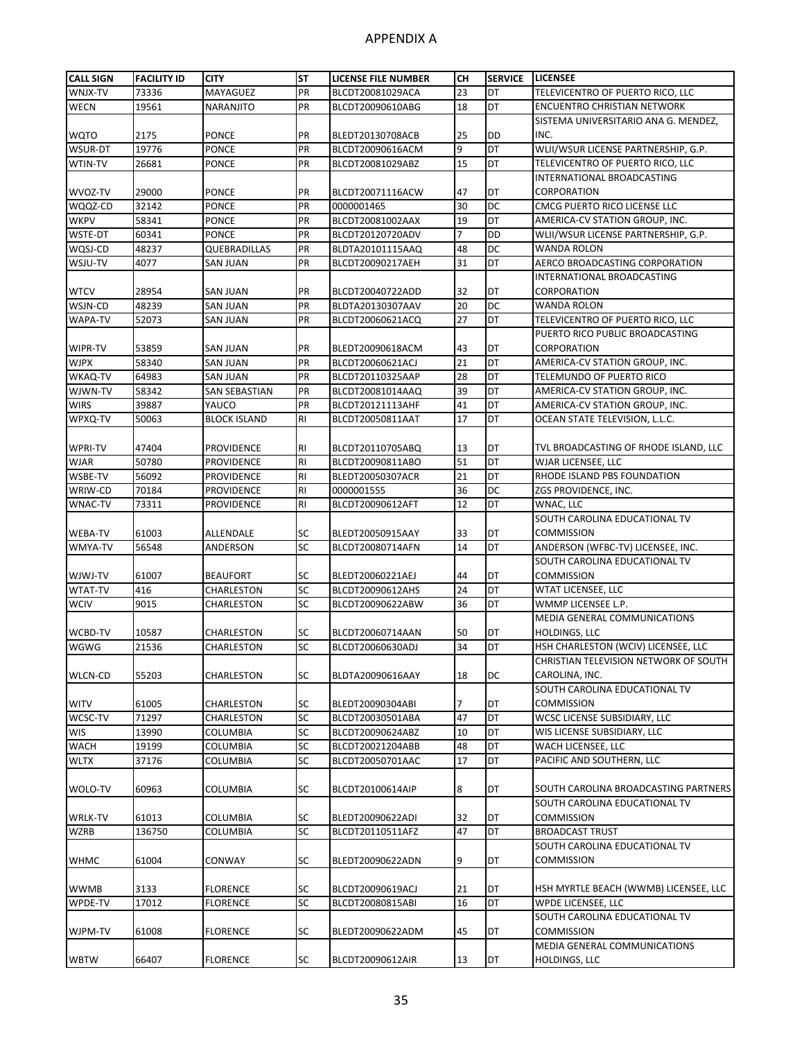# APPENDIX A

| CALL SIGN | FACILITY ID | CITY | ST | LICENSE FILE NUMBER | CH | SERVICE | LICENSEE |
|---|---|---|---|---|---|---|---|
| WNJX-TV | 73336 | MAYAGUEZ | PR | BLCDT20081029ACA | 23 | DT | TELEVICENTRO OF PUERTO RICO, LLC |
| WECN | 19561 | NARANJITO | PR | BLCDT20090610ABG | 18 | DT | ENCUENTRO CHRISTIAN NETWORK |
| WQTO | 2175 | PONCE | PR | BLEDT20130708ACB | 25 | DD | SISTEMA UNIVERSITARIO ANA G. MENDEZ, INC. |
| WSUR-DT | 19776 | PONCE | PR | BLCDT20090616ACM | 9 | DT | WLII/WSUR LICENSE PARTNERSHIP, G.P. |
| WTIN-TV | 26681 | PONCE | PR | BLCDT20081029ABZ | 15 | DT | TELEVICENTRO OF PUERTO RICO, LLC |
| WVOZ-TV | 29000 | PONCE | PR | BLCDT20071116ACW | 47 | DT | INTERNATIONAL BROADCASTING CORPORATION |
| WQQZ-CD | 32142 | PONCE | PR | 0000001465 | 30 | DC | CMCG PUERTO RICO LICENSE LLC |
| WKPV | 58341 | PONCE | PR | BLCDT20081002AAX | 19 | DT | AMERICA-CV STATION GROUP, INC. |
| WSTE-DT | 60341 | PONCE | PR | BLCDT20120720ADV | 7 | DD | WLII/WSUR LICENSE PARTNERSHIP, G.P. |
| WQSJ-CD | 48237 | QUEBRADILLAS | PR | BLDTA20101115AAQ | 48 | DC | WANDA ROLON |
| WSJU-TV | 4077 | SAN JUAN | PR | BLCDT20090217AEH | 31 | DT | AERCO BROADCASTING CORPORATION |
| WTCV | 28954 | SAN JUAN | PR | BLCDT20040722ADD | 32 | DT | INTERNATIONAL BROADCASTING CORPORATION |
| WSJN-CD | 48239 | SAN JUAN | PR | BLDTA20130307AAV | 20 | DC | WANDA ROLON |
| WAPA-TV | 52073 | SAN JUAN | PR | BLCDT20060621ACQ | 27 | DT | TELEVICENTRO OF PUERTO RICO, LLC |
| WIPR-TV | 53859 | SAN JUAN | PR | BLEDT20090618ACM | 43 | DT | PUERTO RICO PUBLIC BROADCASTING CORPORATION |
| WJPX | 58340 | SAN JUAN | PR | BLCDT20060621ACJ | 21 | DT | AMERICA-CV STATION GROUP, INC. |
| WKAQ-TV | 64983 | SAN JUAN | PR | BLCDT20110325AAP | 28 | DT | TELEMUNDO OF PUERTO RICO |
| WJWN-TV | 58342 | SAN SEBASTIAN | PR | BLCDT20081014AAQ | 39 | DT | AMERICA-CV STATION GROUP, INC. |
| WIRS | 39887 | YAUCO | PR | BLCDT20121113AHF | 41 | DT | AMERICA-CV STATION GROUP, INC. |
| WPXQ-TV | 50063 | BLOCK ISLAND | RI | BLCDT20050811AAT | 17 | DT | OCEAN STATE TELEVISION, L.L.C. |
| WPRI-TV | 47404 | PROVIDENCE | RI | BLCDT20110705ABQ | 13 | DT | TVL BROADCASTING OF RHODE ISLAND, LLC |
| WJAR | 50780 | PROVIDENCE | RI | BLCDT20090811ABO | 51 | DT | WJAR LICENSEE, LLC |
| WSBE-TV | 56092 | PROVIDENCE | RI | BLEDT20050307ACR | 21 | DT | RHODE ISLAND PBS FOUNDATION |
| WRIW-CD | 70184 | PROVIDENCE | RI | 0000001555 | 36 | DC | ZGS PROVIDENCE, INC. |
| WNAC-TV | 73311 | PROVIDENCE | RI | BLCDT20090612AFT | 12 | DT | WNAC, LLC |
| WEBA-TV | 61003 | ALLENDALE | SC | BLEDT20050915AAY | 33 | DT | SOUTH CAROLINA EDUCATIONAL TV COMMISSION |
| WMYA-TV | 56548 | ANDERSON | SC | BLCDT20080714AFN | 14 | DT | ANDERSON (WFBC-TV) LICENSEE, INC. |
| WJWJ-TV | 61007 | BEAUFORT | SC | BLEDT20060221AEJ | 44 | DT | SOUTH CAROLINA EDUCATIONAL TV COMMISSION |
| WTAT-TV | 416 | CHARLESTON | SC | BLCDT20090612AHS | 24 | DT | WTAT LICENSEE, LLC |
| WCIV | 9015 | CHARLESTON | SC | BLCDT20090622ABW | 36 | DT | WMMP LICENSEE L.P. |
| WCBD-TV | 10587 | CHARLESTON | SC | BLCDT20060714AAN | 50 | DT | MEDIA GENERAL COMMUNICATIONS HOLDINGS, LLC |
| WGWG | 21536 | CHARLESTON | SC | BLCDT20060630ADJ | 34 | DT | HSH CHARLESTON (WCIV) LICENSEE, LLC |
| WLCN-CD | 55203 | CHARLESTON | SC | BLDTA20090616AAY | 18 | DC | CHRISTIAN TELEVISION NETWORK OF SOUTH CAROLINA, INC. |
| WITV | 61005 | CHARLESTON | SC | BLEDT20090304ABI | 7 | DT | SOUTH CAROLINA EDUCATIONAL TV COMMISSION |
| WCSC-TV | 71297 | CHARLESTON | SC | BLCDT20030501ABA | 47 | DT | WCSC LICENSE SUBSIDIARY, LLC |
| WIS | 13990 | COLUMBIA | SC | BLCDT20090624ABZ | 10 | DT | WIS LICENSE SUBSIDIARY, LLC |
| WACH | 19199 | COLUMBIA | SC | BLCDT20021204ABB | 48 | DT | WACH LICENSEE, LLC |
| WLTX | 37176 | COLUMBIA | SC | BLCDT20050701AAC | 17 | DT | PACIFIC AND SOUTHERN, LLC |
| WOLO-TV | 60963 | COLUMBIA | SC | BLCDT20100614AIP | 8 | DT | SOUTH CAROLINA BROADCASTING PARTNERS |
| WRLK-TV | 61013 | COLUMBIA | SC | BLEDT20090622ADI | 32 | DT | SOUTH CAROLINA EDUCATIONAL TV COMMISSION |
| WZRB | 136750 | COLUMBIA | SC | BLCDT20110511AFZ | 47 | DT | BROADCAST TRUST |
| WHMC | 61004 | CONWAY | SC | BLEDT20090622ADN | 9 | DT | SOUTH CAROLINA EDUCATIONAL TV COMMISSION |
| WWMB | 3133 | FLORENCE | SC | BLCDT20090619ACJ | 21 | DT | HSH MYRTLE BEACH (WWMB) LICENSEE, LLC |
| WPDE-TV | 17012 | FLORENCE | SC | BLCDT20080815ABI | 16 | DT | WPDE LICENSEE, LLC |
| WJPM-TV | 61008 | FLORENCE | SC | BLEDT20090622ADM | 45 | DT | SOUTH CAROLINA EDUCATIONAL TV COMMISSION |
| WBTW | 66407 | FLORENCE | SC | BLCDT20090612AIR | 13 | DT | MEDIA GENERAL COMMUNICATIONS HOLDINGS, LLC |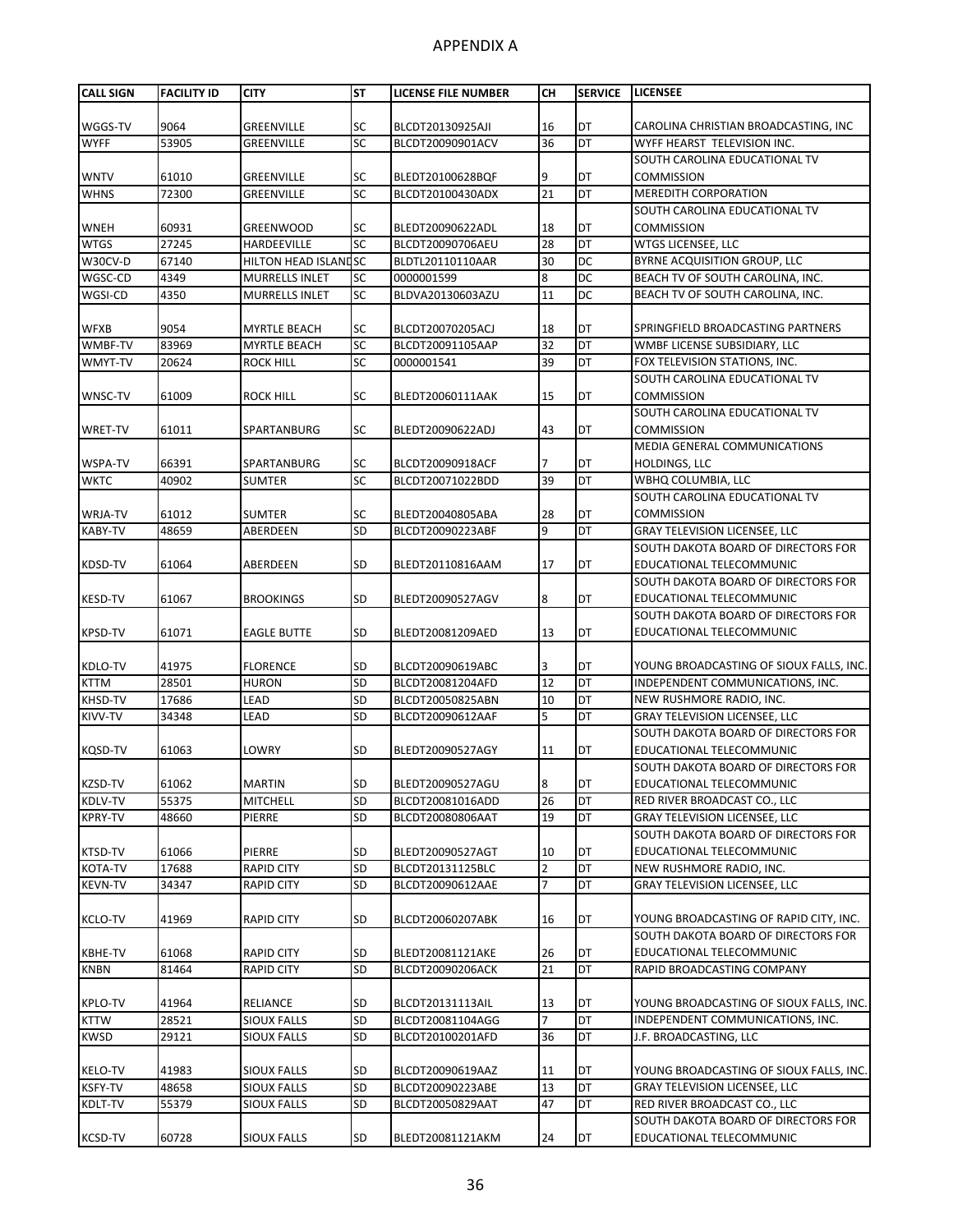# APPENDIX A

| CALL SIGN | FACILITY ID | CITY | ST | LICENSE FILE NUMBER | CH | SERVICE | LICENSEE |
|---|---|---|---|---|---|---|---|
| WGGS-TV | 9064 | GREENVILLE | SC | BLCDT20130925AJI | 16 | DT | CAROLINA CHRISTIAN BROADCASTING, INC |
| WYFF | 53905 | GREENVILLE | SC | BLCDT20090901ACV | 36 | DT | WYFF HEARST TELEVISION INC. |
| WNTV | 61010 | GREENVILLE | SC | BLEDT20100628BQF | 9 | DT | SOUTH CAROLINA EDUCATIONAL TV COMMISSION |
| WHNS | 72300 | GREENVILLE | SC | BLCDT20100430ADX | 21 | DT | MEREDITH CORPORATION |
| WNEH | 60931 | GREENWOOD | SC | BLEDT20090622ADL | 18 | DT | SOUTH CAROLINA EDUCATIONAL TV COMMISSION |
| WTGS | 27245 | HARDEEVILLE | SC | BLCDT20090706AEU | 28 | DT | WTGS LICENSEE, LLC |
| W30CV-D | 67140 | HILTON HEAD ISLAND | SC | BLDTL20110110AAR | 30 | DC | BYRNE ACQUISITION GROUP, LLC |
| WGSC-CD | 4349 | MURRELLS INLET | SC | 0000001599 | 8 | DC | BEACH TV OF SOUTH CAROLINA, INC. |
| WGSI-CD | 4350 | MURRELLS INLET | SC | BLDVA20130603AZU | 11 | DC | BEACH TV OF SOUTH CAROLINA, INC. |
| WFXB | 9054 | MYRTLE BEACH | SC | BLCDT20070205ACJ | 18 | DT | SPRINGFIELD BROADCASTING PARTNERS |
| WMBF-TV | 83969 | MYRTLE BEACH | SC | BLCDT20091105AAP | 32 | DT | WMBF LICENSE SUBSIDIARY, LLC |
| WMYT-TV | 20624 | ROCK HILL | SC | 0000001541 | 39 | DT | FOX TELEVISION STATIONS, INC. |
| WNSC-TV | 61009 | ROCK HILL | SC | BLEDT20060111AAK | 15 | DT | SOUTH CAROLINA EDUCATIONAL TV COMMISSION |
| WRET-TV | 61011 | SPARTANBURG | SC | BLEDT20090622ADJ | 43 | DT | SOUTH CAROLINA EDUCATIONAL TV COMMISSION |
| WSPA-TV | 66391 | SPARTANBURG | SC | BLCDT20090918ACF | 7 | DT | MEDIA GENERAL COMMUNICATIONS HOLDINGS, LLC |
| WKTC | 40902 | SUMTER | SC | BLCDT20071022BDD | 39 | DT | WBHQ COLUMBIA, LLC |
| WRJA-TV | 61012 | SUMTER | SC | BLEDT20040805ABA | 28 | DT | SOUTH CAROLINA EDUCATIONAL TV COMMISSION |
| KABY-TV | 48659 | ABERDEEN | SD | BLCDT20090223ABF | 9 | DT | GRAY TELEVISION LICENSEE, LLC |
| KDSD-TV | 61064 | ABERDEEN | SD | BLEDT20110816AAM | 17 | DT | SOUTH DAKOTA BOARD OF DIRECTORS FOR EDUCATIONAL TELECOMMUNIC |
| KESD-TV | 61067 | BROOKINGS | SD | BLEDT20090527AGV | 8 | DT | SOUTH DAKOTA BOARD OF DIRECTORS FOR EDUCATIONAL TELECOMMUNIC |
| KPSD-TV | 61071 | EAGLE BUTTE | SD | BLEDT20081209AED | 13 | DT | SOUTH DAKOTA BOARD OF DIRECTORS FOR EDUCATIONAL TELECOMMUNIC |
| KDLO-TV | 41975 | FLORENCE | SD | BLCDT20090619ABC | 3 | DT | YOUNG BROADCASTING OF SIOUX FALLS, INC. |
| KTTM | 28501 | HURON | SD | BLCDT20081204AFD | 12 | DT | INDEPENDENT COMMUNICATIONS, INC. |
| KHSD-TV | 17686 | LEAD | SD | BLCDT20050825ABN | 10 | DT | NEW RUSHMORE RADIO, INC. |
| KIVV-TV | 34348 | LEAD | SD | BLCDT20090612AAF | 5 | DT | GRAY TELEVISION LICENSEE, LLC |
| KQSD-TV | 61063 | LOWRY | SD | BLEDT20090527AGY | 11 | DT | SOUTH DAKOTA BOARD OF DIRECTORS FOR EDUCATIONAL TELECOMMUNIC |
| KZSD-TV | 61062 | MARTIN | SD | BLEDT20090527AGU | 8 | DT | SOUTH DAKOTA BOARD OF DIRECTORS FOR EDUCATIONAL TELECOMMUNIC |
| KDLV-TV | 55375 | MITCHELL | SD | BLCDT20081016ADD | 26 | DT | RED RIVER BROADCAST CO., LLC |
| KPRY-TV | 48660 | PIERRE | SD | BLCDT20080806AAT | 19 | DT | GRAY TELEVISION LICENSEE, LLC |
| KTSD-TV | 61066 | PIERRE | SD | BLEDT20090527AGT | 10 | DT | SOUTH DAKOTA BOARD OF DIRECTORS FOR EDUCATIONAL TELECOMMUNIC |
| KOTA-TV | 17688 | RAPID CITY | SD | BLCDT20131125BLC | 2 | DT | NEW RUSHMORE RADIO, INC. |
| KEVN-TV | 34347 | RAPID CITY | SD | BLCDT20090612AAE | 7 | DT | GRAY TELEVISION LICENSEE, LLC |
| KCLO-TV | 41969 | RAPID CITY | SD | BLCDT20060207ABK | 16 | DT | YOUNG BROADCASTING OF RAPID CITY, INC. |
| KBHE-TV | 61068 | RAPID CITY | SD | BLEDT20081121AKE | 26 | DT | SOUTH DAKOTA BOARD OF DIRECTORS FOR EDUCATIONAL TELECOMMUNIC |
| KNBN | 81464 | RAPID CITY | SD | BLCDT20090206ACK | 21 | DT | RAPID BROADCASTING COMPANY |
| KPLO-TV | 41964 | RELIANCE | SD | BLCDT20131113AIL | 13 | DT | YOUNG BROADCASTING OF SIOUX FALLS, INC. |
| KTTW | 28521 | SIOUX FALLS | SD | BLCDT20081104AGG | 7 | DT | INDEPENDENT COMMUNICATIONS, INC. |
| KWSD | 29121 | SIOUX FALLS | SD | BLCDT20100201AFD | 36 | DT | J.F. BROADCASTING, LLC |
| KELO-TV | 41983 | SIOUX FALLS | SD | BLCDT20090619AAZ | 11 | DT | YOUNG BROADCASTING OF SIOUX FALLS, INC. |
| KSFY-TV | 48658 | SIOUX FALLS | SD | BLCDT20090223ABE | 13 | DT | GRAY TELEVISION LICENSEE, LLC |
| KDLT-TV | 55379 | SIOUX FALLS | SD | BLCDT20050829AAT | 47 | DT | RED RIVER BROADCAST CO., LLC |
| KCSD-TV | 60728 | SIOUX FALLS | SD | BLEDT20081121AKM | 24 | DT | SOUTH DAKOTA BOARD OF DIRECTORS FOR EDUCATIONAL TELECOMMUNIC |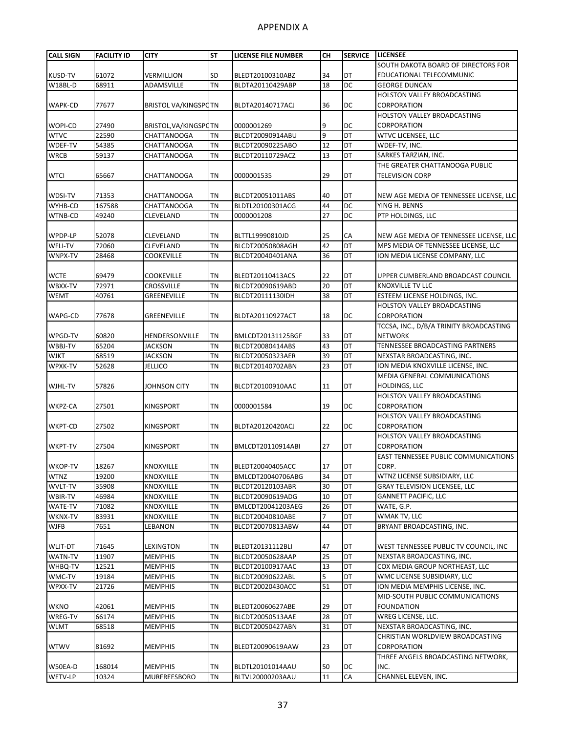# APPENDIX A

| CALL SIGN | FACILITY ID | CITY | ST | LICENSE FILE NUMBER | CH | SERVICE | LICENSEE |
|---|---|---|---|---|---|---|---|
| KUSD-TV | 61072 | VERMILLION | SD | BLEDT20100310ABZ | 34 | DT | SOUTH DAKOTA BOARD OF DIRECTORS FOR EDUCATIONAL TELECOMMUNIC |
| W18BL-D | 68911 | ADAMSVILLE | TN | BLDTA20110429ABP | 18 | DC | GEORGE DUNCAN |
| WAPK-CD | 77677 | BRISTOL VA/KINGSPO | TN | BLDTA20140717ACJ | 36 | DC | HOLSTON VALLEY BROADCASTING CORPORATION |
| WOPI-CD | 27490 | BRISTOL,VA/KINGSPO | TN | 0000001269 | 9 | DC | HOLSTON VALLEY BROADCASTING CORPORATION |
| WTVC | 22590 | CHATTANOOGA | TN | BLCDT20090914ABU | 9 | DT | WTVC LICENSEE, LLC |
| WDEF-TV | 54385 | CHATTANOOGA | TN | BLCDT20090225ABO | 12 | DT | WDEF-TV, INC. |
| WRCB | 59137 | CHATTANOOGA | TN | BLCDT20110729ACZ | 13 | DT | SARKES TARZIAN, INC. |
| WTCI | 65667 | CHATTANOOGA | TN | 0000001535 | 29 | DT | THE GREATER CHATTANOOGA PUBLIC TELEVISION CORP |
| WDSI-TV | 71353 | CHATTANOOGA | TN | BLCDT20051011ABS | 40 | DT | NEW AGE MEDIA OF TENNESSEE LICENSE, LLC |
| WYHB-CD | 167588 | CHATTANOOGA | TN | BLDTL20100301ACG | 44 | DC | YING H. BENNS |
| WTNB-CD | 49240 | CLEVELAND | TN | 0000001208 | 27 | DC | PTP HOLDINGS, LLC |
| WPDP-LP | 52078 | CLEVELAND | TN | BLTTL19990810JD | 25 | CA | NEW AGE MEDIA OF TENNESSEE LICENSE, LLC |
| WFLI-TV | 72060 | CLEVELAND | TN | BLCDT20050808AGH | 42 | DT | MPS MEDIA OF TENNESSEE LICENSE, LLC |
| WNPX-TV | 28468 | COOKEVILLE | TN | BLCDT20040401ANA | 36 | DT | ION MEDIA LICENSE COMPANY, LLC |
| WCTE | 69479 | COOKEVILLE | TN | BLEDT20110413ACS | 22 | DT | UPPER CUMBERLAND BROADCAST COUNCIL |
| WBXX-TV | 72971 | CROSSVILLE | TN | BLCDT20090619ABD | 20 | DT | KNOXVILLE TV LLC |
| WEMT | 40761 | GREENEVILLE | TN | BLCDT20111130IDH | 38 | DT | ESTEEM LICENSE HOLDINGS, INC. |
| WAPG-CD | 77678 | GREENEVILLE | TN | BLDTA20110927ACT | 18 | DC | HOLSTON VALLEY BROADCASTING CORPORATION |
| WPGD-TV | 60820 | HENDERSONVILLE | TN | BMLCDT20131125BGF | 33 | DT | TCCSA, INC., D/B/A TRINITY BROADCASTING NETWORK |
| WBBJ-TV | 65204 | JACKSON | TN | BLCDT20080414ABS | 43 | DT | TENNESSEE BROADCASTING PARTNERS |
| WJKT | 68519 | JACKSON | TN | BLCDT20050323AER | 39 | DT | NEXSTAR BROADCASTING, INC. |
| WPXK-TV | 52628 | JELLICO | TN | BLCDT20140702ABN | 23 | DT | ION MEDIA KNOXVILLE LICENSE, INC. |
| WJHL-TV | 57826 | JOHNSON CITY | TN | BLCDT20100910AAC | 11 | DT | MEDIA GENERAL COMMUNICATIONS HOLDINGS, LLC |
| WKPZ-CA | 27501 | KINGSPORT | TN | 0000001584 | 19 | DC | HOLSTON VALLEY BROADCASTING CORPORATION |
| WKPT-CD | 27502 | KINGSPORT | TN | BLDTA20120420ACJ | 22 | DC | HOLSTON VALLEY BROADCASTING CORPORATION |
| WKPT-TV | 27504 | KINGSPORT | TN | BMLCDT20110914ABI | 27 | DT | HOLSTON VALLEY BROADCASTING CORPORATION |
| WKOP-TV | 18267 | KNOXVILLE | TN | BLEDT20040405ACC | 17 | DT | EAST TENNESSEE PUBLIC COMMUNICATIONS CORP. |
| WTNZ | 19200 | KNOXVILLE | TN | BMLCDT20040706ABG | 34 | DT | WTNZ LICENSE SUBSIDIARY, LLC |
| WVLT-TV | 35908 | KNOXVILLE | TN | BLCDT20120103ABR | 30 | DT | GRAY TELEVISION LICENSEE, LLC |
| WBIR-TV | 46984 | KNOXVILLE | TN | BLCDT20090619ADG | 10 | DT | GANNETT PACIFIC, LLC |
| WATE-TV | 71082 | KNOXVILLE | TN | BMLCDT20041203AEG | 26 | DT | WATE, G.P. |
| WKNX-TV | 83931 | KNOXVILLE | TN | BLCDT20040810ABE | 7 | DT | WMAK TV, LLC |
| WJFB | 7651 | LEBANON | TN | BLCDT20070813ABW | 44 | DT | BRYANT BROADCASTING, INC. |
| WLJT-DT | 71645 | LEXINGTON | TN | BLEDT20131112BLI | 47 | DT | WEST TENNESSEE PUBLIC TV COUNCIL, INC |
| WATN-TV | 11907 | MEMPHIS | TN | BLCDT20050628AAP | 25 | DT | NEXSTAR BROADCASTING, INC. |
| WHBQ-TV | 12521 | MEMPHIS | TN | BLCDT20100917AAC | 13 | DT | COX MEDIA GROUP NORTHEAST, LLC |
| WMC-TV | 19184 | MEMPHIS | TN | BLCDT20090622ABL | 5 | DT | WMC LICENSE SUBSIDIARY, LLC |
| WPXX-TV | 21726 | MEMPHIS | TN | BLCDT20020430ACC | 51 | DT | ION MEDIA MEMPHIS LICENSE, INC. |
| WKNO | 42061 | MEMPHIS | TN | BLEDT20060627ABE | 29 | DT | MID-SOUTH PUBLIC COMMUNICATIONS FOUNDATION |
| WREG-TV | 66174 | MEMPHIS | TN | BLCDT20050513AAE | 28 | DT | WREG LICENSE, LLC. |
| WLMT | 68518 | MEMPHIS | TN | BLCDT20050427ABN | 31 | DT | NEXSTAR BROADCASTING, INC. |
| WTWV | 81692 | MEMPHIS | TN | BLEDT20090619AAW | 23 | DT | CHRISTIAN WORLDVIEW BROADCASTING CORPORATION |
| W50EA-D | 168014 | MEMPHIS | TN | BLDTL20101014AAU | 50 | DC | THREE ANGELS BROADCASTING NETWORK, INC. |
| WETV-LP | 10324 | MURFREESBORO | TN | BLTVL20000203AAU | 11 | CA | CHANNEL ELEVEN, INC. |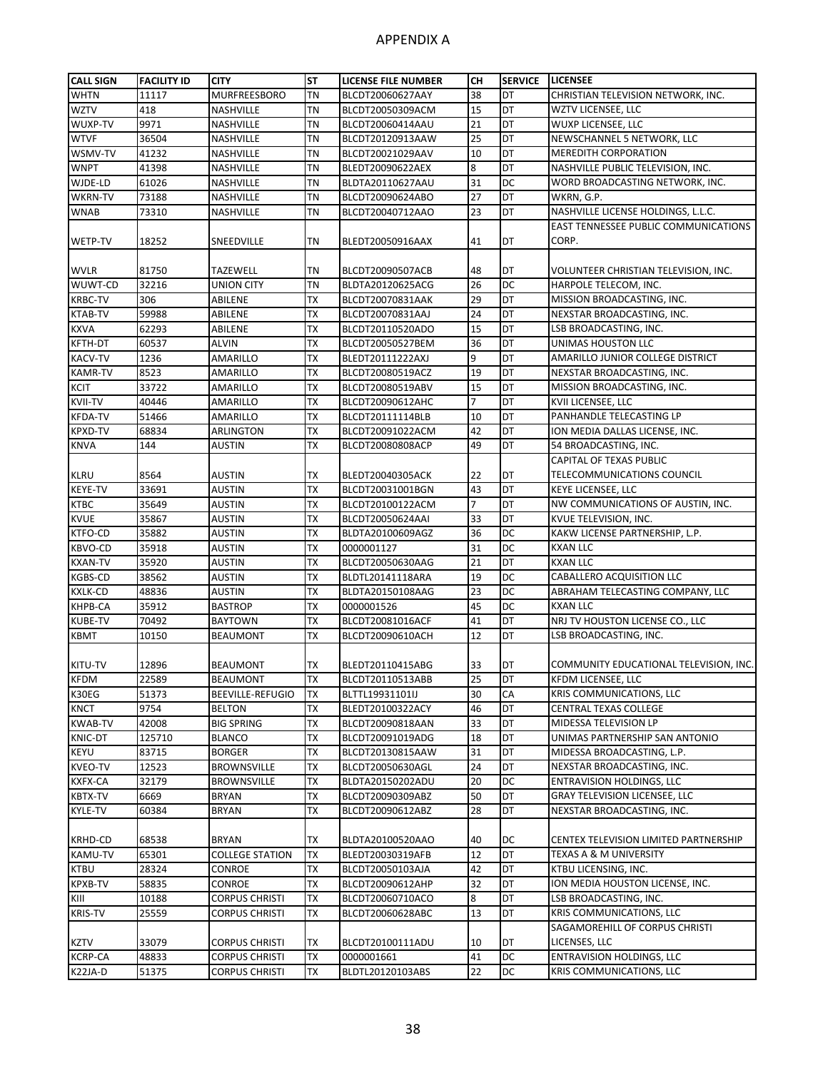# APPENDIX A

| CALL SIGN | FACILITY ID | CITY | ST | LICENSE FILE NUMBER | CH | SERVICE | LICENSEE |
|---|---|---|---|---|---|---|---|
| WHTN | 11117 | MURFREESBORO | TN | BLCDT20060627AAY | 38 | DT | CHRISTIAN TELEVISION NETWORK, INC. |
| WZTV | 418 | NASHVILLE | TN | BLCDT20050309ACM | 15 | DT | WZTV LICENSEE, LLC |
| WUXP-TV | 9971 | NASHVILLE | TN | BLCDT20060414AAU | 21 | DT | WUXP LICENSEE, LLC |
| WTVF | 36504 | NASHVILLE | TN | BLCDT20120913AAW | 25 | DT | NEWSCHANNEL 5 NETWORK, LLC |
| WSMV-TV | 41232 | NASHVILLE | TN | BLCDT20021029AAV | 10 | DT | MEREDITH CORPORATION |
| WNPT | 41398 | NASHVILLE | TN | BLEDT20090622AEX | 8 | DT | NASHVILLE PUBLIC TELEVISION, INC. |
| WJDE-LD | 61026 | NASHVILLE | TN | BLDTA20110627AAU | 31 | DC | WORD BROADCASTING NETWORK, INC. |
| WKRN-TV | 73188 | NASHVILLE | TN | BLCDT20090624ABO | 27 | DT | WKRN, G.P. |
| WNAB | 73310 | NASHVILLE | TN | BLCDT20040712AAO | 23 | DT | NASHVILLE LICENSE HOLDINGS, L.L.C. |
| WETP-TV | 18252 | SNEEDVILLE | TN | BLEDT20050916AAX | 41 | DT | EAST TENNESSEE PUBLIC COMMUNICATIONS CORP. |
| WVLR | 81750 | TAZEWELL | TN | BLCDT20090507ACB | 48 | DT | VOLUNTEER CHRISTIAN TELEVISION, INC. |
| WUWT-CD | 32216 | UNION CITY | TN | BLDTA20120625ACG | 26 | DC | HARPOLE TELECOM, INC. |
| KRBC-TV | 306 | ABILENE | TX | BLCDT20070831AAK | 29 | DT | MISSION BROADCASTING, INC. |
| KTAB-TV | 59988 | ABILENE | TX | BLCDT20070831AAJ | 24 | DT | NEXSTAR BROADCASTING, INC. |
| KXVA | 62293 | ABILENE | TX | BLCDT20110520ADO | 15 | DT | LSB BROADCASTING, INC. |
| KFTH-DT | 60537 | ALVIN | TX | BLCDT20050527BEM | 36 | DT | UNIMAS HOUSTON LLC |
| KACV-TV | 1236 | AMARILLO | TX | BLEDT20111222AXJ | 9 | DT | AMARILLO JUNIOR COLLEGE DISTRICT |
| KAMR-TV | 8523 | AMARILLO | TX | BLCDT20080519ACZ | 19 | DT | NEXSTAR BROADCASTING, INC. |
| KCIT | 33722 | AMARILLO | TX | BLCDT20080519ABV | 15 | DT | MISSION BROADCASTING, INC. |
| KVII-TV | 40446 | AMARILLO | TX | BLCDT20090612AHC | 7 | DT | KVII LICENSEE, LLC |
| KFDA-TV | 51466 | AMARILLO | TX | BLCDT20111114BLB | 10 | DT | PANHANDLE TELECASTING LP |
| KPXD-TV | 68834 | ARLINGTON | TX | BLCDT20091022ACM | 42 | DT | ION MEDIA DALLAS LICENSE, INC. |
| KNVA | 144 | AUSTIN | TX | BLCDT20080808ACP | 49 | DT | 54 BROADCASTING, INC. |
| KLRU | 8564 | AUSTIN | TX | BLEDT20040305ACK | 22 | DT | CAPITAL OF TEXAS PUBLIC TELECOMMUNICATIONS COUNCIL |
| KEYE-TV | 33691 | AUSTIN | TX | BLCDT20031001BGN | 43 | DT | KEYE LICENSEE, LLC |
| KTBC | 35649 | AUSTIN | TX | BLCDT20100122ACM | 7 | DT | NW COMMUNICATIONS OF AUSTIN, INC. |
| KVUE | 35867 | AUSTIN | TX | BLCDT20050624AAI | 33 | DT | KVUE TELEVISION, INC. |
| KTFO-CD | 35882 | AUSTIN | TX | BLDTA20100609AGZ | 36 | DC | KAKW LICENSE PARTNERSHIP, L.P. |
| KBVO-CD | 35918 | AUSTIN | TX | 0000001127 | 31 | DC | KXAN LLC |
| KXAN-TV | 35920 | AUSTIN | TX | BLCDT20050630AAG | 21 | DT | KXAN LLC |
| KGBS-CD | 38562 | AUSTIN | TX | BLDTL20141118ARA | 19 | DC | CABALLERO ACQUISITION LLC |
| KXLK-CD | 48836 | AUSTIN | TX | BLDTA20150108AAG | 23 | DC | ABRAHAM TELECASTING COMPANY, LLC |
| KHPB-CA | 35912 | BASTROP | TX | 0000001526 | 45 | DC | KXAN LLC |
| KUBE-TV | 70492 | BAYTOWN | TX | BLCDT20081016ACF | 41 | DT | NRJ TV HOUSTON LICENSE CO., LLC |
| KBMT | 10150 | BEAUMONT | TX | BLCDT20090610ACH | 12 | DT | LSB BROADCASTING, INC. |
| KITU-TV | 12896 | BEAUMONT | TX | BLEDT20110415ABG | 33 | DT | COMMUNITY EDUCATIONAL TELEVISION, INC. |
| KFDM | 22589 | BEAUMONT | TX | BLCDT20110513ABB | 25 | DT | KFDM LICENSEE, LLC |
| K30EG | 51373 | BEEVILLE-REFUGIO | TX | BLTTL19931101IJ | 30 | CA | KRIS COMMUNICATIONS, LLC |
| KNCT | 9754 | BELTON | TX | BLEDT20100322ACY | 46 | DT | CENTRAL TEXAS COLLEGE |
| KWAB-TV | 42008 | BIG SPRING | TX | BLCDT20090818AAN | 33 | DT | MIDESSA TELEVISION LP |
| KNIC-DT | 125710 | BLANCO | TX | BLCDT20091019ADG | 18 | DT | UNIMAS PARTNERSHIP SAN ANTONIO |
| KEYU | 83715 | BORGER | TX | BLCDT20130815AAW | 31 | DT | MIDESSA BROADCASTING, L.P. |
| KVEO-TV | 12523 | BROWNSVILLE | TX | BLCDT20050630AGL | 24 | DT | NEXSTAR BROADCASTING, INC. |
| KXFX-CA | 32179 | BROWNSVILLE | TX | BLDTA20150202ADU | 20 | DC | ENTRAVISION HOLDINGS, LLC |
| KBTX-TV | 6669 | BRYAN | TX | BLCDT20090309ABZ | 50 | DT | GRAY TELEVISION LICENSEE, LLC |
| KYLE-TV | 60384 | BRYAN | TX | BLCDT20090612ABZ | 28 | DT | NEXSTAR BROADCASTING, INC. |
| KRHD-CD | 68538 | BRYAN | TX | BLDTA20100520AAO | 40 | DC | CENTEX TELEVISION LIMITED PARTNERSHIP |
| KAMU-TV | 65301 | COLLEGE STATION | TX | BLEDT20030319AFB | 12 | DT | TEXAS A & M UNIVERSITY |
| KTBU | 28324 | CONROE | TX | BLCDT20050103AJA | 42 | DT | KTBU LICENSING, INC. |
| KPXB-TV | 58835 | CONROE | TX | BLCDT20090612AHP | 32 | DT | ION MEDIA HOUSTON LICENSE, INC. |
| KIII | 10188 | CORPUS CHRISTI | TX | BLCDT20060710ACO | 8 | DT | LSB BROADCASTING, INC. |
| KRIS-TV | 25559 | CORPUS CHRISTI | TX | BLCDT20060628ABC | 13 | DT | KRIS COMMUNICATIONS, LLC |
| KZTV | 33079 | CORPUS CHRISTI | TX | BLCDT20100111ADU | 10 | DT | SAGAMOREHILL OF CORPUS CHRISTI LICENSES, LLC |
| KCRP-CA | 48833 | CORPUS CHRISTI | TX | 0000001661 | 41 | DC | ENTRAVISION HOLDINGS, LLC |
| K22JA-D | 51375 | CORPUS CHRISTI | TX | BLDTL20120103ABS | 22 | DC | KRIS COMMUNICATIONS, LLC |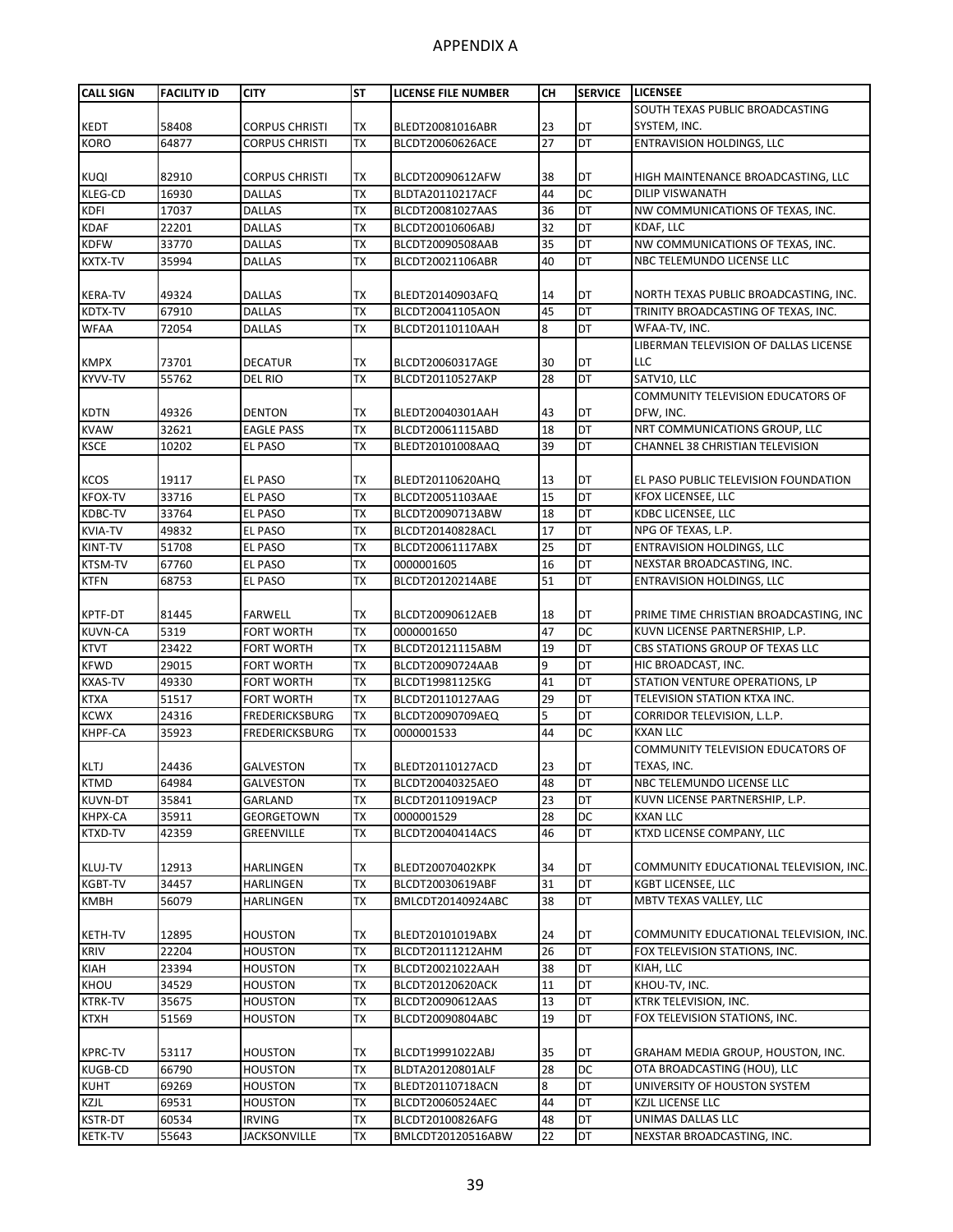## APPENDIX A

| CALL SIGN | FACILITY ID | CITY | ST | LICENSE FILE NUMBER | CH | SERVICE | LICENSEE |
|---|---|---|---|---|---|---|---|
| KEDT | 58408 | CORPUS CHRISTI | TX | BLEDT20081016ABR | 23 | DT | SOUTH TEXAS PUBLIC BROADCASTING SYSTEM, INC. |
| KORO | 64877 | CORPUS CHRISTI | TX | BLCDT20060626ACE | 27 | DT | ENTRAVISION HOLDINGS, LLC |
| KUQI | 82910 | CORPUS CHRISTI | TX | BLCDT20090612AFW | 38 | DT | HIGH MAINTENANCE BROADCASTING, LLC |
| KLEG-CD | 16930 | DALLAS | TX | BLDTA20110217ACF | 44 | DC | DILIP VISWANATH |
| KDFI | 17037 | DALLAS | TX | BLCDT20081027AAS | 36 | DT | NW COMMUNICATIONS OF TEXAS, INC. |
| KDAF | 22201 | DALLAS | TX | BLCDT20010606ABJ | 32 | DT | KDAF, LLC |
| KDFW | 33770 | DALLAS | TX | BLCDT20090508AAB | 35 | DT | NW COMMUNICATIONS OF TEXAS, INC. |
| KXTX-TV | 35994 | DALLAS | TX | BLCDT20021106ABR | 40 | DT | NBC TELEMUNDO LICENSE LLC |
| KERA-TV | 49324 | DALLAS | TX | BLEDT20140903AFQ | 14 | DT | NORTH TEXAS PUBLIC BROADCASTING, INC. |
| KDTX-TV | 67910 | DALLAS | TX | BLCDT20041105AON | 45 | DT | TRINITY BROADCASTING OF TEXAS, INC. |
| WFAA | 72054 | DALLAS | TX | BLCDT20110110AAH | 8 | DT | WFAA-TV, INC. |
| KMPX | 73701 | DECATUR | TX | BLCDT20060317AGE | 30 | DT | LIBERMAN TELEVISION OF DALLAS LICENSE LLC |
| KYVV-TV | 55762 | DEL RIO | TX | BLCDT20110527AKP | 28 | DT | SATV10, LLC |
| KDTN | 49326 | DENTON | TX | BLEDT20040301AAH | 43 | DT | COMMUNITY TELEVISION EDUCATORS OF DFW, INC. |
| KVAW | 32621 | EAGLE PASS | TX | BLCDT20061115ABD | 18 | DT | NRT COMMUNICATIONS GROUP, LLC |
| KSCE | 10202 | EL PASO | TX | BLEDT20101008AAQ | 39 | DT | CHANNEL 38 CHRISTIAN TELEVISION |
| KCOS | 19117 | EL PASO | TX | BLEDT20110620AHQ | 13 | DT | EL PASO PUBLIC TELEVISION FOUNDATION |
| KFOX-TV | 33716 | EL PASO | TX | BLCDT20051103AAE | 15 | DT | KFOX LICENSEE, LLC |
| KDBC-TV | 33764 | EL PASO | TX | BLCDT20090713ABW | 18 | DT | KDBC LICENSEE, LLC |
| KVIA-TV | 49832 | EL PASO | TX | BLCDT20140828ACL | 17 | DT | NPG OF TEXAS, L.P. |
| KINT-TV | 51708 | EL PASO | TX | BLCDT20061117ABX | 25 | DT | ENTRAVISION HOLDINGS, LLC |
| KTSM-TV | 67760 | EL PASO | TX | 0000001605 | 16 | DT | NEXSTAR BROADCASTING, INC. |
| KTFN | 68753 | EL PASO | TX | BLCDT20120214ABE | 51 | DT | ENTRAVISION HOLDINGS, LLC |
| KPTF-DT | 81445 | FARWELL | TX | BLCDT20090612AEB | 18 | DT | PRIME TIME CHRISTIAN BROADCASTING, INC |
| KUVN-CA | 5319 | FORT WORTH | TX | 0000001650 | 47 | DC | KUVN LICENSE PARTNERSHIP, L.P. |
| KTVT | 23422 | FORT WORTH | TX | BLCDT20121115ABM | 19 | DT | CBS STATIONS GROUP OF TEXAS LLC |
| KFWD | 29015 | FORT WORTH | TX | BLCDT20090724AAB | 9 | DT | HIC BROADCAST, INC. |
| KXAS-TV | 49330 | FORT WORTH | TX | BLCDT19981125KG | 41 | DT | STATION VENTURE OPERATIONS, LP |
| KTXA | 51517 | FORT WORTH | TX | BLCDT20110127AAG | 29 | DT | TELEVISION STATION KTXA INC. |
| KCWX | 24316 | FREDERICKSBURG | TX | BLCDT20090709AEQ | 5 | DT | CORRIDOR TELEVISION, L.L.P. |
| KHPF-CA | 35923 | FREDERICKSBURG | TX | 0000001533 | 44 | DC | KXAN LLC |
| KLTJ | 24436 | GALVESTON | TX | BLEDT20110127ACD | 23 | DT | COMMUNITY TELEVISION EDUCATORS OF TEXAS, INC. |
| KTMD | 64984 | GALVESTON | TX | BLCDT20040325AEO | 48 | DT | NBC TELEMUNDO LICENSE LLC |
| KUVN-DT | 35841 | GARLAND | TX | BLCDT20110919ACP | 23 | DT | KUVN LICENSE PARTNERSHIP, L.P. |
| KHPX-CA | 35911 | GEORGETOWN | TX | 0000001529 | 28 | DC | KXAN LLC |
| KTXD-TV | 42359 | GREENVILLE | TX | BLCDT20040414ACS | 46 | DT | KTXD LICENSE COMPANY, LLC |
| KLUJ-TV | 12913 | HARLINGEN | TX | BLEDT20070402KPK | 34 | DT | COMMUNITY EDUCATIONAL TELEVISION, INC. |
| KGBT-TV | 34457 | HARLINGEN | TX | BLCDT20030619ABF | 31 | DT | KGBT LICENSEE, LLC |
| KMBH | 56079 | HARLINGEN | TX | BMLCDT20140924ABC | 38 | DT | MBTV TEXAS VALLEY, LLC |
| KETH-TV | 12895 | HOUSTON | TX | BLEDT20101019ABX | 24 | DT | COMMUNITY EDUCATIONAL TELEVISION, INC. |
| KRIV | 22204 | HOUSTON | TX | BLCDT20111212AHM | 26 | DT | FOX TELEVISION STATIONS, INC. |
| KIAH | 23394 | HOUSTON | TX | BLCDT20021022AAH | 38 | DT | KIAH, LLC |
| KHOU | 34529 | HOUSTON | TX | BLCDT20120620ACK | 11 | DT | KHOU-TV, INC. |
| KTRK-TV | 35675 | HOUSTON | TX | BLCDT20090612AAS | 13 | DT | KTRK TELEVISION, INC. |
| KTXH | 51569 | HOUSTON | TX | BLCDT20090804ABC | 19 | DT | FOX TELEVISION STATIONS, INC. |
| KPRC-TV | 53117 | HOUSTON | TX | BLCDT19991022ABJ | 35 | DT | GRAHAM MEDIA GROUP, HOUSTON, INC. |
| KUGB-CD | 66790 | HOUSTON | TX | BLDTA20120801ALF | 28 | DC | OTA BROADCASTING (HOU), LLC |
| KUHT | 69269 | HOUSTON | TX | BLEDT20110718ACN | 8 | DT | UNIVERSITY OF HOUSTON SYSTEM |
| KZJL | 69531 | HOUSTON | TX | BLCDT20060524AEC | 44 | DT | KZJL LICENSE LLC |
| KSTR-DT | 60534 | IRVING | TX | BLCDT20100826AFG | 48 | DT | UNIMAS DALLAS LLC |
| KETK-TV | 55643 | JACKSONVILLE | TX | BMLCDT20120516ABW | 22 | DT | NEXSTAR BROADCASTING, INC. |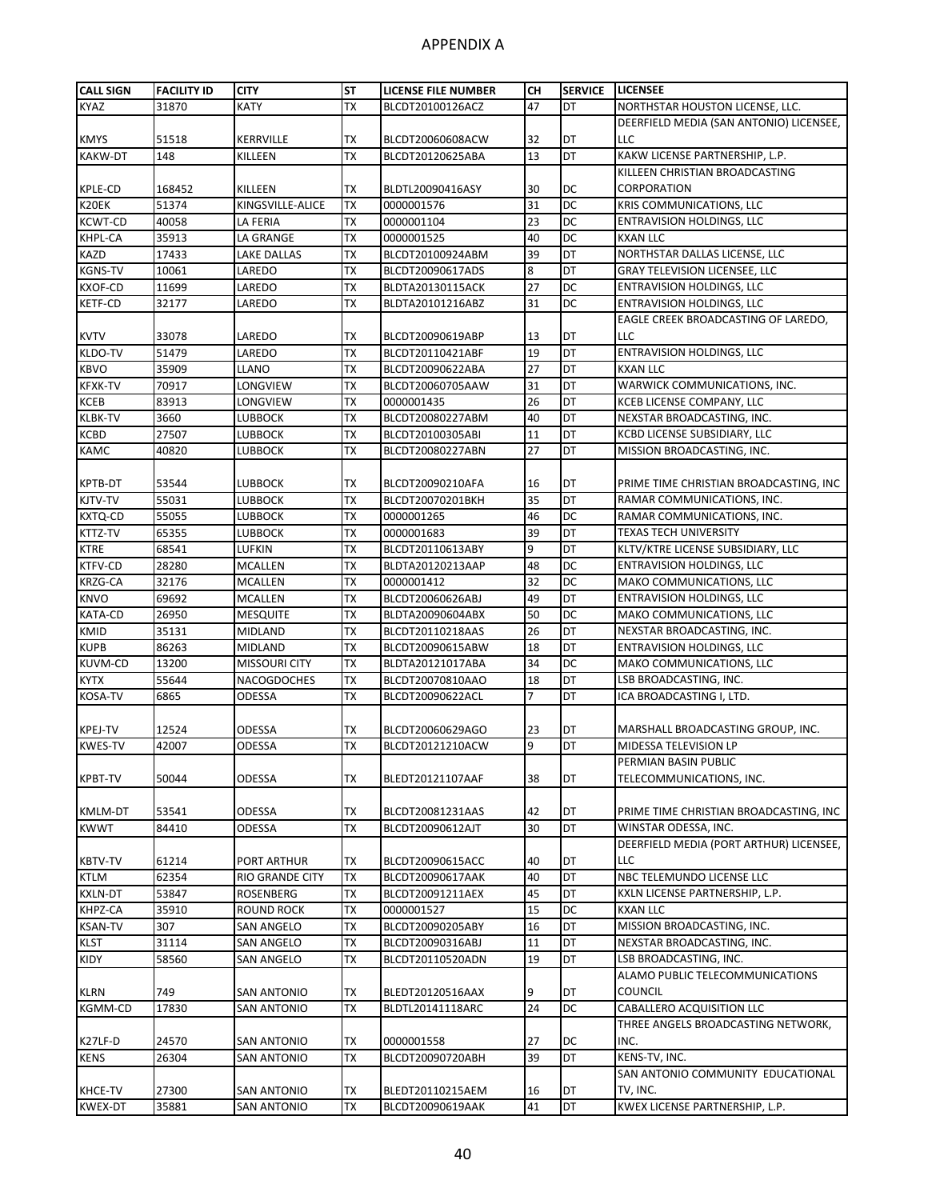# APPENDIX A

| CALL SIGN | FACILITY ID | CITY | ST | LICENSE FILE NUMBER | CH | SERVICE | LICENSEE |
|---|---|---|---|---|---|---|---|
| KYAZ | 31870 | KATY | TX | BLCDT20100126ACZ | 47 | DT | NORTHSTAR HOUSTON LICENSE, LLC. |
| KMYS | 51518 | KERRVILLE | TX | BLCDT20060608ACW | 32 | DT | DEERFIELD MEDIA (SAN ANTONIO) LICENSEE, LLC |
| KAKW-DT | 148 | KILLEEN | TX | BLCDT20120625ABA | 13 | DT | KAKW LICENSE PARTNERSHIP, L.P. |
| KPLE-CD | 168452 | KILLEEN | TX | BLDTL20090416ASY | 30 | DC | KILLEEN CHRISTIAN BROADCASTING CORPORATION |
| K20EK | 51374 | KINGSVILLE-ALICE | TX | 0000001576 | 31 | DC | KRIS COMMUNICATIONS, LLC |
| KCWT-CD | 40058 | LA FERIA | TX | 0000001104 | 23 | DC | ENTRAVISION HOLDINGS, LLC |
| KHPL-CA | 35913 | LA GRANGE | TX | 0000001525 | 40 | DC | KXAN LLC |
| KAZD | 17433 | LAKE DALLAS | TX | BLCDT20100924ABM | 39 | DT | NORTHSTAR DALLAS LICENSE, LLC |
| KGNS-TV | 10061 | LAREDO | TX | BLCDT20090617ADS | 8 | DT | GRAY TELEVISION LICENSEE, LLC |
| KXOF-CD | 11699 | LAREDO | TX | BLDTA20130115ACK | 27 | DC | ENTRAVISION HOLDINGS, LLC |
| KETF-CD | 32177 | LAREDO | TX | BLDTA20101216ABZ | 31 | DC | ENTRAVISION HOLDINGS, LLC |
| KVTV | 33078 | LAREDO | TX | BLCDT20090619ABP | 13 | DT | EAGLE CREEK BROADCASTING OF LAREDO, LLC |
| KLDO-TV | 51479 | LAREDO | TX | BLCDT20110421ABF | 19 | DT | ENTRAVISION HOLDINGS, LLC |
| KBVO | 35909 | LLANO | TX | BLCDT20090622ABA | 27 | DT | KXAN LLC |
| KFXK-TV | 70917 | LONGVIEW | TX | BLCDT20060705AAW | 31 | DT | WARWICK COMMUNICATIONS, INC. |
| KCEB | 83913 | LONGVIEW | TX | 0000001435 | 26 | DT | KCEB LICENSE COMPANY, LLC |
| KLBK-TV | 3660 | LUBBOCK | TX | BLCDT20080227ABM | 40 | DT | NEXSTAR BROADCASTING, INC. |
| KCBD | 27507 | LUBBOCK | TX | BLCDT20100305ABI | 11 | DT | KCBD LICENSE SUBSIDIARY, LLC |
| KAMC | 40820 | LUBBOCK | TX | BLCDT20080227ABN | 27 | DT | MISSION BROADCASTING, INC. |
| KPTB-DT | 53544 | LUBBOCK | TX | BLCDT20090210AFA | 16 | DT | PRIME TIME CHRISTIAN BROADCASTING, INC |
| KJTV-TV | 55031 | LUBBOCK | TX | BLCDT20070201BKH | 35 | DT | RAMAR COMMUNICATIONS, INC. |
| KXTQ-CD | 55055 | LUBBOCK | TX | 0000001265 | 46 | DC | RAMAR COMMUNICATIONS, INC. |
| KTTZ-TV | 65355 | LUBBOCK | TX | 0000001683 | 39 | DT | TEXAS TECH UNIVERSITY |
| KTRE | 68541 | LUFKIN | TX | BLCDT20110613ABY | 9 | DT | KLTV/KTRE LICENSE SUBSIDIARY, LLC |
| KTFV-CD | 28280 | MCALLEN | TX | BLDTA20120213AAP | 48 | DC | ENTRAVISION HOLDINGS, LLC |
| KRZG-CA | 32176 | MCALLEN | TX | 0000001412 | 32 | DC | MAKO COMMUNICATIONS, LLC |
| KNVO | 69692 | MCALLEN | TX | BLCDT20060626ABJ | 49 | DT | ENTRAVISION HOLDINGS, LLC |
| KATA-CD | 26950 | MESQUITE | TX | BLDTA20090604ABX | 50 | DC | MAKO COMMUNICATIONS, LLC |
| KMID | 35131 | MIDLAND | TX | BLCDT20110218AAS | 26 | DT | NEXSTAR BROADCASTING, INC. |
| KUPB | 86263 | MIDLAND | TX | BLCDT20090615ABW | 18 | DT | ENTRAVISION HOLDINGS, LLC |
| KUVM-CD | 13200 | MISSOURI CITY | TX | BLDTA20121017ABA | 34 | DC | MAKO COMMUNICATIONS, LLC |
| KYTX | 55644 | NACOGDOCHES | TX | BLCDT20070810AAO | 18 | DT | LSB BROADCASTING, INC. |
| KOSA-TV | 6865 | ODESSA | TX | BLCDT20090622ACL | 7 | DT | ICA BROADCASTING I, LTD. |
| KPEJ-TV | 12524 | ODESSA | TX | BLCDT20060629AGO | 23 | DT | MARSHALL BROADCASTING GROUP, INC. |
| KWES-TV | 42007 | ODESSA | TX | BLCDT20121210ACW | 9 | DT | MIDESSA TELEVISION LP |
| KPBT-TV | 50044 | ODESSA | TX | BLEDT20121107AAF | 38 | DT | PERMIAN BASIN PUBLIC TELECOMMUNICATIONS, INC. |
| KMLM-DT | 53541 | ODESSA | TX | BLCDT20081231AAS | 42 | DT | PRIME TIME CHRISTIAN BROADCASTING, INC |
| KWWT | 84410 | ODESSA | TX | BLCDT20090612AJT | 30 | DT | WINSTAR ODESSA, INC. |
| KBTV-TV | 61214 | PORT ARTHUR | TX | BLCDT20090615ACC | 40 | DT | DEERFIELD MEDIA (PORT ARTHUR) LICENSEE, LLC |
| KTLM | 62354 | RIO GRANDE CITY | TX | BLCDT20090617AAK | 40 | DT | NBC TELEMUNDO LICENSE LLC |
| KXLN-DT | 53847 | ROSENBERG | TX | BLCDT20091211AEX | 45 | DT | KXLN LICENSE PARTNERSHIP, L.P. |
| KHPZ-CA | 35910 | ROUND ROCK | TX | 0000001527 | 15 | DC | KXAN LLC |
| KSAN-TV | 307 | SAN ANGELO | TX | BLCDT20090205ABY | 16 | DT | MISSION BROADCASTING, INC. |
| KLST | 31114 | SAN ANGELO | TX | BLCDT20090316ABJ | 11 | DT | NEXSTAR BROADCASTING, INC. |
| KIDY | 58560 | SAN ANGELO | TX | BLCDT20110520ADN | 19 | DT | LSB BROADCASTING, INC. |
| KLRN | 749 | SAN ANTONIO | TX | BLEDT20120516AAX | 9 | DT | ALAMO PUBLIC TELECOMMUNICATIONS COUNCIL |
| KGMM-CD | 17830 | SAN ANTONIO | TX | BLDTL20141118ARC | 24 | DC | CABALLERO ACQUISITION LLC |
| K27LF-D | 24570 | SAN ANTONIO | TX | 0000001558 | 27 | DC | THREE ANGELS BROADCASTING NETWORK, INC. |
| KENS | 26304 | SAN ANTONIO | TX | BLCDT20090720ABH | 39 | DT | KENS-TV, INC. |
| KHCE-TV | 27300 | SAN ANTONIO | TX | BLEDT20110215AEM | 16 | DT | SAN ANTONIO COMMUNITY EDUCATIONAL TV, INC. |
| KWEX-DT | 35881 | SAN ANTONIO | TX | BLCDT20090619AAK | 41 | DT | KWEX LICENSE PARTNERSHIP, L.P. |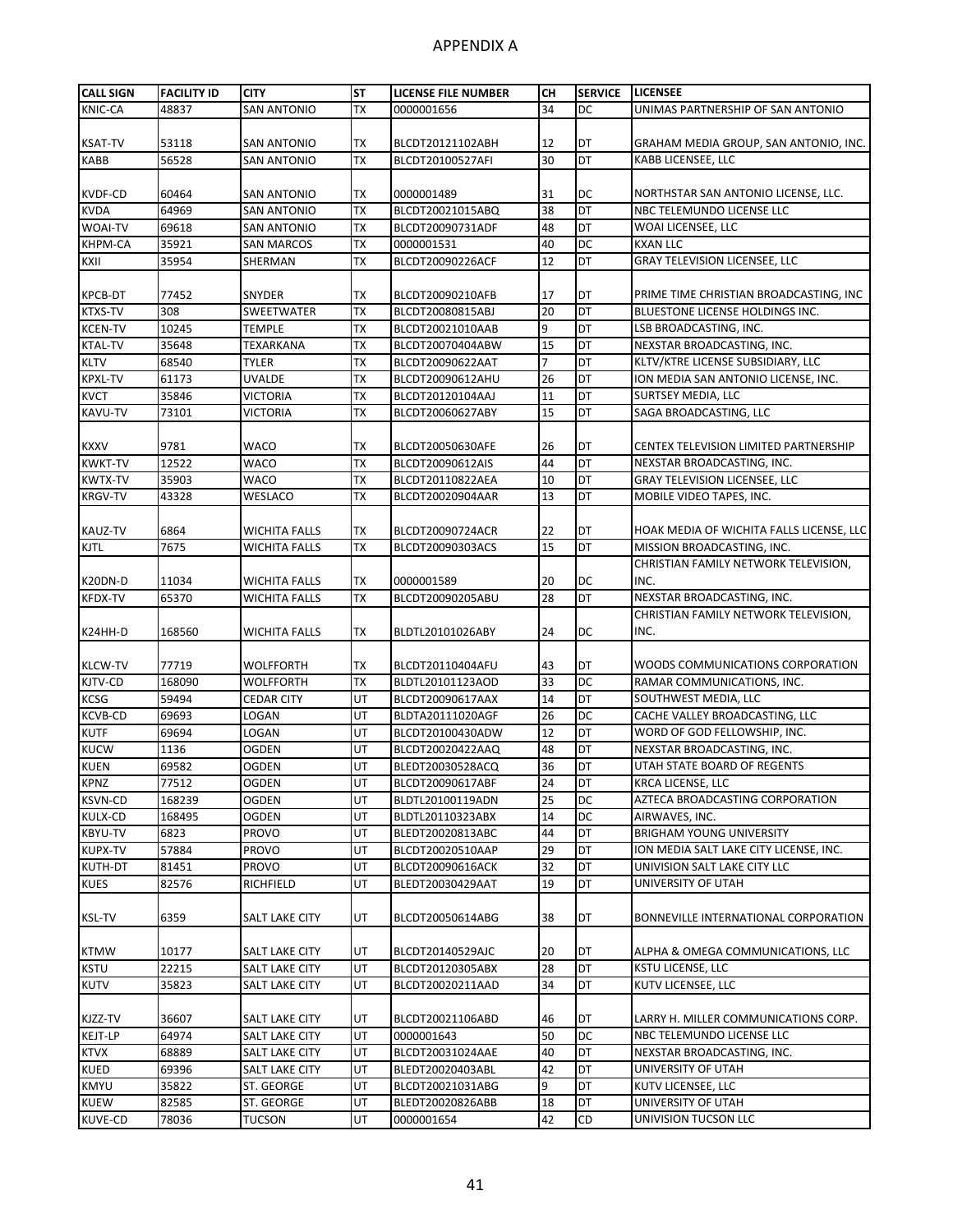# APPENDIX A

| CALL SIGN | FACILITY ID | CITY | ST | LICENSE FILE NUMBER | CH | SERVICE | LICENSEE |
|---|---|---|---|---|---|---|---|
| KNIC-CA | 48837 | SAN ANTONIO | TX | 0000001656 | 34 | DC | UNIMAS PARTNERSHIP OF SAN ANTONIO |
| KSAT-TV | 53118 | SAN ANTONIO | TX | BLCDT20121102ABH | 12 | DT | GRAHAM MEDIA GROUP, SAN ANTONIO, INC. |
| KABB | 56528 | SAN ANTONIO | TX | BLCDT20100527AFI | 30 | DT | KABB LICENSEE, LLC |
| KVDF-CD | 60464 | SAN ANTONIO | TX | 0000001489 | 31 | DC | NORTHSTAR SAN ANTONIO LICENSE, LLC. |
| KVDA | 64969 | SAN ANTONIO | TX | BLCDT20021015ABQ | 38 | DT | NBC TELEMUNDO LICENSE LLC |
| WOAI-TV | 69618 | SAN ANTONIO | TX | BLCDT20090731ADF | 48 | DT | WOAI LICENSEE, LLC |
| KHPM-CA | 35921 | SAN MARCOS | TX | 0000001531 | 40 | DC | KXAN LLC |
| KXII | 35954 | SHERMAN | TX | BLCDT20090226ACF | 12 | DT | GRAY TELEVISION LICENSEE, LLC |
| KPCB-DT | 77452 | SNYDER | TX | BLCDT20090210AFB | 17 | DT | PRIME TIME CHRISTIAN BROADCASTING, INC |
| KTXS-TV | 308 | SWEETWATER | TX | BLCDT20080815ABJ | 20 | DT | BLUESTONE LICENSE HOLDINGS INC. |
| KCEN-TV | 10245 | TEMPLE | TX | BLCDT20021010AAB | 9 | DT | LSB BROADCASTING, INC. |
| KTAL-TV | 35648 | TEXARKANA | TX | BLCDT20070404ABW | 15 | DT | NEXSTAR BROADCASTING, INC. |
| KLTV | 68540 | TYLER | TX | BLCDT20090622AAT | 7 | DT | KLTV/KTRE LICENSE SUBSIDIARY, LLC |
| KPXL-TV | 61173 | UVALDE | TX | BLCDT20090612AHU | 26 | DT | ION MEDIA SAN ANTONIO LICENSE, INC. |
| KVCT | 35846 | VICTORIA | TX | BLCDT20120104AAJ | 11 | DT | SURTSEY MEDIA, LLC |
| KAVU-TV | 73101 | VICTORIA | TX | BLCDT20060627ABY | 15 | DT | SAGA BROADCASTING, LLC |
| KXXV | 9781 | WACO | TX | BLCDT20050630AFE | 26 | DT | CENTEX TELEVISION LIMITED PARTNERSHIP |
| KWKT-TV | 12522 | WACO | TX | BLCDT20090612AIS | 44 | DT | NEXSTAR BROADCASTING, INC. |
| KWTX-TV | 35903 | WACO | TX | BLCDT20110822AEA | 10 | DT | GRAY TELEVISION LICENSEE, LLC |
| KRGV-TV | 43328 | WESLACO | TX | BLCDT20020904AAR | 13 | DT | MOBILE VIDEO TAPES, INC. |
| KAUZ-TV | 6864 | WICHITA FALLS | TX | BLCDT20090724ACR | 22 | DT | HOAK MEDIA OF WICHITA FALLS LICENSE, LLC |
| KJTL | 7675 | WICHITA FALLS | TX | BLCDT20090303ACS | 15 | DT | MISSION BROADCASTING, INC. |
| K20DN-D | 11034 | WICHITA FALLS | TX | 0000001589 | 20 | DC | CHRISTIAN FAMILY NETWORK TELEVISION, INC. |
| KFDX-TV | 65370 | WICHITA FALLS | TX | BLCDT20090205ABU | 28 | DT | NEXSTAR BROADCASTING, INC. |
| K24HH-D | 168560 | WICHITA FALLS | TX | BLDTL20101026ABY | 24 | DC | CHRISTIAN FAMILY NETWORK TELEVISION, INC. |
| KLCW-TV | 77719 | WOLFFORTH | TX | BLCDT20110404AFU | 43 | DT | WOODS COMMUNICATIONS CORPORATION |
| KJTV-CD | 168090 | WOLFFORTH | TX | BLDTL20101123AOD | 33 | DC | RAMAR COMMUNICATIONS, INC. |
| KCSG | 59494 | CEDAR CITY | UT | BLCDT20090617AAX | 14 | DT | SOUTHWEST MEDIA, LLC |
| KCVB-CD | 69693 | LOGAN | UT | BLDTA20111020AGF | 26 | DC | CACHE VALLEY BROADCASTING, LLC |
| KUTF | 69694 | LOGAN | UT | BLCDT20100430ADW | 12 | DT | WORD OF GOD FELLOWSHIP, INC. |
| KUCW | 1136 | OGDEN | UT | BLCDT20020422AAQ | 48 | DT | NEXSTAR BROADCASTING, INC. |
| KUEN | 69582 | OGDEN | UT | BLEDT20030528ACQ | 36 | DT | UTAH STATE BOARD OF REGENTS |
| KPNZ | 77512 | OGDEN | UT | BLCDT20090617ABF | 24 | DT | KRCA LICENSE, LLC |
| KSVN-CD | 168239 | OGDEN | UT | BLDTL20100119ADN | 25 | DC | AZTECA BROADCASTING CORPORATION |
| KULX-CD | 168495 | OGDEN | UT | BLDTL20110323ABX | 14 | DC | AIRWAVES, INC. |
| KBYU-TV | 6823 | PROVO | UT | BLEDT20020813ABC | 44 | DT | BRIGHAM YOUNG UNIVERSITY |
| KUPX-TV | 57884 | PROVO | UT | BLCDT20020510AAP | 29 | DT | ION MEDIA SALT LAKE CITY LICENSE, INC. |
| KUTH-DT | 81451 | PROVO | UT | BLCDT20090616ACK | 32 | DT | UNIVISION SALT LAKE CITY LLC |
| KUES | 82576 | RICHFIELD | UT | BLEDT20030429AAT | 19 | DT | UNIVERSITY OF UTAH |
| KSL-TV | 6359 | SALT LAKE CITY | UT | BLCDT20050614ABG | 38 | DT | BONNEVILLE INTERNATIONAL CORPORATION |
| KTMW | 10177 | SALT LAKE CITY | UT | BLCDT20140529AJC | 20 | DT | ALPHA & OMEGA COMMUNICATIONS, LLC |
| KSTU | 22215 | SALT LAKE CITY | UT | BLCDT20120305ABX | 28 | DT | KSTU LICENSE, LLC |
| KUTV | 35823 | SALT LAKE CITY | UT | BLCDT20020211AAD | 34 | DT | KUTV LICENSEE, LLC |
| KJZZ-TV | 36607 | SALT LAKE CITY | UT | BLCDT20021106ABD | 46 | DT | LARRY H. MILLER COMMUNICATIONS CORP. |
| KEJT-LP | 64974 | SALT LAKE CITY | UT | 0000001643 | 50 | DC | NBC TELEMUNDO LICENSE LLC |
| KTVX | 68889 | SALT LAKE CITY | UT | BLCDT20031024AAE | 40 | DT | NEXSTAR BROADCASTING, INC. |
| KUED | 69396 | SALT LAKE CITY | UT | BLEDT20020403ABL | 42 | DT | UNIVERSITY OF UTAH |
| KMYU | 35822 | ST. GEORGE | UT | BLCDT20021031ABG | 9 | DT | KUTV LICENSEE, LLC |
| KUEW | 82585 | ST. GEORGE | UT | BLEDT20020826ABB | 18 | DT | UNIVERSITY OF UTAH |
| KUVE-CD | 78036 | TUCSON | UT | 0000001654 | 42 | CD | UNIVISION TUCSON LLC |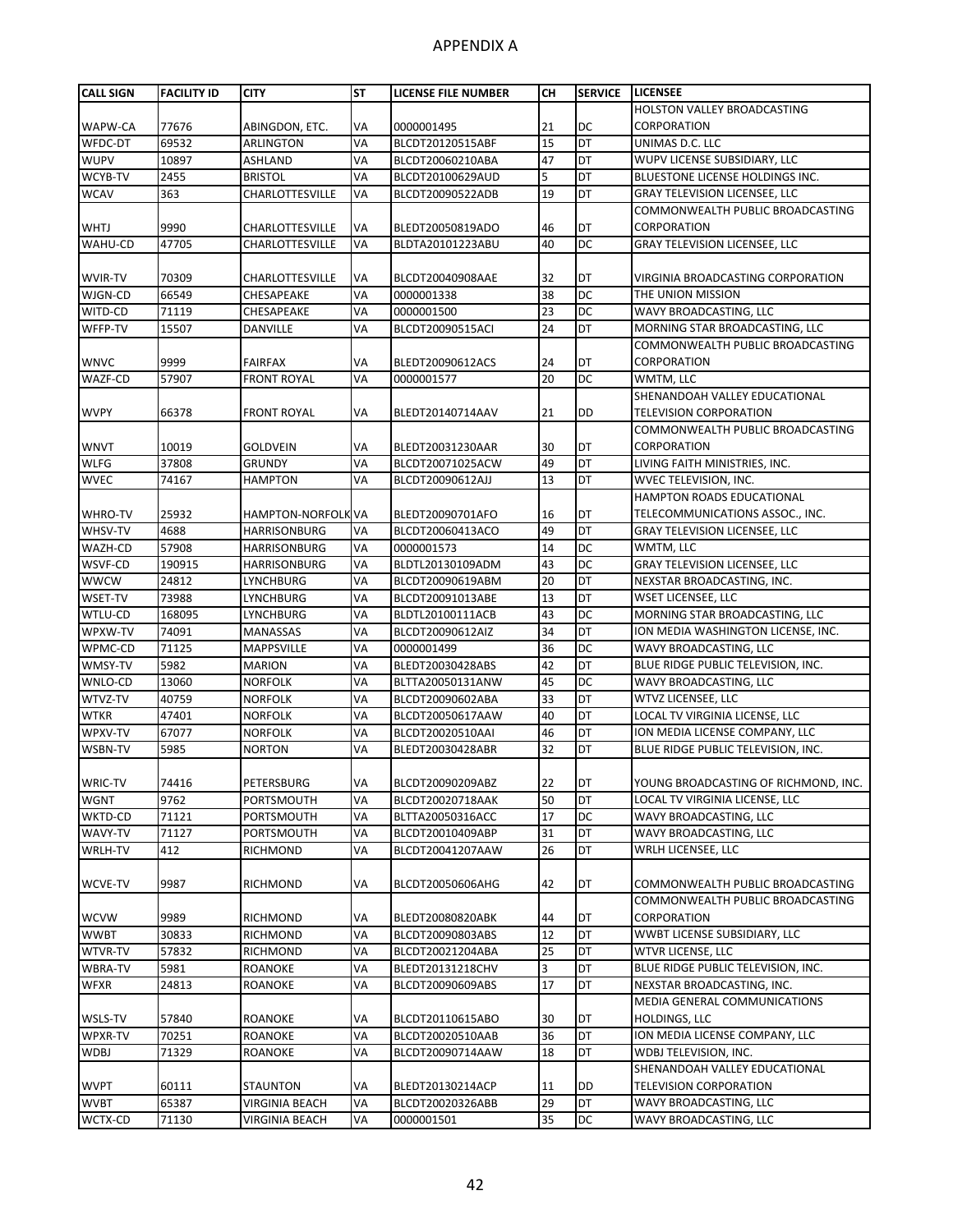# APPENDIX A

| CALL SIGN | FACILITY ID | CITY | ST | LICENSE FILE NUMBER | CH | SERVICE | LICENSEE |
|---|---|---|---|---|---|---|---|
| WAPW-CA | 77676 | ABINGDON, ETC. | VA | 0000001495 | 21 | DC | HOLSTON VALLEY BROADCASTING CORPORATION |
| WFDC-DT | 69532 | ARLINGTON | VA | BLCDT20120515ABF | 15 | DT | UNIMAS D.C. LLC |
| WUPV | 10897 | ASHLAND | VA | BLCDT20060210ABA | 47 | DT | WUPV LICENSE SUBSIDIARY, LLC |
| WCYB-TV | 2455 | BRISTOL | VA | BLCDT20100629AUD | 5 | DT | BLUESTONE LICENSE HOLDINGS INC. |
| WCAV | 363 | CHARLOTTESVILLE | VA | BLCDT20090522ADB | 19 | DT | GRAY TELEVISION LICENSEE, LLC |
| WHTJ | 9990 | CHARLOTTESVILLE | VA | BLEDT20050819ADO | 46 | DT | COMMONWEALTH PUBLIC BROADCASTING CORPORATION |
| WAHU-CD | 47705 | CHARLOTTESVILLE | VA | BLDTA20101223ABU | 40 | DC | GRAY TELEVISION LICENSEE, LLC |
| WVIR-TV | 70309 | CHARLOTTESVILLE | VA | BLCDT20040908AAE | 32 | DT | VIRGINIA BROADCASTING CORPORATION |
| WJGN-CD | 66549 | CHESAPEAKE | VA | 0000001338 | 38 | DC | THE UNION MISSION |
| WITD-CD | 71119 | CHESAPEAKE | VA | 0000001500 | 23 | DC | WAVY BROADCASTING, LLC |
| WFFP-TV | 15507 | DANVILLE | VA | BLCDT20090515ACI | 24 | DT | MORNING STAR BROADCASTING, LLC |
| WNVC | 9999 | FAIRFAX | VA | BLEDT20090612ACS | 24 | DT | COMMONWEALTH PUBLIC BROADCASTING CORPORATION |
| WAZF-CD | 57907 | FRONT ROYAL | VA | 0000001577 | 20 | DC | WMTM, LLC |
| WVPY | 66378 | FRONT ROYAL | VA | BLEDT20140714AAV | 21 | DD | SHENANDOAH VALLEY EDUCATIONAL TELEVISION CORPORATION |
| WNVT | 10019 | GOLDVEIN | VA | BLEDT20031230AAR | 30 | DT | COMMONWEALTH PUBLIC BROADCASTING CORPORATION |
| WLFG | 37808 | GRUNDY | VA | BLCDT20071025ACW | 49 | DT | LIVING FAITH MINISTRIES, INC. |
| WVEC | 74167 | HAMPTON | VA | BLCDT20090612AJJ | 13 | DT | WVEC TELEVISION, INC. |
| WHRO-TV | 25932 | HAMPTON-NORFOLK | VA | BLEDT20090701AFO | 16 | DT | HAMPTON ROADS EDUCATIONAL TELECOMMUNICATIONS ASSOC., INC. |
| WHSV-TV | 4688 | HARRISONBURG | VA | BLCDT20060413ACO | 49 | DT | GRAY TELEVISION LICENSEE, LLC |
| WAZH-CD | 57908 | HARRISONBURG | VA | 0000001573 | 14 | DC | WMTM, LLC |
| WSVF-CD | 190915 | HARRISONBURG | VA | BLDTL20130109ADM | 43 | DC | GRAY TELEVISION LICENSEE, LLC |
| WWCW | 24812 | LYNCHBURG | VA | BLCDT20090619ABM | 20 | DT | NEXSTAR BROADCASTING, INC. |
| WSET-TV | 73988 | LYNCHBURG | VA | BLCDT20091013ABE | 13 | DT | WSET LICENSEE, LLC |
| WTLU-CD | 168095 | LYNCHBURG | VA | BLDTL20100111ACB | 43 | DC | MORNING STAR BROADCASTING, LLC |
| WPXW-TV | 74091 | MANASSAS | VA | BLCDT20090612AIZ | 34 | DT | ION MEDIA WASHINGTON LICENSE, INC. |
| WPMC-CD | 71125 | MAPPSVILLE | VA | 0000001499 | 36 | DC | WAVY BROADCASTING, LLC |
| WMSY-TV | 5982 | MARION | VA | BLEDT20030428ABS | 42 | DT | BLUE RIDGE PUBLIC TELEVISION, INC. |
| WNLO-CD | 13060 | NORFOLK | VA | BLTTA20050131ANW | 45 | DC | WAVY BROADCASTING, LLC |
| WTVZ-TV | 40759 | NORFOLK | VA | BLCDT20090602ABA | 33 | DT | WTVZ LICENSEE, LLC |
| WTKR | 47401 | NORFOLK | VA | BLCDT20050617AAW | 40 | DT | LOCAL TV VIRGINIA LICENSE, LLC |
| WPXV-TV | 67077 | NORFOLK | VA | BLCDT20020510AAI | 46 | DT | ION MEDIA LICENSE COMPANY, LLC |
| WSBN-TV | 5985 | NORTON | VA | BLEDT20030428ABR | 32 | DT | BLUE RIDGE PUBLIC TELEVISION, INC. |
| WRIC-TV | 74416 | PETERSBURG | VA | BLCDT20090209ABZ | 22 | DT | YOUNG BROADCASTING OF RICHMOND, INC. |
| WGNT | 9762 | PORTSMOUTH | VA | BLCDT20020718AAK | 50 | DT | LOCAL TV VIRGINIA LICENSE, LLC |
| WKTD-CD | 71121 | PORTSMOUTH | VA | BLTTA20050316ACC | 17 | DC | WAVY BROADCASTING, LLC |
| WAVY-TV | 71127 | PORTSMOUTH | VA | BLCDT20010409ABP | 31 | DT | WAVY BROADCASTING, LLC |
| WRLH-TV | 412 | RICHMOND | VA | BLCDT20041207AAW | 26 | DT | WRLH LICENSEE, LLC |
| WCVE-TV | 9987 | RICHMOND | VA | BLCDT20050606AHG | 42 | DT | COMMONWEALTH PUBLIC BROADCASTING |
| WCVW | 9989 | RICHMOND | VA | BLEDT20080820ABK | 44 | DT | COMMONWEALTH PUBLIC BROADCASTING CORPORATION |
| WWBT | 30833 | RICHMOND | VA | BLCDT20090803ABS | 12 | DT | WWBT LICENSE SUBSIDIARY, LLC |
| WTVR-TV | 57832 | RICHMOND | VA | BLCDT20021204ABA | 25 | DT | WTVR LICENSE, LLC |
| WBRA-TV | 5981 | ROANOKE | VA | BLEDT20131218CHV | 3 | DT | BLUE RIDGE PUBLIC TELEVISION, INC. |
| WFXR | 24813 | ROANOKE | VA | BLCDT20090609ABS | 17 | DT | NEXSTAR BROADCASTING, INC. |
| WSLS-TV | 57840 | ROANOKE | VA | BLCDT20110615ABO | 30 | DT | MEDIA GENERAL COMMUNICATIONS HOLDINGS, LLC |
| WPXR-TV | 70251 | ROANOKE | VA | BLCDT20020510AAB | 36 | DT | ION MEDIA LICENSE COMPANY, LLC |
| WDBJ | 71329 | ROANOKE | VA | BLCDT20090714AAW | 18 | DT | WDBJ TELEVISION, INC. |
| WVPT | 60111 | STAUNTON | VA | BLEDT20130214ACP | 11 | DD | SHENANDOAH VALLEY EDUCATIONAL TELEVISION CORPORATION |
| WVBT | 65387 | VIRGINIA BEACH | VA | BLCDT20020326ABB | 29 | DT | WAVY BROADCASTING, LLC |
| WCTX-CD | 71130 | VIRGINIA BEACH | VA | 0000001501 | 35 | DC | WAVY BROADCASTING, LLC |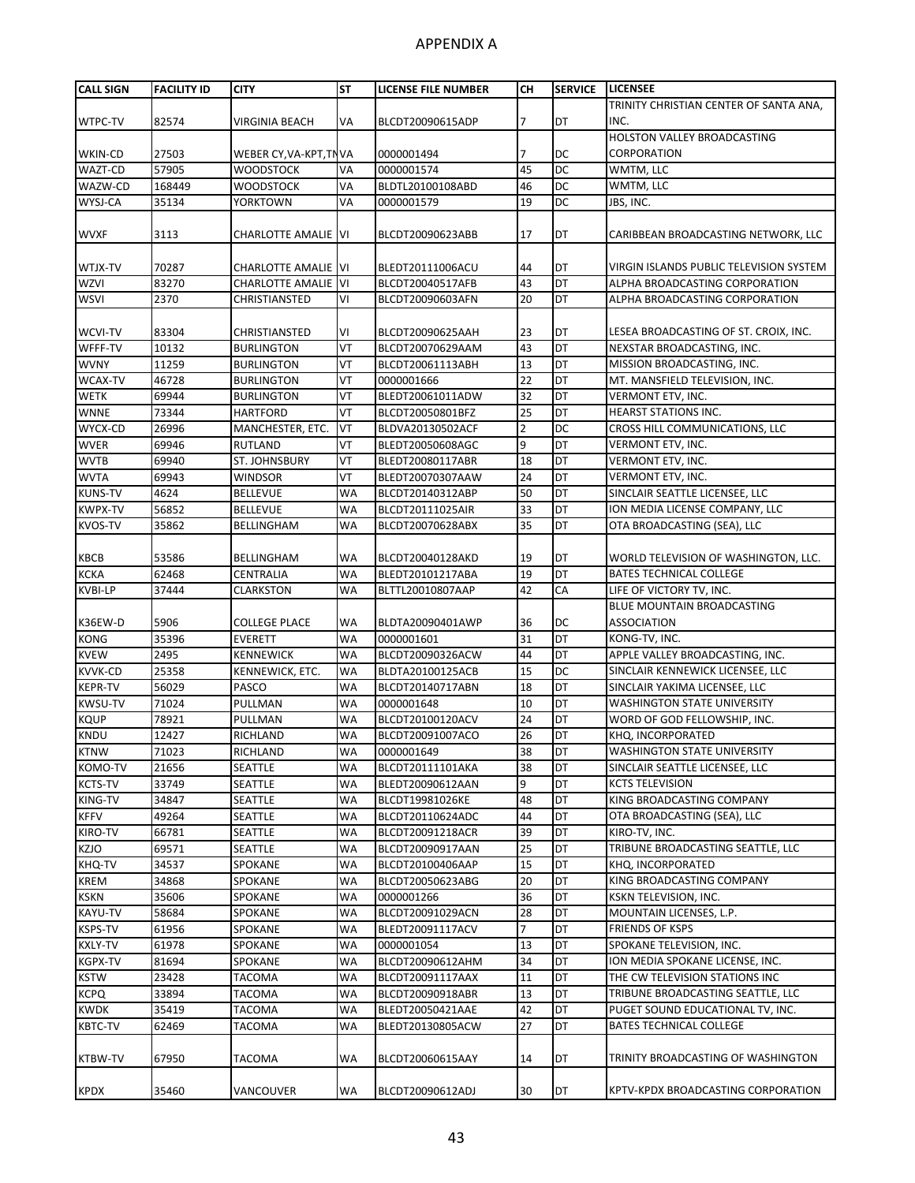# APPENDIX A

| CALL SIGN | FACILITY ID | CITY | ST | LICENSE FILE NUMBER | CH | SERVICE | LICENSEE |
|---|---|---|---|---|---|---|---|
| WTPC-TV | 82574 | VIRGINIA BEACH | VA | BLCDT20090615ADP | 7 | DT | TRINITY CHRISTIAN CENTER OF SANTA ANA, INC. |
| WKIN-CD | 27503 | WEBER CY,VA-KPT,TN | VA | 0000001494 | 7 | DC | HOLSTON VALLEY BROADCASTING CORPORATION |
| WAZT-CD | 57905 | WOODSTOCK | VA | 0000001574 | 45 | DC | WMTM, LLC |
| WAZW-CD | 168449 | WOODSTOCK | VA | BLDTL20100108ABD | 46 | DC | WMTM, LLC |
| WYSJ-CA | 35134 | YORKTOWN | VA | 0000001579 | 19 | DC | JBS, INC. |
| WVXF | 3113 | CHARLOTTE AMALIE | VI | BLCDT20090623ABB | 17 | DT | CARIBBEAN BROADCASTING NETWORK, LLC |
| WTJX-TV | 70287 | CHARLOTTE AMALIE | VI | BLEDT20111006ACU | 44 | DT | VIRGIN ISLANDS PUBLIC TELEVISION SYSTEM |
| WZVI | 83270 | CHARLOTTE AMALIE | VI | BLCDT20040517AFB | 43 | DT | ALPHA BROADCASTING CORPORATION |
| WSVI | 2370 | CHRISTIANSTED | VI | BLCDT20090603AFN | 20 | DT | ALPHA BROADCASTING CORPORATION |
| WCVI-TV | 83304 | CHRISTIANSTED | VI | BLCDT20090625AAH | 23 | DT | LESEA BROADCASTING OF ST. CROIX, INC. |
| WFFF-TV | 10132 | BURLINGTON | VT | BLCDT20070629AAM | 43 | DT | NEXSTAR BROADCASTING, INC. |
| WVNY | 11259 | BURLINGTON | VT | BLCDT20061113ABH | 13 | DT | MISSION BROADCASTING, INC. |
| WCAX-TV | 46728 | BURLINGTON | VT | 0000001666 | 22 | DT | MT. MANSFIELD TELEVISION, INC. |
| WETK | 69944 | BURLINGTON | VT | BLEDT20061011ADW | 32 | DT | VERMONT ETV, INC. |
| WNNE | 73344 | HARTFORD | VT | BLCDT20050801BFZ | 25 | DT | HEARST STATIONS INC. |
| WYCX-CD | 26996 | MANCHESTER, ETC. | VT | BLDVA20130502ACF | 2 | DC | CROSS HILL COMMUNICATIONS, LLC |
| WVER | 69946 | RUTLAND | VT | BLEDT20050608AGC | 9 | DT | VERMONT ETV, INC. |
| WVTB | 69940 | ST. JOHNSBURY | VT | BLEDT20080117ABR | 18 | DT | VERMONT ETV, INC. |
| WVTA | 69943 | WINDSOR | VT | BLEDT20070307AAW | 24 | DT | VERMONT ETV, INC. |
| KUNS-TV | 4624 | BELLEVUE | WA | BLCDT20140312ABP | 50 | DT | SINCLAIR SEATTLE LICENSEE, LLC |
| KWPX-TV | 56852 | BELLEVUE | WA | BLCDT20111025AIR | 33 | DT | ION MEDIA LICENSE COMPANY, LLC |
| KVOS-TV | 35862 | BELLINGHAM | WA | BLCDT20070628ABX | 35 | DT | OTA BROADCASTING (SEA), LLC |
| KBCB | 53586 | BELLINGHAM | WA | BLCDT20040128AKD | 19 | DT | WORLD TELEVISION OF WASHINGTON, LLC. |
| KCKA | 62468 | CENTRALIA | WA | BLEDT20101217ABA | 19 | DT | BATES TECHNICAL COLLEGE |
| KVBI-LP | 37444 | CLARKSTON | WA | BLTTL20010807AAP | 42 | CA | LIFE OF VICTORY TV, INC. |
| K36EW-D | 5906 | COLLEGE PLACE | WA | BLDTA20090401AWP | 36 | DC | BLUE MOUNTAIN BROADCASTING ASSOCIATION |
| KONG | 35396 | EVERETT | WA | 0000001601 | 31 | DT | KONG-TV, INC. |
| KVEW | 2495 | KENNEWICK | WA | BLCDT20090326ACW | 44 | DT | APPLE VALLEY BROADCASTING, INC. |
| KVVK-CD | 25358 | KENNEWICK, ETC. | WA | BLDTA20100125ACB | 15 | DC | SINCLAIR KENNEWICK LICENSEE, LLC |
| KEPR-TV | 56029 | PASCO | WA | BLCDT20140717ABN | 18 | DT | SINCLAIR YAKIMA LICENSEE, LLC |
| KWSU-TV | 71024 | PULLMAN | WA | 0000001648 | 10 | DT | WASHINGTON STATE UNIVERSITY |
| KQUP | 78921 | PULLMAN | WA | BLCDT20100120ACV | 24 | DT | WORD OF GOD FELLOWSHIP, INC. |
| KNDU | 12427 | RICHLAND | WA | BLCDT20091007ACO | 26 | DT | KHQ, INCORPORATED |
| KTNW | 71023 | RICHLAND | WA | 0000001649 | 38 | DT | WASHINGTON STATE UNIVERSITY |
| KOMO-TV | 21656 | SEATTLE | WA | BLCDT20111101AKA | 38 | DT | SINCLAIR SEATTLE LICENSEE, LLC |
| KCTS-TV | 33749 | SEATTLE | WA | BLEDT20090612AAN | 9 | DT | KCTS TELEVISION |
| KING-TV | 34847 | SEATTLE | WA | BLCDT19981026KE | 48 | DT | KING BROADCASTING COMPANY |
| KFFV | 49264 | SEATTLE | WA | BLCDT20110624ADC | 44 | DT | OTA BROADCASTING (SEA), LLC |
| KIRO-TV | 66781 | SEATTLE | WA | BLCDT20091218ACR | 39 | DT | KIRO-TV, INC. |
| KZJO | 69571 | SEATTLE | WA | BLCDT20090917AAN | 25 | DT | TRIBUNE BROADCASTING SEATTLE, LLC |
| KHQ-TV | 34537 | SPOKANE | WA | BLCDT20100406AAP | 15 | DT | KHQ, INCORPORATED |
| KREM | 34868 | SPOKANE | WA | BLCDT20050623ABG | 20 | DT | KING BROADCASTING COMPANY |
| KSKN | 35606 | SPOKANE | WA | 0000001266 | 36 | DT | KSKN TELEVISION, INC. |
| KAYU-TV | 58684 | SPOKANE | WA | BLCDT20091029ACN | 28 | DT | MOUNTAIN LICENSES, L.P. |
| KSPS-TV | 61956 | SPOKANE | WA | BLEDT20091117ACV | 7 | DT | FRIENDS OF KSPS |
| KXLY-TV | 61978 | SPOKANE | WA | 0000001054 | 13 | DT | SPOKANE TELEVISION, INC. |
| KGPX-TV | 81694 | SPOKANE | WA | BLCDT20090612AHM | 34 | DT | ION MEDIA SPOKANE LICENSE, INC. |
| KSTW | 23428 | TACOMA | WA | BLCDT20091117AAX | 11 | DT | THE CW TELEVISION STATIONS INC |
| KCPQ | 33894 | TACOMA | WA | BLCDT20090918ABR | 13 | DT | TRIBUNE BROADCASTING SEATTLE, LLC |
| KWDK | 35419 | TACOMA | WA | BLEDT20050421AAE | 42 | DT | PUGET SOUND EDUCATIONAL TV, INC. |
| KBTC-TV | 62469 | TACOMA | WA | BLEDT20130805ACW | 27 | DT | BATES TECHNICAL COLLEGE |
| KTBW-TV | 67950 | TACOMA | WA | BLCDT20060615AAY | 14 | DT | TRINITY BROADCASTING OF WASHINGTON |
| KPDX | 35460 | VANCOUVER | WA | BLCDT20090612ADJ | 30 | DT | KPTV-KPDX BROADCASTING CORPORATION |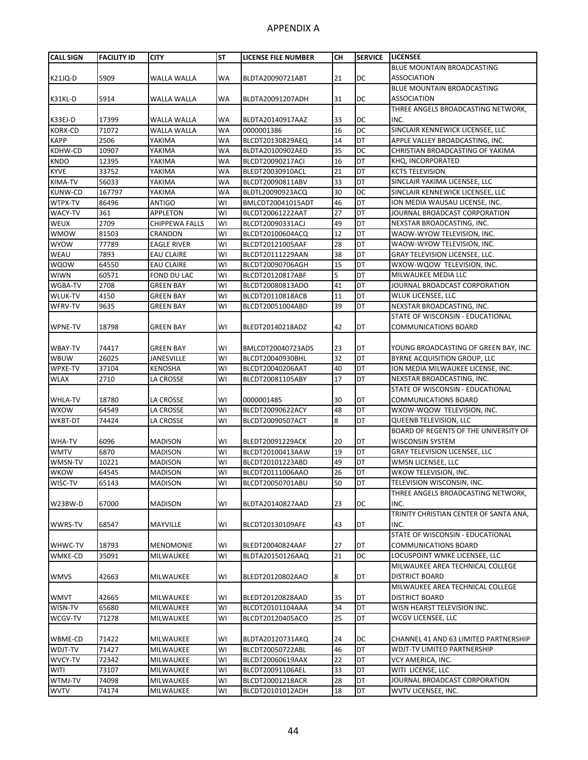# APPENDIX A

| CALL SIGN | FACILITY ID | CITY | ST | LICENSE FILE NUMBER | CH | SERVICE | LICENSEE |
|---|---|---|---|---|---|---|---|
| K21JQ-D | 5909 | WALLA WALLA | WA | BLDTA20090721ABT | 21 | DC | BLUE MOUNTAIN BROADCASTING ASSOCIATION |
| K31KL-D | 5914 | WALLA WALLA | WA | BLDTA20091207ADH | 31 | DC | BLUE MOUNTAIN BROADCASTING ASSOCIATION |
| K33EJ-D | 17399 | WALLA WALLA | WA | BLDTA20140917AAZ | 33 | DC | THREE ANGELS BROADCASTING NETWORK, INC. |
| KORX-CD | 71072 | WALLA WALLA | WA | 0000001386 | 16 | DC | SINCLAIR KENNEWICK LICENSEE, LLC |
| KAPP | 2506 | YAKIMA | WA | BLCDT20130829AEQ | 14 | DT | APPLE VALLEY BROADCASTING, INC. |
| KDHW-CD | 10907 | YAKIMA | WA | BLDTA20100902AED | 35 | DC | CHRISTIAN BROADCASTING OF YAKIMA |
| KNDO | 12395 | YAKIMA | WA | BLCDT20090217ACI | 16 | DT | KHQ, INCORPORATED |
| KYVE | 33752 | YAKIMA | WA | BLEDT20030910ACL | 21 | DT | KCTS TELEVISION |
| KIMA-TV | 56033 | YAKIMA | WA | BLCDT20090811ABV | 33 | DT | SINCLAIR YAKIMA LICENSEE, LLC |
| KUNW-CD | 167797 | YAKIMA | WA | BLDTL20090923ACQ | 30 | DC | SINCLAIR KENNEWICK LICENSEE, LLC |
| WTPX-TV | 86496 | ANTIGO | WI | BMLCDT20041015ADT | 46 | DT | ION MEDIA WAUSAU LICENSE, INC. |
| WACY-TV | 361 | APPLETON | WI | BLCDT20061222AAT | 27 | DT | JOURNAL BROADCAST CORPORATION |
| WEUX | 2709 | CHIPPEWA FALLS | WI | BLCDT20090331ACJ | 49 | DT | NEXSTAR BROADCASTING, INC. |
| WMOW | 81503 | CRANDON | WI | BLCDT20100604ACQ | 12 | DT | WAOW-WYOW TELEVISION, INC. |
| WYOW | 77789 | EAGLE RIVER | WI | BLCDT20121005AAF | 28 | DT | WAOW-WYOW TELEVISION, INC. |
| WEAU | 7893 | EAU CLAIRE | WI | BLCDT20111229AAN | 38 | DT | GRAY TELEVISION LICENSEE, LLC. |
| WQOW | 64550 | EAU CLAIRE | WI | BLCDT20090706AGH | 15 | DT | WXOW-WQOW TELEVISION, INC. |
| WIWN | 60571 | FOND DU LAC | WI | BLCDT20120817ABF | 5 | DT | MILWAUKEE MEDIA LLC |
| WGBA-TV | 2708 | GREEN BAY | WI | BLCDT20080813ADO | 41 | DT | JOURNAL BROADCAST CORPORATION |
| WLUK-TV | 4150 | GREEN BAY | WI | BLCDT20110818ACB | 11 | DT | WLUK LICENSEE, LLC |
| WFRV-TV | 9635 | GREEN BAY | WI | BLCDT20051004ABD | 39 | DT | NEXSTAR BROADCASTING, INC. |
| WPNE-TV | 18798 | GREEN BAY | WI | BLEDT20140218ADZ | 42 | DT | STATE OF WISCONSIN - EDUCATIONAL COMMUNICATIONS BOARD |
| WBAY-TV | 74417 | GREEN BAY | WI | BMLCDT20040723ADS | 23 | DT | YOUNG BROADCASTING OF GREEN BAY, INC. |
| WBUW | 26025 | JANESVILLE | WI | BLCDT20040930BHL | 32 | DT | BYRNE ACQUISITION GROUP, LLC |
| WPXE-TV | 37104 | KENOSHA | WI | BLCDT20040206AAT | 40 | DT | ION MEDIA MILWAUKEE LICENSE, INC. |
| WLAX | 2710 | LA CROSSE | WI | BLCDT20081105ABY | 17 | DT | NEXSTAR BROADCASTING, INC. |
| WHLA-TV | 18780 | LA CROSSE | WI | 0000001485 | 30 | DT | STATE OF WISCONSIN - EDUCATIONAL COMMUNICATIONS BOARD |
| WXOW | 64549 | LA CROSSE | WI | BLCDT20090622ACY | 48 | DT | WXOW-WQOW TELEVISION, INC. |
| WKBT-DT | 74424 | LA CROSSE | WI | BLCDT20090507ACT | 8 | DT | QUEENB TELEVISION, LLC |
| WHA-TV | 6096 | MADISON | WI | BLEDT20091229ACK | 20 | DT | BOARD OF REGENTS OF THE UNIVERSITY OF WISCONSIN SYSTEM |
| WMTV | 6870 | MADISON | WI | BLCDT20100413AAW | 19 | DT | GRAY TELEVISION LICENSEE, LLC |
| WMSN-TV | 10221 | MADISON | WI | BLCDT20101223ABD | 49 | DT | WMSN LICENSEE, LLC |
| WKOW | 64545 | MADISON | WI | BLCDT20111006AAO | 26 | DT | WKOW TELEVISION, INC. |
| WISC-TV | 65143 | MADISON | WI | BLCDT20050701ABU | 50 | DT | TELEVISION WISCONSIN, INC. |
| W23BW-D | 67000 | MADISON | WI | BLDTA20140827AAD | 23 | DC | THREE ANGELS BROADCASTING NETWORK, INC. |
| WWRS-TV | 68547 | MAYVILLE | WI | BLCDT20130109AFE | 43 | DT | TRINITY CHRISTIAN CENTER OF SANTA ANA, INC. |
| WHWC-TV | 18793 | MENOMONIE | WI | BLEDT20040824AAF | 27 | DT | STATE OF WISCONSIN - EDUCATIONAL COMMUNICATIONS BOARD |
| WMKE-CD | 35091 | MILWAUKEE | WI | BLDTA20150126AAQ | 21 | DC | LOCUSPOINT WMKE LICENSEE, LLC |
| WMVS | 42663 | MILWAUKEE | WI | BLEDT20120802AAO | 8 | DT | MILWAUKEE AREA TECHNICAL COLLEGE DISTRICT BOARD |
| WMVT | 42665 | MILWAUKEE | WI | BLEDT20120828AAD | 35 | DT | MILWAUKEE AREA TECHNICAL COLLEGE DISTRICT BOARD |
| WISN-TV | 65680 | MILWAUKEE | WI | BLCDT20101104AAA | 34 | DT | WISN HEARST TELEVISION INC. |
| WCGV-TV | 71278 | MILWAUKEE | WI | BLCDT20120405ACO | 25 | DT | WCGV LICENSEE, LLC |
| WBME-CD | 71422 | MILWAUKEE | WI | BLDTA20120731AKQ | 24 | DC | CHANNEL 41 AND 63 LIMITED PARTNERSHIP |
| WDJT-TV | 71427 | MILWAUKEE | WI | BLCDT20050722ABL | 46 | DT | WDJT-TV LIMITED PARTNERSHIP |
| WVCY-TV | 72342 | MILWAUKEE | WI | BLCDT20060619AAX | 22 | DT | VCY AMERICA, INC. |
| WITI | 73107 | MILWAUKEE | WI | BLCDT20091106AEL | 33 | DT | WITI LICENSE, LLC |
| WTMJ-TV | 74098 | MILWAUKEE | WI | BLCDT20001218ACR | 28 | DT | JOURNAL BROADCAST CORPORATION |
| WVTV | 74174 | MILWAUKEE | WI | BLCDT20101012ADH | 18 | DT | WVTV LICENSEE, INC. |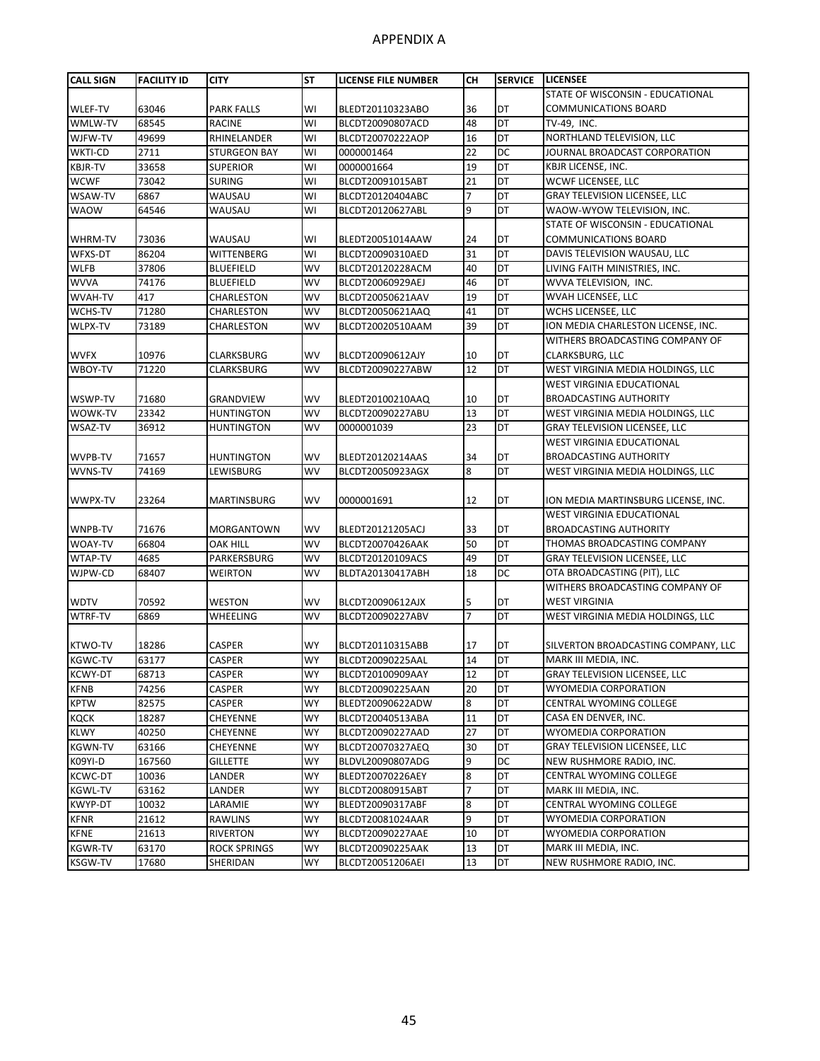# APPENDIX A

| CALL SIGN | FACILITY ID | CITY | ST | LICENSE FILE NUMBER | CH | SERVICE | LICENSEE |
|---|---|---|---|---|---|---|---|
| WLEF-TV | 63046 | PARK FALLS | WI | BLEDT20110323ABO | 36 | DT | STATE OF WISCONSIN - EDUCATIONAL COMMUNICATIONS BOARD |
| WMLW-TV | 68545 | RACINE | WI | BLCDT20090807ACD | 48 | DT | TV-49, INC. |
| WJFW-TV | 49699 | RHINELANDER | WI | BLCDT20070222AOP | 16 | DT | NORTHLAND TELEVISION, LLC |
| WKTI-CD | 2711 | STURGEON BAY | WI | 0000001464 | 22 | DC | JOURNAL BROADCAST CORPORATION |
| KBJR-TV | 33658 | SUPERIOR | WI | 0000001664 | 19 | DT | KBJR LICENSE, INC. |
| WCWF | 73042 | SURING | WI | BLCDT20091015ABT | 21 | DT | WCWF LICENSEE, LLC |
| WSAW-TV | 6867 | WAUSAU | WI | BLCDT20120404ABC | 7 | DT | GRAY TELEVISION LICENSEE, LLC |
| WAOW | 64546 | WAUSAU | WI | BLCDT20120627ABL | 9 | DT | WAOW-WYOW TELEVISION, INC. |
| WHRM-TV | 73036 | WAUSAU | WI | BLEDT20051014AAW | 24 | DT | STATE OF WISCONSIN - EDUCATIONAL COMMUNICATIONS BOARD |
| WFXS-DT | 86204 | WITTENBERG | WI | BLCDT20090310AED | 31 | DT | DAVIS TELEVISION WAUSAU, LLC |
| WLFB | 37806 | BLUEFIELD | WV | BLCDT20120228ACM | 40 | DT | LIVING FAITH MINISTRIES, INC. |
| WVVA | 74176 | BLUEFIELD | WV | BLCDT20060929AEJ | 46 | DT | WVVA TELEVISION, INC. |
| WVAH-TV | 417 | CHARLESTON | WV | BLCDT20050621AAV | 19 | DT | WVAH LICENSEE, LLC |
| WCHS-TV | 71280 | CHARLESTON | WV | BLCDT20050621AAQ | 41 | DT | WCHS LICENSEE, LLC |
| WLPX-TV | 73189 | CHARLESTON | WV | BLCDT20020510AAM | 39 | DT | ION MEDIA CHARLESTON LICENSE, INC. |
| WVFX | 10976 | CLARKSBURG | WV | BLCDT20090612AJY | 10 | DT | WITHERS BROADCASTING COMPANY OF CLARKSBURG, LLC |
| WBOY-TV | 71220 | CLARKSBURG | WV | BLCDT20090227ABW | 12 | DT | WEST VIRGINIA MEDIA HOLDINGS, LLC |
| WSWP-TV | 71680 | GRANDVIEW | WV | BLEDT20100210AAQ | 10 | DT | WEST VIRGINIA EDUCATIONAL BROADCASTING AUTHORITY |
| WOWK-TV | 23342 | HUNTINGTON | WV | BLCDT20090227ABU | 13 | DT | WEST VIRGINIA MEDIA HOLDINGS, LLC |
| WSAZ-TV | 36912 | HUNTINGTON | WV | 0000001039 | 23 | DT | GRAY TELEVISION LICENSEE, LLC |
| WVPB-TV | 71657 | HUNTINGTON | WV | BLEDT20120214AAS | 34 | DT | WEST VIRGINIA EDUCATIONAL BROADCASTING AUTHORITY |
| WVNS-TV | 74169 | LEWISBURG | WV | BLCDT20050923AGX | 8 | DT | WEST VIRGINIA MEDIA HOLDINGS, LLC |
| WWPX-TV | 23264 | MARTINSBURG | WV | 0000001691 | 12 | DT | ION MEDIA MARTINSBURG LICENSE, INC. |
| WNPB-TV | 71676 | MORGANTOWN | WV | BLEDT20121205ACJ | 33 | DT | WEST VIRGINIA EDUCATIONAL BROADCASTING AUTHORITY |
| WOAY-TV | 66804 | OAK HILL | WV | BLCDT20070426AAK | 50 | DT | THOMAS BROADCASTING COMPANY |
| WTAP-TV | 4685 | PARKERSBURG | WV | BLCDT20120109ACS | 49 | DT | GRAY TELEVISION LICENSEE, LLC |
| WJPW-CD | 68407 | WEIRTON | WV | BLDTA20130417ABH | 18 | DC | OTA BROADCASTING (PIT), LLC |
| WDTV | 70592 | WESTON | WV | BLCDT20090612AJX | 5 | DT | WITHERS BROADCASTING COMPANY OF WEST VIRGINIA |
| WTRF-TV | 6869 | WHEELING | WV | BLCDT20090227ABV | 7 | DT | WEST VIRGINIA MEDIA HOLDINGS, LLC |
| KTWO-TV | 18286 | CASPER | WY | BLCDT20110315ABB | 17 | DT | SILVERTON BROADCASTING COMPANY, LLC |
| KGWC-TV | 63177 | CASPER | WY | BLCDT20090225AAL | 14 | DT | MARK III MEDIA, INC. |
| KCWY-DT | 68713 | CASPER | WY | BLCDT20100909AAY | 12 | DT | GRAY TELEVISION LICENSEE, LLC |
| KFNB | 74256 | CASPER | WY | BLCDT20090225AAN | 20 | DT | WYOMEDIA CORPORATION |
| KPTW | 82575 | CASPER | WY | BLEDT20090622ADW | 8 | DT | CENTRAL WYOMING COLLEGE |
| KQCK | 18287 | CHEYENNE | WY | BLCDT20040513ABA | 11 | DT | CASA EN DENVER, INC. |
| KLWY | 40250 | CHEYENNE | WY | BLCDT20090227AAD | 27 | DT | WYOMEDIA CORPORATION |
| KGWN-TV | 63166 | CHEYENNE | WY | BLCDT20070327AEQ | 30 | DT | GRAY TELEVISION LICENSEE, LLC |
| K09YI-D | 167560 | GILLETTE | WY | BLDVL20090807ADG | 9 | DC | NEW RUSHMORE RADIO, INC. |
| KCWC-DT | 10036 | LANDER | WY | BLEDT20070226AEY | 8 | DT | CENTRAL WYOMING COLLEGE |
| KGWL-TV | 63162 | LANDER | WY | BLCDT20080915ABT | 7 | DT | MARK III MEDIA, INC. |
| KWYP-DT | 10032 | LARAMIE | WY | BLEDT20090317ABF | 8 | DT | CENTRAL WYOMING COLLEGE |
| KFNR | 21612 | RAWLINS | WY | BLCDT20081024AAR | 9 | DT | WYOMEDIA CORPORATION |
| KFNE | 21613 | RIVERTON | WY | BLCDT20090227AAE | 10 | DT | WYOMEDIA CORPORATION |
| KGWR-TV | 63170 | ROCK SPRINGS | WY | BLCDT20090225AAK | 13 | DT | MARK III MEDIA, INC. |
| KSGW-TV | 17680 | SHERIDAN | WY | BLCDT20051206AEI | 13 | DT | NEW RUSHMORE RADIO, INC. |